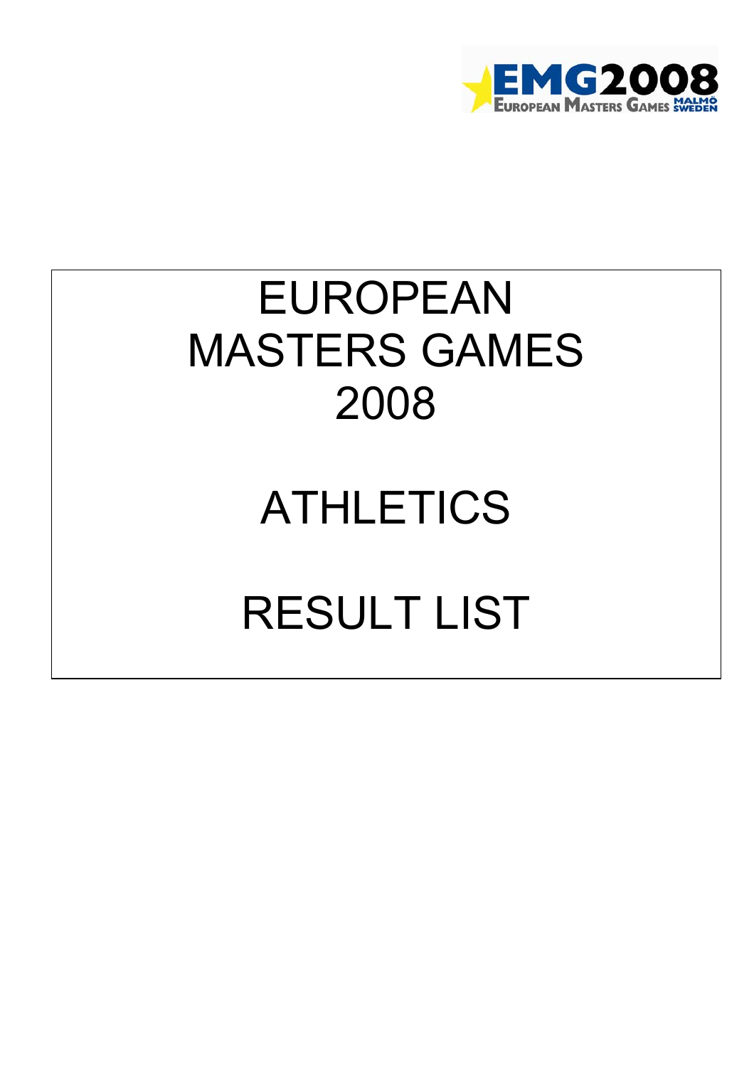EMG2008 European Masters Games Malmö Sweden

# EUROPEAN MASTERS GAMES 2008

# ATHLETICS

# RESULT LIST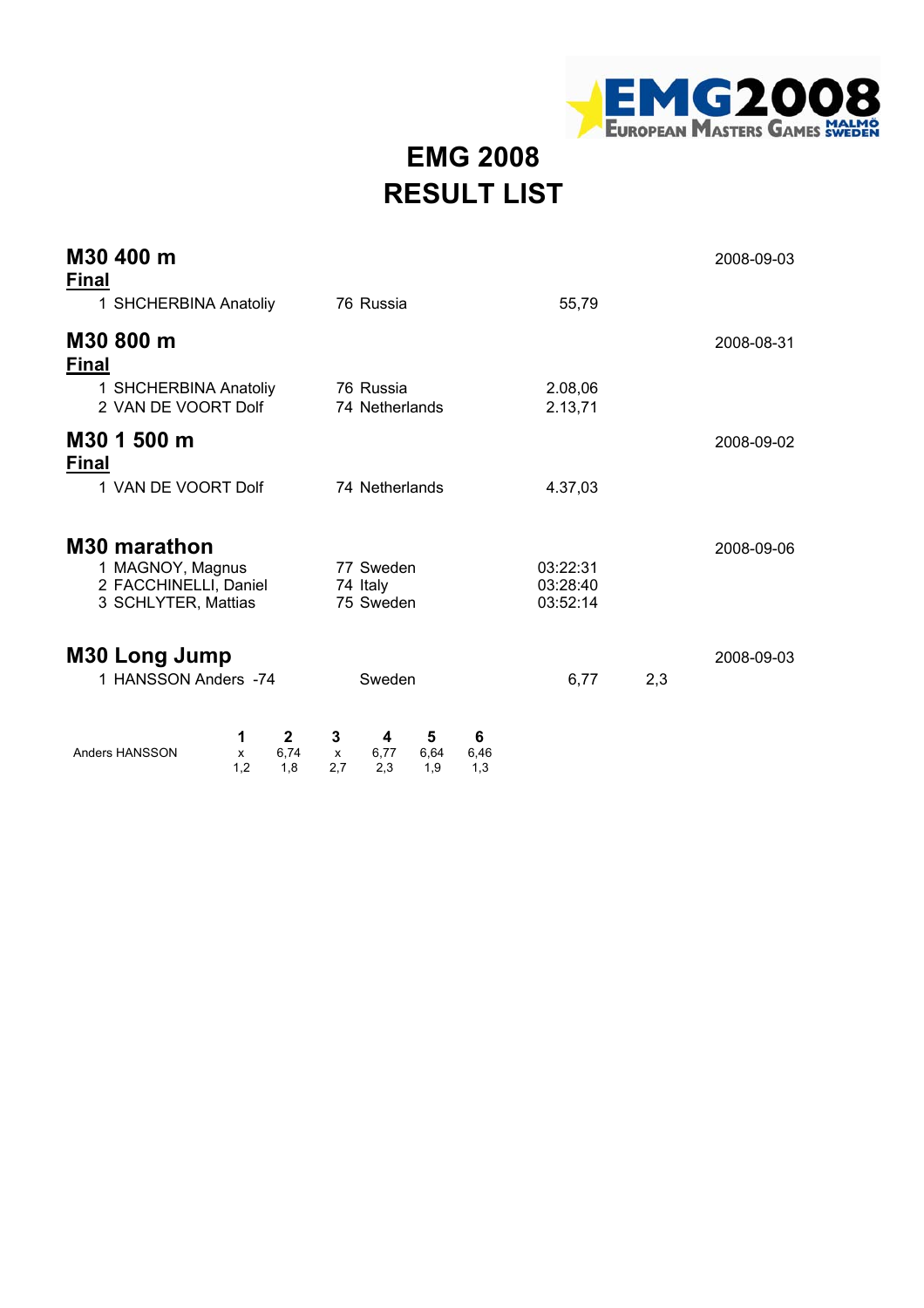# EMG 2008
# RESULT LIST

## M30 400 m
2008-09-03

**Final**

| | | | |
|---|---|---|---|
| 1 | SHCHERBINA Anatoliy | 76 Russia | 55,79 |

## M30 800 m
2008-08-31

**Final**

| | | | |
|---|---|---|---|
| 1 | SHCHERBINA Anatoliy | 76 Russia | 2.08,06 |
| 2 | VAN DE VOORT Dolf | 74 Netherlands | 2.13,71 |

## M30 1 500 m
2008-09-02

**Final**

| | | | |
|---|---|---|---|
| 1 | VAN DE VOORT Dolf | 74 Netherlands | 4.37,03 |

## M30 marathon
2008-09-06

| | | | |
|---|---|---|---|
| 1 | MAGNOY, Magnus | 77 Sweden | 03:22:31 |
| 2 | FACCHINELLI, Daniel | 74 Italy | 03:28:40 |
| 3 | SCHLYTER, Mattias | 75 Sweden | 03:52:14 |

## M30 Long Jump
2008-09-03

| | | | | |
|---|---|---|---|---|
| 1 | HANSSON Anders -74 | Sweden | 6,77 | 2,3 |

| | 1 | 2 | 3 | 4 | 5 | 6 |
|---|---|---|---|---|---|---|
| Anders HANSSON | x | 6,74 | x | 6,77 | 6,64 | 6,46 |
| | 1,2 | 1,8 | 2,7 | 2,3 | 1,9 | 1,3 |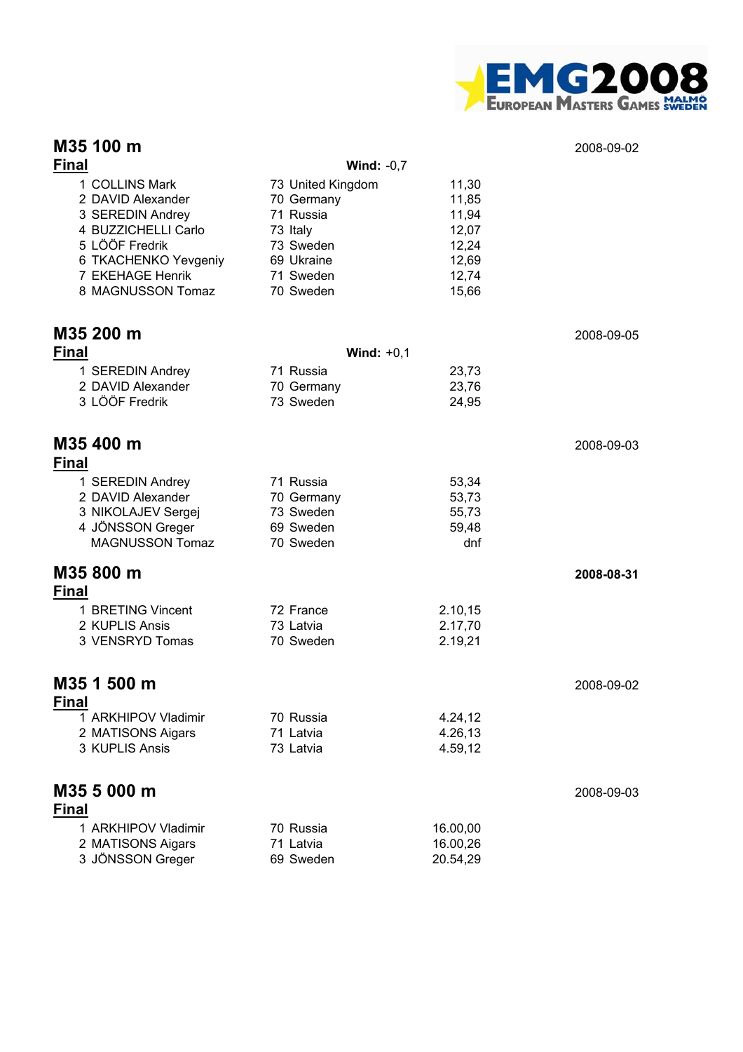## M35 100 m

2008-09-02

**Final** — **Wind:** -0,7

| Place | Name | Year | Country | Result |
|---|---|---|---|---|
| 1 | COLLINS Mark | 73 | United Kingdom | 11,30 |
| 2 | DAVID Alexander | 70 | Germany | 11,85 |
| 3 | SEREDIN Andrey | 71 | Russia | 11,94 |
| 4 | BUZZICHELLI Carlo | 73 | Italy | 12,07 |
| 5 | LÖÖF Fredrik | 73 | Sweden | 12,24 |
| 6 | TKACHENKO Yevgeniy | 69 | Ukraine | 12,69 |
| 7 | EKEHAGE Henrik | 71 | Sweden | 12,74 |
| 8 | MAGNUSSON Tomaz | 70 | Sweden | 15,66 |

## M35 200 m

2008-09-05

**Final** — **Wind:** +0,1

| Place | Name | Year | Country | Result |
|---|---|---|---|---|
| 1 | SEREDIN Andrey | 71 | Russia | 23,73 |
| 2 | DAVID Alexander | 70 | Germany | 23,76 |
| 3 | LÖÖF Fredrik | 73 | Sweden | 24,95 |

## M35 400 m

2008-09-03

**Final**

| Place | Name | Year | Country | Result |
|---|---|---|---|---|
| 1 | SEREDIN Andrey | 71 | Russia | 53,34 |
| 2 | DAVID Alexander | 70 | Germany | 53,73 |
| 3 | NIKOLAJEV Sergej | 73 | Sweden | 55,73 |
| 4 | JÖNSSON Greger | 69 | Sweden | 59,48 |
| | MAGNUSSON Tomaz | 70 | Sweden | dnf |

## M35 800 m

**2008-08-31**

**Final**

| Place | Name | Year | Country | Result |
|---|---|---|---|---|
| 1 | BRETING Vincent | 72 | France | 2.10,15 |
| 2 | KUPLIS Ansis | 73 | Latvia | 2.17,70 |
| 3 | VENSRYD Tomas | 70 | Sweden | 2.19,21 |

## M35 1 500 m

2008-09-02

**Final**

| Place | Name | Year | Country | Result |
|---|---|---|---|---|
| 1 | ARKHIPOV Vladimir | 70 | Russia | 4.24,12 |
| 2 | MATISONS Aigars | 71 | Latvia | 4.26,13 |
| 3 | KUPLIS Ansis | 73 | Latvia | 4.59,12 |

## M35 5 000 m

2008-09-03

**Final**

| Place | Name | Year | Country | Result |
|---|---|---|---|---|
| 1 | ARKHIPOV Vladimir | 70 | Russia | 16.00,00 |
| 2 | MATISONS Aigars | 71 | Latvia | 16.00,26 |
| 3 | JÖNSSON Greger | 69 | Sweden | 20.54,29 |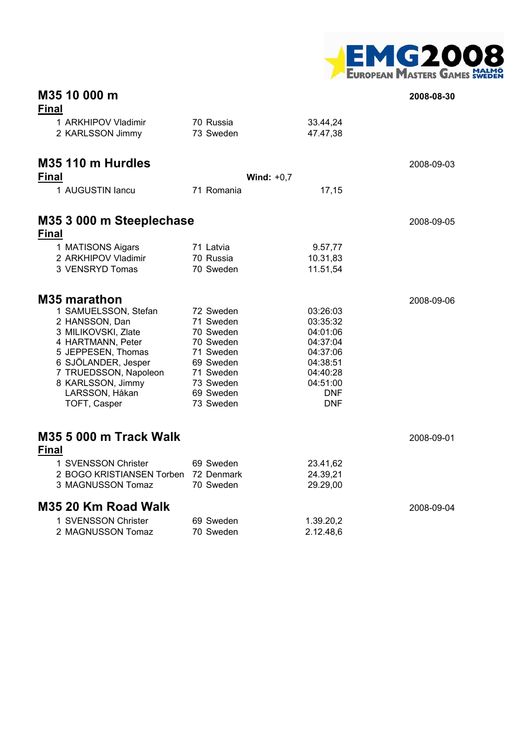## M35 10 000 m

2008-08-30

**Final**

| | | | |
|---|---|---|---|
| 1 | ARKHIPOV Vladimir | 70 Russia | 33.44,24 |
| 2 | KARLSSON Jimmy | 73 Sweden | 47.47,38 |

## M35 110 m Hurdles

2008-09-03

**Final** **Wind:** +0,7

| | | | |
|---|---|---|---|
| 1 | AUGUSTIN Iancu | 71 Romania | 17,15 |

## M35 3 000 m Steeplechase

2008-09-05

**Final**

| | | | |
|---|---|---|---|
| 1 | MATISONS Aigars | 71 Latvia | 9.57,77 |
| 2 | ARKHIPOV Vladimir | 70 Russia | 10.31,83 |
| 3 | VENSRYD Tomas | 70 Sweden | 11.51,54 |

## M35 marathon

2008-09-06

| | | | |
|---|---|---|---|
| 1 | SAMUELSSON, Stefan | 72 Sweden | 03:26:03 |
| 2 | HANSSON, Dan | 71 Sweden | 03:35:32 |
| 3 | MILIKOVSKI, Zlate | 70 Sweden | 04:01:06 |
| 4 | HARTMANN, Peter | 70 Sweden | 04:37:04 |
| 5 | JEPPESEN, Thomas | 71 Sweden | 04:37:06 |
| 6 | SJÖLANDER, Jesper | 69 Sweden | 04:38:51 |
| 7 | TRUEDSSON, Napoleon | 71 Sweden | 04:40:28 |
| 8 | KARLSSON, Jimmy | 73 Sweden | 04:51:00 |
| | LARSSON, Håkan | 69 Sweden | DNF |
| | TOFT, Casper | 73 Sweden | DNF |

## M35 5 000 m Track Walk

2008-09-01

**Final**

| | | | |
|---|---|---|---|
| 1 | SVENSSON Christer | 69 Sweden | 23.41,62 |
| 2 | BOGO KRISTIANSEN Torben | 72 Denmark | 24.39,21 |
| 3 | MAGNUSSON Tomaz | 70 Sweden | 29.29,00 |

## M35 20 Km Road Walk

2008-09-04

| | | | |
|---|---|---|---|
| 1 | SVENSSON Christer | 69 Sweden | 1.39.20,2 |
| 2 | MAGNUSSON Tomaz | 70 Sweden | 2.12.48,6 |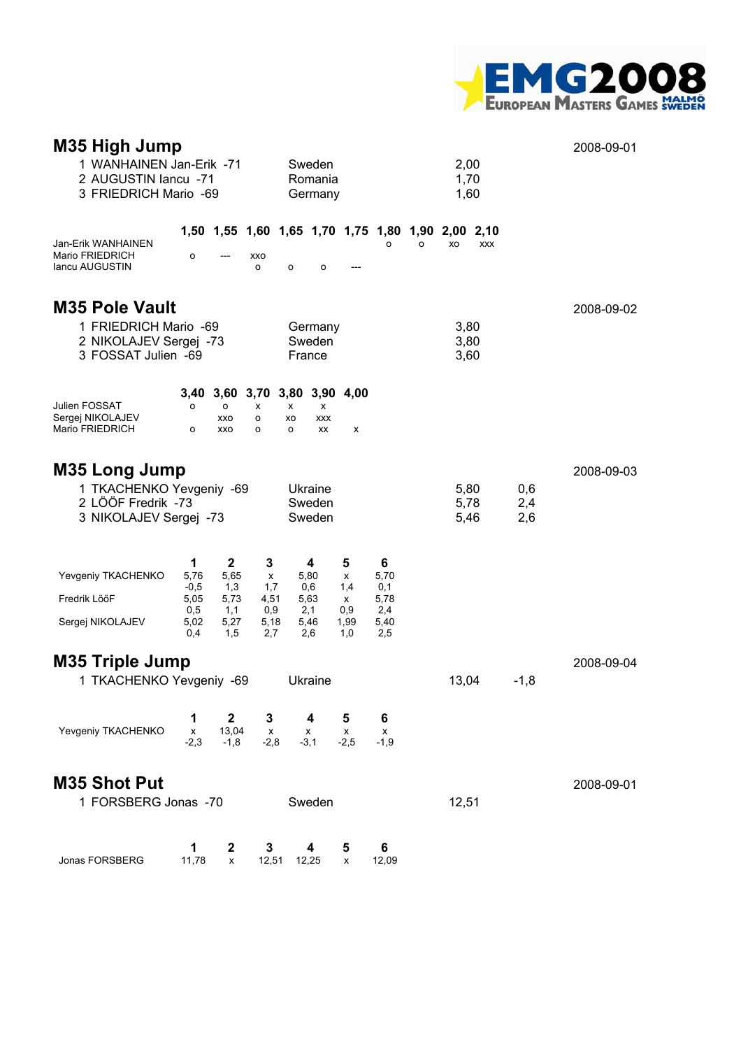## M35 High Jump

2008-09-01

| | | | |
|---|---|---|---|
| 1 | WANHAINEN Jan-Erik -71 | Sweden | 2,00 |
| 2 | AUGUSTIN Iancu -71 | Romania | 1,70 |
| 3 | FRIEDRICH Mario -69 | Germany | 1,60 |

| | 1,50 | 1,55 | 1,60 | 1,65 | 1,70 | 1,75 | 1,80 | 1,90 | 2,00 | 2,10 |
|---|---|---|---|---|---|---|---|---|---|---|
| Jan-Erik WANHAINEN | | | | | | | o | o | xo | xxx |
| Mario FRIEDRICH | o | --- | xxo | | | | | | | |
| Iancu AUGUSTIN | | | o | o | o | --- | | | | |

## M35 Pole Vault

2008-09-02

| | | | |
|---|---|---|---|
| 1 | FRIEDRICH Mario -69 | Germany | 3,80 |
| 2 | NIKOLAJEV Sergej -73 | Sweden | 3,80 |
| 3 | FOSSAT Julien -69 | France | 3,60 |

| | 3,40 | 3,60 | 3,70 | 3,80 | 3,90 | 4,00 |
|---|---|---|---|---|---|---|
| Julien FOSSAT | o | o | x | x | x | |
| Sergej NIKOLAJEV | | xxo | o | xo | xxx | |
| Mario FRIEDRICH | o | xxo | o | o | xx | x |

## M35 Long Jump

2008-09-03

| | | | | |
|---|---|---|---|---|
| 1 | TKACHENKO Yevgeniy -69 | Ukraine | 5,80 | 0,6 |
| 2 | LÖÖF Fredrik -73 | Sweden | 5,78 | 2,4 |
| 3 | NIKOLAJEV Sergej -73 | Sweden | 5,46 | 2,6 |

| | 1 | 2 | 3 | 4 | 5 | 6 |
|---|---|---|---|---|---|---|
| Yevgeniy TKACHENKO | 5,76 | 5,65 | x | 5,80 | x | 5,70 |
| | -0,5 | 1,3 | 1,7 | 0,6 | 1,4 | 0,1 |
| Fredrik LööF | 5,05 | 5,73 | 4,51 | 5,63 | x | 5,78 |
| | 0,5 | 1,1 | 0,9 | 2,1 | 0,9 | 2,4 |
| Sergej NIKOLAJEV | 5,02 | 5,27 | 5,18 | 5,46 | 1,99 | 5,40 |
| | 0,4 | 1,5 | 2,7 | 2,6 | 1,0 | 2,5 |

## M35 Triple Jump

2008-09-04

| | | | | |
|---|---|---|---|---|
| 1 | TKACHENKO Yevgeniy -69 | Ukraine | 13,04 | -1,8 |

| | 1 | 2 | 3 | 4 | 5 | 6 |
|---|---|---|---|---|---|---|
| Yevgeniy TKACHENKO | x | 13,04 | x | x | x | x |
| | -2,3 | -1,8 | -2,8 | -3,1 | -2,5 | -1,9 |

## M35 Shot Put

2008-09-01

| | | | |
|---|---|---|---|
| 1 | FORSBERG Jonas -70 | Sweden | 12,51 |

| | 1 | 2 | 3 | 4 | 5 | 6 |
|---|---|---|---|---|---|---|
| Jonas FORSBERG | 11,78 | x | 12,51 | 12,25 | x | 12,09 |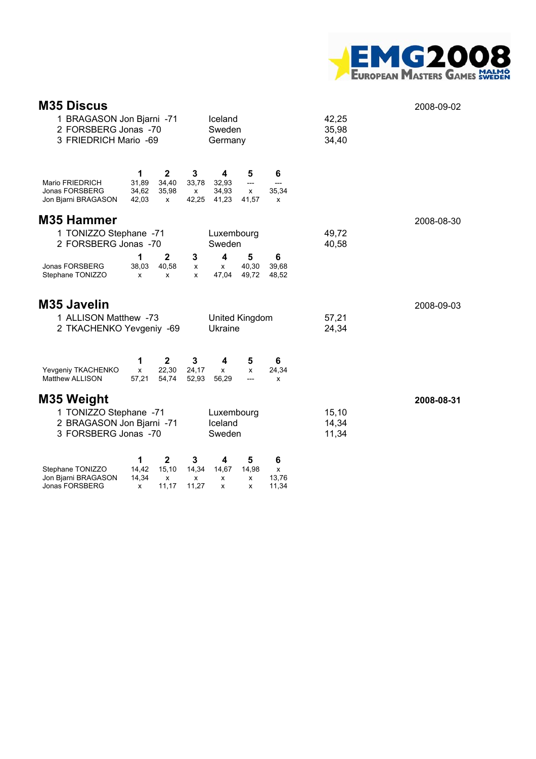## M35 Discus

2008-09-02

| | | | |
|---|---|---|---|
| 1 | BRAGASON Jon Bjarni -71 | Iceland | 42,25 |
| 2 | FORSBERG Jonas -70 | Sweden | 35,98 |
| 3 | FRIEDRICH Mario -69 | Germany | 34,40 |

| | 1 | 2 | 3 | 4 | 5 | 6 |
|---|---|---|---|---|---|---|
| Mario FRIEDRICH | 31,89 | 34,40 | 33,78 | 32,93 | --- | --- |
| Jonas FORSBERG | 34,62 | 35,98 | x | 34,93 | x | 35,34 |
| Jon Bjarni BRAGASON | 42,03 | x | 42,25 | 41,23 | 41,57 | x |

## M35 Hammer

2008-08-30

| | | | |
|---|---|---|---|
| 1 | TONIZZO Stephane -71 | Luxembourg | 49,72 |
| 2 | FORSBERG Jonas -70 | Sweden | 40,58 |

| | 1 | 2 | 3 | 4 | 5 | 6 |
|---|---|---|---|---|---|---|
| Jonas FORSBERG | 38,03 | 40,58 | x | x | 40,30 | 39,68 |
| Stephane TONIZZO | x | x | x | 47,04 | 49,72 | 48,52 |

## M35 Javelin

2008-09-03

| | | | |
|---|---|---|---|
| 1 | ALLISON Matthew -73 | United Kingdom | 57,21 |
| 2 | TKACHENKO Yevgeniy -69 | Ukraine | 24,34 |

| | 1 | 2 | 3 | 4 | 5 | 6 |
|---|---|---|---|---|---|---|
| Yevgeniy TKACHENKO | x | 22,30 | 24,17 | x | x | 24,34 |
| Matthew ALLISON | 57,21 | 54,74 | 52,93 | 56,29 | --- | x |

## M35 Weight

**2008-08-31**

| | | | |
|---|---|---|---|
| 1 | TONIZZO Stephane -71 | Luxembourg | 15,10 |
| 2 | BRAGASON Jon Bjarni -71 | Iceland | 14,34 |
| 3 | FORSBERG Jonas -70 | Sweden | 11,34 |

| | 1 | 2 | 3 | 4 | 5 | 6 |
|---|---|---|---|---|---|---|
| Stephane TONIZZO | 14,42 | 15,10 | 14,34 | 14,67 | 14,98 | x |
| Jon Bjarni BRAGASON | 14,34 | x | x | x | x | 13,76 |
| Jonas FORSBERG | x | 11,17 | 11,27 | x | x | 11,34 |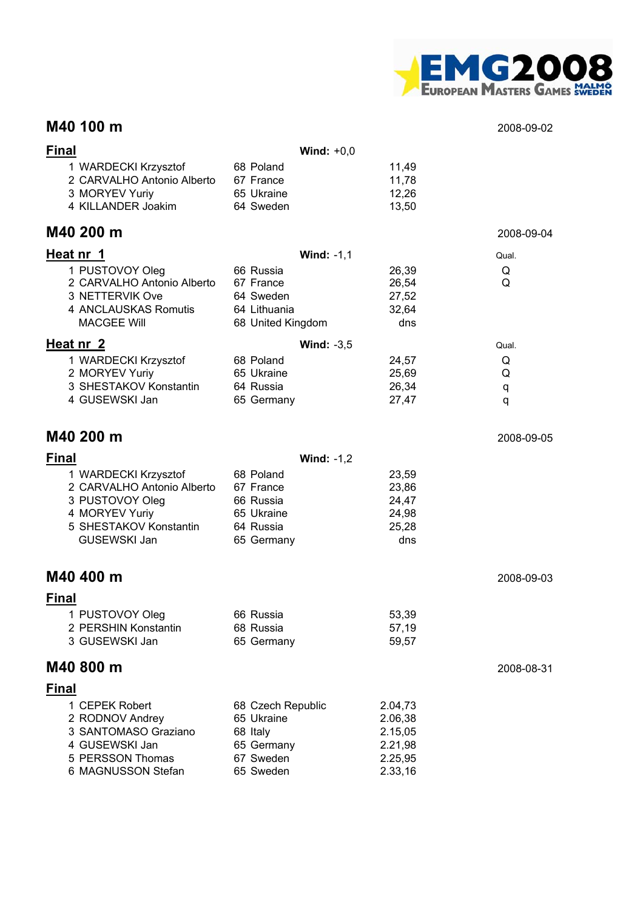## M40 100 m

2008-09-02

### Final

**Wind:** +0,0

| Place | Name | Year | Country | Result |
|---|---|---|---|---|
| 1 | WARDECKI Krzysztof | 68 | Poland | 11,49 |
| 2 | CARVALHO Antonio Alberto | 67 | France | 11,78 |
| 3 | MORYEV Yuriy | 65 | Ukraine | 12,26 |
| 4 | KILLANDER Joakim | 64 | Sweden | 13,50 |

## M40 200 m

2008-09-04

### Heat nr 1

**Wind:** -1,1

| Place | Name | Year | Country | Result | Qual. |
|---|---|---|---|---|---|
| 1 | PUSTOVOY Oleg | 66 | Russia | 26,39 | Q |
| 2 | CARVALHO Antonio Alberto | 67 | France | 26,54 | Q |
| 3 | NETTERVIK Ove | 64 | Sweden | 27,52 | |
| 4 | ANCLAUSKAS Romutis | 64 | Lithuania | 32,64 | |
| | MACGEE Will | 68 | United Kingdom | dns | |

### Heat nr 2

**Wind:** -3,5

| Place | Name | Year | Country | Result | Qual. |
|---|---|---|---|---|---|
| 1 | WARDECKI Krzysztof | 68 | Poland | 24,57 | Q |
| 2 | MORYEV Yuriy | 65 | Ukraine | 25,69 | Q |
| 3 | SHESTAKOV Konstantin | 64 | Russia | 26,34 | q |
| 4 | GUSEWSKI Jan | 65 | Germany | 27,47 | q |

## M40 200 m

2008-09-05

### Final

**Wind:** -1,2

| Place | Name | Year | Country | Result |
|---|---|---|---|---|
| 1 | WARDECKI Krzysztof | 68 | Poland | 23,59 |
| 2 | CARVALHO Antonio Alberto | 67 | France | 23,86 |
| 3 | PUSTOVOY Oleg | 66 | Russia | 24,47 |
| 4 | MORYEV Yuriy | 65 | Ukraine | 24,98 |
| 5 | SHESTAKOV Konstantin | 64 | Russia | 25,28 |
| | GUSEWSKI Jan | 65 | Germany | dns |

## M40 400 m

2008-09-03

### Final

| Place | Name | Year | Country | Result |
|---|---|---|---|---|
| 1 | PUSTOVOY Oleg | 66 | Russia | 53,39 |
| 2 | PERSHIN Konstantin | 68 | Russia | 57,19 |
| 3 | GUSEWSKI Jan | 65 | Germany | 59,57 |

## M40 800 m

2008-08-31

### Final

| Place | Name | Year | Country | Result |
|---|---|---|---|---|
| 1 | CEPEK Robert | 68 | Czech Republic | 2.04,73 |
| 2 | RODNOV Andrey | 65 | Ukraine | 2.06,38 |
| 3 | SANTOMASO Graziano | 68 | Italy | 2.15,05 |
| 4 | GUSEWSKI Jan | 65 | Germany | 2.21,98 |
| 5 | PERSSON Thomas | 67 | Sweden | 2.25,95 |
| 6 | MAGNUSSON Stefan | 65 | Sweden | 2.33,16 |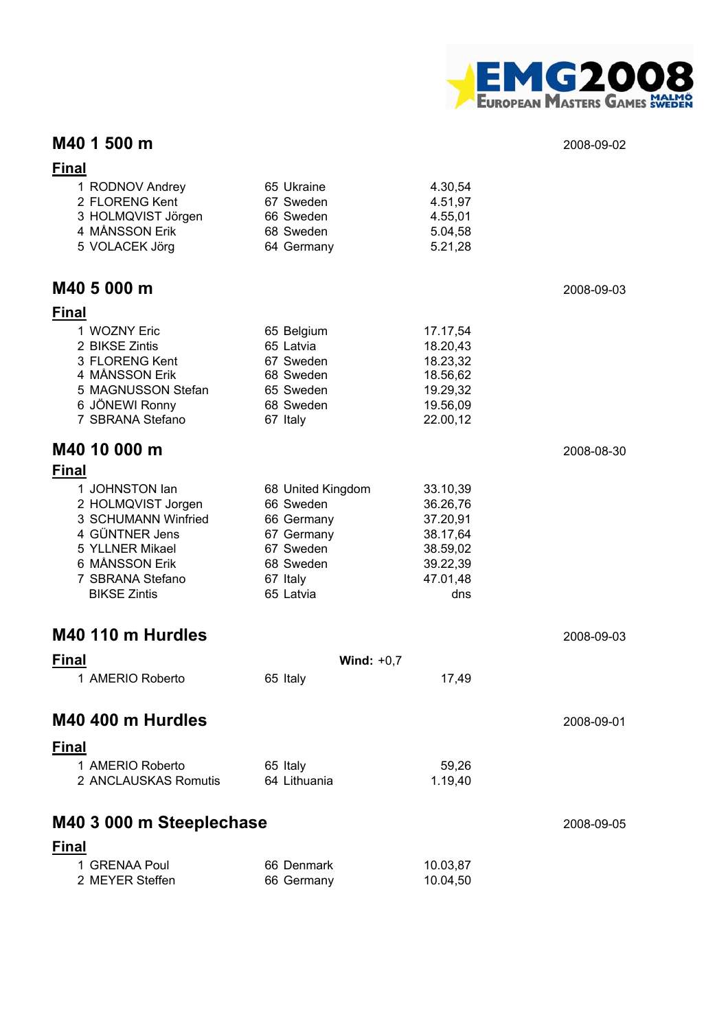## M40 1 500 m

2008-09-02

### Final

| | | | | |
|---|---|---|---|---|
| 1 | RODNOV Andrey | 65 | Ukraine | 4.30,54 |
| 2 | FLORENG Kent | 67 | Sweden | 4.51,97 |
| 3 | HOLMQVIST Jörgen | 66 | Sweden | 4.55,01 |
| 4 | MÅNSSON Erik | 68 | Sweden | 5.04,58 |
| 5 | VOLACEK Jörg | 64 | Germany | 5.21,28 |

## M40 5 000 m

2008-09-03

### Final

| | | | | |
|---|---|---|---|---|
| 1 | WOZNY Eric | 65 | Belgium | 17.17,54 |
| 2 | BIKSE Zintis | 65 | Latvia | 18.20,43 |
| 3 | FLORENG Kent | 67 | Sweden | 18.23,32 |
| 4 | MÅNSSON Erik | 68 | Sweden | 18.56,62 |
| 5 | MAGNUSSON Stefan | 65 | Sweden | 19.29,32 |
| 6 | JÖNEWI Ronny | 68 | Sweden | 19.56,09 |
| 7 | SBRANA Stefano | 67 | Italy | 22.00,12 |

## M40 10 000 m

2008-08-30

### Final

| | | | | |
|---|---|---|---|---|
| 1 | JOHNSTON Ian | 68 | United Kingdom | 33.10,39 |
| 2 | HOLMQVIST Jorgen | 66 | Sweden | 36.26,76 |
| 3 | SCHUMANN Winfried | 66 | Germany | 37.20,91 |
| 4 | GÜNTNER Jens | 67 | Germany | 38.17,64 |
| 5 | YLLNER Mikael | 67 | Sweden | 38.59,02 |
| 6 | MÅNSSON Erik | 68 | Sweden | 39.22,39 |
| 7 | SBRANA Stefano | 67 | Italy | 47.01,48 |
| | BIKSE Zintis | 65 | Latvia | dns |

## M40 110 m Hurdles

2008-09-03

### Final

**Wind:** +0,7

| | | | | |
|---|---|---|---|---|
| 1 | AMERIO Roberto | 65 | Italy | 17,49 |

## M40 400 m Hurdles

2008-09-01

### Final

| | | | | |
|---|---|---|---|---|
| 1 | AMERIO Roberto | 65 | Italy | 59,26 |
| 2 | ANCLAUSKAS Romutis | 64 | Lithuania | 1.19,40 |

## M40 3 000 m Steeplechase

2008-09-05

### Final

| | | | | |
|---|---|---|---|---|
| 1 | GRENAA Poul | 66 | Denmark | 10.03,87 |
| 2 | MEYER Steffen | 66 | Germany | 10.04,50 |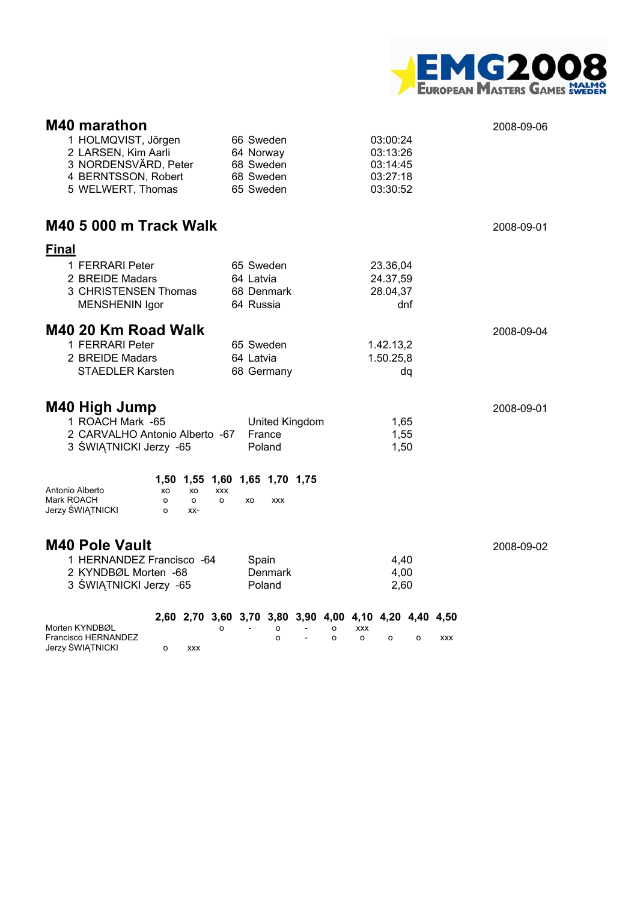## M40 marathon

2008-09-06

| Place | Name | Born | Country | Result |
|---|---|---|---|---|
| 1 | HOLMQVIST, Jörgen | 66 | Sweden | 03:00:24 |
| 2 | LARSEN, Kim Aarli | 64 | Norway | 03:13:26 |
| 3 | NORDENSVÄRD, Peter | 68 | Sweden | 03:14:45 |
| 4 | BERNTSSON, Robert | 68 | Sweden | 03:27:18 |
| 5 | WELWERT, Thomas | 65 | Sweden | 03:30:52 |

## M40 5 000 m Track Walk

2008-09-01

### Final

| Place | Name | Born | Country | Result |
|---|---|---|---|---|
| 1 | FERRARI Peter | 65 | Sweden | 23.36,04 |
| 2 | BREIDE Madars | 64 | Latvia | 24.37,59 |
| 3 | CHRISTENSEN Thomas | 68 | Denmark | 28.04,37 |
| | MENSHENIN Igor | 64 | Russia | dnf |

## M40 20 Km Road Walk

2008-09-04

| Place | Name | Born | Country | Result |
|---|---|---|---|---|
| 1 | FERRARI Peter | 65 | Sweden | 1.42.13,2 |
| 2 | BREIDE Madars | 64 | Latvia | 1.50.25,8 |
| | STAEDLER Karsten | 68 | Germany | dq |

## M40 High Jump

2008-09-01

| Place | Name | Country | Result |
|---|---|---|---|
| 1 | ROACH Mark -65 | United Kingdom | 1,65 |
| 2 | CARVALHO Antonio Alberto -67 | France | 1,55 |
| 3 | ŚWIĄTNICKI Jerzy -65 | Poland | 1,50 |

| | 1,50 | 1,55 | 1,60 | 1,65 | 1,70 | 1,75 |
|---|---|---|---|---|---|---|
| Antonio Alberto | xo | xo | xxx | | | |
| Mark ROACH | o | o | o | xo | xxx | |
| Jerzy ŚWIĄTNICKI | o | xx- | | | | |

## M40 Pole Vault

2008-09-02

| Place | Name | Country | Result |
|---|---|---|---|
| 1 | HERNANDEZ Francisco -64 | Spain | 4,40 |
| 2 | KYNDBØL Morten -68 | Denmark | 4,00 |
| 3 | ŚWIĄTNICKI Jerzy -65 | Poland | 2,60 |

| | 2,60 | 2,70 | 3,60 | 3,70 | 3,80 | 3,90 | 4,00 | 4,10 | 4,20 | 4,40 | 4,50 |
|---|---|---|---|---|---|---|---|---|---|---|---|
| Morten KYNDBØL | | | o | - | o | - | o | xxx | | | |
| Francisco HERNANDEZ | | | | | o | - | o | o | o | o | xxx |
| Jerzy ŚWIĄTNICKI | o | xxx | | | | | | | | | |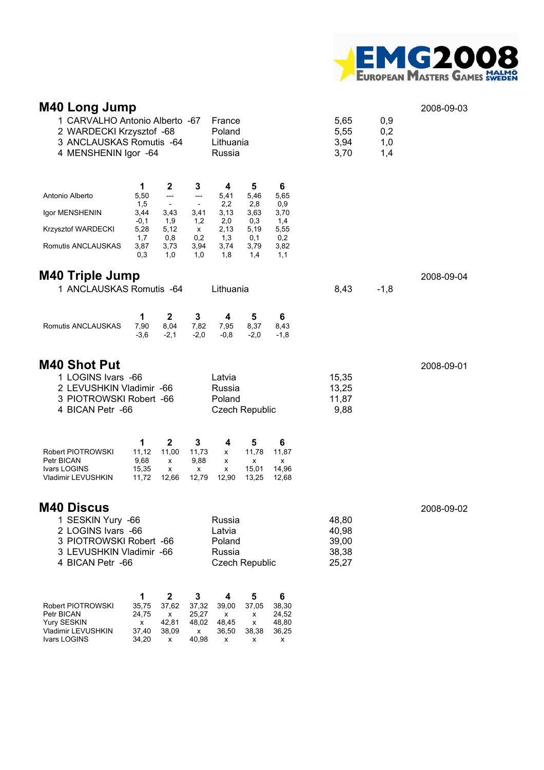## M40 Long Jump

2008-09-03

| | | | | |
|---|---|---|---|---|
| 1 | CARVALHO Antonio Alberto -67 | France | 5,65 | 0,9 |
| 2 | WARDECKI Krzysztof -68 | Poland | 5,55 | 0,2 |
| 3 | ANCLAUSKAS Romutis -64 | Lithuania | 3,94 | 1,0 |
| 4 | MENSHENIN Igor -64 | Russia | 3,70 | 1,4 |

| | 1 | 2 | 3 | 4 | 5 | 6 |
|---|---|---|---|---|---|---|
| Antonio Alberto | 5,50 | --- | --- | 5,41 | 5,46 | 5,65 |
| | 1,5 | - | - | 2,2 | 2,8 | 0,9 |
| Igor MENSHENIN | 3,44 | 3,43 | 3,41 | 3,13 | 3,63 | 3,70 |
| | -0,1 | 1,9 | 1,2 | 2,0 | 0,3 | 1,4 |
| Krzysztof WARDECKI | 5,28 | 5,12 | x | 2,13 | 5,19 | 5,55 |
| | 1,7 | 0,8 | 0,2 | 1,3 | 0,1 | 0,2 |
| Romutis ANCLAUSKAS | 3,87 | 3,73 | 3,94 | 3,74 | 3,79 | 3,82 |
| | 0,3 | 1,0 | 1,0 | 1,8 | 1,4 | 1,1 |

## M40 Triple Jump

2008-09-04

| | | | | |
|---|---|---|---|---|
| 1 | ANCLAUSKAS Romutis -64 | Lithuania | 8,43 | -1,8 |

| | 1 | 2 | 3 | 4 | 5 | 6 |
|---|---|---|---|---|---|---|
| Romutis ANCLAUSKAS | 7,90 | 8,04 | 7,82 | 7,95 | 8,37 | 8,43 |
| | -3,6 | -2,1 | -2,0 | -0,8 | -2,0 | -1,8 |

## M40 Shot Put

2008-09-01

| | | | |
|---|---|---|---|
| 1 | LOGINS Ivars -66 | Latvia | 15,35 |
| 2 | LEVUSHKIN Vladimir -66 | Russia | 13,25 |
| 3 | PIOTROWSKI Robert -66 | Poland | 11,87 |
| 4 | BICAN Petr -66 | Czech Republic | 9,88 |

| | 1 | 2 | 3 | 4 | 5 | 6 |
|---|---|---|---|---|---|---|
| Robert PIOTROWSKI | 11,12 | 11,00 | 11,73 | x | 11,78 | 11,87 |
| Petr BICAN | 9,68 | x | 9,88 | x | x | x |
| Ivars LOGINS | 15,35 | x | x | x | 15,01 | 14,96 |
| Vladimir LEVUSHKIN | 11,72 | 12,66 | 12,79 | 12,90 | 13,25 | 12,68 |

## M40 Discus

2008-09-02

| | | | |
|---|---|---|---|
| 1 | SESKIN Yury -66 | Russia | 48,80 |
| 2 | LOGINS Ivars -66 | Latvia | 40,98 |
| 3 | PIOTROWSKI Robert -66 | Poland | 39,00 |
| 3 | LEVUSHKIN Vladimir -66 | Russia | 38,38 |
| 4 | BICAN Petr -66 | Czech Republic | 25,27 |

| | 1 | 2 | 3 | 4 | 5 | 6 |
|---|---|---|---|---|---|---|
| Robert PIOTROWSKI | 35,75 | 37,62 | 37,32 | 39,00 | 37,05 | 38,30 |
| Petr BICAN | 24,75 | x | 25,27 | x | x | 24,52 |
| Yury SESKIN | x | 42,81 | 48,02 | 48,45 | x | 48,80 |
| Vladimir LEVUSHKIN | 37,40 | 38,09 | x | 36,50 | 38,38 | 36,25 |
| Ivars LOGINS | 34,20 | x | 40,98 | x | x | x |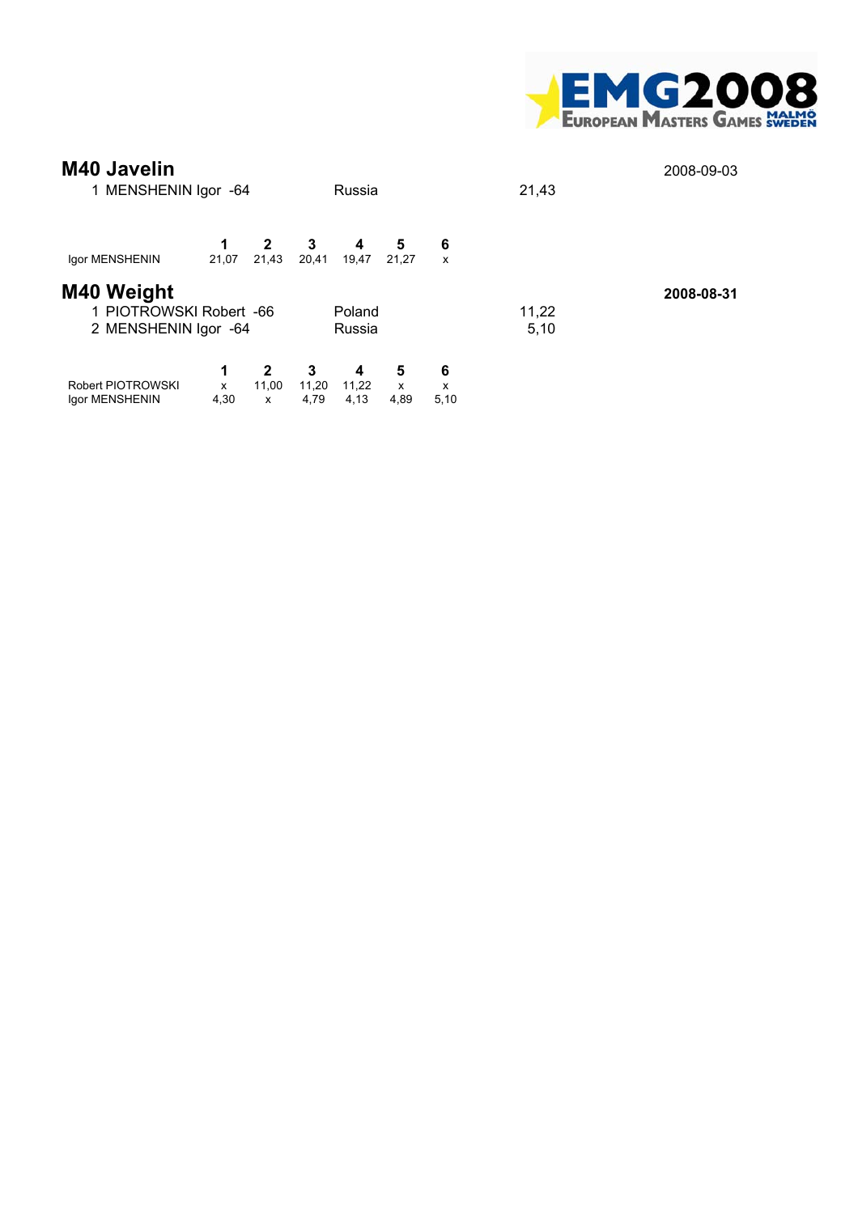## M40 Javelin

2008-09-03

1 MENSHENIN Igor -64 Russia 21,43

| | 1 | 2 | 3 | 4 | 5 | 6 |
|---|---|---|---|---|---|---|
| Igor MENSHENIN | 21,07 | 21,43 | 20,41 | 19,47 | 21,27 | x |

## M40 Weight

**2008-08-31**

1 PIOTROWSKI Robert -66 Poland 11,22

2 MENSHENIN Igor -64 Russia 5,10

| | 1 | 2 | 3 | 4 | 5 | 6 |
|---|---|---|---|---|---|---|
| Robert PIOTROWSKI | x | 11,00 | 11,20 | 11,22 | x | x |
| Igor MENSHENIN | 4,30 | x | 4,79 | 4,13 | 4,89 | 5,10 |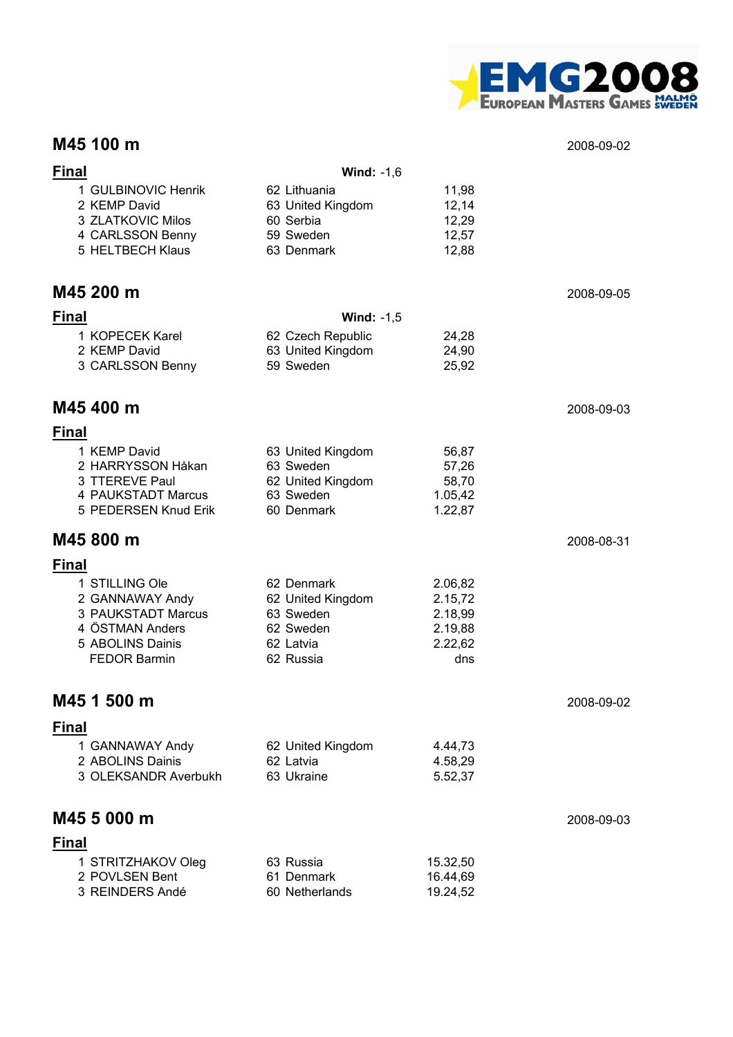## M45 100 m

2008-09-02

**Final** — **Wind:** -1,6

| Place | Name | Born | Country | Result |
|---|---|---|---|---|
| 1 | GULBINOVIC Henrik | 62 | Lithuania | 11,98 |
| 2 | KEMP David | 63 | United Kingdom | 12,14 |
| 3 | ZLATKOVIC Milos | 60 | Serbia | 12,29 |
| 4 | CARLSSON Benny | 59 | Sweden | 12,57 |
| 5 | HELTBECH Klaus | 63 | Denmark | 12,88 |

## M45 200 m

2008-09-05

**Final** — **Wind:** -1,5

| Place | Name | Born | Country | Result |
|---|---|---|---|---|
| 1 | KOPECEK Karel | 62 | Czech Republic | 24,28 |
| 2 | KEMP David | 63 | United Kingdom | 24,90 |
| 3 | CARLSSON Benny | 59 | Sweden | 25,92 |

## M45 400 m

2008-09-03

**Final**

| Place | Name | Born | Country | Result |
|---|---|---|---|---|
| 1 | KEMP David | 63 | United Kingdom | 56,87 |
| 2 | HARRYSSON Håkan | 63 | Sweden | 57,26 |
| 3 | TTEREVE Paul | 62 | United Kingdom | 58,70 |
| 4 | PAUKSTADT Marcus | 63 | Sweden | 1.05,42 |
| 5 | PEDERSEN Knud Erik | 60 | Denmark | 1.22,87 |

## M45 800 m

2008-08-31

**Final**

| Place | Name | Born | Country | Result |
|---|---|---|---|---|
| 1 | STILLING Ole | 62 | Denmark | 2.06,82 |
| 2 | GANNAWAY Andy | 62 | United Kingdom | 2.15,72 |
| 3 | PAUKSTADT Marcus | 63 | Sweden | 2.18,99 |
| 4 | ÖSTMAN Anders | 62 | Sweden | 2.19,88 |
| 5 | ABOLINS Dainis | 62 | Latvia | 2.22,62 |
| | FEDOR Barmin | 62 | Russia | dns |

## M45 1 500 m

2008-09-02

**Final**

| Place | Name | Born | Country | Result |
|---|---|---|---|---|
| 1 | GANNAWAY Andy | 62 | United Kingdom | 4.44,73 |
| 2 | ABOLINS Dainis | 62 | Latvia | 4.58,29 |
| 3 | OLEKSANDR Averbukh | 63 | Ukraine | 5.52,37 |

## M45 5 000 m

2008-09-03

**Final**

| Place | Name | Born | Country | Result |
|---|---|---|---|---|
| 1 | STRITZHAKOV Oleg | 63 | Russia | 15.32,50 |
| 2 | POVLSEN Bent | 61 | Denmark | 16.44,69 |
| 3 | REINDERS Andé | 60 | Netherlands | 19.24,52 |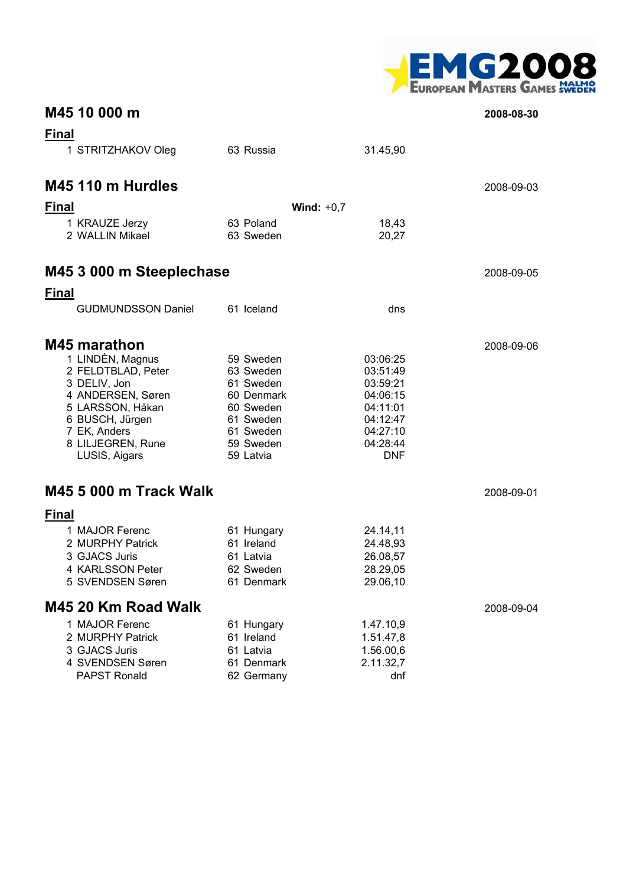## M45 10 000 m

2008-08-30

### Final

| Place | Name | Born | Country | Result |
|---|---|---|---|---|
| 1 | STRITZHAKOV Oleg | 63 | Russia | 31.45,90 |

## M45 110 m Hurdles

2008-09-03

### Final

**Wind:** +0,7

| Place | Name | Born | Country | Result |
|---|---|---|---|---|
| 1 | KRAUZE Jerzy | 63 | Poland | 18,43 |
| 2 | WALLIN Mikael | 63 | Sweden | 20,27 |

## M45 3 000 m Steeplechase

2008-09-05

### Final

| Place | Name | Born | Country | Result |
|---|---|---|---|---|
| | GUDMUNDSSON Daniel | 61 | Iceland | dns |

## M45 marathon

2008-09-06

| Place | Name | Born | Country | Result |
|---|---|---|---|---|
| 1 | LINDÈN, Magnus | 59 | Sweden | 03:06:25 |
| 2 | FELDTBLAD, Peter | 63 | Sweden | 03:51:49 |
| 3 | DELIV, Jon | 61 | Sweden | 03:59:21 |
| 4 | ANDERSEN, Søren | 60 | Denmark | 04:06:15 |
| 5 | LARSSON, Håkan | 60 | Sweden | 04:11:01 |
| 6 | BUSCH, Jürgen | 61 | Sweden | 04:12:47 |
| 7 | EK, Anders | 61 | Sweden | 04:27:10 |
| 8 | LILJEGREN, Rune | 59 | Sweden | 04:28:44 |
| | LUSIS, Aigars | 59 | Latvia | DNF |

## M45 5 000 m Track Walk

2008-09-01

### Final

| Place | Name | Born | Country | Result |
|---|---|---|---|---|
| 1 | MAJOR Ferenc | 61 | Hungary | 24.14,11 |
| 2 | MURPHY Patrick | 61 | Ireland | 24.48,93 |
| 3 | GJACS Juris | 61 | Latvia | 26.08,57 |
| 4 | KARLSSON Peter | 62 | Sweden | 28.29,05 |
| 5 | SVENDSEN Søren | 61 | Denmark | 29.06,10 |

## M45 20 Km Road Walk

2008-09-04

| Place | Name | Born | Country | Result |
|---|---|---|---|---|
| 1 | MAJOR Ferenc | 61 | Hungary | 1.47.10,9 |
| 2 | MURPHY Patrick | 61 | Ireland | 1.51.47,8 |
| 3 | GJACS Juris | 61 | Latvia | 1.56.00,6 |
| 4 | SVENDSEN Søren | 61 | Denmark | 2.11.32,7 |
| | PAPST Ronald | 62 | Germany | dnf |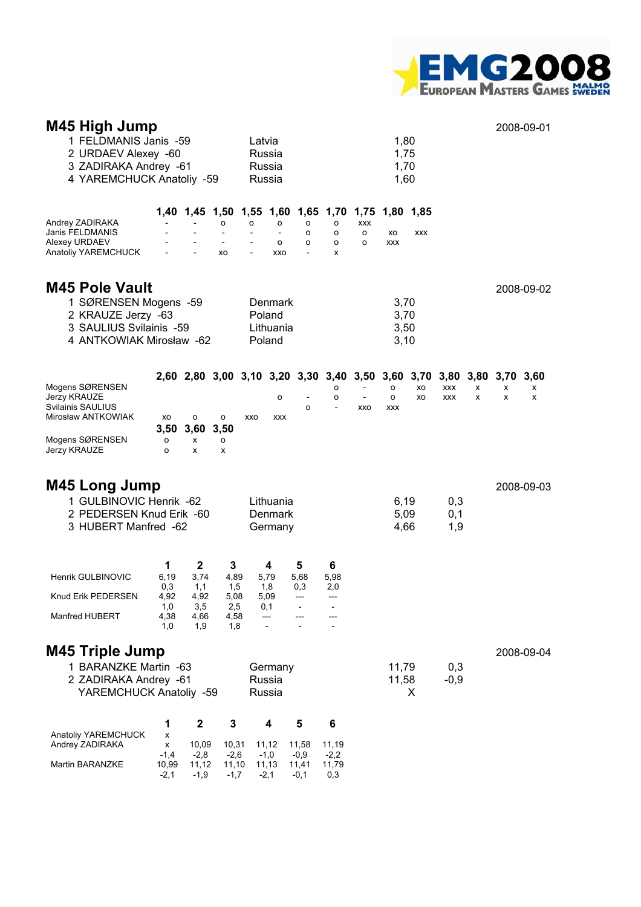## M45 High Jump

2008-09-01

| Place | Name | Country | Result |
|---|---|---|---|
| 1 | FELDMANIS Janis -59 | Latvia | 1,80 |
| 2 | URDAEV Alexey -60 | Russia | 1,75 |
| 3 | ZADIRAKA Andrey -61 | Russia | 1,70 |
| 4 | YAREMCHUCK Anatoliy -59 | Russia | 1,60 |

| | 1,40 | 1,45 | 1,50 | 1,55 | 1,60 | 1,65 | 1,70 | 1,75 | 1,80 | 1,85 |
|---|---|---|---|---|---|---|---|---|---|---|
| Andrey ZADIRAKA | - | - | o | o | o | o | o | xxx | | |
| Janis FELDMANIS | - | - | - | - | - | o | o | o | xo | xxx |
| Alexey URDAEV | - | - | - | - | o | o | o | o | xxx | |
| Anatoliy YAREMCHUCK | - | - | xo | - | xxo | - | x | | | |

## M45 Pole Vault

2008-09-02

| Place | Name | Country | Result |
|---|---|---|---|
| 1 | SØRENSEN Mogens -59 | Denmark | 3,70 |
| 2 | KRAUZE Jerzy -63 | Poland | 3,70 |
| 3 | SAULIUS Svilainis -59 | Lithuania | 3,50 |
| 4 | ANTKOWIAK Mirosław -62 | Poland | 3,10 |

| | 2,60 | 2,80 | 3,00 | 3,10 | 3,20 | 3,30 | 3,40 | 3,50 | 3,60 | 3,70 | 3,80 | 3,80 | 3,70 | 3,60 |
|---|---|---|---|---|---|---|---|---|---|---|---|---|---|---|
| Mogens SØRENSEN | | | | | | | o | - | o | xo | xxx | x | x | x |
| Jerzy KRAUZE | | | | | o | - | o | - | o | xo | xxx | x | x | x |
| Svilainis SAULIUS | | | | | | o | - | xxo | xxx | | | | | |
| Mirosław ANTKOWIAK | xo | o | o | xxo | xxx | | | | | | | | | |

| | 3,50 | 3,60 | 3,50 |
|---|---|---|---|
| Mogens SØRENSEN | o | x | o |
| Jerzy KRAUZE | o | x | x |

## M45 Long Jump

2008-09-03

| Place | Name | Country | Result | Wind |
|---|---|---|---|---|
| 1 | GULBINOVIC Henrik -62 | Lithuania | 6,19 | 0,3 |
| 2 | PEDERSEN Knud Erik -60 | Denmark | 5,09 | 0,1 |
| 3 | HUBERT Manfred -62 | Germany | 4,66 | 1,9 |

| | 1 | 2 | 3 | 4 | 5 | 6 |
|---|---|---|---|---|---|---|
| Henrik GULBINOVIC | 6,19 | 3,74 | 4,89 | 5,79 | 5,68 | 5,98 |
| | 0,3 | 1,1 | 1,5 | 1,8 | 0,3 | 2,0 |
| Knud Erik PEDERSEN | 4,92 | 4,92 | 5,08 | 5,09 | --- | --- |
| | 1,0 | 3,5 | 2,5 | 0,1 | - | - |
| Manfred HUBERT | 4,38 | 4,66 | 4,58 | --- | --- | --- |
| | 1,0 | 1,9 | 1,8 | - | - | - |

## M45 Triple Jump

2008-09-04

| Place | Name | Country | Result | Wind |
|---|---|---|---|---|
| 1 | BARANZKE Martin -63 | Germany | 11,79 | 0,3 |
| 2 | ZADIRAKA Andrey -61 | Russia | 11,58 | -0,9 |
| | YAREMCHUCK Anatoliy -59 | Russia | X | |

| | 1 | 2 | 3 | 4 | 5 | 6 |
|---|---|---|---|---|---|---|
| Anatoliy YAREMCHUCK | x | | | | | |
| Andrey ZADIRAKA | x | 10,09 | 10,31 | 11,12 | 11,58 | 11,19 |
| | -1,4 | -2,8 | -2,6 | -1,0 | -0,9 | -2,2 |
| Martin BARANZKE | 10,99 | 11,12 | 11,10 | 11,13 | 11,41 | 11,79 |
| | -2,1 | -1,9 | -1,7 | -2,1 | -0,1 | 0,3 |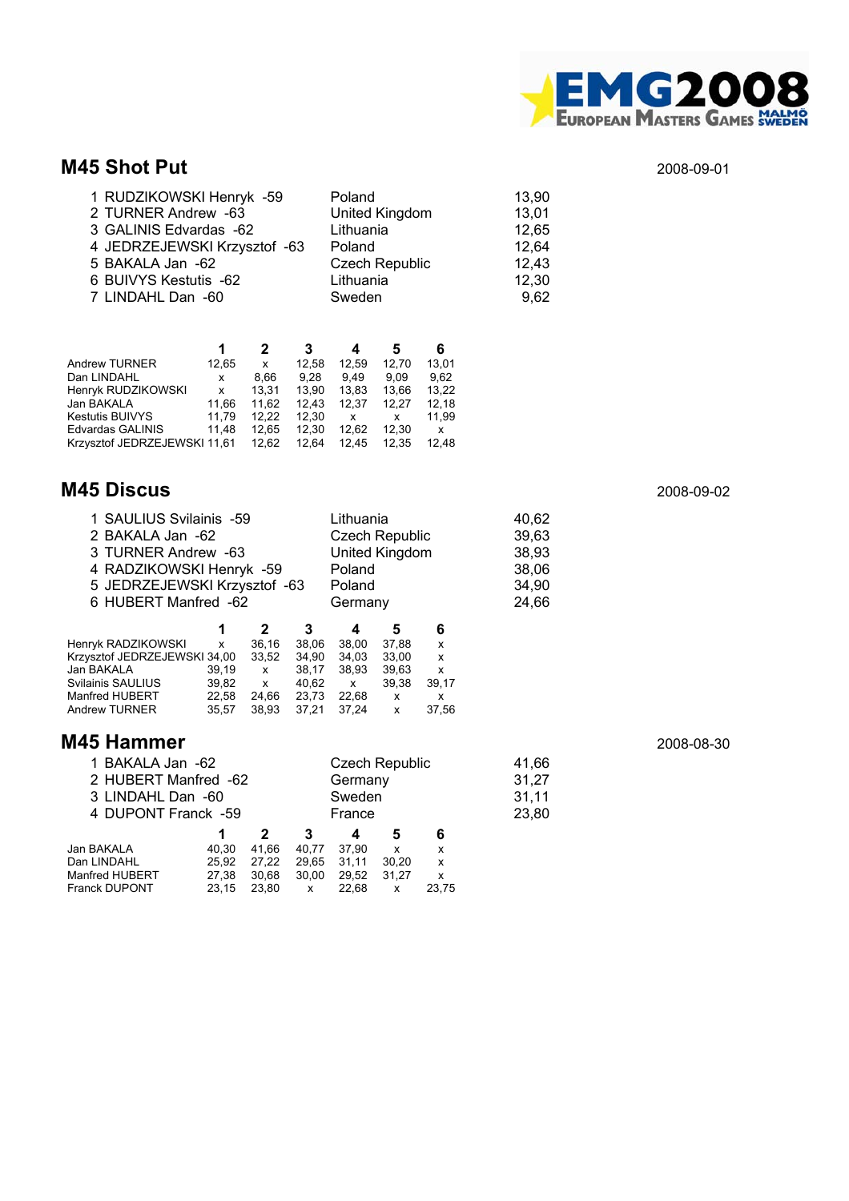## M45 Shot Put

2008-09-01

| | | |
|---|---|---|
| 1 RUDZIKOWSKI Henryk -59 | Poland | 13,90 |
| 2 TURNER Andrew -63 | United Kingdom | 13,01 |
| 3 GALINIS Edvardas -62 | Lithuania | 12,65 |
| 4 JEDRZEJEWSKI Krzysztof -63 | Poland | 12,64 |
| 5 BAKALA Jan -62 | Czech Republic | 12,43 |
| 6 BUIVYS Kestutis -62 | Lithuania | 12,30 |
| 7 LINDAHL Dan -60 | Sweden | 9,62 |

| | 1 | 2 | 3 | 4 | 5 | 6 |
|---|---|---|---|---|---|---|
| Andrew TURNER | 12,65 | x | 12,58 | 12,59 | 12,70 | 13,01 |
| Dan LINDAHL | x | 8,66 | 9,28 | 9,49 | 9,09 | 9,62 |
| Henryk RUDZIKOWSKI | x | 13,31 | 13,90 | 13,83 | 13,66 | 13,22 |
| Jan BAKALA | 11,66 | 11,62 | 12,43 | 12,37 | 12,27 | 12,18 |
| Kestutis BUIVYS | 11,79 | 12,22 | 12,30 | x | x | 11,99 |
| Edvardas GALINIS | 11,48 | 12,65 | 12,30 | 12,62 | 12,30 | x |
| Krzysztof JEDRZEJEWSKI | 11,61 | 12,62 | 12,64 | 12,45 | 12,35 | 12,48 |

## M45 Discus

2008-09-02

| | | |
|---|---|---|
| 1 SAULIUS Svilainis -59 | Lithuania | 40,62 |
| 2 BAKALA Jan -62 | Czech Republic | 39,63 |
| 3 TURNER Andrew -63 | United Kingdom | 38,93 |
| 4 RADZIKOWSKI Henryk -59 | Poland | 38,06 |
| 5 JEDRZEJEWSKI Krzysztof -63 | Poland | 34,90 |
| 6 HUBERT Manfred -62 | Germany | 24,66 |

| | 1 | 2 | 3 | 4 | 5 | 6 |
|---|---|---|---|---|---|---|
| Henryk RADZIKOWSKI | x | 36,16 | 38,06 | 38,00 | 37,88 | x |
| Krzysztof JEDRZEJEWSKI | 34,00 | 33,52 | 34,90 | 34,03 | 33,00 | x |
| Jan BAKALA | 39,19 | x | 38,17 | 38,93 | 39,63 | x |
| Svilainis SAULIUS | 39,82 | x | 40,62 | x | 39,38 | 39,17 |
| Manfred HUBERT | 22,58 | 24,66 | 23,73 | 22,68 | x | x |
| Andrew TURNER | 35,57 | 38,93 | 37,21 | 37,24 | x | 37,56 |

## M45 Hammer

2008-08-30

| | | |
|---|---|---|
| 1 BAKALA Jan -62 | Czech Republic | 41,66 |
| 2 HUBERT Manfred -62 | Germany | 31,27 |
| 3 LINDAHL Dan -60 | Sweden | 31,11 |
| 4 DUPONT Franck -59 | France | 23,80 |

| | 1 | 2 | 3 | 4 | 5 | 6 |
|---|---|---|---|---|---|---|
| Jan BAKALA | 40,30 | 41,66 | 40,77 | 37,90 | x | x |
| Dan LINDAHL | 25,92 | 27,22 | 29,65 | 31,11 | 30,20 | x |
| Manfred HUBERT | 27,38 | 30,68 | 30,00 | 29,52 | 31,27 | x |
| Franck DUPONT | 23,15 | 23,80 | x | 22,68 | x | 23,75 |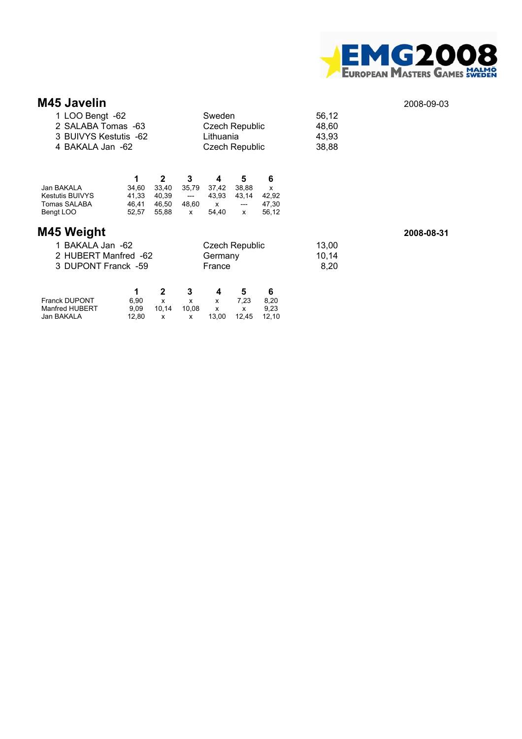## M45 Javelin

2008-09-03

| Place | Name | Country | Result |
|---|---|---|---|
| 1 | LOO Bengt -62 | Sweden | 56,12 |
| 2 | SALABA Tomas -63 | Czech Republic | 48,60 |
| 3 | BUIVYS Kestutis -62 | Lithuania | 43,93 |
| 4 | BAKALA Jan -62 | Czech Republic | 38,88 |

| | 1 | 2 | 3 | 4 | 5 | 6 |
|---|---|---|---|---|---|---|
| Jan BAKALA | 34,60 | 33,40 | 35,79 | 37,42 | 38,88 | x |
| Kestutis BUIVYS | 41,33 | 40,39 | --- | 43,93 | 43,14 | 42,92 |
| Tomas SALABA | 46,41 | 46,50 | 48,60 | x | --- | 47,30 |
| Bengt LOO | 52,57 | 55,88 | x | 54,40 | x | 56,12 |

## M45 Weight

**2008-08-31**

| Place | Name | Country | Result |
|---|---|---|---|
| 1 | BAKALA Jan -62 | Czech Republic | 13,00 |
| 2 | HUBERT Manfred -62 | Germany | 10,14 |
| 3 | DUPONT Franck -59 | France | 8,20 |

| | 1 | 2 | 3 | 4 | 5 | 6 |
|---|---|---|---|---|---|---|
| Franck DUPONT | 6,90 | x | x | x | 7,23 | 8,20 |
| Manfred HUBERT | 9,09 | 10,14 | 10,08 | x | x | 9,23 |
| Jan BAKALA | 12,80 | x | x | 13,00 | 12,45 | 12,10 |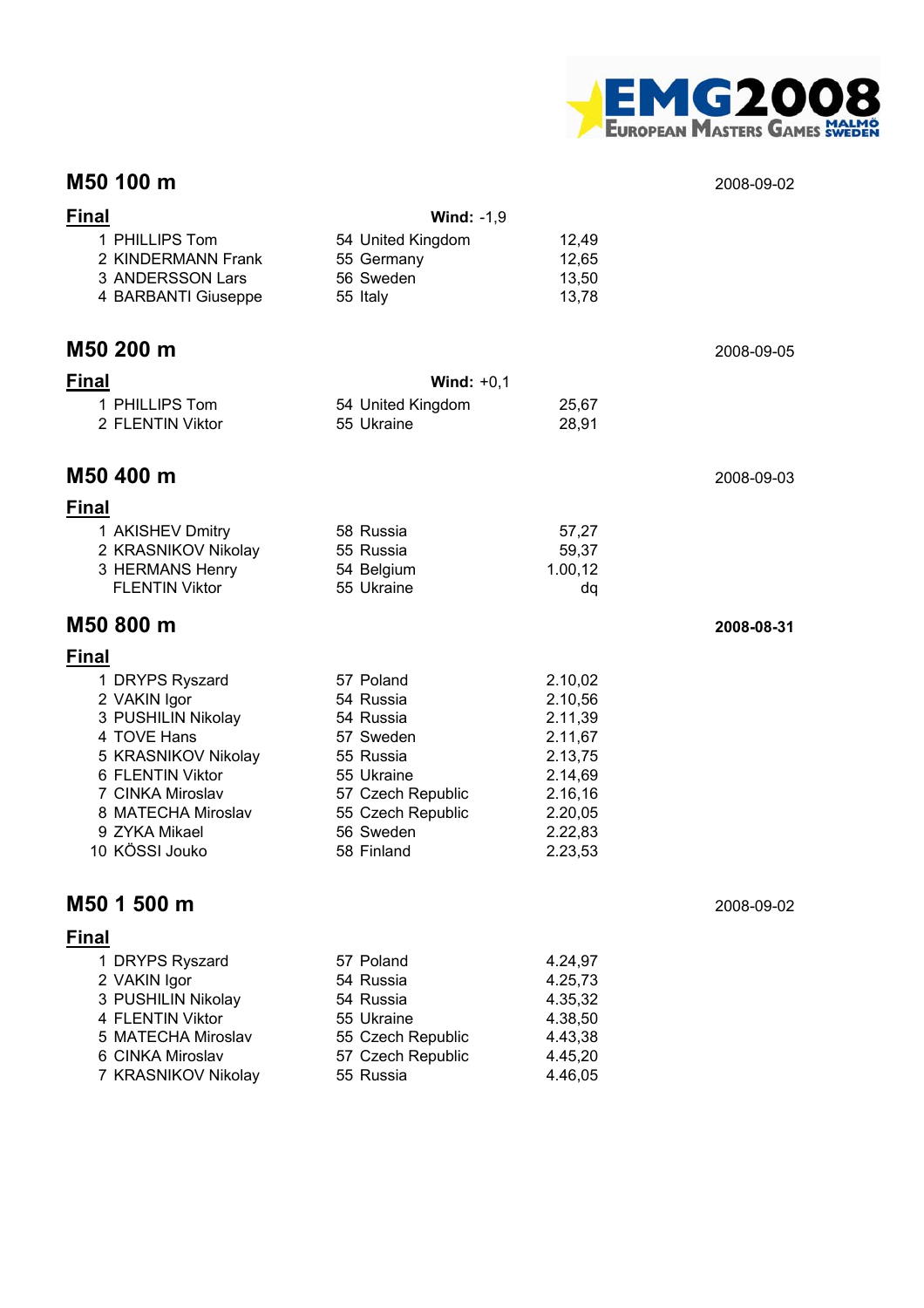## M50 100 m

2008-09-02

**Final** **Wind:** -1,9

| Place | Name | Born | Country | Result |
|---|---|---|---|---|
| 1 | PHILLIPS Tom | 54 | United Kingdom | 12,49 |
| 2 | KINDERMANN Frank | 55 | Germany | 12,65 |
| 3 | ANDERSSON Lars | 56 | Sweden | 13,50 |
| 4 | BARBANTI Giuseppe | 55 | Italy | 13,78 |

## M50 200 m

2008-09-05

**Final** **Wind:** +0,1

| Place | Name | Born | Country | Result |
|---|---|---|---|---|
| 1 | PHILLIPS Tom | 54 | United Kingdom | 25,67 |
| 2 | FLENTIN Viktor | 55 | Ukraine | 28,91 |

## M50 400 m

2008-09-03

**Final**

| Place | Name | Born | Country | Result |
|---|---|---|---|---|
| 1 | AKISHEV Dmitry | 58 | Russia | 57,27 |
| 2 | KRASNIKOV Nikolay | 55 | Russia | 59,37 |
| 3 | HERMANS Henry | 54 | Belgium | 1.00,12 |
| | FLENTIN Viktor | 55 | Ukraine | dq |

## M50 800 m

**2008-08-31**

**Final**

| Place | Name | Born | Country | Result |
|---|---|---|---|---|
| 1 | DRYPS Ryszard | 57 | Poland | 2.10,02 |
| 2 | VAKIN Igor | 54 | Russia | 2.10,56 |
| 3 | PUSHILIN Nikolay | 54 | Russia | 2.11,39 |
| 4 | TOVE Hans | 57 | Sweden | 2.11,67 |
| 5 | KRASNIKOV Nikolay | 55 | Russia | 2.13,75 |
| 6 | FLENTIN Viktor | 55 | Ukraine | 2.14,69 |
| 7 | CINKA Miroslav | 57 | Czech Republic | 2.16,16 |
| 8 | MATECHA Miroslav | 55 | Czech Republic | 2.20,05 |
| 9 | ZYKA Mikael | 56 | Sweden | 2.22,83 |
| 10 | KÖSSI Jouko | 58 | Finland | 2.23,53 |

## M50 1 500 m

2008-09-02

**Final**

| Place | Name | Born | Country | Result |
|---|---|---|---|---|
| 1 | DRYPS Ryszard | 57 | Poland | 4.24,97 |
| 2 | VAKIN Igor | 54 | Russia | 4.25,73 |
| 3 | PUSHILIN Nikolay | 54 | Russia | 4.35,32 |
| 4 | FLENTIN Viktor | 55 | Ukraine | 4.38,50 |
| 5 | MATECHA Miroslav | 55 | Czech Republic | 4.43,38 |
| 6 | CINKA Miroslav | 57 | Czech Republic | 4.45,20 |
| 7 | KRASNIKOV Nikolay | 55 | Russia | 4.46,05 |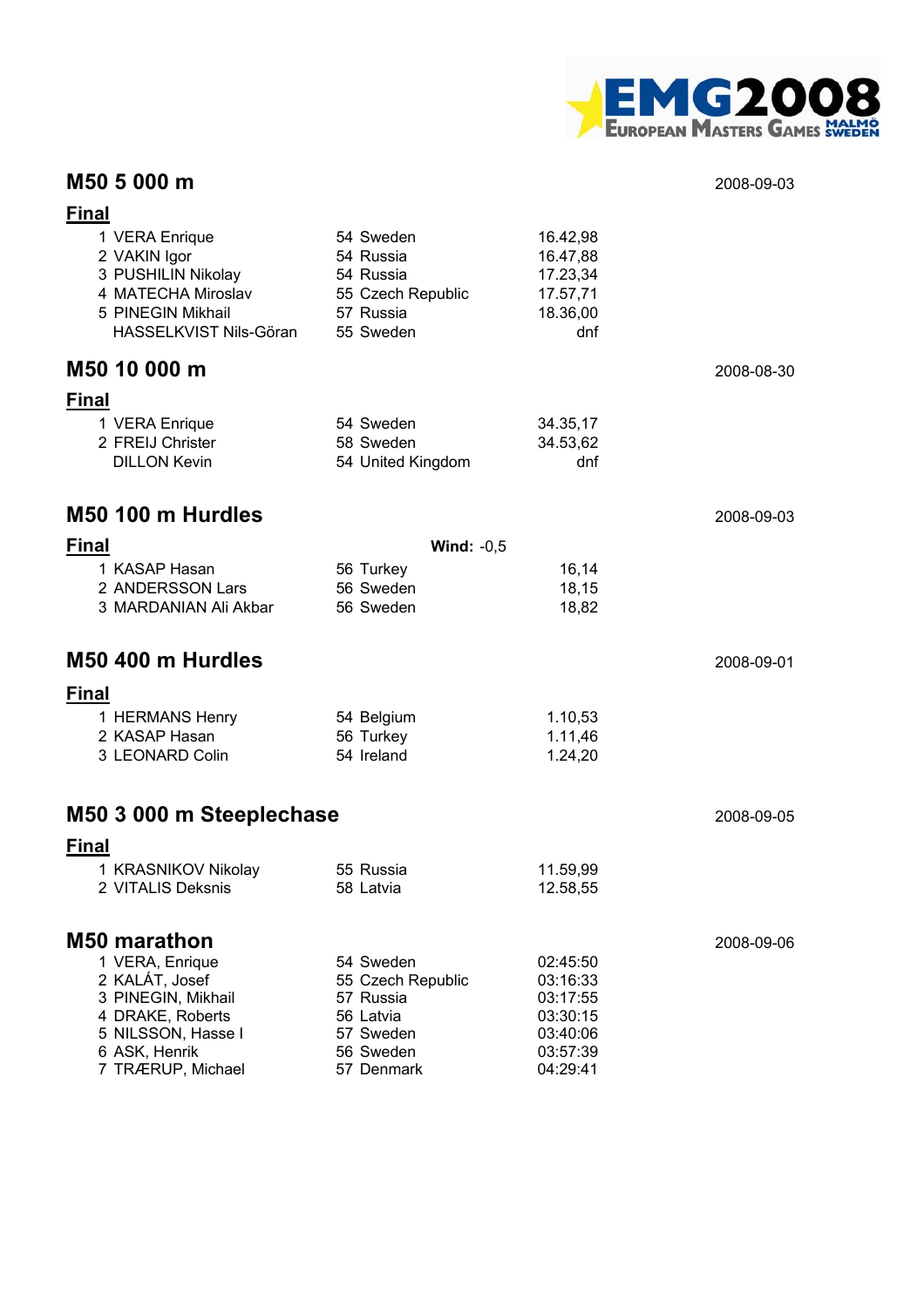## M50 5 000 m

2008-09-03

### Final

| Place | Name | YOB | Country | Result |
|---|---|---|---|---|
| 1 | VERA Enrique | 54 | Sweden | 16.42,98 |
| 2 | VAKIN Igor | 54 | Russia | 16.47,88 |
| 3 | PUSHILIN Nikolay | 54 | Russia | 17.23,34 |
| 4 | MATECHA Miroslav | 55 | Czech Republic | 17.57,71 |
| 5 | PINEGIN Mikhail | 57 | Russia | 18.36,00 |
| | HASSELKVIST Nils-Göran | 55 | Sweden | dnf |

## M50 10 000 m

2008-08-30

### Final

| Place | Name | YOB | Country | Result |
|---|---|---|---|---|
| 1 | VERA Enrique | 54 | Sweden | 34.35,17 |
| 2 | FREIJ Christer | 58 | Sweden | 34.53,62 |
| | DILLON Kevin | 54 | United Kingdom | dnf |

## M50 100 m Hurdles

2008-09-03

### Final

**Wind:** -0,5

| Place | Name | YOB | Country | Result |
|---|---|---|---|---|
| 1 | KASAP Hasan | 56 | Turkey | 16,14 |
| 2 | ANDERSSON Lars | 56 | Sweden | 18,15 |
| 3 | MARDANIAN Ali Akbar | 56 | Sweden | 18,82 |

## M50 400 m Hurdles

2008-09-01

### Final

| Place | Name | YOB | Country | Result |
|---|---|---|---|---|
| 1 | HERMANS Henry | 54 | Belgium | 1.10,53 |
| 2 | KASAP Hasan | 56 | Turkey | 1.11,46 |
| 3 | LEONARD Colin | 54 | Ireland | 1.24,20 |

## M50 3 000 m Steeplechase

2008-09-05

### Final

| Place | Name | YOB | Country | Result |
|---|---|---|---|---|
| 1 | KRASNIKOV Nikolay | 55 | Russia | 11.59,99 |
| 2 | VITALIS Deksnis | 58 | Latvia | 12.58,55 |

## M50 marathon

2008-09-06

| Place | Name | YOB | Country | Result |
|---|---|---|---|---|
| 1 | VERA, Enrique | 54 | Sweden | 02:45:50 |
| 2 | KALÁT, Josef | 55 | Czech Republic | 03:16:33 |
| 3 | PINEGIN, Mikhail | 57 | Russia | 03:17:55 |
| 4 | DRAKE, Roberts | 56 | Latvia | 03:30:15 |
| 5 | NILSSON, Hasse I | 57 | Sweden | 03:40:06 |
| 6 | ASK, Henrik | 56 | Sweden | 03:57:39 |
| 7 | TRÆRUP, Michael | 57 | Denmark | 04:29:41 |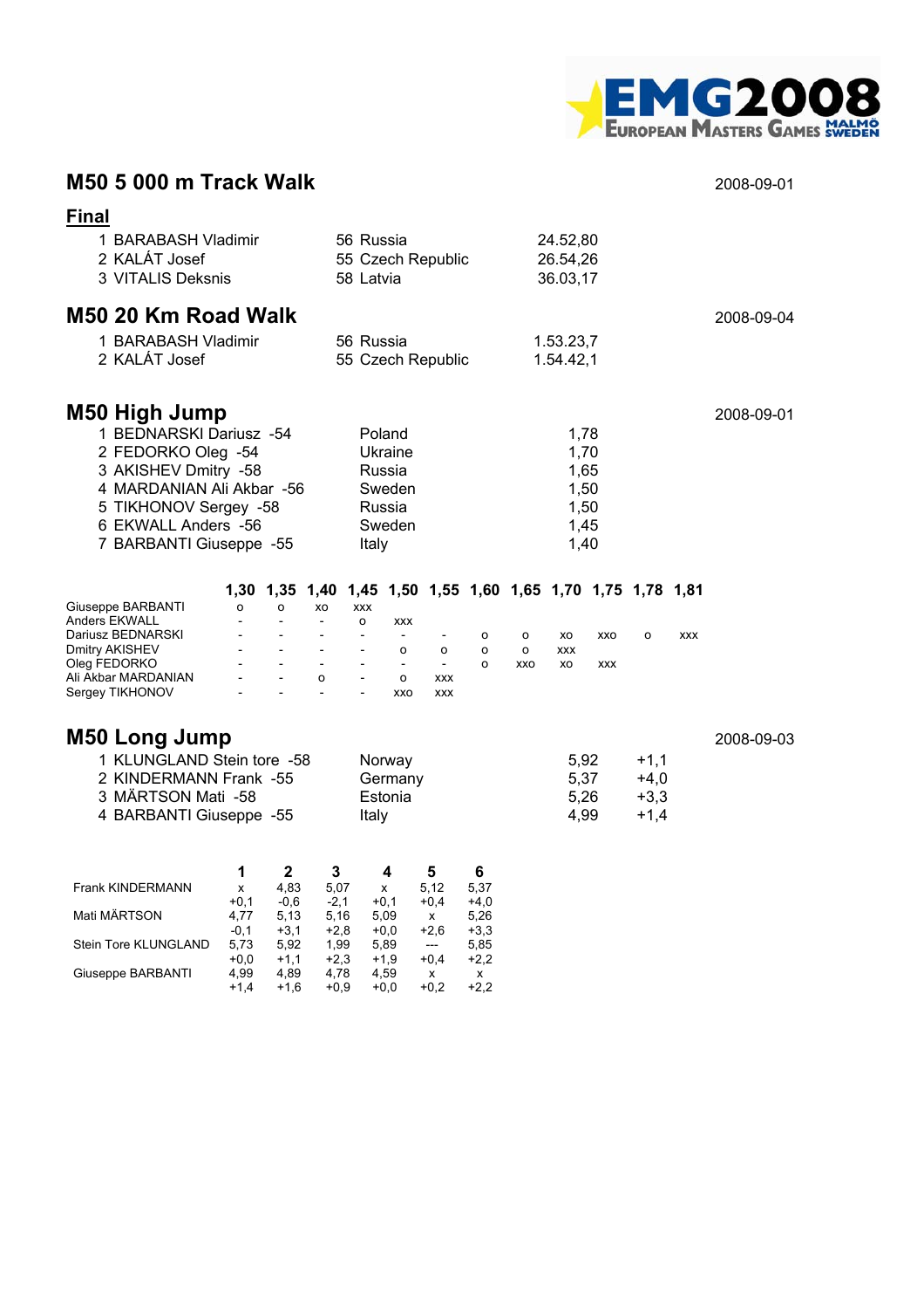## M50 5 000 m Track Walk

2008-09-01

### Final

| | | | |
|---|---|---|---|
| 1 | BARABASH Vladimir | 56 Russia | 24.52,80 |
| 2 | KALÁT Josef | 55 Czech Republic | 26.54,26 |
| 3 | VITALIS Deksnis | 58 Latvia | 36.03,17 |

## M50 20 Km Road Walk

2008-09-04

| | | | |
|---|---|---|---|
| 1 | BARABASH Vladimir | 56 Russia | 1.53.23,7 |
| 2 | KALÁT Josef | 55 Czech Republic | 1.54.42,1 |

## M50 High Jump

2008-09-01

| | | | |
|---|---|---|---|
| 1 | BEDNARSKI Dariusz -54 | Poland | 1,78 |
| 2 | FEDORKO Oleg -54 | Ukraine | 1,70 |
| 3 | AKISHEV Dmitry -58 | Russia | 1,65 |
| 4 | MARDANIAN Ali Akbar -56 | Sweden | 1,50 |
| 5 | TIKHONOV Sergey -58 | Russia | 1,50 |
| 6 | EKWALL Anders -56 | Sweden | 1,45 |
| 7 | BARBANTI Giuseppe -55 | Italy | 1,40 |

| | 1,30 | 1,35 | 1,40 | 1,45 | 1,50 | 1,55 | 1,60 | 1,65 | 1,70 | 1,75 | 1,78 | 1,81 |
|---|---|---|---|---|---|---|---|---|---|---|---|---|
| Giuseppe BARBANTI | o | o | xo | xxx | | | | | | | | |
| Anders EKWALL | - | - | - | o | xxx | | | | | | | |
| Dariusz BEDNARSKI | - | - | - | - | - | - | o | o | xo | xxo | o | xxx |
| Dmitry AKISHEV | - | - | - | - | o | o | o | o | xxx | | | |
| Oleg FEDORKO | - | - | - | - | - | - | o | xxo | xo | xxx | | |
| Ali Akbar MARDANIAN | - | - | o | - | o | xxx | | | | | | |
| Sergey TIKHONOV | - | - | - | - | xxo | xxx | | | | | | |

## M50 Long Jump

2008-09-03

| | | | | |
|---|---|---|---|---|
| 1 | KLUNGLAND Stein tore -58 | Norway | 5,92 | +1,1 |
| 2 | KINDERMANN Frank -55 | Germany | 5,37 | +4,0 |
| 3 | MÄRTSON Mati -58 | Estonia | 5,26 | +3,3 |
| 4 | BARBANTI Giuseppe -55 | Italy | 4,99 | +1,4 |

| | 1 | 2 | 3 | 4 | 5 | 6 |
|---|---|---|---|---|---|---|
| Frank KINDERMANN | x | 4,83 | 5,07 | x | 5,12 | 5,37 |
| | +0,1 | -0,6 | -2,1 | +0,1 | +0,4 | +4,0 |
| Mati MÄRTSON | 4,77 | 5,13 | 5,16 | 5,09 | x | 5,26 |
| | -0,1 | +3,1 | +2,8 | +0,0 | +2,6 | +3,3 |
| Stein Tore KLUNGLAND | 5,73 | 5,92 | 1,99 | 5,89 | --- | 5,85 |
| | +0,0 | +1,1 | +2,3 | +1,9 | +0,4 | +2,2 |
| Giuseppe BARBANTI | 4,99 | 4,89 | 4,78 | 4,59 | x | x |
| | +1,4 | +1,6 | +0,9 | +0,0 | +0,2 | +2,2 |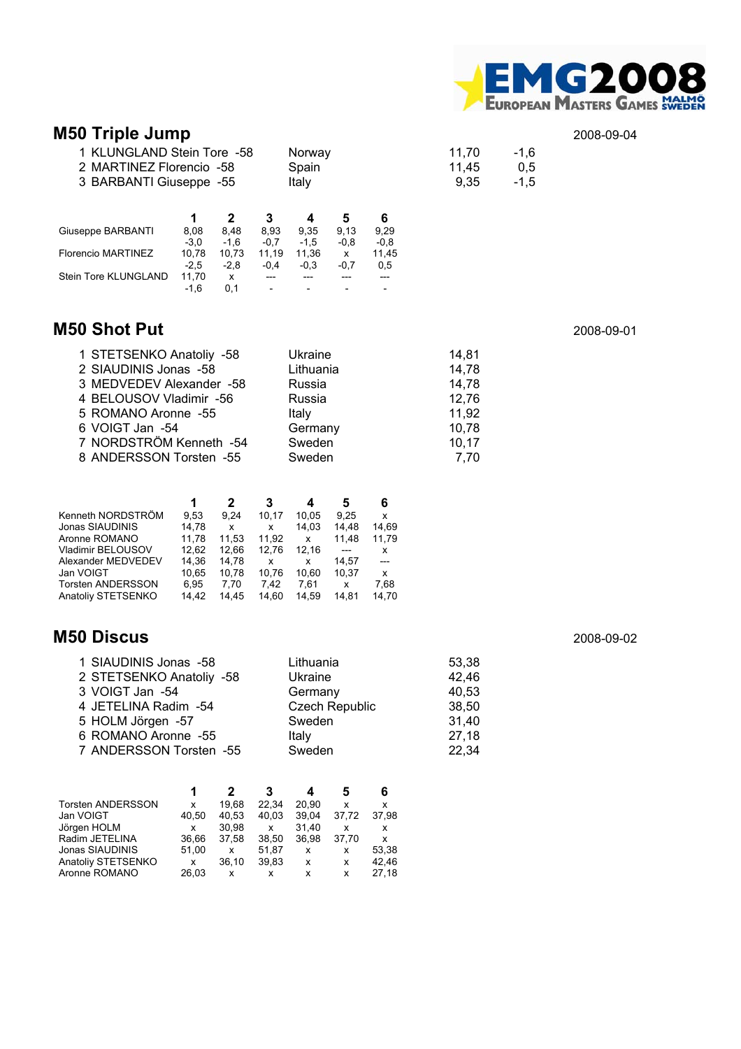## M50 Triple Jump

2008-09-04

| | | | | |
|---|---|---|---|---|
| 1 | KLUNGLAND Stein Tore -58 | Norway | 11,70 | -1,6 |
| 2 | MARTINEZ Florencio -58 | Spain | 11,45 | 0,5 |
| 3 | BARBANTI Giuseppe -55 | Italy | 9,35 | -1,5 |

| | 1 | 2 | 3 | 4 | 5 | 6 |
|---|---|---|---|---|---|---|
| Giuseppe BARBANTI | 8,08 | 8,48 | 8,93 | 9,35 | 9,13 | 9,29 |
| | -3,0 | -1,6 | -0,7 | -1,5 | -0,8 | -0,8 |
| Florencio MARTINEZ | 10,78 | 10,73 | 11,19 | 11,36 | x | 11,45 |
| | -2,5 | -2,8 | -0,4 | -0,3 | -0,7 | 0,5 |
| Stein Tore KLUNGLAND | 11,70 | x | --- | --- | --- | --- |
| | -1,6 | 0,1 | - | - | - | - |

## M50 Shot Put

2008-09-01

| | | | |
|---|---|---|---|
| 1 | STETSENKO Anatoliy -58 | Ukraine | 14,81 |
| 2 | SIAUDINIS Jonas -58 | Lithuania | 14,78 |
| 3 | MEDVEDEV Alexander -58 | Russia | 14,78 |
| 4 | BELOUSOV Vladimir -56 | Russia | 12,76 |
| 5 | ROMANO Aronne -55 | Italy | 11,92 |
| 6 | VOIGT Jan -54 | Germany | 10,78 |
| 7 | NORDSTRÖM Kenneth -54 | Sweden | 10,17 |
| 8 | ANDERSSON Torsten -55 | Sweden | 7,70 |

| | 1 | 2 | 3 | 4 | 5 | 6 |
|---|---|---|---|---|---|---|
| Kenneth NORDSTRÖM | 9,53 | 9,24 | 10,17 | 10,05 | 9,25 | x |
| Jonas SIAUDINIS | 14,78 | x | x | 14,03 | 14,48 | 14,69 |
| Aronne ROMANO | 11,78 | 11,53 | 11,92 | x | 11,48 | 11,79 |
| Vladimir BELOUSOV | 12,62 | 12,66 | 12,76 | 12,16 | --- | x |
| Alexander MEDVEDEV | 14,36 | 14,78 | x | x | 14,57 | --- |
| Jan VOIGT | 10,65 | 10,78 | 10,76 | 10,60 | 10,37 | x |
| Torsten ANDERSSON | 6,95 | 7,70 | 7,42 | 7,61 | x | 7,68 |
| Anatoliy STETSENKO | 14,42 | 14,45 | 14,60 | 14,59 | 14,81 | 14,70 |

## M50 Discus

2008-09-02

| | | | |
|---|---|---|---|
| 1 | SIAUDINIS Jonas -58 | Lithuania | 53,38 |
| 2 | STETSENKO Anatoliy -58 | Ukraine | 42,46 |
| 3 | VOIGT Jan -54 | Germany | 40,53 |
| 4 | JETELINA Radim -54 | Czech Republic | 38,50 |
| 5 | HOLM Jörgen -57 | Sweden | 31,40 |
| 6 | ROMANO Aronne -55 | Italy | 27,18 |
| 7 | ANDERSSON Torsten -55 | Sweden | 22,34 |

| | 1 | 2 | 3 | 4 | 5 | 6 |
|---|---|---|---|---|---|---|
| Torsten ANDERSSON | x | 19,68 | 22,34 | 20,90 | x | x |
| Jan VOIGT | 40,50 | 40,53 | 40,03 | 39,04 | 37,72 | 37,98 |
| Jörgen HOLM | x | 30,98 | x | 31,40 | x | x |
| Radim JETELINA | 36,66 | 37,58 | 38,50 | 36,98 | 37,70 | x |
| Jonas SIAUDINIS | 51,00 | x | 51,87 | x | x | 53,38 |
| Anatoliy STETSENKO | x | 36,10 | 39,83 | x | x | 42,46 |
| Aronne ROMANO | 26,03 | x | x | x | x | 27,18 |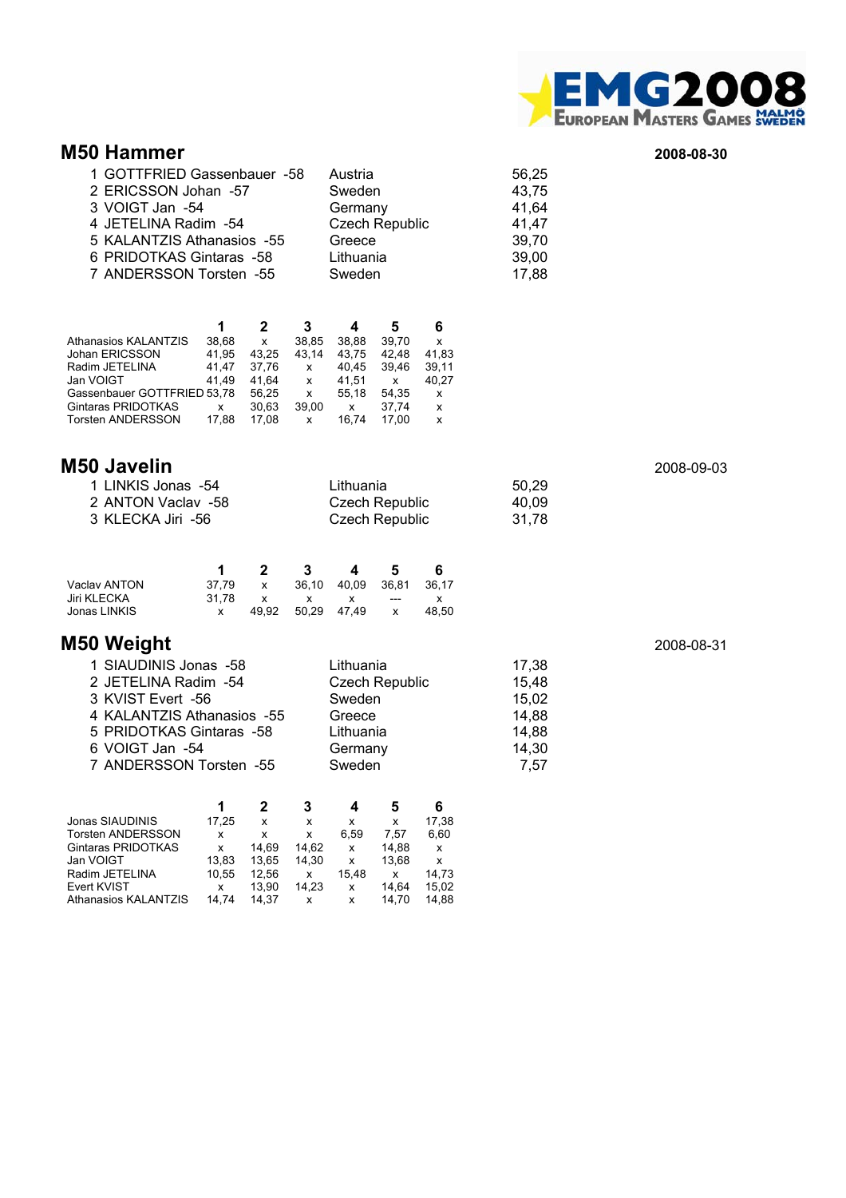## M50 Hammer

2008-08-30

| Place | Name | Country | Result |
|---|---|---|---|
| 1 | GOTTFRIED Gassenbauer -58 | Austria | 56,25 |
| 2 | ERICSSON Johan -57 | Sweden | 43,75 |
| 3 | VOIGT Jan -54 | Germany | 41,64 |
| 4 | JETELINA Radim -54 | Czech Republic | 41,47 |
| 5 | KALANTZIS Athanasios -55 | Greece | 39,70 |
| 6 | PRIDOTKAS Gintaras -58 | Lithuania | 39,00 |
| 7 | ANDERSSON Torsten -55 | Sweden | 17,88 |

| | 1 | 2 | 3 | 4 | 5 | 6 |
|---|---|---|---|---|---|---|
| Athanasios KALANTZIS | 38,68 | x | 38,85 | 38,88 | 39,70 | x |
| Johan ERICSSON | 41,95 | 43,25 | 43,14 | 43,75 | 42,48 | 41,83 |
| Radim JETELINA | 41,47 | 37,76 | x | 40,45 | 39,46 | 39,11 |
| Jan VOIGT | 41,49 | 41,64 | x | 41,51 | x | 40,27 |
| Gassenbauer GOTTFRIED | 53,78 | 56,25 | x | 55,18 | 54,35 | x |
| Gintaras PRIDOTKAS | x | 30,63 | 39,00 | x | 37,74 | x |
| Torsten ANDERSSON | 17,88 | 17,08 | x | 16,74 | 17,00 | x |

## M50 Javelin

2008-09-03

| Place | Name | Country | Result |
|---|---|---|---|
| 1 | LINKIS Jonas -54 | Lithuania | 50,29 |
| 2 | ANTON Vaclav -58 | Czech Republic | 40,09 |
| 3 | KLECKA Jiri -56 | Czech Republic | 31,78 |

| | 1 | 2 | 3 | 4 | 5 | 6 |
|---|---|---|---|---|---|---|
| Vaclav ANTON | 37,79 | x | 36,10 | 40,09 | 36,81 | 36,17 |
| Jiri KLECKA | 31,78 | x | x | x | --- | x |
| Jonas LINKIS | x | 49,92 | 50,29 | 47,49 | x | 48,50 |

## M50 Weight

2008-08-31

| Place | Name | Country | Result |
|---|---|---|---|
| 1 | SIAUDINIS Jonas -58 | Lithuania | 17,38 |
| 2 | JETELINA Radim -54 | Czech Republic | 15,48 |
| 3 | KVIST Evert -56 | Sweden | 15,02 |
| 4 | KALANTZIS Athanasios -55 | Greece | 14,88 |
| 5 | PRIDOTKAS Gintaras -58 | Lithuania | 14,88 |
| 6 | VOIGT Jan -54 | Germany | 14,30 |
| 7 | ANDERSSON Torsten -55 | Sweden | 7,57 |

| | 1 | 2 | 3 | 4 | 5 | 6 |
|---|---|---|---|---|---|---|
| Jonas SIAUDINIS | 17,25 | x | x | x | x | 17,38 |
| Torsten ANDERSSON | x | x | x | 6,59 | 7,57 | 6,60 |
| Gintaras PRIDOTKAS | x | 14,69 | 14,62 | x | 14,88 | x |
| Jan VOIGT | 13,83 | 13,65 | 14,30 | x | 13,68 | x |
| Radim JETELINA | 10,55 | 12,56 | x | 15,48 | x | 14,73 |
| Evert KVIST | x | 13,90 | 14,23 | x | 14,64 | 15,02 |
| Athanasios KALANTZIS | 14,74 | 14,37 | x | x | 14,70 | 14,88 |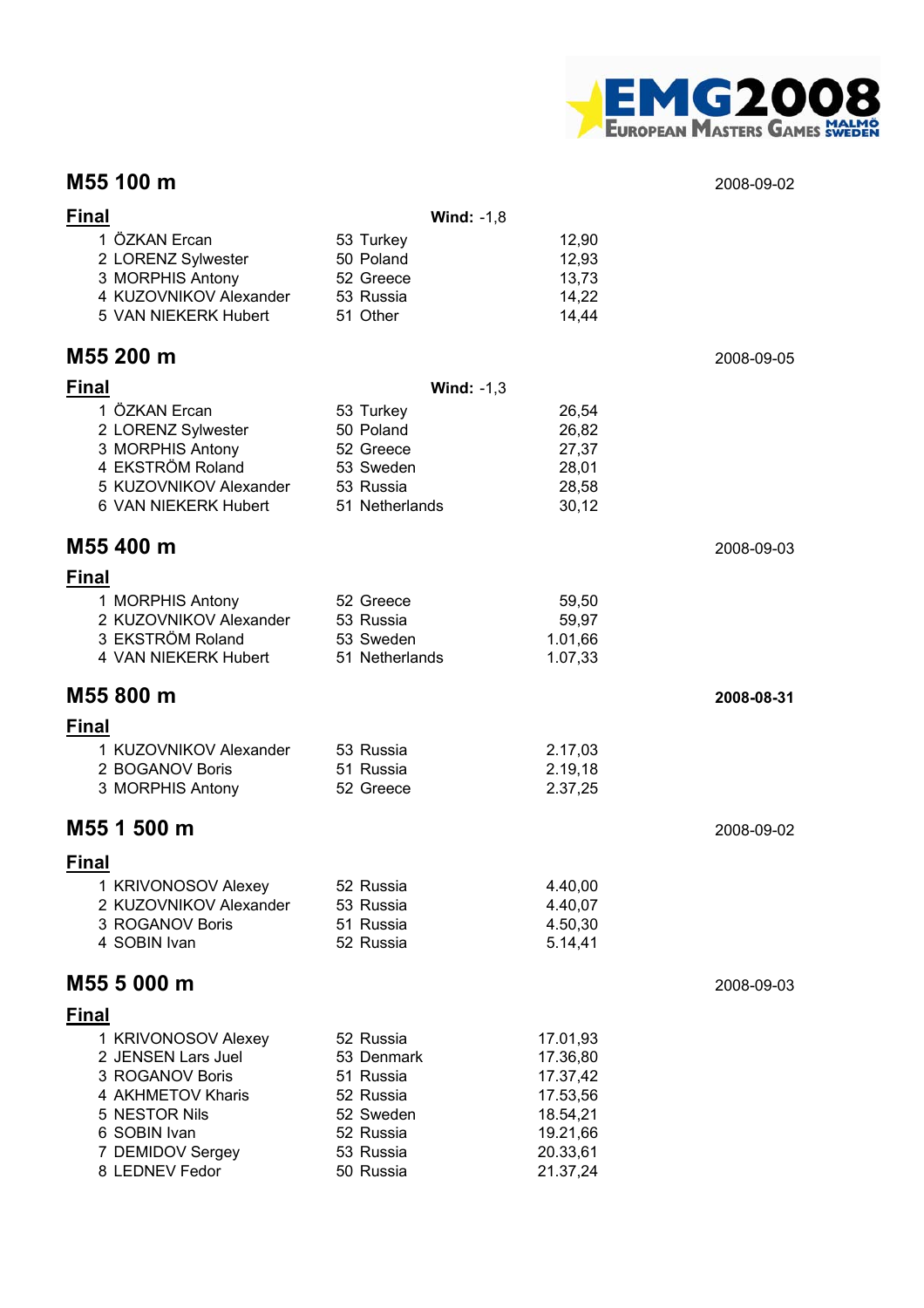## M55 100 m

2008-09-02

**Final** **Wind:** -1,8

| Place | Name | Born | Country | Result |
|---|---|---|---|---|
| 1 | ÖZKAN Ercan | 53 | Turkey | 12,90 |
| 2 | LORENZ Sylwester | 50 | Poland | 12,93 |
| 3 | MORPHIS Antony | 52 | Greece | 13,73 |
| 4 | KUZOVNIKOV Alexander | 53 | Russia | 14,22 |
| 5 | VAN NIEKERK Hubert | 51 | Other | 14,44 |

## M55 200 m

2008-09-05

**Final** **Wind:** -1,3

| Place | Name | Born | Country | Result |
|---|---|---|---|---|
| 1 | ÖZKAN Ercan | 53 | Turkey | 26,54 |
| 2 | LORENZ Sylwester | 50 | Poland | 26,82 |
| 3 | MORPHIS Antony | 52 | Greece | 27,37 |
| 4 | EKSTRÖM Roland | 53 | Sweden | 28,01 |
| 5 | KUZOVNIKOV Alexander | 53 | Russia | 28,58 |
| 6 | VAN NIEKERK Hubert | 51 | Netherlands | 30,12 |

## M55 400 m

2008-09-03

**Final**

| Place | Name | Born | Country | Result |
|---|---|---|---|---|
| 1 | MORPHIS Antony | 52 | Greece | 59,50 |
| 2 | KUZOVNIKOV Alexander | 53 | Russia | 59,97 |
| 3 | EKSTRÖM Roland | 53 | Sweden | 1.01,66 |
| 4 | VAN NIEKERK Hubert | 51 | Netherlands | 1.07,33 |

## M55 800 m

**2008-08-31**

**Final**

| Place | Name | Born | Country | Result |
|---|---|---|---|---|
| 1 | KUZOVNIKOV Alexander | 53 | Russia | 2.17,03 |
| 2 | BOGANOV Boris | 51 | Russia | 2.19,18 |
| 3 | MORPHIS Antony | 52 | Greece | 2.37,25 |

## M55 1 500 m

2008-09-02

**Final**

| Place | Name | Born | Country | Result |
|---|---|---|---|---|
| 1 | KRIVONOSOV Alexey | 52 | Russia | 4.40,00 |
| 2 | KUZOVNIKOV Alexander | 53 | Russia | 4.40,07 |
| 3 | ROGANOV Boris | 51 | Russia | 4.50,30 |
| 4 | SOBIN Ivan | 52 | Russia | 5.14,41 |

## M55 5 000 m

2008-09-03

**Final**

| Place | Name | Born | Country | Result |
|---|---|---|---|---|
| 1 | KRIVONOSOV Alexey | 52 | Russia | 17.01,93 |
| 2 | JENSEN Lars Juel | 53 | Denmark | 17.36,80 |
| 3 | ROGANOV Boris | 51 | Russia | 17.37,42 |
| 4 | AKHMETOV Kharis | 52 | Russia | 17.53,56 |
| 5 | NESTOR Nils | 52 | Sweden | 18.54,21 |
| 6 | SOBIN Ivan | 52 | Russia | 19.21,66 |
| 7 | DEMIDOV Sergey | 53 | Russia | 20.33,61 |
| 8 | LEDNEV Fedor | 50 | Russia | 21.37,24 |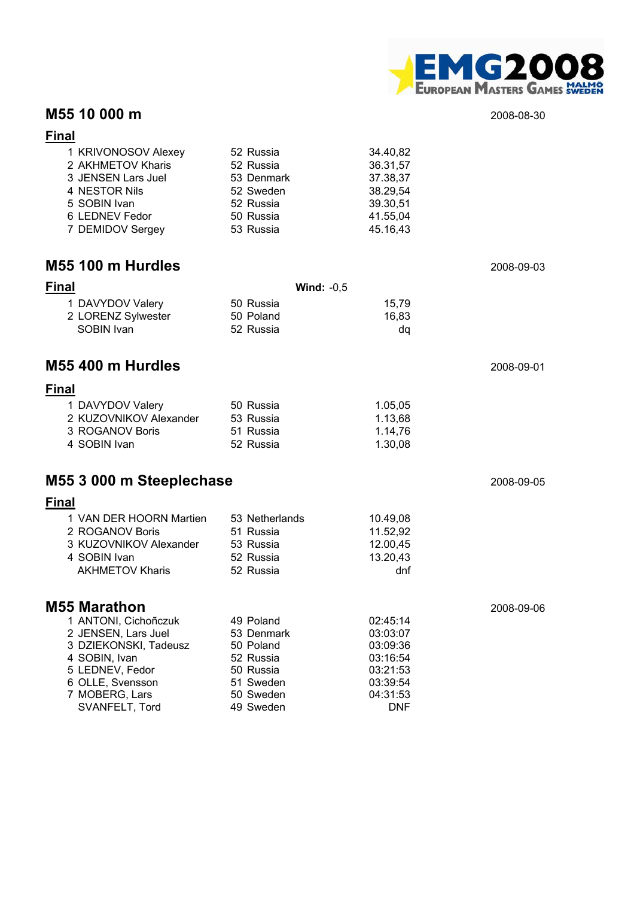## M55 10 000 m

2008-08-30

### Final

| Place | Name | Year | Country | Result |
|---|---|---|---|---|
| 1 | KRIVONOSOV Alexey | 52 | Russia | 34.40,82 |
| 2 | AKHMETOV Kharis | 52 | Russia | 36.31,57 |
| 3 | JENSEN Lars Juel | 53 | Denmark | 37.38,37 |
| 4 | NESTOR Nils | 52 | Sweden | 38.29,54 |
| 5 | SOBIN Ivan | 52 | Russia | 39.30,51 |
| 6 | LEDNEV Fedor | 50 | Russia | 41.55,04 |
| 7 | DEMIDOV Sergey | 53 | Russia | 45.16,43 |

## M55 100 m Hurdles

2008-09-03

### Final

**Wind:** -0,5

| Place | Name | Year | Country | Result |
|---|---|---|---|---|
| 1 | DAVYDOV Valery | 50 | Russia | 15,79 |
| 2 | LORENZ Sylwester | 50 | Poland | 16,83 |
| | SOBIN Ivan | 52 | Russia | dq |

## M55 400 m Hurdles

2008-09-01

### Final

| Place | Name | Year | Country | Result |
|---|---|---|---|---|
| 1 | DAVYDOV Valery | 50 | Russia | 1.05,05 |
| 2 | KUZOVNIKOV Alexander | 53 | Russia | 1.13,68 |
| 3 | ROGANOV Boris | 51 | Russia | 1.14,76 |
| 4 | SOBIN Ivan | 52 | Russia | 1.30,08 |

## M55 3 000 m Steeplechase

2008-09-05

### Final

| Place | Name | Year | Country | Result |
|---|---|---|---|---|
| 1 | VAN DER HOORN Martien | 53 | Netherlands | 10.49,08 |
| 2 | ROGANOV Boris | 51 | Russia | 11.52,92 |
| 3 | KUZOVNIKOV Alexander | 53 | Russia | 12.00,45 |
| 4 | SOBIN Ivan | 52 | Russia | 13.20,43 |
| | AKHMETOV Kharis | 52 | Russia | dnf |

## M55 Marathon

2008-09-06

| Place | Name | Year | Country | Result |
|---|---|---|---|---|
| 1 | ANTONI, Cichończuk | 49 | Poland | 02:45:14 |
| 2 | JENSEN, Lars Juel | 53 | Denmark | 03:03:07 |
| 3 | DZIEKONSKI, Tadeusz | 50 | Poland | 03:09:36 |
| 4 | SOBIN, Ivan | 52 | Russia | 03:16:54 |
| 5 | LEDNEV, Fedor | 50 | Russia | 03:21:53 |
| 6 | OLLE, Svensson | 51 | Sweden | 03:39:54 |
| 7 | MOBERG, Lars | 50 | Sweden | 04:31:53 |
| | SVANFELT, Tord | 49 | Sweden | DNF |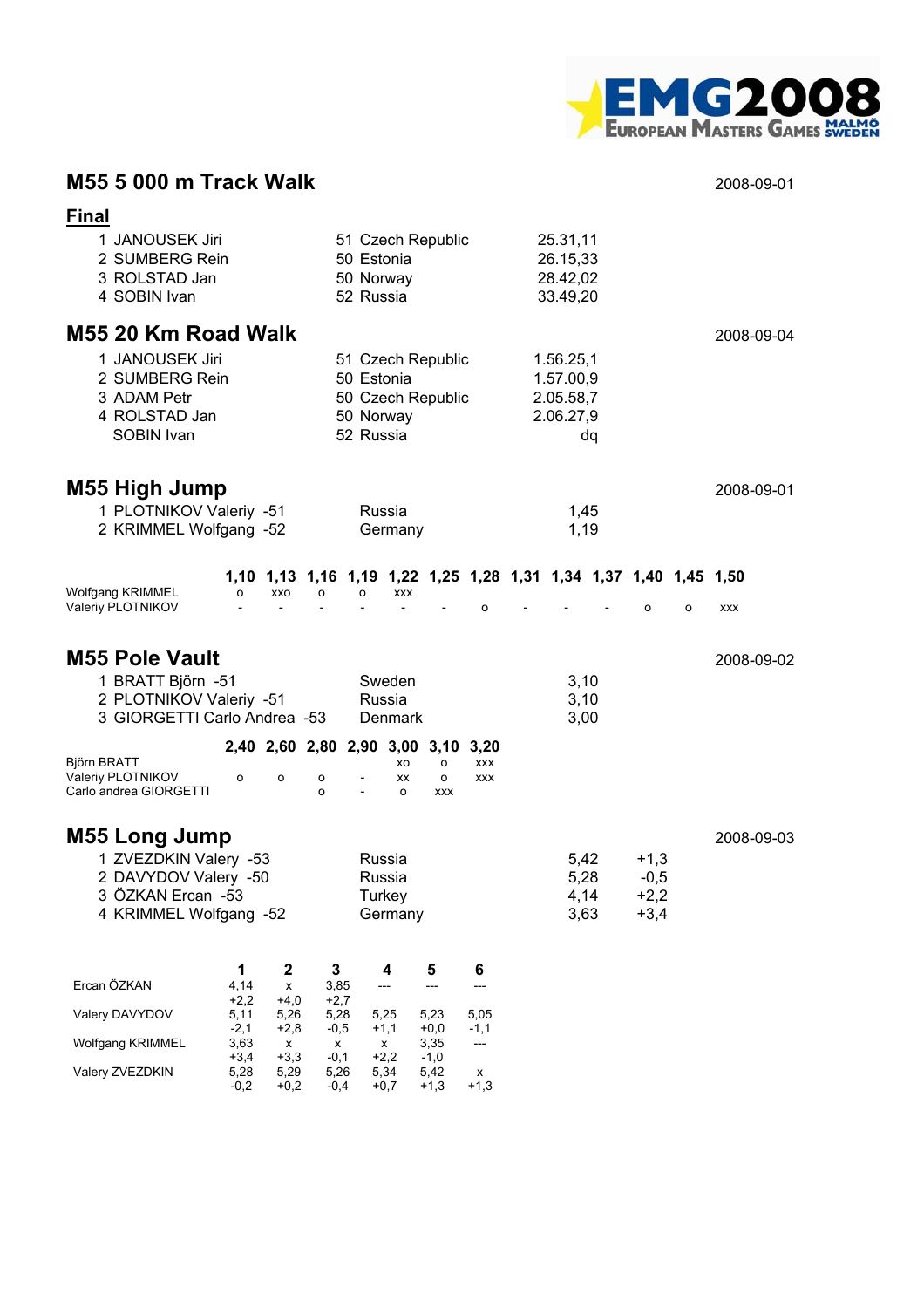## M55 5 000 m Track Walk

2008-09-01

**Final**

| | Name | | Country | Result |
|---|---|---|---|---|
| 1 | JANOUSEK Jiri | 51 | Czech Republic | 25.31,11 |
| 2 | SUMBERG Rein | 50 | Estonia | 26.15,33 |
| 3 | ROLSTAD Jan | 50 | Norway | 28.42,02 |
| 4 | SOBIN Ivan | 52 | Russia | 33.49,20 |

## M55 20 Km Road Walk

2008-09-04

| | Name | | Country | Result |
|---|---|---|---|---|
| 1 | JANOUSEK Jiri | 51 | Czech Republic | 1.56.25,1 |
| 2 | SUMBERG Rein | 50 | Estonia | 1.57.00,9 |
| 3 | ADAM Petr | 50 | Czech Republic | 2.05.58,7 |
| 4 | ROLSTAD Jan | 50 | Norway | 2.06.27,9 |
| | SOBIN Ivan | 52 | Russia | dq |

## M55 High Jump

2008-09-01

| | Name | Country | Result |
|---|---|---|---|
| 1 | PLOTNIKOV Valeriy -51 | Russia | 1,45 |
| 2 | KRIMMEL Wolfgang -52 | Germany | 1,19 |

| | 1,10 | 1,13 | 1,16 | 1,19 | 1,22 | 1,25 | 1,28 | 1,31 | 1,34 | 1,37 | 1,40 | 1,45 | 1,50 |
|---|---|---|---|---|---|---|---|---|---|---|---|---|---|
| Wolfgang KRIMMEL | o | xxo | o | o | xxx | | | | | | | | |
| Valeriy PLOTNIKOV | - | - | - | - | - | - | o | - | - | - | o | o | xxx |

## M55 Pole Vault

2008-09-02

| | Name | Country | Result |
|---|---|---|---|
| 1 | BRATT Björn -51 | Sweden | 3,10 |
| 2 | PLOTNIKOV Valeriy -51 | Russia | 3,10 |
| 3 | GIORGETTI Carlo Andrea -53 | Denmark | 3,00 |

| | 2,40 | 2,60 | 2,80 | 2,90 | 3,00 | 3,10 | 3,20 |
|---|---|---|---|---|---|---|---|
| Björn BRATT | | | | | xo | o | xxx |
| Valeriy PLOTNIKOV | o | o | o | - | xx | o | xxx |
| Carlo andrea GIORGETTI | | | o | - | o | xxx | |

## M55 Long Jump

2008-09-03

| | Name | Country | Result | Wind |
|---|---|---|---|---|
| 1 | ZVEZDKIN Valery -53 | Russia | 5,42 | +1,3 |
| 2 | DAVYDOV Valery -50 | Russia | 5,28 | -0,5 |
| 3 | ÖZKAN Ercan -53 | Turkey | 4,14 | +2,2 |
| 4 | KRIMMEL Wolfgang -52 | Germany | 3,63 | +3,4 |

| | 1 | 2 | 3 | 4 | 5 | 6 |
|---|---|---|---|---|---|---|
| Ercan ÖZKAN | 4,14 | x | 3,85 | --- | --- | --- |
| | +2,2 | +4,0 | +2,7 | | | |
| Valery DAVYDOV | 5,11 | 5,26 | 5,28 | 5,25 | 5,23 | 5,05 |
| | -2,1 | +2,8 | -0,5 | +1,1 | +0,0 | -1,1 |
| Wolfgang KRIMMEL | 3,63 | x | x | x | 3,35 | --- |
| | +3,4 | +3,3 | -0,1 | +2,2 | -1,0 | |
| Valery ZVEZDKIN | 5,28 | 5,29 | 5,26 | 5,34 | 5,42 | x |
| | -0,2 | +0,2 | -0,4 | +0,7 | +1,3 | +1,3 |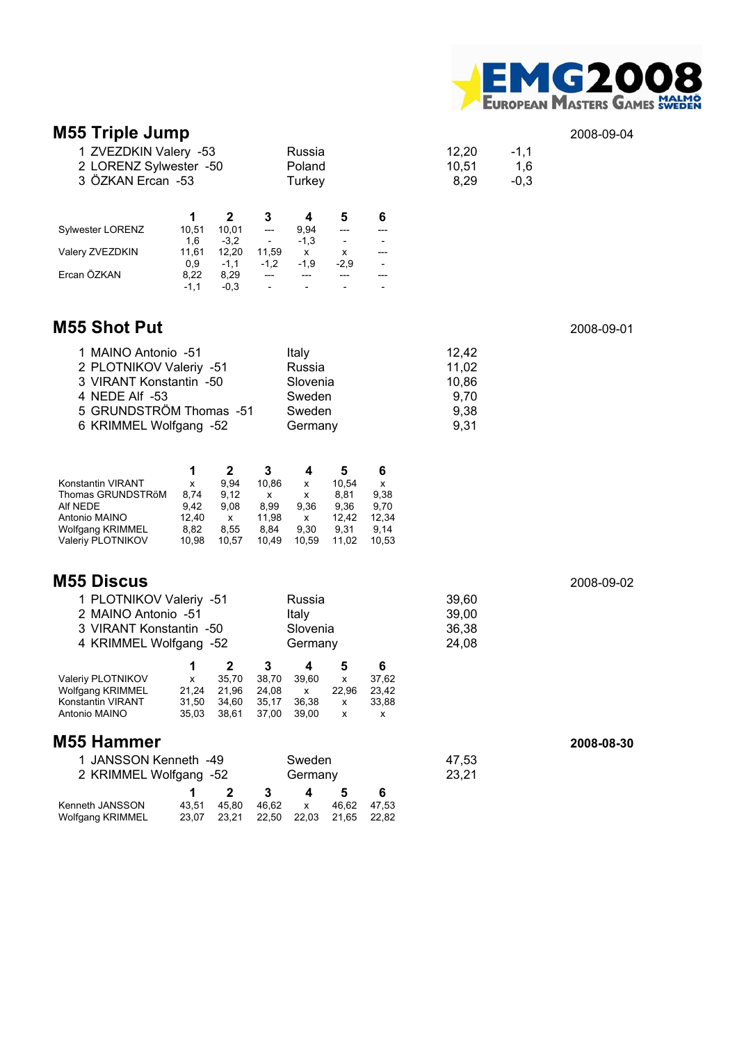## M55 Triple Jump

2008-09-04

| | | | |
|---|---|---|---|
| 1 ZVEZDKIN Valery -53 | Russia | 12,20 | -1,1 |
| 2 LORENZ Sylwester -50 | Poland | 10,51 | 1,6 |
| 3 ÖZKAN Ercan -53 | Turkey | 8,29 | -0,3 |

| | 1 | 2 | 3 | 4 | 5 | 6 |
|---|---|---|---|---|---|---|
| Sylwester LORENZ | 10,51 | 10,01 | --- | 9,94 | --- | --- |
| | 1,6 | -3,2 | - | -1,3 | - | - |
| Valery ZVEZDKIN | 11,61 | 12,20 | 11,59 | x | x | --- |
| | 0,9 | -1,1 | -1,2 | -1,9 | -2,9 | - |
| Ercan ÖZKAN | 8,22 | 8,29 | --- | --- | --- | --- |
| | -1,1 | -0,3 | - | - | - | - |

## M55 Shot Put

2008-09-01

| | | |
|---|---|---|
| 1 MAINO Antonio -51 | Italy | 12,42 |
| 2 PLOTNIKOV Valeriy -51 | Russia | 11,02 |
| 3 VIRANT Konstantin -50 | Slovenia | 10,86 |
| 4 NEDE Alf -53 | Sweden | 9,70 |
| 5 GRUNDSTRÖM Thomas -51 | Sweden | 9,38 |
| 6 KRIMMEL Wolfgang -52 | Germany | 9,31 |

| | 1 | 2 | 3 | 4 | 5 | 6 |
|---|---|---|---|---|---|---|
| Konstantin VIRANT | x | 9,94 | 10,86 | x | 10,54 | x |
| Thomas GRUNDSTRöM | 8,74 | 9,12 | x | x | 8,81 | 9,38 |
| Alf NEDE | 9,42 | 9,08 | 8,99 | 9,36 | 9,36 | 9,70 |
| Antonio MAINO | 12,40 | x | 11,98 | x | 12,42 | 12,34 |
| Wolfgang KRIMMEL | 8,82 | 8,55 | 8,84 | 9,30 | 9,31 | 9,14 |
| Valeriy PLOTNIKOV | 10,98 | 10,57 | 10,49 | 10,59 | 11,02 | 10,53 |

## M55 Discus

2008-09-02

| | | |
|---|---|---|
| 1 PLOTNIKOV Valeriy -51 | Russia | 39,60 |
| 2 MAINO Antonio -51 | Italy | 39,00 |
| 3 VIRANT Konstantin -50 | Slovenia | 36,38 |
| 4 KRIMMEL Wolfgang -52 | Germany | 24,08 |

| | 1 | 2 | 3 | 4 | 5 | 6 |
|---|---|---|---|---|---|---|
| Valeriy PLOTNIKOV | x | 35,70 | 38,70 | 39,60 | x | 37,62 |
| Wolfgang KRIMMEL | 21,24 | 21,96 | 24,08 | x | 22,96 | 23,42 |
| Konstantin VIRANT | 31,50 | 34,60 | 35,17 | 36,38 | x | 33,88 |
| Antonio MAINO | 35,03 | 38,61 | 37,00 | 39,00 | x | x |

## M55 Hammer

**2008-08-30**

| | | |
|---|---|---|
| 1 JANSSON Kenneth -49 | Sweden | 47,53 |
| 2 KRIMMEL Wolfgang -52 | Germany | 23,21 |

| | 1 | 2 | 3 | 4 | 5 | 6 |
|---|---|---|---|---|---|---|
| Kenneth JANSSON | 43,51 | 45,80 | 46,62 | x | 46,62 | 47,53 |
| Wolfgang KRIMMEL | 23,07 | 23,21 | 22,50 | 22,03 | 21,65 | 22,82 |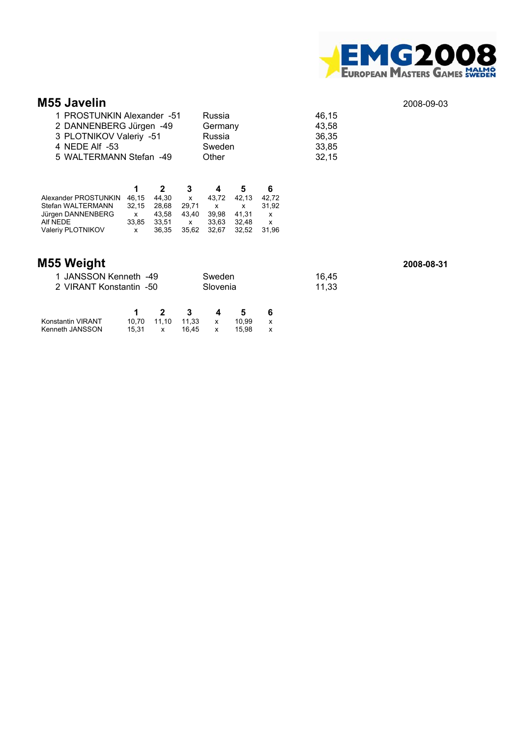## M55 Javelin

2008-09-03

| | | | |
|---|---|---|---|
| 1 | PROSTUNKIN Alexander -51 | Russia | 46,15 |
| 2 | DANNENBERG Jürgen -49 | Germany | 43,58 |
| 3 | PLOTNIKOV Valeriy -51 | Russia | 36,35 |
| 4 | NEDE Alf -53 | Sweden | 33,85 |
| 5 | WALTERMANN Stefan -49 | Other | 32,15 |

| | 1 | 2 | 3 | 4 | 5 | 6 |
|---|---|---|---|---|---|---|
| Alexander PROSTUNKIN | 46,15 | 44,30 | x | 43,72 | 42,13 | 42,72 |
| Stefan WALTERMANN | 32,15 | 28,68 | 29,71 | x | x | 31,92 |
| Jürgen DANNENBERG | x | 43,58 | 43,40 | 39,98 | 41,31 | x |
| Alf NEDE | 33,85 | 33,51 | x | 33,63 | 32,48 | x |
| Valeriy PLOTNIKOV | x | 36,35 | 35,62 | 32,67 | 32,52 | 31,96 |

## M55 Weight

**2008-08-31**

| | | | |
|---|---|---|---|
| 1 | JANSSON Kenneth -49 | Sweden | 16,45 |
| 2 | VIRANT Konstantin -50 | Slovenia | 11,33 |

| | 1 | 2 | 3 | 4 | 5 | 6 |
|---|---|---|---|---|---|---|
| Konstantin VIRANT | 10,70 | 11,10 | 11,33 | x | 10,99 | x |
| Kenneth JANSSON | 15,31 | x | 16,45 | x | 15,98 | x |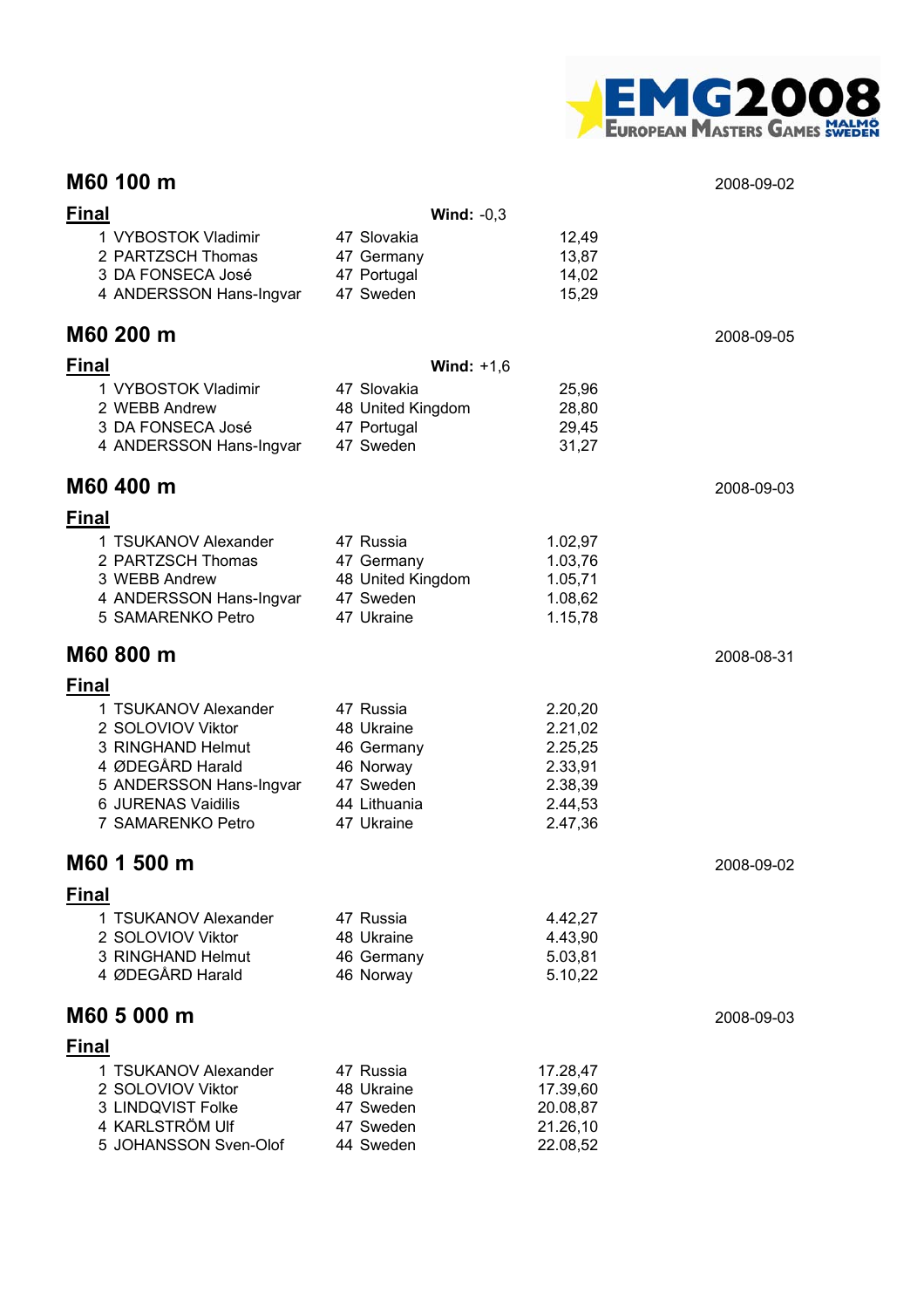## M60 100 m

2008-09-02

**Final** **Wind:** -0,3

| | | | |
|---|---|---|---|
| 1 | VYBOSTOK Vladimir | 47 Slovakia | 12,49 |
| 2 | PARTZSCH Thomas | 47 Germany | 13,87 |
| 3 | DA FONSECA José | 47 Portugal | 14,02 |
| 4 | ANDERSSON Hans-Ingvar | 47 Sweden | 15,29 |

## M60 200 m

2008-09-05

**Final** **Wind:** +1,6

| | | | |
|---|---|---|---|
| 1 | VYBOSTOK Vladimir | 47 Slovakia | 25,96 |
| 2 | WEBB Andrew | 48 United Kingdom | 28,80 |
| 3 | DA FONSECA José | 47 Portugal | 29,45 |
| 4 | ANDERSSON Hans-Ingvar | 47 Sweden | 31,27 |

## M60 400 m

2008-09-03

**Final**

| | | | |
|---|---|---|---|
| 1 | TSUKANOV Alexander | 47 Russia | 1.02,97 |
| 2 | PARTZSCH Thomas | 47 Germany | 1.03,76 |
| 3 | WEBB Andrew | 48 United Kingdom | 1.05,71 |
| 4 | ANDERSSON Hans-Ingvar | 47 Sweden | 1.08,62 |
| 5 | SAMARENKO Petro | 47 Ukraine | 1.15,78 |

## M60 800 m

2008-08-31

**Final**

| | | | |
|---|---|---|---|
| 1 | TSUKANOV Alexander | 47 Russia | 2.20,20 |
| 2 | SOLOVIOV Viktor | 48 Ukraine | 2.21,02 |
| 3 | RINGHAND Helmut | 46 Germany | 2.25,25 |
| 4 | ØDEGÅRD Harald | 46 Norway | 2.33,91 |
| 5 | ANDERSSON Hans-Ingvar | 47 Sweden | 2.38,39 |
| 6 | JURENAS Vaidilis | 44 Lithuania | 2.44,53 |
| 7 | SAMARENKO Petro | 47 Ukraine | 2.47,36 |

## M60 1 500 m

2008-09-02

**Final**

| | | | |
|---|---|---|---|
| 1 | TSUKANOV Alexander | 47 Russia | 4.42,27 |
| 2 | SOLOVIOV Viktor | 48 Ukraine | 4.43,90 |
| 3 | RINGHAND Helmut | 46 Germany | 5.03,81 |
| 4 | ØDEGÅRD Harald | 46 Norway | 5.10,22 |

## M60 5 000 m

2008-09-03

**Final**

| | | | |
|---|---|---|---|
| 1 | TSUKANOV Alexander | 47 Russia | 17.28,47 |
| 2 | SOLOVIOV Viktor | 48 Ukraine | 17.39,60 |
| 3 | LINDQVIST Folke | 47 Sweden | 20.08,87 |
| 4 | KARLSTRÖM Ulf | 47 Sweden | 21.26,10 |
| 5 | JOHANSSON Sven-Olof | 44 Sweden | 22.08,52 |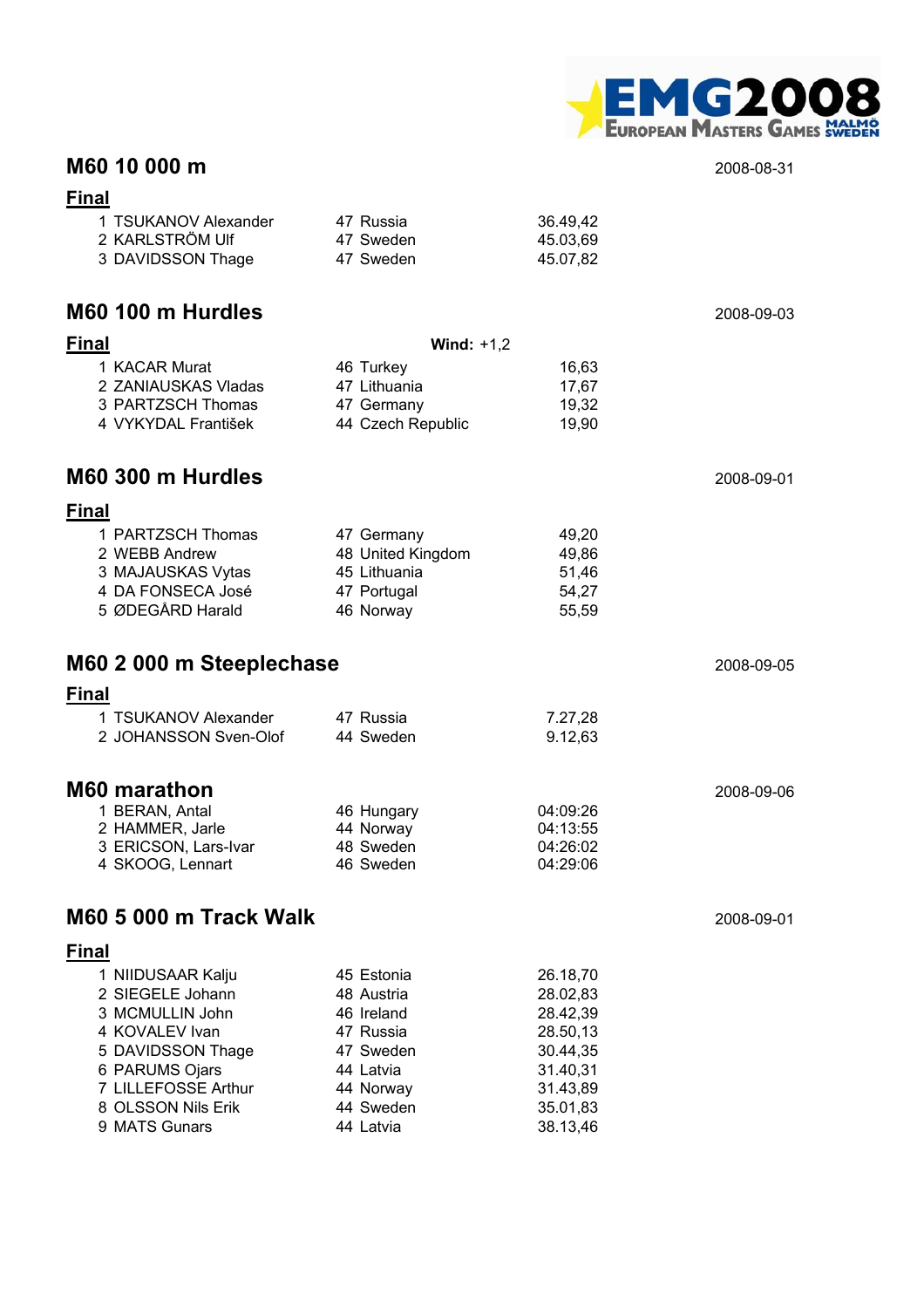## M60 10 000 m

2008-08-31

### Final

| Place | Name | Year | Country | Result |
|---|---|---|---|---|
| 1 | TSUKANOV Alexander | 47 | Russia | 36.49,42 |
| 2 | KARLSTRÖM Ulf | 47 | Sweden | 45.03,69 |
| 3 | DAVIDSSON Thage | 47 | Sweden | 45.07,82 |

## M60 100 m Hurdles

2008-09-03

### Final

**Wind:** +1,2

| Place | Name | Year | Country | Result |
|---|---|---|---|---|
| 1 | KACAR Murat | 46 | Turkey | 16,63 |
| 2 | ZANIAUSKAS Vladas | 47 | Lithuania | 17,67 |
| 3 | PARTZSCH Thomas | 47 | Germany | 19,32 |
| 4 | VYKYDAL František | 44 | Czech Republic | 19,90 |

## M60 300 m Hurdles

2008-09-01

### Final

| Place | Name | Year | Country | Result |
|---|---|---|---|---|
| 1 | PARTZSCH Thomas | 47 | Germany | 49,20 |
| 2 | WEBB Andrew | 48 | United Kingdom | 49,86 |
| 3 | MAJAUSKAS Vytas | 45 | Lithuania | 51,46 |
| 4 | DA FONSECA José | 47 | Portugal | 54,27 |
| 5 | ØDEGÅRD Harald | 46 | Norway | 55,59 |

## M60 2 000 m Steeplechase

2008-09-05

### Final

| Place | Name | Year | Country | Result |
|---|---|---|---|---|
| 1 | TSUKANOV Alexander | 47 | Russia | 7.27,28 |
| 2 | JOHANSSON Sven-Olof | 44 | Sweden | 9.12,63 |

## M60 marathon

2008-09-06

| Place | Name | Year | Country | Result |
|---|---|---|---|---|
| 1 | BERAN, Antal | 46 | Hungary | 04:09:26 |
| 2 | HAMMER, Jarle | 44 | Norway | 04:13:55 |
| 3 | ERICSON, Lars-Ivar | 48 | Sweden | 04:26:02 |
| 4 | SKOOG, Lennart | 46 | Sweden | 04:29:06 |

## M60 5 000 m Track Walk

2008-09-01

### Final

| Place | Name | Year | Country | Result |
|---|---|---|---|---|
| 1 | NIIDUSAAR Kalju | 45 | Estonia | 26.18,70 |
| 2 | SIEGELE Johann | 48 | Austria | 28.02,83 |
| 3 | MCMULLIN John | 46 | Ireland | 28.42,39 |
| 4 | KOVALEV Ivan | 47 | Russia | 28.50,13 |
| 5 | DAVIDSSON Thage | 47 | Sweden | 30.44,35 |
| 6 | PARUMS Ojars | 44 | Latvia | 31.40,31 |
| 7 | LILLEFOSSE Arthur | 44 | Norway | 31.43,89 |
| 8 | OLSSON Nils Erik | 44 | Sweden | 35.01,83 |
| 9 | MATS Gunars | 44 | Latvia | 38.13,46 |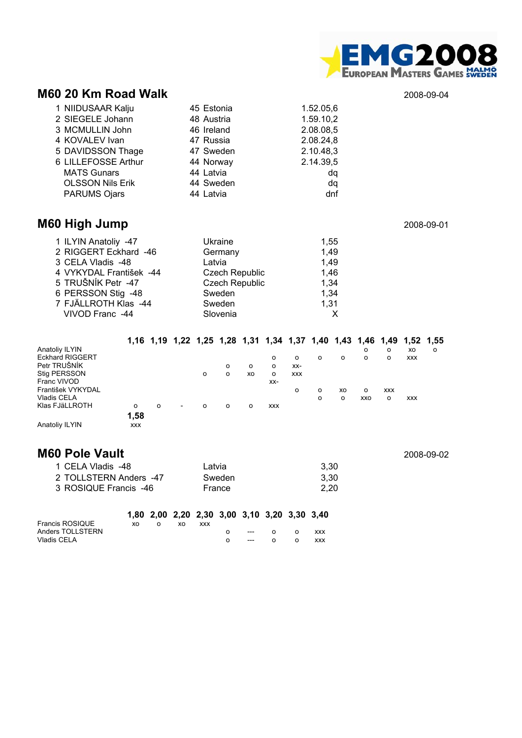## M60 20 Km Road Walk

2008-09-04

| Place | Name | Year | Country | Result |
|---|---|---|---|---|
| 1 | NIIDUSAAR Kalju | 45 | Estonia | 1.52.05,6 |
| 2 | SIEGELE Johann | 48 | Austria | 1.59.10,2 |
| 3 | MCMULLIN John | 46 | Ireland | 2.08.08,5 |
| 4 | KOVALEV Ivan | 47 | Russia | 2.08.24,8 |
| 5 | DAVIDSSON Thage | 47 | Sweden | 2.10.48,3 |
| 6 | LILLEFOSSE Arthur | 44 | Norway | 2.14.39,5 |
| | MATS Gunars | 44 | Latvia | dq |
| | OLSSON Nils Erik | 44 | Sweden | dq |
| | PARUMS Ojars | 44 | Latvia | dnf |

## M60 High Jump

2008-09-01

| Place | Name | Country | Result |
|---|---|---|---|
| 1 | ILYIN Anatoliy -47 | Ukraine | 1,55 |
| 2 | RIGGERT Eckhard -46 | Germany | 1,49 |
| 3 | CELA Vladis -48 | Latvia | 1,49 |
| 4 | VYKYDAL František -44 | Czech Republic | 1,46 |
| 5 | TRUŠNÍK Petr -47 | Czech Republic | 1,34 |
| 6 | PERSSON Stig -48 | Sweden | 1,34 |
| 7 | FJÄLLROTH Klas -44 | Sweden | 1,31 |
| | VIVOD Franc -44 | Slovenia | X |

| | 1,16 | 1,19 | 1,22 | 1,25 | 1,28 | 1,31 | 1,34 | 1,37 | 1,40 | 1,43 | 1,46 | 1,49 | 1,52 | 1,55 | 1,58 |
|---|---|---|---|---|---|---|---|---|---|---|---|---|---|---|---|
| Anatoliy ILYIN | | | | | | | | | | | o | o | xo | o | xxx |
| Eckhard RIGGERT | | | | | | | o | o | o | o | o | o | xxx | | |
| Petr TRUŠNÍK | | | | | o | o | o | xx- | | | | | | | |
| Stig PERSSON | | | | o | o | xo | o | xxx | | | | | | | |
| Franc VIVOD | | | | | | | xx- | | | | | | | | |
| František VYKYDAL | | | | | | | | o | o | xo | o | xxx | | | |
| Vladis CELA | | | | | | | | | o | o | xxo | o | xxx | | |
| Klas FJäLLROTH | o | o | - | o | o | o | xxx | | | | | | | | |

## M60 Pole Vault

2008-09-02

| Place | Name | Country | Result |
|---|---|---|---|
| 1 | CELA Vladis -48 | Latvia | 3,30 |
| 2 | TOLLSTERN Anders -47 | Sweden | 3,30 |
| 3 | ROSIQUE Francis -46 | France | 2,20 |

| | 1,80 | 2,00 | 2,20 | 2,30 | 3,00 | 3,10 | 3,20 | 3,30 | 3,40 |
|---|---|---|---|---|---|---|---|---|---|
| Francis ROSIQUE | xo | o | xo | xxx | | | | | |
| Anders TOLLSTERN | | | | | o | --- | o | o | xxx |
| Vladis CELA | | | | | o | --- | o | o | xxx |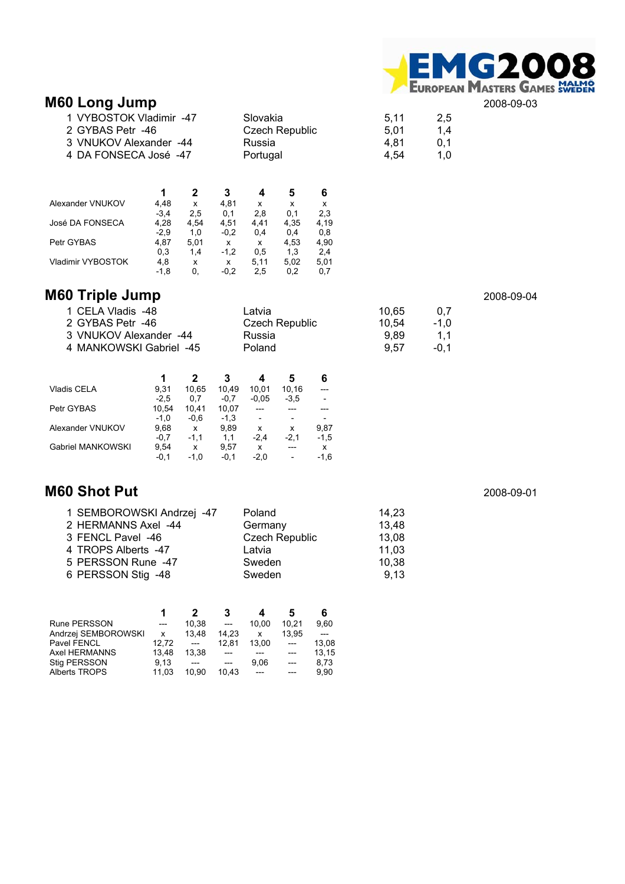## M60 Long Jump

2008-09-03

| | | | |
|---|---|---|---|
| 1 VYBOSTOK Vladimir -47 | Slovakia | 5,11 | 2,5 |
| 2 GYBAS Petr -46 | Czech Republic | 5,01 | 1,4 |
| 3 VNUKOV Alexander -44 | Russia | 4,81 | 0,1 |
| 4 DA FONSECA José -47 | Portugal | 4,54 | 1,0 |

| | 1 | 2 | 3 | 4 | 5 | 6 |
|---|---|---|---|---|---|---|
| Alexander VNUKOV | 4,48 | x | 4,81 | x | x | x |
| | -3,4 | 2,5 | 0,1 | 2,8 | 0,1 | 2,3 |
| José DA FONSECA | 4,28 | 4,54 | 4,51 | 4,41 | 4,35 | 4,19 |
| | -2,9 | 1,0 | -0,2 | 0,4 | 0,4 | 0,8 |
| Petr GYBAS | 4,87 | 5,01 | x | x | 4,53 | 4,90 |
| | 0,3 | 1,4 | -1,2 | 0,5 | 1,3 | 2,4 |
| Vladimir VYBOSTOK | 4,8 | x | x | 5,11 | 5,02 | 5,01 |
| | -1,8 | 0, | -0,2 | 2,5 | 0,2 | 0,7 |

## M60 Triple Jump

2008-09-04

| | | | |
|---|---|---|---|
| 1 CELA Vladis -48 | Latvia | 10,65 | 0,7 |
| 2 GYBAS Petr -46 | Czech Republic | 10,54 | -1,0 |
| 3 VNUKOV Alexander -44 | Russia | 9,89 | 1,1 |
| 4 MANKOWSKI Gabriel -45 | Poland | 9,57 | -0,1 |

| | 1 | 2 | 3 | 4 | 5 | 6 |
|---|---|---|---|---|---|---|
| Vladis CELA | 9,31 | 10,65 | 10,49 | 10,01 | 10,16 | --- |
| | -2,5 | 0,7 | -0,7 | -0,05 | -3,5 | - |
| Petr GYBAS | 10,54 | 10,41 | 10,07 | --- | --- | --- |
| | -1,0 | -0,6 | -1,3 | - | - | - |
| Alexander VNUKOV | 9,68 | x | 9,89 | x | x | 9,87 |
| | -0,7 | -1,1 | 1,1 | -2,4 | -2,1 | -1,5 |
| Gabriel MANKOWSKI | 9,54 | x | 9,57 | x | --- | x |
| | -0,1 | -1,0 | -0,1 | -2,0 | - | -1,6 |

## M60 Shot Put

2008-09-01

| | | |
|---|---|---|
| 1 SEMBOROWSKI Andrzej -47 | Poland | 14,23 |
| 2 HERMANNS Axel -44 | Germany | 13,48 |
| 3 FENCL Pavel -46 | Czech Republic | 13,08 |
| 4 TROPS Alberts -47 | Latvia | 11,03 |
| 5 PERSSON Rune -47 | Sweden | 10,38 |
| 6 PERSSON Stig -48 | Sweden | 9,13 |

| | 1 | 2 | 3 | 4 | 5 | 6 |
|---|---|---|---|---|---|---|
| Rune PERSSON | --- | 10,38 | --- | 10,00 | 10,21 | 9,60 |
| Andrzej SEMBOROWSKI | x | 13,48 | 14,23 | x | 13,95 | --- |
| Pavel FENCL | 12,72 | --- | 12,81 | 13,00 | --- | 13,08 |
| Axel HERMANNS | 13,48 | 13,38 | --- | --- | --- | 13,15 |
| Stig PERSSON | 9,13 | --- | --- | 9,06 | --- | 8,73 |
| Alberts TROPS | 11,03 | 10,90 | 10,43 | --- | --- | 9,90 |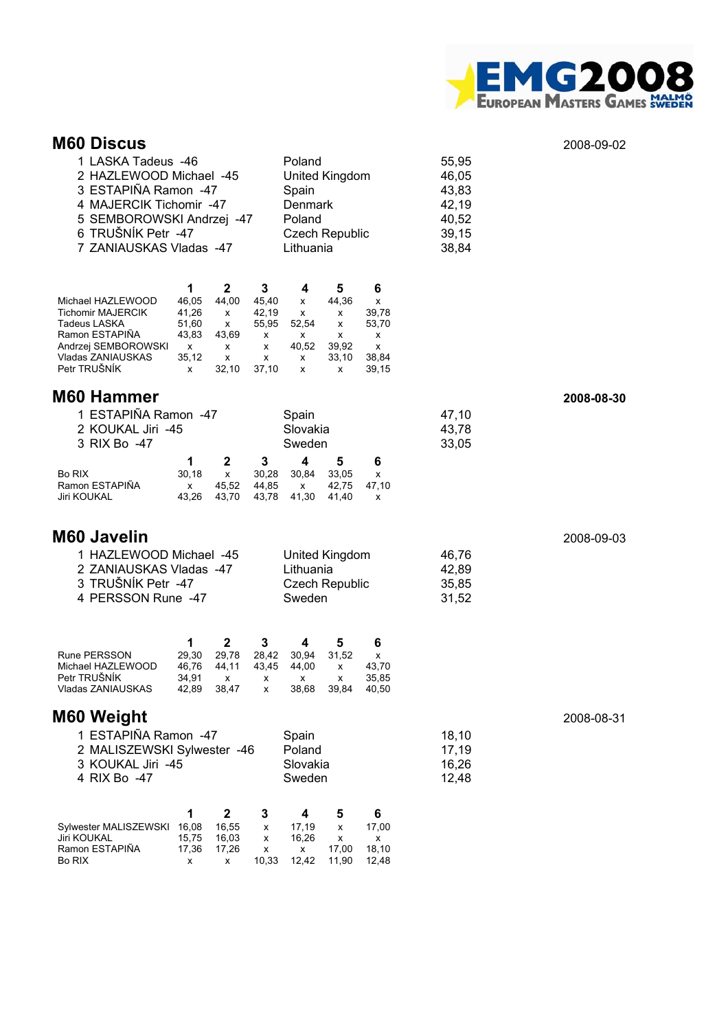## M60 Discus

2008-09-02

| | | |
|---|---|---|
| 1 LASKA Tadeus -46 | Poland | 55,95 |
| 2 HAZLEWOOD Michael -45 | United Kingdom | 46,05 |
| 3 ESTAPIÑA Ramon -47 | Spain | 43,83 |
| 4 MAJERCIK Tichomir -47 | Denmark | 42,19 |
| 5 SEMBOROWSKI Andrzej -47 | Poland | 40,52 |
| 6 TRUŠNÍK Petr -47 | Czech Republic | 39,15 |
| 7 ZANIAUSKAS Vladas -47 | Lithuania | 38,84 |

| | 1 | 2 | 3 | 4 | 5 | 6 |
|---|---|---|---|---|---|---|
| Michael HAZLEWOOD | 46,05 | 44,00 | 45,40 | x | 44,36 | x |
| Tichomir MAJERCIK | 41,26 | x | 42,19 | x | x | 39,78 |
| Tadeus LASKA | 51,60 | x | 55,95 | 52,54 | x | 53,70 |
| Ramon ESTAPIÑA | 43,83 | 43,69 | x | x | x | x |
| Andrzej SEMBOROWSKI | x | x | x | 40,52 | 39,92 | x |
| Vladas ZANIAUSKAS | 35,12 | x | x | x | 33,10 | 38,84 |
| Petr TRUŠNÍK | x | 32,10 | 37,10 | x | x | 39,15 |

## M60 Hammer

**2008-08-30**

| | | |
|---|---|---|
| 1 ESTAPIÑA Ramon -47 | Spain | 47,10 |
| 2 KOUKAL Jiri -45 | Slovakia | 43,78 |
| 3 RIX Bo -47 | Sweden | 33,05 |

| | 1 | 2 | 3 | 4 | 5 | 6 |
|---|---|---|---|---|---|---|
| Bo RIX | 30,18 | x | 30,28 | 30,84 | 33,05 | x |
| Ramon ESTAPIÑA | x | 45,52 | 44,85 | x | 42,75 | 47,10 |
| Jiri KOUKAL | 43,26 | 43,70 | 43,78 | 41,30 | 41,40 | x |

## M60 Javelin

2008-09-03

| | | |
|---|---|---|
| 1 HAZLEWOOD Michael -45 | United Kingdom | 46,76 |
| 2 ZANIAUSKAS Vladas -47 | Lithuania | 42,89 |
| 3 TRUŠNÍK Petr -47 | Czech Republic | 35,85 |
| 4 PERSSON Rune -47 | Sweden | 31,52 |

| | 1 | 2 | 3 | 4 | 5 | 6 |
|---|---|---|---|---|---|---|
| Rune PERSSON | 29,30 | 29,78 | 28,42 | 30,94 | 31,52 | x |
| Michael HAZLEWOOD | 46,76 | 44,11 | 43,45 | 44,00 | x | 43,70 |
| Petr TRUŠNÍK | 34,91 | x | x | x | x | 35,85 |
| Vladas ZANIAUSKAS | 42,89 | 38,47 | x | 38,68 | 39,84 | 40,50 |

## M60 Weight

2008-08-31

| | | |
|---|---|---|
| 1 ESTAPIÑA Ramon -47 | Spain | 18,10 |
| 2 MALISZEWSKI Sylwester -46 | Poland | 17,19 |
| 3 KOUKAL Jiri -45 | Slovakia | 16,26 |
| 4 RIX Bo -47 | Sweden | 12,48 |

| | 1 | 2 | 3 | 4 | 5 | 6 |
|---|---|---|---|---|---|---|
| Sylwester MALISZEWSKI | 16,08 | 16,55 | x | 17,19 | x | 17,00 |
| Jiri KOUKAL | 15,75 | 16,03 | x | 16,26 | x | x |
| Ramon ESTAPIÑA | 17,36 | 17,26 | x | x | 17,00 | 18,10 |
| Bo RIX | x | x | 10,33 | 12,42 | 11,90 | 12,48 |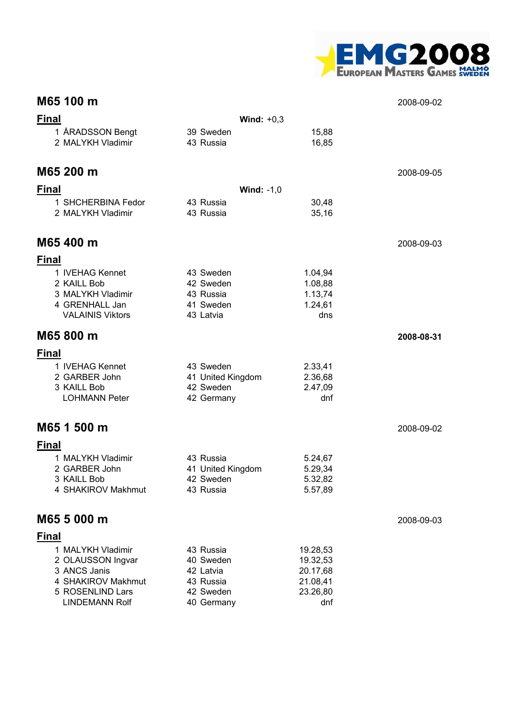## M65 100 m

2008-09-02

**Final** — **Wind:** +0,3

| Place | Name | Year | Country | Result |
|---|---|---|---|---|
| 1 | ÅRADSSON Bengt | 39 | Sweden | 15,88 |
| 2 | MALYKH Vladimir | 43 | Russia | 16,85 |

## M65 200 m

2008-09-05

**Final** — **Wind:** -1,0

| Place | Name | Year | Country | Result |
|---|---|---|---|---|
| 1 | SHCHERBINA Fedor | 43 | Russia | 30,48 |
| 2 | MALYKH Vladimir | 43 | Russia | 35,16 |

## M65 400 m

2008-09-03

**Final**

| Place | Name | Year | Country | Result |
|---|---|---|---|---|
| 1 | IVEHAG Kennet | 43 | Sweden | 1.04,94 |
| 2 | KAILL Bob | 42 | Sweden | 1.08,88 |
| 3 | MALYKH Vladimir | 43 | Russia | 1.13,74 |
| 4 | GRENHALL Jan | 41 | Sweden | 1.24,61 |
| | VALAINIS Viktors | 43 | Latvia | dns |

## M65 800 m

**2008-08-31**

**Final**

| Place | Name | Year | Country | Result |
|---|---|---|---|---|
| 1 | IVEHAG Kennet | 43 | Sweden | 2.33,41 |
| 2 | GARBER John | 41 | United Kingdom | 2.36,68 |
| 3 | KAILL Bob | 42 | Sweden | 2.47,09 |
| | LOHMANN Peter | 42 | Germany | dnf |

## M65 1 500 m

2008-09-02

**Final**

| Place | Name | Year | Country | Result |
|---|---|---|---|---|
| 1 | MALYKH Vladimir | 43 | Russia | 5.24,67 |
| 2 | GARBER John | 41 | United Kingdom | 5.29,34 |
| 3 | KAILL Bob | 42 | Sweden | 5.32,82 |
| 4 | SHAKIROV Makhmut | 43 | Russia | 5.57,89 |

## M65 5 000 m

2008-09-03

**Final**

| Place | Name | Year | Country | Result |
|---|---|---|---|---|
| 1 | MALYKH Vladimir | 43 | Russia | 19.28,53 |
| 2 | OLAUSSON Ingvar | 40 | Sweden | 19.32,53 |
| 3 | ANCS Janis | 42 | Latvia | 20.17,68 |
| 4 | SHAKIROV Makhmut | 43 | Russia | 21.08,41 |
| 5 | ROSENLIND Lars | 42 | Sweden | 23.26,80 |
| | LINDEMANN Rolf | 40 | Germany | dnf |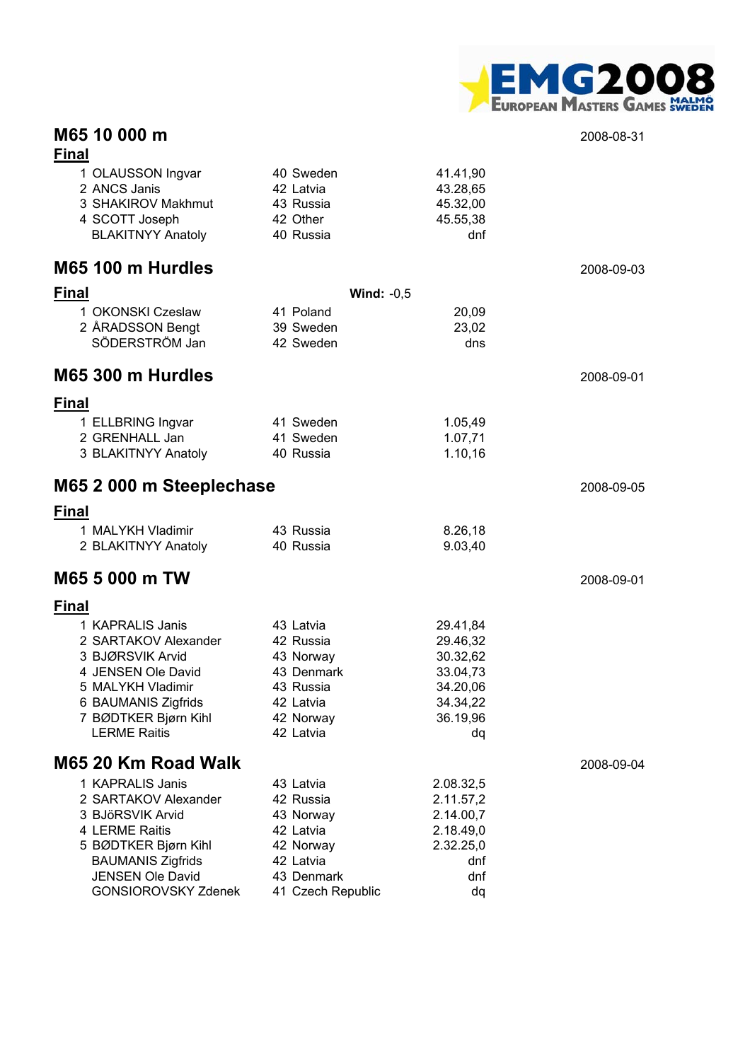## M65 10 000 m

2008-08-31

**Final**

| | | | | |
|---|---|---|---|---|
| 1 | OLAUSSON Ingvar | 40 | Sweden | 41.41,90 |
| 2 | ANCS Janis | 42 | Latvia | 43.28,65 |
| 3 | SHAKIROV Makhmut | 43 | Russia | 45.32,00 |
| 4 | SCOTT Joseph | 42 | Other | 45.55,38 |
| | BLAKITNYY Anatoly | 40 | Russia | dnf |

## M65 100 m Hurdles

2008-09-03

**Final** — **Wind:** -0,5

| | | | | |
|---|---|---|---|---|
| 1 | OKONSKI Czeslaw | 41 | Poland | 20,09 |
| 2 | ÅRADSSON Bengt | 39 | Sweden | 23,02 |
| | SÖDERSTRÖM Jan | 42 | Sweden | dns |

## M65 300 m Hurdles

2008-09-01

**Final**

| | | | | |
|---|---|---|---|---|
| 1 | ELLBRING Ingvar | 41 | Sweden | 1.05,49 |
| 2 | GRENHALL Jan | 41 | Sweden | 1.07,71 |
| 3 | BLAKITNYY Anatoly | 40 | Russia | 1.10,16 |

## M65 2 000 m Steeplechase

2008-09-05

**Final**

| | | | | |
|---|---|---|---|---|
| 1 | MALYKH Vladimir | 43 | Russia | 8.26,18 |
| 2 | BLAKITNYY Anatoly | 40 | Russia | 9.03,40 |

## M65 5 000 m TW

2008-09-01

**Final**

| | | | | |
|---|---|---|---|---|
| 1 | KAPRALIS Janis | 43 | Latvia | 29.41,84 |
| 2 | SARTAKOV Alexander | 42 | Russia | 29.46,32 |
| 3 | BJØRSVIK Arvid | 43 | Norway | 30.32,62 |
| 4 | JENSEN Ole David | 43 | Denmark | 33.04,73 |
| 5 | MALYKH Vladimir | 43 | Russia | 34.20,06 |
| 6 | BAUMANIS Zigfrids | 42 | Latvia | 34.34,22 |
| 7 | BØDTKER Bjørn Kihl | 42 | Norway | 36.19,96 |
| | LERME Raitis | 42 | Latvia | dq |

## M65 20 Km Road Walk

2008-09-04

| | | | | |
|---|---|---|---|---|
| 1 | KAPRALIS Janis | 43 | Latvia | 2.08.32,5 |
| 2 | SARTAKOV Alexander | 42 | Russia | 2.11.57,2 |
| 3 | BJöRSVIK Arvid | 43 | Norway | 2.14.00,7 |
| 4 | LERME Raitis | 42 | Latvia | 2.18.49,0 |
| 5 | BØDTKER Bjørn Kihl | 42 | Norway | 2.32.25,0 |
| | BAUMANIS Zigfrids | 42 | Latvia | dnf |
| | JENSEN Ole David | 43 | Denmark | dnf |
| | GONSIOROVSKY Zdenek | 41 | Czech Republic | dq |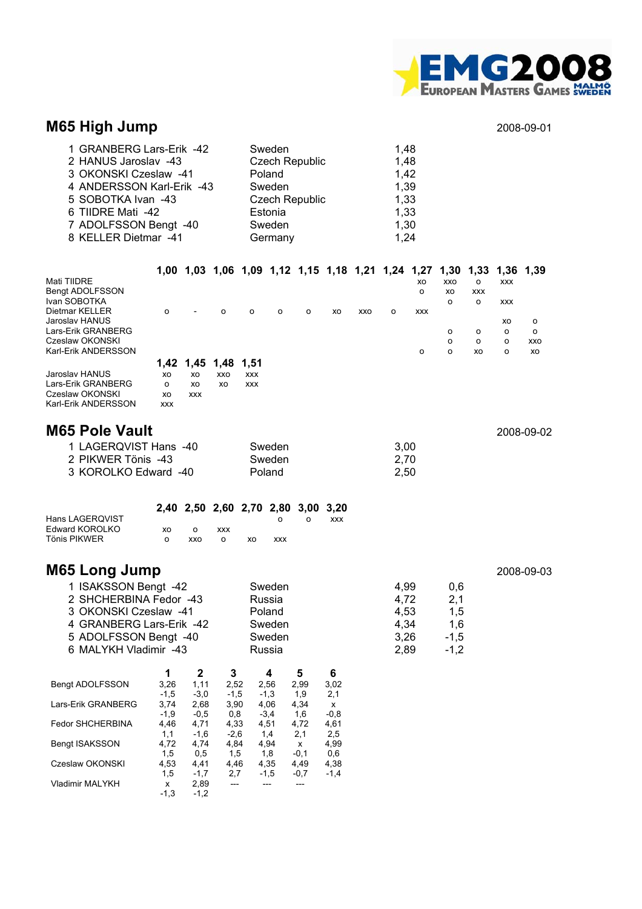## M65 High Jump

2008-09-01

| Place | Name | Country | Result |
|---|---|---|---|
| 1 | GRANBERG Lars-Erik -42 | Sweden | 1,48 |
| 2 | HANUS Jaroslav -43 | Czech Republic | 1,48 |
| 3 | OKONSKI Czeslaw -41 | Poland | 1,42 |
| 4 | ANDERSSON Karl-Erik -43 | Sweden | 1,39 |
| 5 | SOBOTKA Ivan -43 | Czech Republic | 1,33 |
| 6 | TIIDRE Mati -42 | Estonia | 1,33 |
| 7 | ADOLFSSON Bengt -40 | Sweden | 1,30 |
| 8 | KELLER Dietmar -41 | Germany | 1,24 |

| | 1,00 | 1,03 | 1,06 | 1,09 | 1,12 | 1,15 | 1,18 | 1,21 | 1,24 | 1,27 | 1,30 | 1,33 | 1,36 | 1,39 |
|---|---|---|---|---|---|---|---|---|---|---|---|---|---|---|
| Mati TIIDRE | | | | | | | | | | xo | xxo | o | xxx | |
| Bengt ADOLFSSON | | | | | | | | | | o | xo | xxx | | |
| Ivan SOBOTKA | | | | | | | | | | | o | o | xxx | |
| Dietmar KELLER | o | - | o | o | o | o | xo | xxo | o | xxx | | | | |
| Jaroslav HANUS | | | | | | | | | | | | | xo | o |
| Lars-Erik GRANBERG | | | | | | | | | | | o | o | o | o |
| Czeslaw OKONSKI | | | | | | | | | | | o | o | o | xxo |
| Karl-Erik ANDERSSON | | | | | | | | | | o | o | xo | o | xo |

| | 1,42 | 1,45 | 1,48 | 1,51 |
|---|---|---|---|---|
| Jaroslav HANUS | xo | xo | xxo | xxx |
| Lars-Erik GRANBERG | o | xo | xo | xxx |
| Czeslaw OKONSKI | xo | xxx | | |
| Karl-Erik ANDERSSON | xxx | | | |

## M65 Pole Vault

2008-09-02

| Place | Name | Country | Result |
|---|---|---|---|
| 1 | LAGERQVIST Hans -40 | Sweden | 3,00 |
| 2 | PIKWER Tönis -43 | Sweden | 2,70 |
| 3 | KOROLKO Edward -40 | Poland | 2,50 |

| | 2,40 | 2,50 | 2,60 | 2,70 | 2,80 | 3,00 | 3,20 |
|---|---|---|---|---|---|---|---|
| Hans LAGERQVIST | | | | | o | o | xxx |
| Edward KOROLKO | xo | o | xxx | | | | |
| Tönis PIKWER | o | xxo | o | xo | xxx | | |

## M65 Long Jump

2008-09-03

| Place | Name | Country | Result | Wind |
|---|---|---|---|---|
| 1 | ISAKSSON Bengt -42 | Sweden | 4,99 | 0,6 |
| 2 | SHCHERBINA Fedor -43 | Russia | 4,72 | 2,1 |
| 3 | OKONSKI Czeslaw -41 | Poland | 4,53 | 1,5 |
| 4 | GRANBERG Lars-Erik -42 | Sweden | 4,34 | 1,6 |
| 5 | ADOLFSSON Bengt -40 | Sweden | 3,26 | -1,5 |
| 6 | MALYKH Vladimir -43 | Russia | 2,89 | -1,2 |

| | 1 | 2 | 3 | 4 | 5 | 6 |
|---|---|---|---|---|---|---|
| Bengt ADOLFSSON | 3,26 | 1,11 | 2,52 | 2,56 | 2,99 | 3,02 |
| | -1,5 | -3,0 | -1,5 | -1,3 | 1,9 | 2,1 |
| Lars-Erik GRANBERG | 3,74 | 2,68 | 3,90 | 4,06 | 4,34 | x |
| | -1,9 | -0,5 | 0,8 | -3,4 | 1,6 | -0,8 |
| Fedor SHCHERBINA | 4,46 | 4,71 | 4,33 | 4,51 | 4,72 | 4,61 |
| | 1,1 | -1,6 | -2,6 | 1,4 | 2,1 | 2,5 |
| Bengt ISAKSSON | 4,72 | 4,74 | 4,84 | 4,94 | x | 4,99 |
| | 1,5 | 0,5 | 1,5 | 1,8 | -0,1 | 0,6 |
| Czeslaw OKONSKI | 4,53 | 4,41 | 4,46 | 4,35 | 4,49 | 4,38 |
| | 1,5 | -1,7 | 2,7 | -1,5 | -0,7 | -1,4 |
| Vladimir MALYKH | x | 2,89 | --- | --- | --- | |
| | -1,3 | -1,2 | | | | |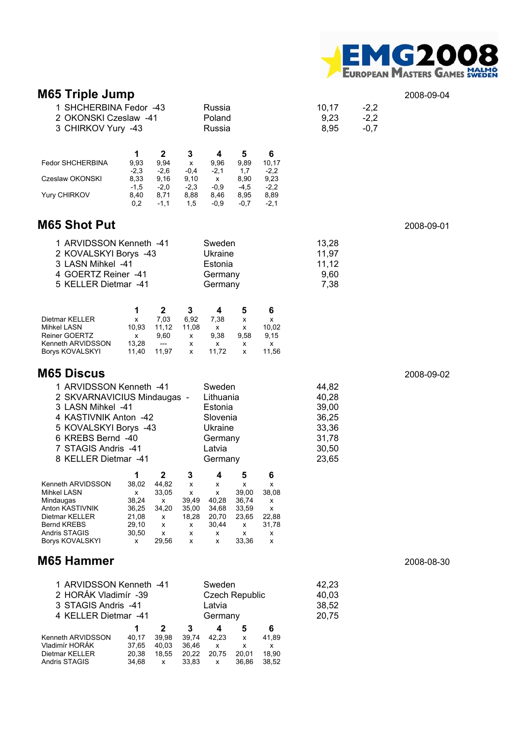## M65 Triple Jump

2008-09-04

| | | | |
|---|---|---|---|
| 1 SHCHERBINA Fedor -43 | Russia | 10,17 | -2,2 |
| 2 OKONSKI Czeslaw -41 | Poland | 9,23 | -2,2 |
| 3 CHIRKOV Yury -43 | Russia | 8,95 | -0,7 |

| | 1 | 2 | 3 | 4 | 5 | 6 |
|---|---|---|---|---|---|---|
| Fedor SHCHERBINA | 9,93 | 9,94 | x | 9,96 | 9,89 | 10,17 |
| | -2,3 | -2,6 | -0,4 | -2,1 | 1,7 | -2,2 |
| Czeslaw OKONSKI | 8,33 | 9,16 | 9,10 | x | 8,90 | 9,23 |
| | -1,5 | -2,0 | -2,3 | -0,9 | -4,5 | -2,2 |
| Yury CHIRKOV | 8,40 | 8,71 | 8,88 | 8,46 | 8,95 | 8,89 |
| | 0,2 | -1,1 | 1,5 | -0,9 | -0,7 | -2,1 |

## M65 Shot Put

2008-09-01

| | | |
|---|---|---|
| 1 ARVIDSSON Kenneth -41 | Sweden | 13,28 |
| 2 KOVALSKYI Borys -43 | Ukraine | 11,97 |
| 3 LASN Mihkel -41 | Estonia | 11,12 |
| 4 GOERTZ Reiner -41 | Germany | 9,60 |
| 5 KELLER Dietmar -41 | Germany | 7,38 |

| | 1 | 2 | 3 | 4 | 5 | 6 |
|---|---|---|---|---|---|---|
| Dietmar KELLER | x | 7,03 | 6,92 | 7,38 | x | x |
| Mihkel LASN | 10,93 | 11,12 | 11,08 | x | x | 10,02 |
| Reiner GOERTZ | x | 9,60 | x | 9,38 | 9,58 | 9,15 |
| Kenneth ARVIDSSON | 13,28 | --- | x | x | x | x |
| Borys KOVALSKYI | 11,40 | 11,97 | x | 11,72 | x | 11,56 |

## M65 Discus

2008-09-02

| | | |
|---|---|---|
| 1 ARVIDSSON Kenneth -41 | Sweden | 44,82 |
| 2 SKVARNAVICIUS Mindaugas - | Lithuania | 40,28 |
| 3 LASN Mihkel -41 | Estonia | 39,00 |
| 4 KASTIVNIK Anton -42 | Slovenia | 36,25 |
| 5 KOVALSKYI Borys -43 | Ukraine | 33,36 |
| 6 KREBS Bernd -40 | Germany | 31,78 |
| 7 STAGIS Andris -41 | Latvia | 30,50 |
| 8 KELLER Dietmar -41 | Germany | 23,65 |

| | 1 | 2 | 3 | 4 | 5 | 6 |
|---|---|---|---|---|---|---|
| Kenneth ARVIDSSON | 38,02 | 44,82 | x | x | x | x |
| Mihkel LASN | x | 33,05 | x | x | 39,00 | 38,08 |
| Mindaugas | 38,24 | x | 39,49 | 40,28 | 36,74 | x |
| Anton KASTIVNIK | 36,25 | 34,20 | 35,00 | 34,68 | 33,59 | x |
| Dietmar KELLER | 21,08 | x | 18,28 | 20,70 | 23,65 | 22,88 |
| Bernd KREBS | 29,10 | x | x | 30,44 | x | 31,78 |
| Andris STAGIS | 30,50 | x | x | x | x | x |
| Borys KOVALSKYI | x | 29,56 | x | x | 33,36 | x |

## M65 Hammer

2008-08-30

| | | |
|---|---|---|
| 1 ARVIDSSON Kenneth -41 | Sweden | 42,23 |
| 2 HORÁK Vladimír -39 | Czech Republic | 40,03 |
| 3 STAGIS Andris -41 | Latvia | 38,52 |
| 4 KELLER Dietmar -41 | Germany | 20,75 |

| | 1 | 2 | 3 | 4 | 5 | 6 |
|---|---|---|---|---|---|---|
| Kenneth ARVIDSSON | 40,17 | 39,98 | 39,74 | 42,23 | x | 41,89 |
| Vladimír HORÁK | 37,65 | 40,03 | 36,46 | x | x | x |
| Dietmar KELLER | 20,38 | 18,55 | 20,22 | 20,75 | 20,01 | 18,90 |
| Andris STAGIS | 34,68 | x | 33,83 | x | 36,86 | 38,52 |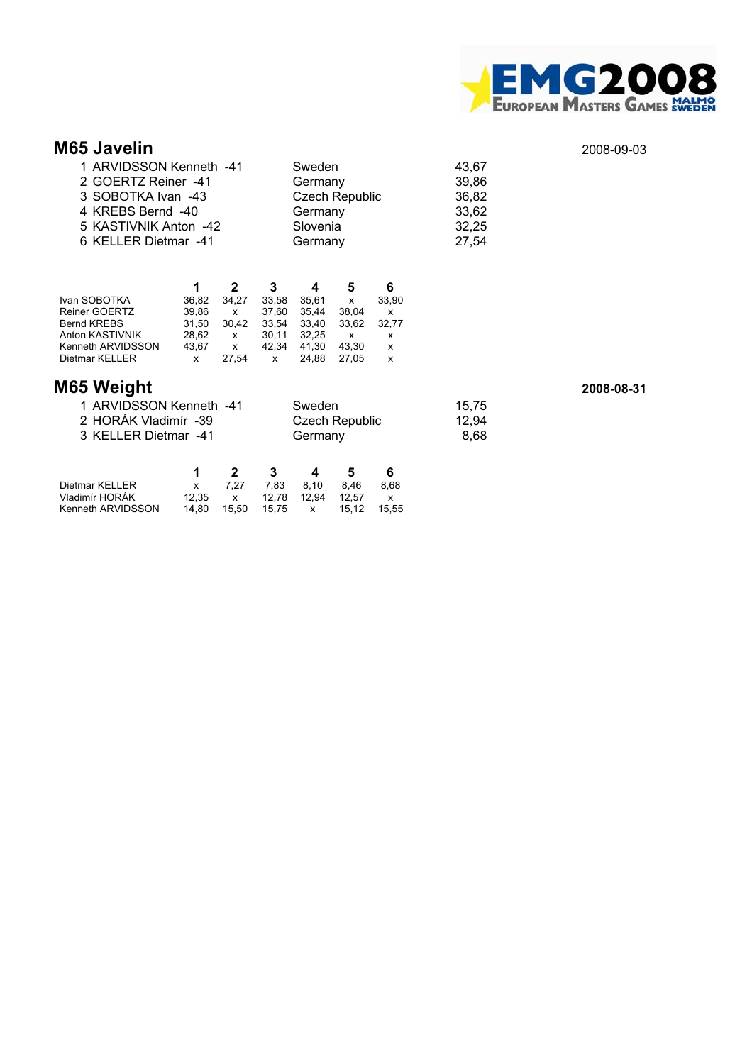## M65 Javelin

2008-09-03

| | | | |
|---|---|---|---|
| 1 | ARVIDSSON Kenneth -41 | Sweden | 43,67 |
| 2 | GOERTZ Reiner -41 | Germany | 39,86 |
| 3 | SOBOTKA Ivan -43 | Czech Republic | 36,82 |
| 4 | KREBS Bernd -40 | Germany | 33,62 |
| 5 | KASTIVNIK Anton -42 | Slovenia | 32,25 |
| 6 | KELLER Dietmar -41 | Germany | 27,54 |

| | 1 | 2 | 3 | 4 | 5 | 6 |
|---|---|---|---|---|---|---|
| Ivan SOBOTKA | 36,82 | 34,27 | 33,58 | 35,61 | x | 33,90 |
| Reiner GOERTZ | 39,86 | x | 37,60 | 35,44 | 38,04 | x |
| Bernd KREBS | 31,50 | 30,42 | 33,54 | 33,40 | 33,62 | 32,77 |
| Anton KASTIVNIK | 28,62 | x | 30,11 | 32,25 | x | x |
| Kenneth ARVIDSSON | 43,67 | x | 42,34 | 41,30 | 43,30 | x |
| Dietmar KELLER | x | 27,54 | x | 24,88 | 27,05 | x |

## M65 Weight

**2008-08-31**

| | | | |
|---|---|---|---|
| 1 | ARVIDSSON Kenneth -41 | Sweden | 15,75 |
| 2 | HORÁK Vladimír -39 | Czech Republic | 12,94 |
| 3 | KELLER Dietmar -41 | Germany | 8,68 |

| | 1 | 2 | 3 | 4 | 5 | 6 |
|---|---|---|---|---|---|---|
| Dietmar KELLER | x | 7,27 | 7,83 | 8,10 | 8,46 | 8,68 |
| Vladimír HORÁK | 12,35 | x | 12,78 | 12,94 | 12,57 | x |
| Kenneth ARVIDSSON | 14,80 | 15,50 | 15,75 | x | 15,12 | 15,55 |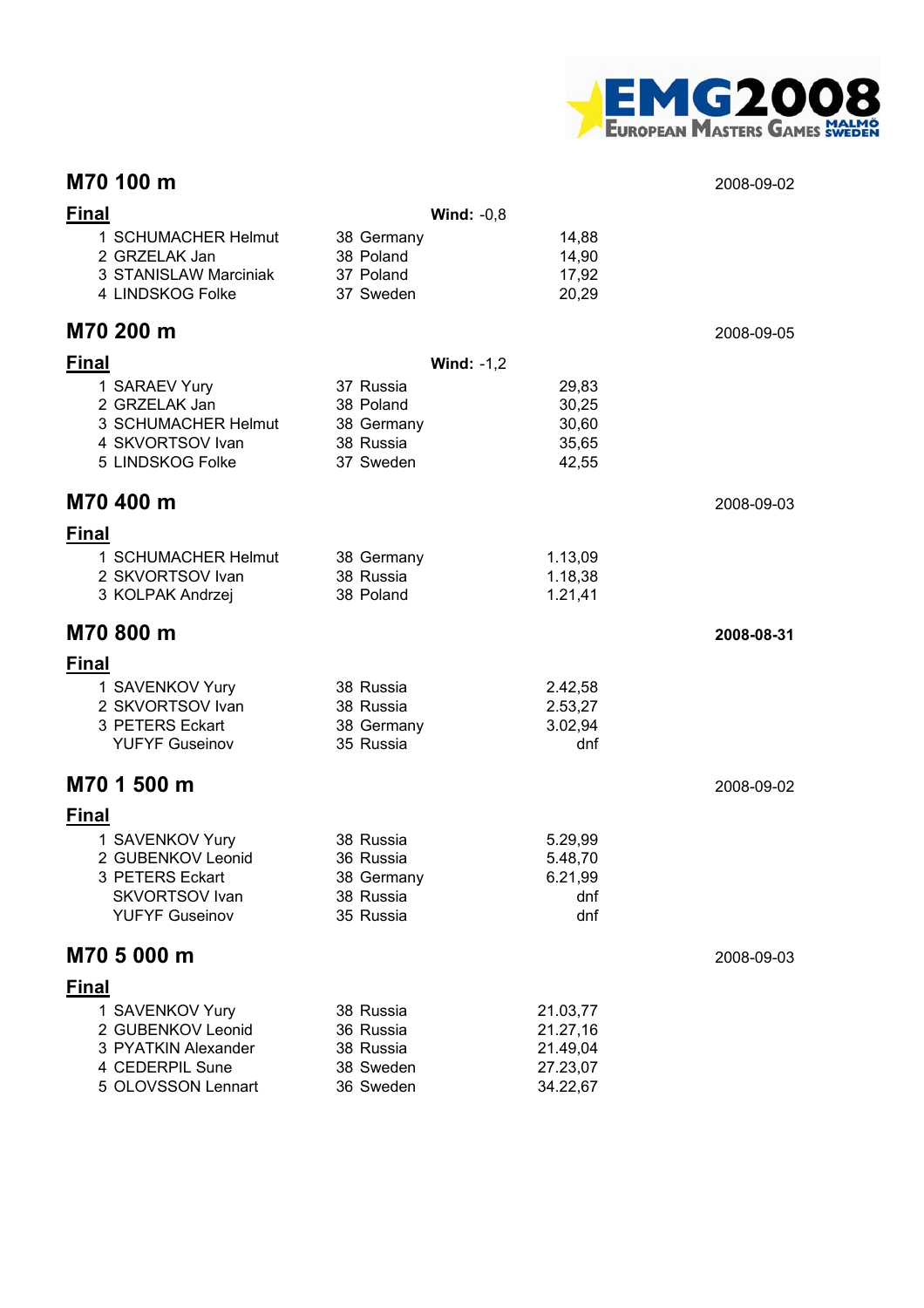## M70 100 m

2008-09-02

### Final

**Wind:** -0,8

| Place | Name | Born | Country | Result |
|---|---|---|---|---|
| 1 | SCHUMACHER Helmut | 38 | Germany | 14,88 |
| 2 | GRZELAK Jan | 38 | Poland | 14,90 |
| 3 | STANISLAW Marciniak | 37 | Poland | 17,92 |
| 4 | LINDSKOG Folke | 37 | Sweden | 20,29 |

## M70 200 m

2008-09-05

### Final

**Wind:** -1,2

| Place | Name | Born | Country | Result |
|---|---|---|---|---|
| 1 | SARAEV Yury | 37 | Russia | 29,83 |
| 2 | GRZELAK Jan | 38 | Poland | 30,25 |
| 3 | SCHUMACHER Helmut | 38 | Germany | 30,60 |
| 4 | SKVORTSOV Ivan | 38 | Russia | 35,65 |
| 5 | LINDSKOG Folke | 37 | Sweden | 42,55 |

## M70 400 m

2008-09-03

### Final

| Place | Name | Born | Country | Result |
|---|---|---|---|---|
| 1 | SCHUMACHER Helmut | 38 | Germany | 1.13,09 |
| 2 | SKVORTSOV Ivan | 38 | Russia | 1.18,38 |
| 3 | KOLPAK Andrzej | 38 | Poland | 1.21,41 |

## M70 800 m

**2008-08-31**

### Final

| Place | Name | Born | Country | Result |
|---|---|---|---|---|
| 1 | SAVENKOV Yury | 38 | Russia | 2.42,58 |
| 2 | SKVORTSOV Ivan | 38 | Russia | 2.53,27 |
| 3 | PETERS Eckart | 38 | Germany | 3.02,94 |
| | YUFYF Guseinov | 35 | Russia | dnf |

## M70 1 500 m

2008-09-02

### Final

| Place | Name | Born | Country | Result |
|---|---|---|---|---|
| 1 | SAVENKOV Yury | 38 | Russia | 5.29,99 |
| 2 | GUBENKOV Leonid | 36 | Russia | 5.48,70 |
| 3 | PETERS Eckart | 38 | Germany | 6.21,99 |
| | SKVORTSOV Ivan | 38 | Russia | dnf |
| | YUFYF Guseinov | 35 | Russia | dnf |

## M70 5 000 m

2008-09-03

### Final

| Place | Name | Born | Country | Result |
|---|---|---|---|---|
| 1 | SAVENKOV Yury | 38 | Russia | 21.03,77 |
| 2 | GUBENKOV Leonid | 36 | Russia | 21.27,16 |
| 3 | PYATKIN Alexander | 38 | Russia | 21.49,04 |
| 4 | CEDERPIL Sune | 38 | Sweden | 27.23,07 |
| 5 | OLOVSSON Lennart | 36 | Sweden | 34.22,67 |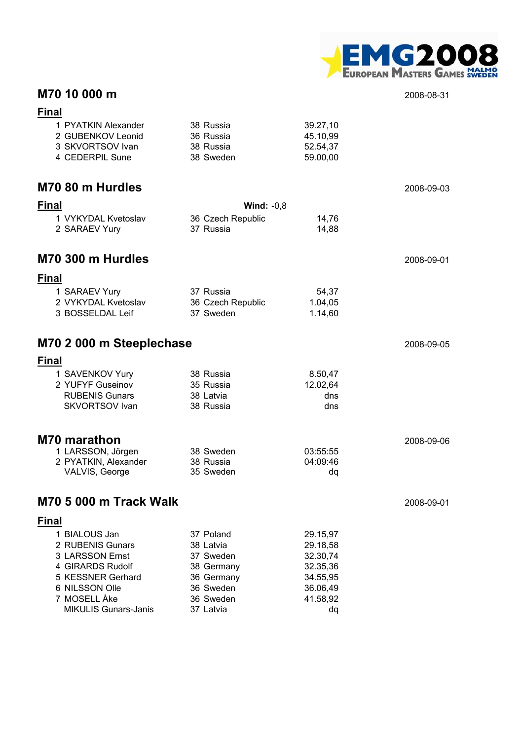## M70 10 000 m

2008-08-31

### Final

| Place | Name | Year | Country | Result |
|---|---|---|---|---|
| 1 | PYATKIN Alexander | 38 | Russia | 39.27,10 |
| 2 | GUBENKOV Leonid | 36 | Russia | 45.10,99 |
| 3 | SKVORTSOV Ivan | 38 | Russia | 52.54,37 |
| 4 | CEDERPIL Sune | 38 | Sweden | 59.00,00 |

## M70 80 m Hurdles

2008-09-03

### Final

**Wind:** -0,8

| Place | Name | Year | Country | Result |
|---|---|---|---|---|
| 1 | VYKYDAL Kvetoslav | 36 | Czech Republic | 14,76 |
| 2 | SARAEV Yury | 37 | Russia | 14,88 |

## M70 300 m Hurdles

2008-09-01

### Final

| Place | Name | Year | Country | Result |
|---|---|---|---|---|
| 1 | SARAEV Yury | 37 | Russia | 54,37 |
| 2 | VYKYDAL Kvetoslav | 36 | Czech Republic | 1.04,05 |
| 3 | BOSSELDAL Leif | 37 | Sweden | 1.14,60 |

## M70 2 000 m Steeplechase

2008-09-05

### Final

| Place | Name | Year | Country | Result |
|---|---|---|---|---|
| 1 | SAVENKOV Yury | 38 | Russia | 8.50,47 |
| 2 | YUFYF Guseinov | 35 | Russia | 12.02,64 |
| | RUBENIS Gunars | 38 | Latvia | dns |
| | SKVORTSOV Ivan | 38 | Russia | dns |

## M70 marathon

2008-09-06

| Place | Name | Year | Country | Result |
|---|---|---|---|---|
| 1 | LARSSON, Jörgen | 38 | Sweden | 03:55:55 |
| 2 | PYATKIN, Alexander | 38 | Russia | 04:09:46 |
| | VALVIS, George | 35 | Sweden | dq |

## M70 5 000 m Track Walk

2008-09-01

### Final

| Place | Name | Year | Country | Result |
|---|---|---|---|---|
| 1 | BIALOUS Jan | 37 | Poland | 29.15,97 |
| 2 | RUBENIS Gunars | 38 | Latvia | 29.18,58 |
| 3 | LARSSON Ernst | 37 | Sweden | 32.30,74 |
| 4 | GIRARDS Rudolf | 38 | Germany | 32.35,36 |
| 5 | KESSNER Gerhard | 36 | Germany | 34.55,95 |
| 6 | NILSSON Olle | 36 | Sweden | 36.06,49 |
| 7 | MOSELL Åke | 36 | Sweden | 41.58,92 |
| | MIKULIS Gunars-Janis | 37 | Latvia | dq |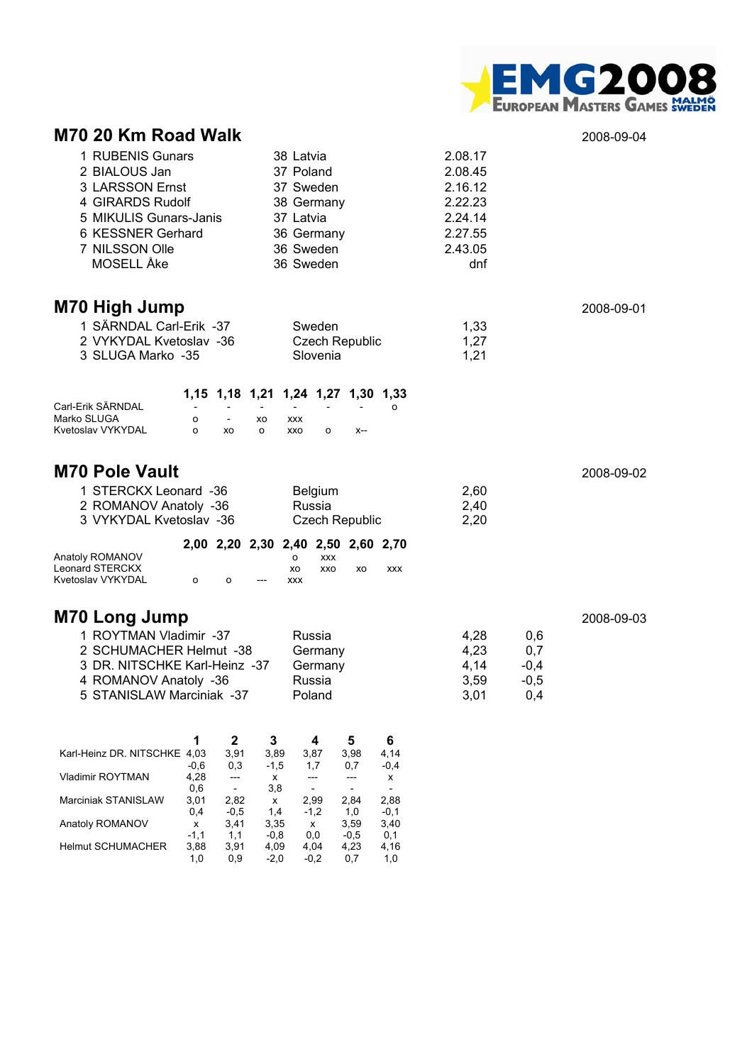## M70 20 Km Road Walk

2008-09-04

| Place | Name | Born | Country | Result |
|---|---|---|---|---|
| 1 | RUBENIS Gunars | 38 | Latvia | 2.08.17 |
| 2 | BIALOUS Jan | 37 | Poland | 2.08.45 |
| 3 | LARSSON Ernst | 37 | Sweden | 2.16.12 |
| 4 | GIRARDS Rudolf | 38 | Germany | 2.22.23 |
| 5 | MIKULIS Gunars-Janis | 37 | Latvia | 2.24.14 |
| 6 | KESSNER Gerhard | 36 | Germany | 2.27.55 |
| 7 | NILSSON Olle | 36 | Sweden | 2.43.05 |
| | MOSELL Åke | 36 | Sweden | dnf |

## M70 High Jump

2008-09-01

| Place | Name | Country | Result |
|---|---|---|---|
| 1 | SÄRNDAL Carl-Erik -37 | Sweden | 1,33 |
| 2 | VYKYDAL Kvetoslav -36 | Czech Republic | 1,27 |
| 3 | SLUGA Marko -35 | Slovenia | 1,21 |

| | 1,15 | 1,18 | 1,21 | 1,24 | 1,27 | 1,30 | 1,33 |
|---|---|---|---|---|---|---|---|
| Carl-Erik SÄRNDAL | - | - | - | - | - | - | o |
| Marko SLUGA | o | - | xo | xxx | | | |
| Kvetoslav VYKYDAL | o | xo | o | xxo | o | x-- | |

## M70 Pole Vault

2008-09-02

| Place | Name | Country | Result |
|---|---|---|---|
| 1 | STERCKX Leonard -36 | Belgium | 2,60 |
| 2 | ROMANOV Anatoly -36 | Russia | 2,40 |
| 3 | VYKYDAL Kvetoslav -36 | Czech Republic | 2,20 |

| | 2,00 | 2,20 | 2,30 | 2,40 | 2,50 | 2,60 | 2,70 |
|---|---|---|---|---|---|---|---|
| Anatoly ROMANOV | | | | o | xxx | | |
| Leonard STERCKX | | | | xo | xxo | xo | xxx |
| Kvetoslav VYKYDAL | o | o | --- | xxx | | | |

## M70 Long Jump

2008-09-03

| Place | Name | Country | Result | Wind |
|---|---|---|---|---|
| 1 | ROYTMAN Vladimir -37 | Russia | 4,28 | 0,6 |
| 2 | SCHUMACHER Helmut -38 | Germany | 4,23 | 0,7 |
| 3 | DR. NITSCHKE Karl-Heinz -37 | Germany | 4,14 | -0,4 |
| 4 | ROMANOV Anatoly -36 | Russia | 3,59 | -0,5 |
| 5 | STANISLAW Marciniak -37 | Poland | 3,01 | 0,4 |

| | 1 | 2 | 3 | 4 | 5 | 6 |
|---|---|---|---|---|---|---|
| Karl-Heinz DR. NITSCHKE | 4,03 | 3,91 | 3,89 | 3,87 | 3,98 | 4,14 |
| | -0,6 | 0,3 | -1,5 | 1,7 | 0,7 | -0,4 |
| Vladimir ROYTMAN | 4,28 | --- | x | --- | --- | x |
| | 0,6 | - | 3,8 | - | - | - |
| Marciniak STANISLAW | 3,01 | 2,82 | x | 2,99 | 2,84 | 2,88 |
| | 0,4 | -0,5 | 1,4 | -1,2 | 1,0 | -0,1 |
| Anatoly ROMANOV | x | 3,41 | 3,35 | x | 3,59 | 3,40 |
| | -1,1 | 1,1 | -0,8 | 0,0 | -0,5 | 0,1 |
| Helmut SCHUMACHER | 3,88 | 3,91 | 4,09 | 4,04 | 4,23 | 4,16 |
| | 1,0 | 0,9 | -2,0 | -0,2 | 0,7 | 1,0 |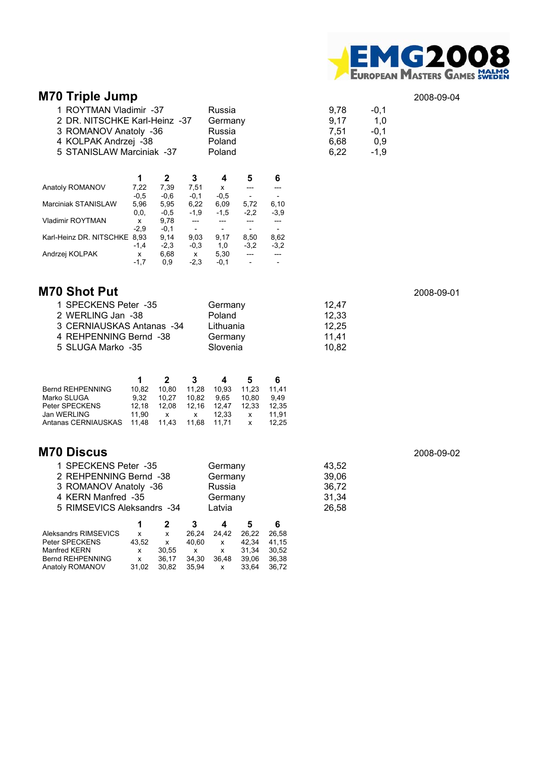## M70 Triple Jump

2008-09-04

| | | | | |
|---|---|---|---|---|
| 1 | ROYTMAN Vladimir -37 | Russia | 9,78 | -0,1 |
| 2 | DR. NITSCHKE Karl-Heinz -37 | Germany | 9,17 | 1,0 |
| 3 | ROMANOV Anatoly -36 | Russia | 7,51 | -0,1 |
| 4 | KOLPAK Andrzej -38 | Poland | 6,68 | 0,9 |
| 5 | STANISLAW Marciniak -37 | Poland | 6,22 | -1,9 |

| | 1 | 2 | 3 | 4 | 5 | 6 |
|---|---|---|---|---|---|---|
| Anatoly ROMANOV | 7,22 | 7,39 | 7,51 | x | --- | --- |
| | -0,5 | -0,6 | -0,1 | -0,5 | - | - |
| Marciniak STANISLAW | 5,96 | 5,95 | 6,22 | 6,09 | 5,72 | 6,10 |
| | 0,0, | -0,5 | -1,9 | -1,5 | -2,2 | -3,9 |
| Vladimir ROYTMAN | x | 9,78 | --- | --- | --- | --- |
| | -2,9 | -0,1 | - | - | - | - |
| Karl-Heinz DR. NITSCHKE | 8,93 | 9,14 | 9,03 | 9,17 | 8,50 | 8,62 |
| | -1,4 | -2,3 | -0,3 | 1,0 | -3,2 | -3,2 |
| Andrzej KOLPAK | x | 6,68 | x | 5,30 | --- | --- |
| | -1,7 | 0,9 | -2,3 | -0,1 | - | - |

## M70 Shot Put

2008-09-01

| | | | |
|---|---|---|---|
| 1 | SPECKENS Peter -35 | Germany | 12,47 |
| 2 | WERLING Jan -38 | Poland | 12,33 |
| 3 | CERNIAUSKAS Antanas -34 | Lithuania | 12,25 |
| 4 | REHPENNING Bernd -38 | Germany | 11,41 |
| 5 | SLUGA Marko -35 | Slovenia | 10,82 |

| | 1 | 2 | 3 | 4 | 5 | 6 |
|---|---|---|---|---|---|---|
| Bernd REHPENNING | 10,82 | 10,80 | 11,28 | 10,93 | 11,23 | 11,41 |
| Marko SLUGA | 9,32 | 10,27 | 10,82 | 9,65 | 10,80 | 9,49 |
| Peter SPECKENS | 12,18 | 12,08 | 12,16 | 12,47 | 12,33 | 12,35 |
| Jan WERLING | 11,90 | x | x | 12,33 | x | 11,91 |
| Antanas CERNIAUSKAS | 11,48 | 11,43 | 11,68 | 11,71 | x | 12,25 |

## M70 Discus

2008-09-02

| | | | |
|---|---|---|---|
| 1 | SPECKENS Peter -35 | Germany | 43,52 |
| 2 | REHPENNING Bernd -38 | Germany | 39,06 |
| 3 | ROMANOV Anatoly -36 | Russia | 36,72 |
| 4 | KERN Manfred -35 | Germany | 31,34 |
| 5 | RIMSEVICS Aleksandrs -34 | Latvia | 26,58 |

| | 1 | 2 | 3 | 4 | 5 | 6 |
|---|---|---|---|---|---|---|
| Aleksandrs RIMSEVICS | x | x | 26,24 | 24,42 | 26,22 | 26,58 |
| Peter SPECKENS | 43,52 | x | 40,60 | x | 42,34 | 41,15 |
| Manfred KERN | x | 30,55 | x | x | 31,34 | 30,52 |
| Bernd REHPENNING | x | 36,17 | 34,30 | 36,48 | 39,06 | 36,38 |
| Anatoly ROMANOV | 31,02 | 30,82 | 35,94 | x | 33,64 | 36,72 |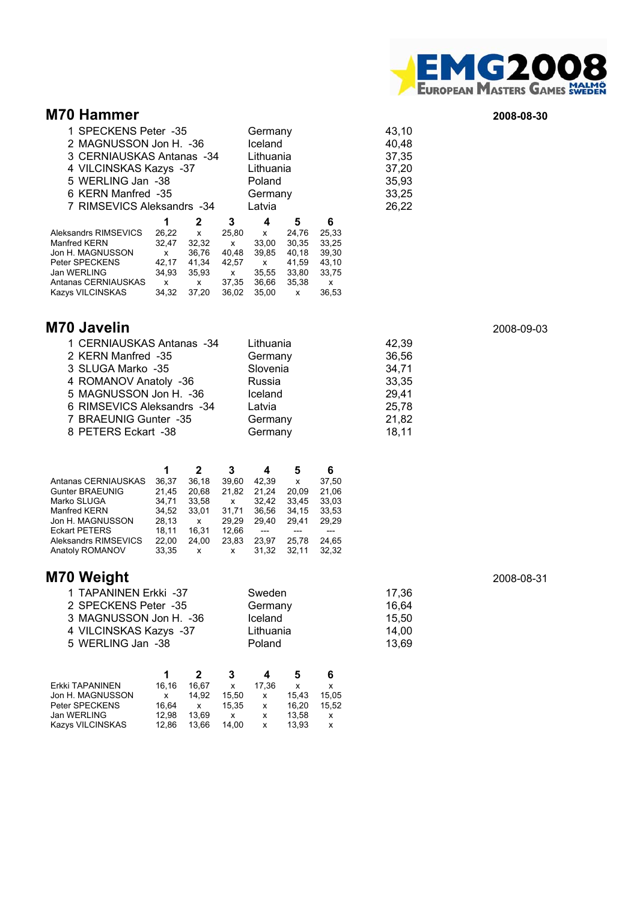## M70 Hammer

**2008-08-30**

| Place | Name | Country | Result |
|---|---|---|---|
| 1 | SPECKENS Peter -35 | Germany | 43,10 |
| 2 | MAGNUSSON Jon H. -36 | Iceland | 40,48 |
| 3 | CERNIAUSKAS Antanas -34 | Lithuania | 37,35 |
| 4 | VILCINSKAS Kazys -37 | Lithuania | 37,20 |
| 5 | WERLING Jan -38 | Poland | 35,93 |
| 6 | KERN Manfred -35 | Germany | 33,25 |
| 7 | RIMSEVICS Aleksandrs -34 | Latvia | 26,22 |

| | 1 | 2 | 3 | 4 | 5 | 6 |
|---|---|---|---|---|---|---|
| Aleksandrs RIMSEVICS | 26,22 | x | 25,80 | x | 24,76 | 25,33 |
| Manfred KERN | 32,47 | 32,32 | x | 33,00 | 30,35 | 33,25 |
| Jon H. MAGNUSSON | x | 36,76 | 40,48 | 39,85 | 40,18 | 39,30 |
| Peter SPECKENS | 42,17 | 41,34 | 42,57 | x | 41,59 | 43,10 |
| Jan WERLING | 34,93 | 35,93 | x | 35,55 | 33,80 | 33,75 |
| Antanas CERNIAUSKAS | x | x | 37,35 | 36,66 | 35,38 | x |
| Kazys VILCINSKAS | 34,32 | 37,20 | 36,02 | 35,00 | x | 36,53 |

## M70 Javelin

2008-09-03

| Place | Name | Country | Result |
|---|---|---|---|
| 1 | CERNIAUSKAS Antanas -34 | Lithuania | 42,39 |
| 2 | KERN Manfred -35 | Germany | 36,56 |
| 3 | SLUGA Marko -35 | Slovenia | 34,71 |
| 4 | ROMANOV Anatoly -36 | Russia | 33,35 |
| 5 | MAGNUSSON Jon H. -36 | Iceland | 29,41 |
| 6 | RIMSEVICS Aleksandrs -34 | Latvia | 25,78 |
| 7 | BRAEUNIG Gunter -35 | Germany | 21,82 |
| 8 | PETERS Eckart -38 | Germany | 18,11 |

| | 1 | 2 | 3 | 4 | 5 | 6 |
|---|---|---|---|---|---|---|
| Antanas CERNIAUSKAS | 36,37 | 36,18 | 39,60 | 42,39 | x | 37,50 |
| Gunter BRAEUNIG | 21,45 | 20,68 | 21,82 | 21,24 | 20,09 | 21,06 |
| Marko SLUGA | 34,71 | 33,58 | x | 32,42 | 33,45 | 33,03 |
| Manfred KERN | 34,52 | 33,01 | 31,71 | 36,56 | 34,15 | 33,53 |
| Jon H. MAGNUSSON | 28,13 | x | 29,29 | 29,40 | 29,41 | 29,29 |
| Eckart PETERS | 18,11 | 16,31 | 12,66 | --- | --- | --- |
| Aleksandrs RIMSEVICS | 22,00 | 24,00 | 23,83 | 23,97 | 25,78 | 24,65 |
| Anatoly ROMANOV | 33,35 | x | x | 31,32 | 32,11 | 32,32 |

## M70 Weight

2008-08-31

| Place | Name | Country | Result |
|---|---|---|---|
| 1 | TAPANINEN Erkki -37 | Sweden | 17,36 |
| 2 | SPECKENS Peter -35 | Germany | 16,64 |
| 3 | MAGNUSSON Jon H. -36 | Iceland | 15,50 |
| 4 | VILCINSKAS Kazys -37 | Lithuania | 14,00 |
| 5 | WERLING Jan -38 | Poland | 13,69 |

| | 1 | 2 | 3 | 4 | 5 | 6 |
|---|---|---|---|---|---|---|
| Erkki TAPANINEN | 16,16 | 16,67 | x | 17,36 | x | x |
| Jon H. MAGNUSSON | x | 14,92 | 15,50 | x | 15,43 | 15,05 |
| Peter SPECKENS | 16,64 | x | 15,35 | x | 16,20 | 15,52 |
| Jan WERLING | 12,98 | 13,69 | x | x | 13,58 | x |
| Kazys VILCINSKAS | 12,86 | 13,66 | 14,00 | x | 13,93 | x |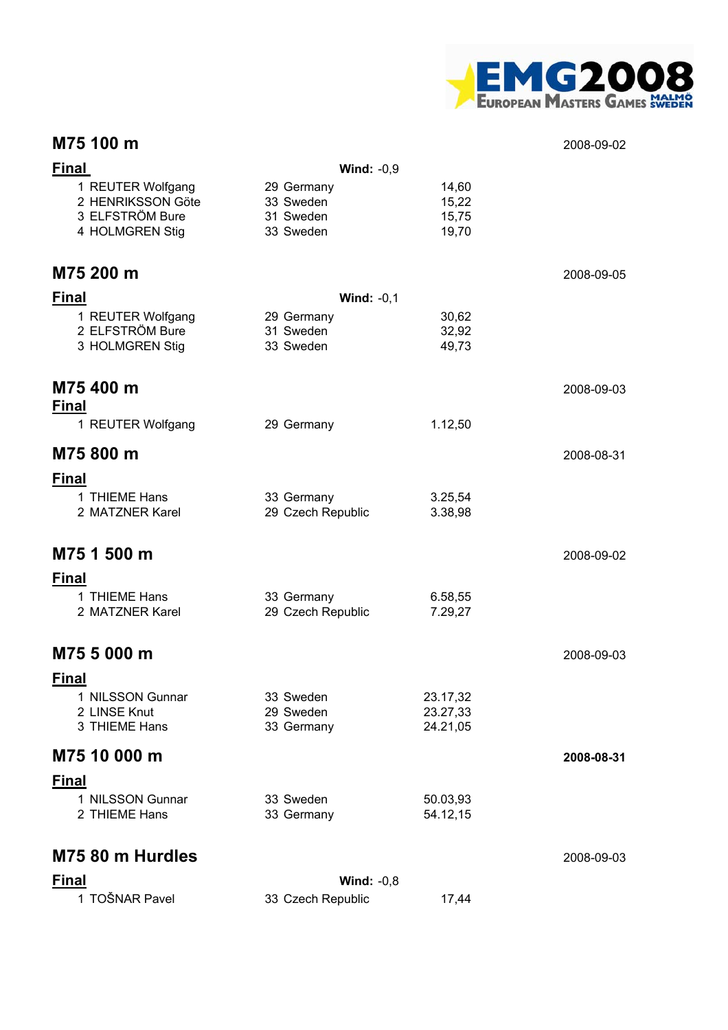## M75 100 m

2008-09-02

**Final** — **Wind:** -0,9

| Place | Name | Born | Country | Result |
|---|---|---|---|---|
| 1 | REUTER Wolfgang | 29 | Germany | 14,60 |
| 2 | HENRIKSSON Göte | 33 | Sweden | 15,22 |
| 3 | ELFSTRÖM Bure | 31 | Sweden | 15,75 |
| 4 | HOLMGREN Stig | 33 | Sweden | 19,70 |

## M75 200 m

2008-09-05

**Final** — **Wind:** -0,1

| Place | Name | Born | Country | Result |
|---|---|---|---|---|
| 1 | REUTER Wolfgang | 29 | Germany | 30,62 |
| 2 | ELFSTRÖM Bure | 31 | Sweden | 32,92 |
| 3 | HOLMGREN Stig | 33 | Sweden | 49,73 |

## M75 400 m

2008-09-03

**Final**

| Place | Name | Born | Country | Result |
|---|---|---|---|---|
| 1 | REUTER Wolfgang | 29 | Germany | 1.12,50 |

## M75 800 m

2008-08-31

**Final**

| Place | Name | Born | Country | Result |
|---|---|---|---|---|
| 1 | THIEME Hans | 33 | Germany | 3.25,54 |
| 2 | MATZNER Karel | 29 | Czech Republic | 3.38,98 |

## M75 1 500 m

2008-09-02

**Final**

| Place | Name | Born | Country | Result |
|---|---|---|---|---|
| 1 | THIEME Hans | 33 | Germany | 6.58,55 |
| 2 | MATZNER Karel | 29 | Czech Republic | 7.29,27 |

## M75 5 000 m

2008-09-03

**Final**

| Place | Name | Born | Country | Result |
|---|---|---|---|---|
| 1 | NILSSON Gunnar | 33 | Sweden | 23.17,32 |
| 2 | LINSE Knut | 29 | Sweden | 23.27,33 |
| 3 | THIEME Hans | 33 | Germany | 24.21,05 |

## M75 10 000 m

**2008-08-31**

**Final**

| Place | Name | Born | Country | Result |
|---|---|---|---|---|
| 1 | NILSSON Gunnar | 33 | Sweden | 50.03,93 |
| 2 | THIEME Hans | 33 | Germany | 54.12,15 |

## M75 80 m Hurdles

2008-09-03

**Final** — **Wind:** -0,8

| Place | Name | Born | Country | Result |
|---|---|---|---|---|
| 1 | TOŠNAR Pavel | 33 | Czech Republic | 17,44 |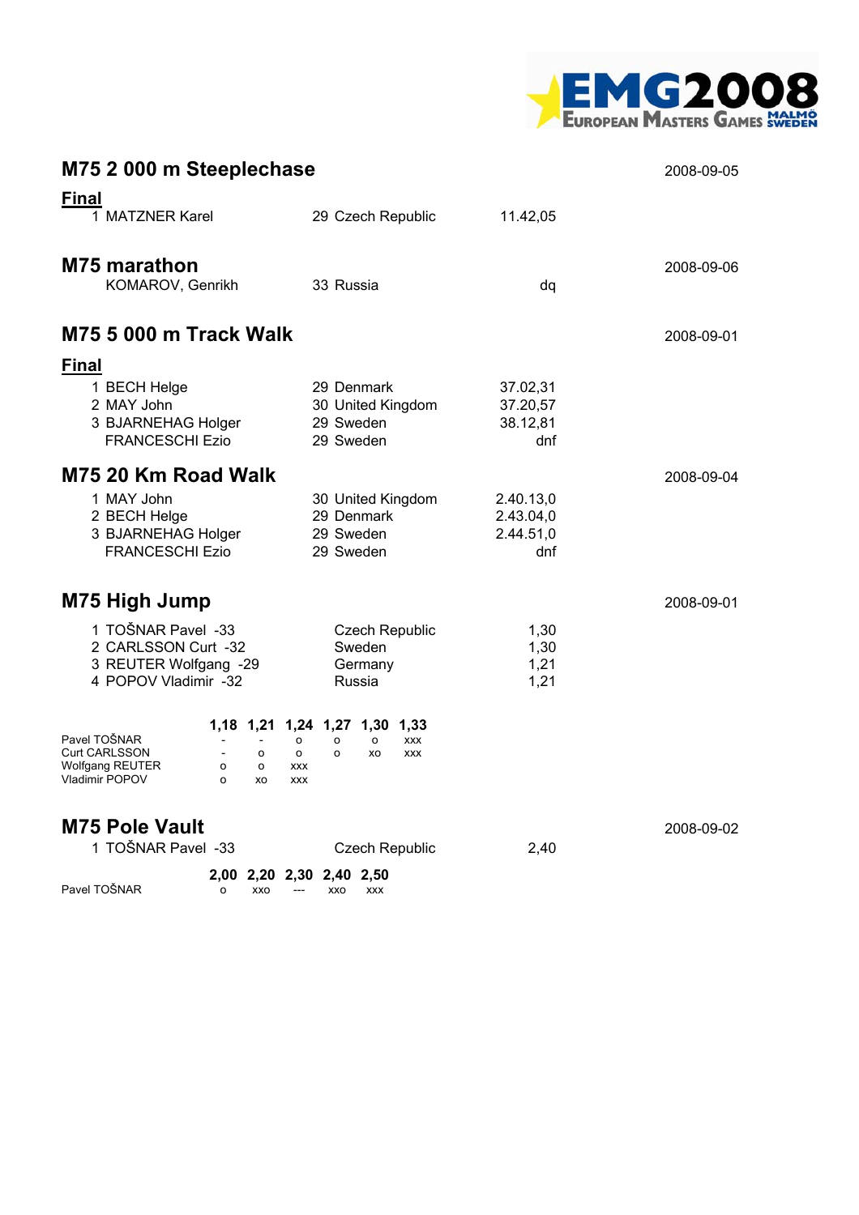## M75 2 000 m Steeplechase

2008-09-05

### Final

| Place | Name | Born | Country | Result |
|---|---|---|---|---|
| 1 | MATZNER Karel | 29 | Czech Republic | 11.42,05 |

## M75 marathon

2008-09-06

| Place | Name | Born | Country | Result |
|---|---|---|---|---|
| | KOMAROV, Genrikh | 33 | Russia | dq |

## M75 5 000 m Track Walk

2008-09-01

### Final

| Place | Name | Born | Country | Result |
|---|---|---|---|---|
| 1 | BECH Helge | 29 | Denmark | 37.02,31 |
| 2 | MAY John | 30 | United Kingdom | 37.20,57 |
| 3 | BJARNEHAG Holger | 29 | Sweden | 38.12,81 |
| | FRANCESCHI Ezio | 29 | Sweden | dnf |

## M75 20 Km Road Walk

2008-09-04

| Place | Name | Born | Country | Result |
|---|---|---|---|---|
| 1 | MAY John | 30 | United Kingdom | 2.40.13,0 |
| 2 | BECH Helge | 29 | Denmark | 2.43.04,0 |
| 3 | BJARNEHAG Holger | 29 | Sweden | 2.44.51,0 |
| | FRANCESCHI Ezio | 29 | Sweden | dnf |

## M75 High Jump

2008-09-01

| Place | Name | Country | Result |
|---|---|---|---|
| 1 | TOŠNAR Pavel -33 | Czech Republic | 1,30 |
| 2 | CARLSSON Curt -32 | Sweden | 1,30 |
| 3 | REUTER Wolfgang -29 | Germany | 1,21 |
| 4 | POPOV Vladimir -32 | Russia | 1,21 |

| | 1,18 | 1,21 | 1,24 | 1,27 | 1,30 | 1,33 |
|---|---|---|---|---|---|---|
| Pavel TOŠNAR | - | - | o | o | o | xxx |
| Curt CARLSSON | - | o | o | o | xo | xxx |
| Wolfgang REUTER | o | o | xxx | | | |
| Vladimir POPOV | o | xo | xxx | | | |

## M75 Pole Vault

2008-09-02

| Place | Name | Country | Result |
|---|---|---|---|
| 1 | TOŠNAR Pavel -33 | Czech Republic | 2,40 |

| | 2,00 | 2,20 | 2,30 | 2,40 | 2,50 |
|---|---|---|---|---|---|
| Pavel TOŠNAR | o | xxo | --- | xxo | xxx |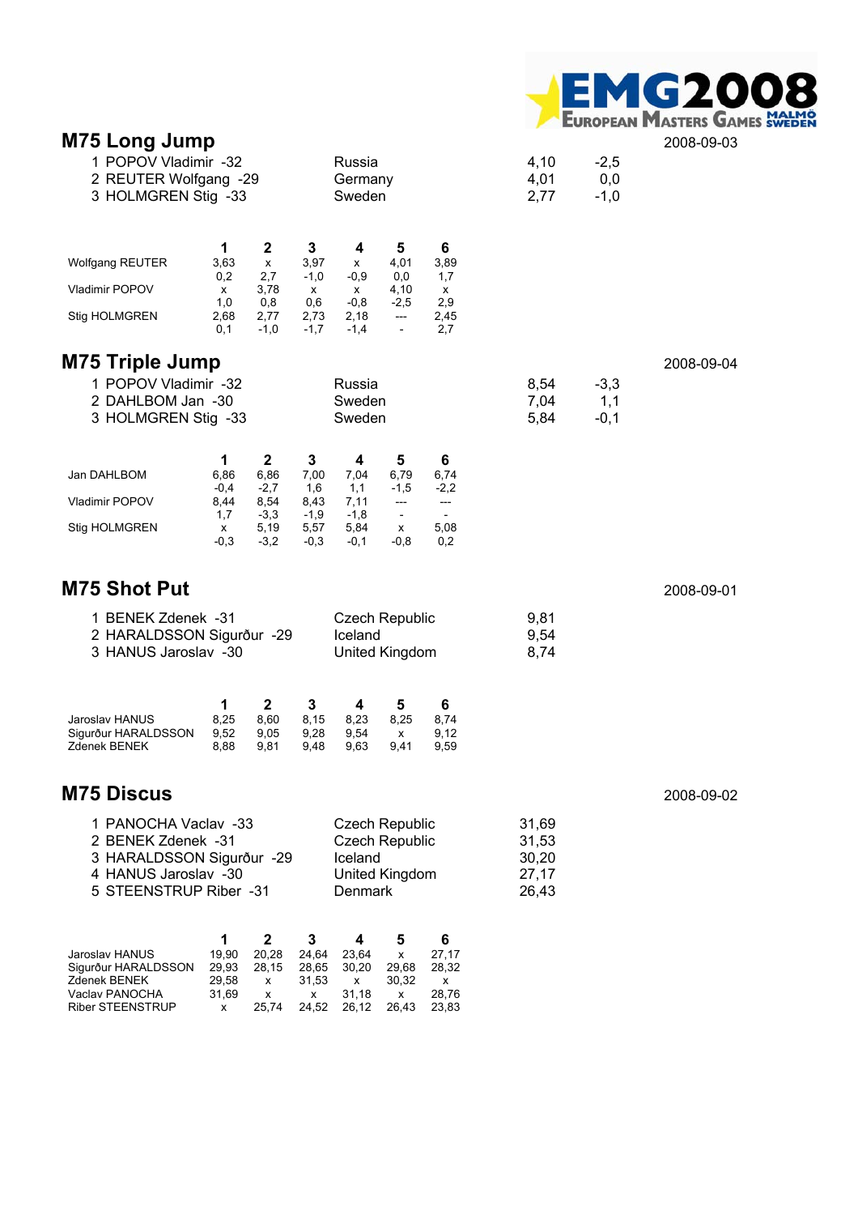EMG2008 European Masters Games Malmö Sweden

## M75 Long Jump

2008-09-03

| Place | Name | Country | Result | Wind |
|---|---|---|---|---|
| 1 | POPOV Vladimir -32 | Russia | 4,10 | -2,5 |
| 2 | REUTER Wolfgang -29 | Germany | 4,01 | 0,0 |
| 3 | HOLMGREN Stig -33 | Sweden | 2,77 | -1,0 |

| | 1 | 2 | 3 | 4 | 5 | 6 |
|---|---|---|---|---|---|---|
| Wolfgang REUTER | 3,63 | x | 3,97 | x | 4,01 | 3,89 |
| | 0,2 | 2,7 | -1,0 | -0,9 | 0,0 | 1,7 |
| Vladimir POPOV | x | 3,78 | x | x | 4,10 | x |
| | 1,0 | 0,8 | 0,6 | -0,8 | -2,5 | 2,9 |
| Stig HOLMGREN | 2,68 | 2,77 | 2,73 | 2,18 | --- | 2,45 |
| | 0,1 | -1,0 | -1,7 | -1,4 | - | 2,7 |

## M75 Triple Jump

2008-09-04

| Place | Name | Country | Result | Wind |
|---|---|---|---|---|
| 1 | POPOV Vladimir -32 | Russia | 8,54 | -3,3 |
| 2 | DAHLBOM Jan -30 | Sweden | 7,04 | 1,1 |
| 3 | HOLMGREN Stig -33 | Sweden | 5,84 | -0,1 |

| | 1 | 2 | 3 | 4 | 5 | 6 |
|---|---|---|---|---|---|---|
| Jan DAHLBOM | 6,86 | 6,86 | 7,00 | 7,04 | 6,79 | 6,74 |
| | -0,4 | -2,7 | 1,6 | 1,1 | -1,5 | -2,2 |
| Vladimir POPOV | 8,44 | 8,54 | 8,43 | 7,11 | --- | --- |
| | 1,7 | -3,3 | -1,9 | -1,8 | - | - |
| Stig HOLMGREN | x | 5,19 | 5,57 | 5,84 | x | 5,08 |
| | -0,3 | -3,2 | -0,3 | -0,1 | -0,8 | 0,2 |

## M75 Shot Put

2008-09-01

| Place | Name | Country | Result |
|---|---|---|---|
| 1 | BENEK Zdenek -31 | Czech Republic | 9,81 |
| 2 | HARALDSSON Sigurður -29 | Iceland | 9,54 |
| 3 | HANUS Jaroslav -30 | United Kingdom | 8,74 |

| | 1 | 2 | 3 | 4 | 5 | 6 |
|---|---|---|---|---|---|---|
| Jaroslav HANUS | 8,25 | 8,60 | 8,15 | 8,23 | 8,25 | 8,74 |
| Sigurður HARALDSSON | 9,52 | 9,05 | 9,28 | 9,54 | x | 9,12 |
| Zdenek BENEK | 8,88 | 9,81 | 9,48 | 9,63 | 9,41 | 9,59 |

## M75 Discus

2008-09-02

| Place | Name | Country | Result |
|---|---|---|---|
| 1 | PANOCHA Vaclav -33 | Czech Republic | 31,69 |
| 2 | BENEK Zdenek -31 | Czech Republic | 31,53 |
| 3 | HARALDSSON Sigurður -29 | Iceland | 30,20 |
| 4 | HANUS Jaroslav -30 | United Kingdom | 27,17 |
| 5 | STEENSTRUP Riber -31 | Denmark | 26,43 |

| | 1 | 2 | 3 | 4 | 5 | 6 |
|---|---|---|---|---|---|---|
| Jaroslav HANUS | 19,90 | 20,28 | 24,64 | 23,64 | x | 27,17 |
| Sigurður HARALDSSON | 29,93 | 28,15 | 28,65 | 30,20 | 29,68 | 28,32 |
| Zdenek BENEK | 29,58 | x | 31,53 | x | 30,32 | x |
| Vaclav PANOCHA | 31,69 | x | x | 31,18 | x | 28,76 |
| Riber STEENSTRUP | x | 25,74 | 24,52 | 26,12 | 26,43 | 23,83 |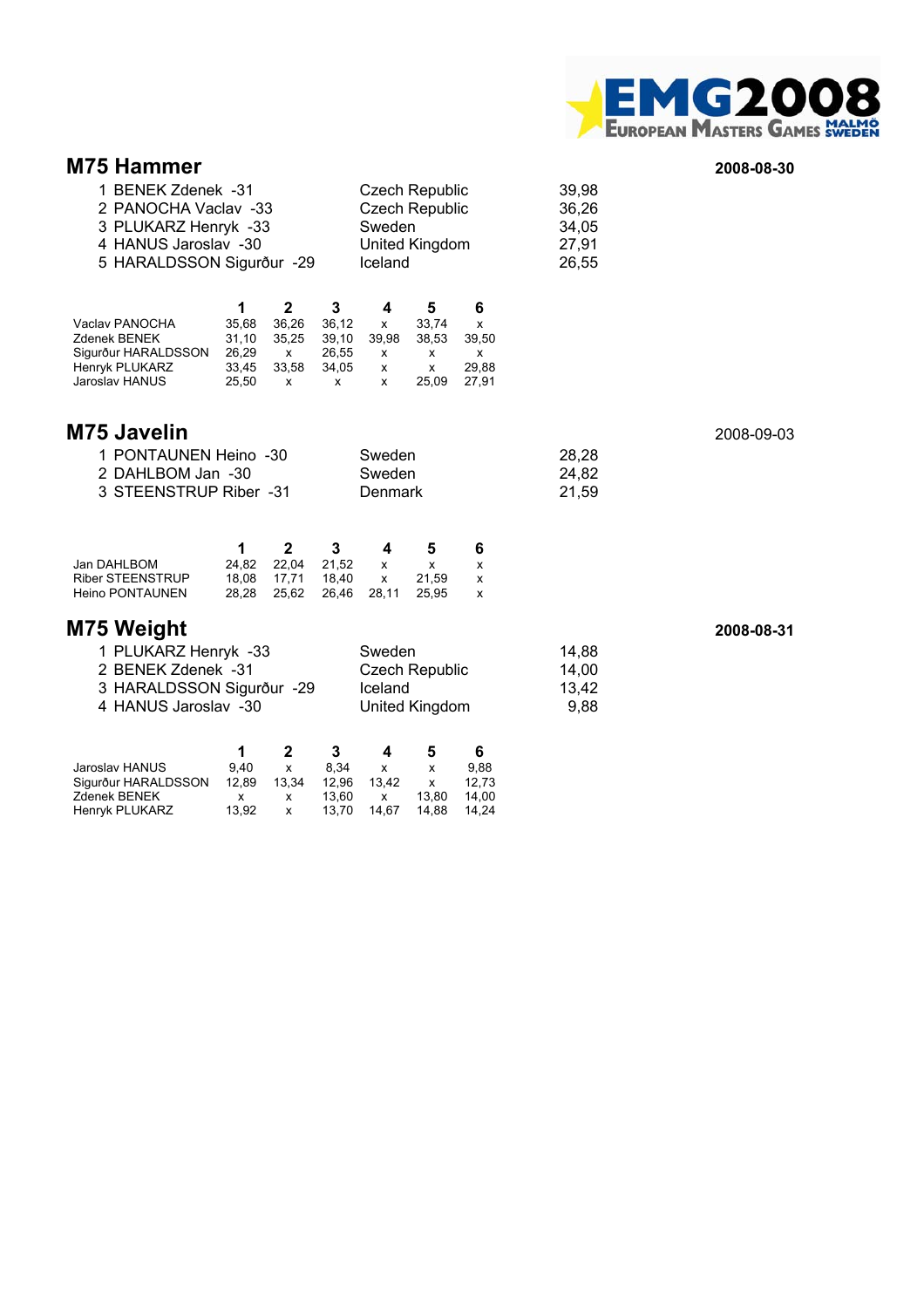## M75 Hammer

**2008-08-30**

| Place | Name | Country | Result |
|---|---|---|---|
| 1 | BENEK Zdenek -31 | Czech Republic | 39,98 |
| 2 | PANOCHA Vaclav -33 | Czech Republic | 36,26 |
| 3 | PLUKARZ Henryk -33 | Sweden | 34,05 |
| 4 | HANUS Jaroslav -30 | United Kingdom | 27,91 |
| 5 | HARALDSSON Sigurður -29 | Iceland | 26,55 |

| | 1 | 2 | 3 | 4 | 5 | 6 |
|---|---|---|---|---|---|---|
| Vaclav PANOCHA | 35,68 | 36,26 | 36,12 | x | 33,74 | x |
| Zdenek BENEK | 31,10 | 35,25 | 39,10 | 39,98 | 38,53 | 39,50 |
| Sigurður HARALDSSON | 26,29 | x | 26,55 | x | x | x |
| Henryk PLUKARZ | 33,45 | 33,58 | 34,05 | x | x | 29,88 |
| Jaroslav HANUS | 25,50 | x | x | x | 25,09 | 27,91 |

## M75 Javelin

2008-09-03

| Place | Name | Country | Result |
|---|---|---|---|
| 1 | PONTAUNEN Heino -30 | Sweden | 28,28 |
| 2 | DAHLBOM Jan -30 | Sweden | 24,82 |
| 3 | STEENSTRUP Riber -31 | Denmark | 21,59 |

| | 1 | 2 | 3 | 4 | 5 | 6 |
|---|---|---|---|---|---|---|
| Jan DAHLBOM | 24,82 | 22,04 | 21,52 | x | x | x |
| Riber STEENSTRUP | 18,08 | 17,71 | 18,40 | x | 21,59 | x |
| Heino PONTAUNEN | 28,28 | 25,62 | 26,46 | 28,11 | 25,95 | x |

## M75 Weight

**2008-08-31**

| Place | Name | Country | Result |
|---|---|---|---|
| 1 | PLUKARZ Henryk -33 | Sweden | 14,88 |
| 2 | BENEK Zdenek -31 | Czech Republic | 14,00 |
| 3 | HARALDSSON Sigurður -29 | Iceland | 13,42 |
| 4 | HANUS Jaroslav -30 | United Kingdom | 9,88 |

| | 1 | 2 | 3 | 4 | 5 | 6 |
|---|---|---|---|---|---|---|
| Jaroslav HANUS | 9,40 | x | 8,34 | x | x | 9,88 |
| Sigurður HARALDSSON | 12,89 | 13,34 | 12,96 | 13,42 | x | 12,73 |
| Zdenek BENEK | x | x | 13,60 | x | 13,80 | 14,00 |
| Henryk PLUKARZ | 13,92 | x | 13,70 | 14,67 | 14,88 | 14,24 |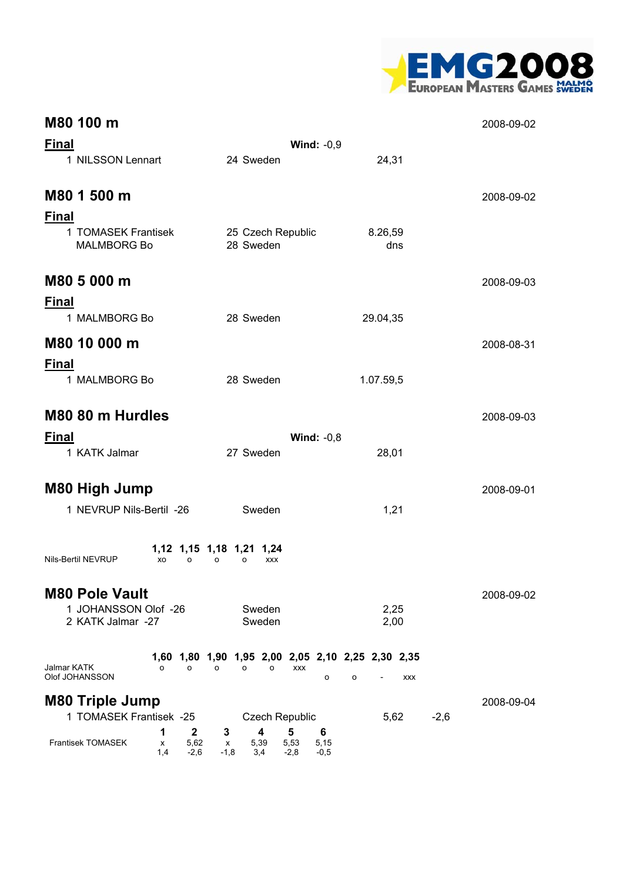## M80 100 m

2008-09-02

**Final** — **Wind:** -0,9

| | | | |
|---|---|---|---|
| 1 | NILSSON Lennart | 24 Sweden | 24,31 |

## M80 1 500 m

2008-09-02

**Final**

| | | | |
|---|---|---|---|
| 1 | TOMASEK Frantisek | 25 Czech Republic | 8.26,59 |
| | MALMBORG Bo | 28 Sweden | dns |

## M80 5 000 m

2008-09-03

**Final**

| | | | |
|---|---|---|---|
| 1 | MALMBORG Bo | 28 Sweden | 29.04,35 |

## M80 10 000 m

2008-08-31

**Final**

| | | | |
|---|---|---|---|
| 1 | MALMBORG Bo | 28 Sweden | 1.07.59,5 |

## M80 80 m Hurdles

2008-09-03

**Final** — **Wind:** -0,8

| | | | |
|---|---|---|---|
| 1 | KATK Jalmar | 27 Sweden | 28,01 |

## M80 High Jump

2008-09-01

| | | | |
|---|---|---|---|
| 1 | NEVRUP Nils-Bertil -26 | Sweden | 1,21 |

| | 1,12 | 1,15 | 1,18 | 1,21 | 1,24 |
|---|---|---|---|---|---|
| Nils-Bertil NEVRUP | xo | o | o | o | xxx |

## M80 Pole Vault

2008-09-02

| | | | |
|---|---|---|---|
| 1 | JOHANSSON Olof -26 | Sweden | 2,25 |
| 2 | KATK Jalmar -27 | Sweden | 2,00 |

| | 1,60 | 1,80 | 1,90 | 1,95 | 2,00 | 2,05 | 2,10 | 2,25 | 2,30 | 2,35 |
|---|---|---|---|---|---|---|---|---|---|---|
| Jalmar KATK | o | o | o | o | o | xxx | | | | |
| Olof JOHANSSON | | | | | | | o | o | - | xxx |

## M80 Triple Jump

2008-09-04

| | | | | |
|---|---|---|---|---|
| 1 | TOMASEK Frantisek -25 | Czech Republic | 5,62 | -2,6 |

| | 1 | 2 | 3 | 4 | 5 | 6 |
|---|---|---|---|---|---|---|
| Frantisek TOMASEK | x | 5,62 | x | 5,39 | 5,53 | 5,15 |
| | 1,4 | -2,6 | -1,8 | 3,4 | -2,8 | -0,5 |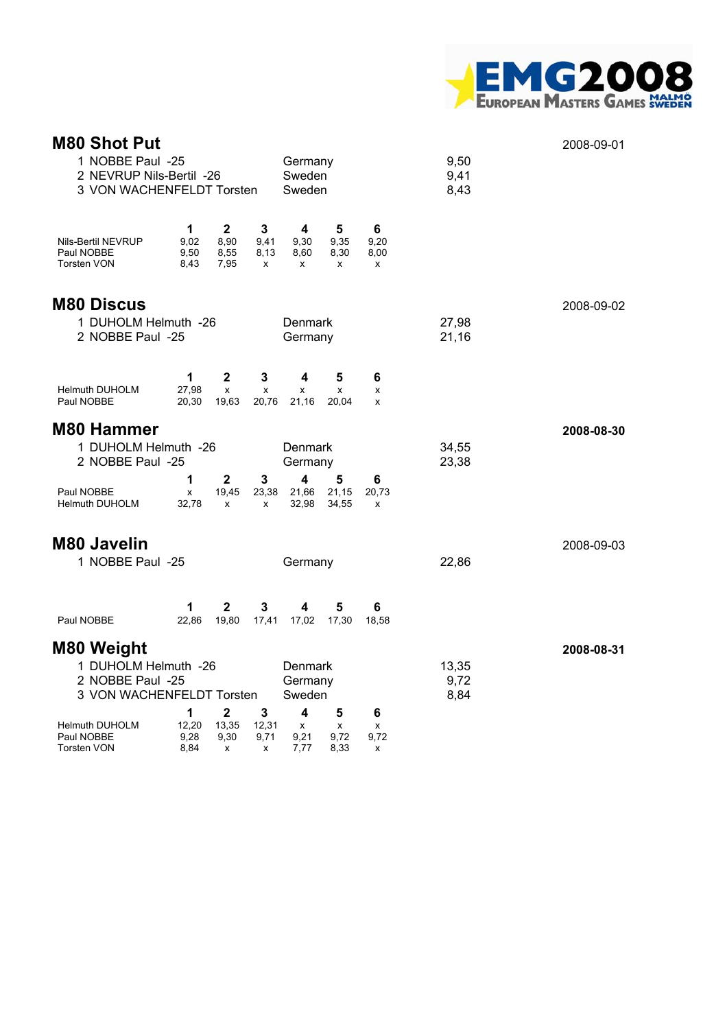## M80 Shot Put

2008-09-01

| | | | |
|---|---|---|---|
| 1 | NOBBE Paul -25 | Germany | 9,50 |
| 2 | NEVRUP Nils-Bertil -26 | Sweden | 9,41 |
| 3 | VON WACHENFELDT Torsten | Sweden | 8,43 |

| | 1 | 2 | 3 | 4 | 5 | 6 |
|---|---|---|---|---|---|---|
| Nils-Bertil NEVRUP | 9,02 | 8,90 | 9,41 | 9,30 | 9,35 | 9,20 |
| Paul NOBBE | 9,50 | 8,55 | 8,13 | 8,60 | 8,30 | 8,00 |
| Torsten VON | 8,43 | 7,95 | x | x | x | x |

## M80 Discus

2008-09-02

| | | | |
|---|---|---|---|
| 1 | DUHOLM Helmuth -26 | Denmark | 27,98 |
| 2 | NOBBE Paul -25 | Germany | 21,16 |

| | 1 | 2 | 3 | 4 | 5 | 6 |
|---|---|---|---|---|---|---|
| Helmuth DUHOLM | 27,98 | x | x | x | x | x |
| Paul NOBBE | 20,30 | 19,63 | 20,76 | 21,16 | 20,04 | x |

## M80 Hammer

**2008-08-30**

| | | | |
|---|---|---|---|
| 1 | DUHOLM Helmuth -26 | Denmark | 34,55 |
| 2 | NOBBE Paul -25 | Germany | 23,38 |

| | 1 | 2 | 3 | 4 | 5 | 6 |
|---|---|---|---|---|---|---|
| Paul NOBBE | x | 19,45 | 23,38 | 21,66 | 21,15 | 20,73 |
| Helmuth DUHOLM | 32,78 | x | x | 32,98 | 34,55 | x |

## M80 Javelin

2008-09-03

| | | | |
|---|---|---|---|
| 1 | NOBBE Paul -25 | Germany | 22,86 |

| | 1 | 2 | 3 | 4 | 5 | 6 |
|---|---|---|---|---|---|---|
| Paul NOBBE | 22,86 | 19,80 | 17,41 | 17,02 | 17,30 | 18,58 |

## M80 Weight

**2008-08-31**

| | | | |
|---|---|---|---|
| 1 | DUHOLM Helmuth -26 | Denmark | 13,35 |
| 2 | NOBBE Paul -25 | Germany | 9,72 |
| 3 | VON WACHENFELDT Torsten | Sweden | 8,84 |

| | 1 | 2 | 3 | 4 | 5 | 6 |
|---|---|---|---|---|---|---|
| Helmuth DUHOLM | 12,20 | 13,35 | 12,31 | x | x | x |
| Paul NOBBE | 9,28 | 9,30 | 9,71 | 9,21 | 9,72 | 9,72 |
| Torsten VON | 8,84 | x | x | 7,77 | 8,33 | x |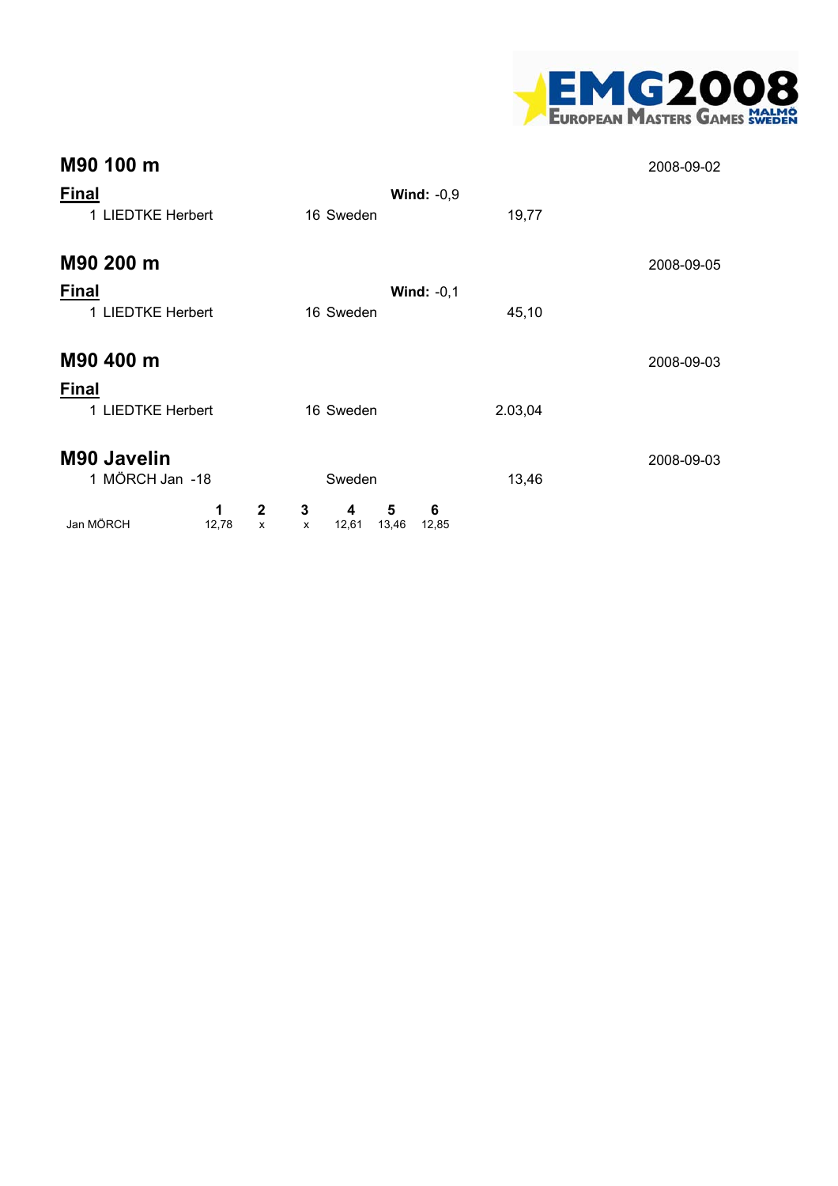## M90 100 m

2008-09-02

**Final** **Wind:** -0,9

| Place | Name | Age | Country | Result |
|---|---|---|---|---|
| 1 | LIEDTKE Herbert | 16 | Sweden | 19,77 |

## M90 200 m

2008-09-05

**Final** **Wind:** -0,1

| Place | Name | Age | Country | Result |
|---|---|---|---|---|
| 1 | LIEDTKE Herbert | 16 | Sweden | 45,10 |

## M90 400 m

2008-09-03

**Final**

| Place | Name | Age | Country | Result |
|---|---|---|---|---|
| 1 | LIEDTKE Herbert | 16 | Sweden | 2.03,04 |

## M90 Javelin

2008-09-03

| Place | Name | Country | Result |
|---|---|---|---|
| 1 | MÖRCH Jan -18 | Sweden | 13,46 |

| | 1 | 2 | 3 | 4 | 5 | 6 |
|---|---|---|---|---|---|---|
| Jan MÖRCH | 12,78 | x | x | 12,61 | 13,46 | 12,85 |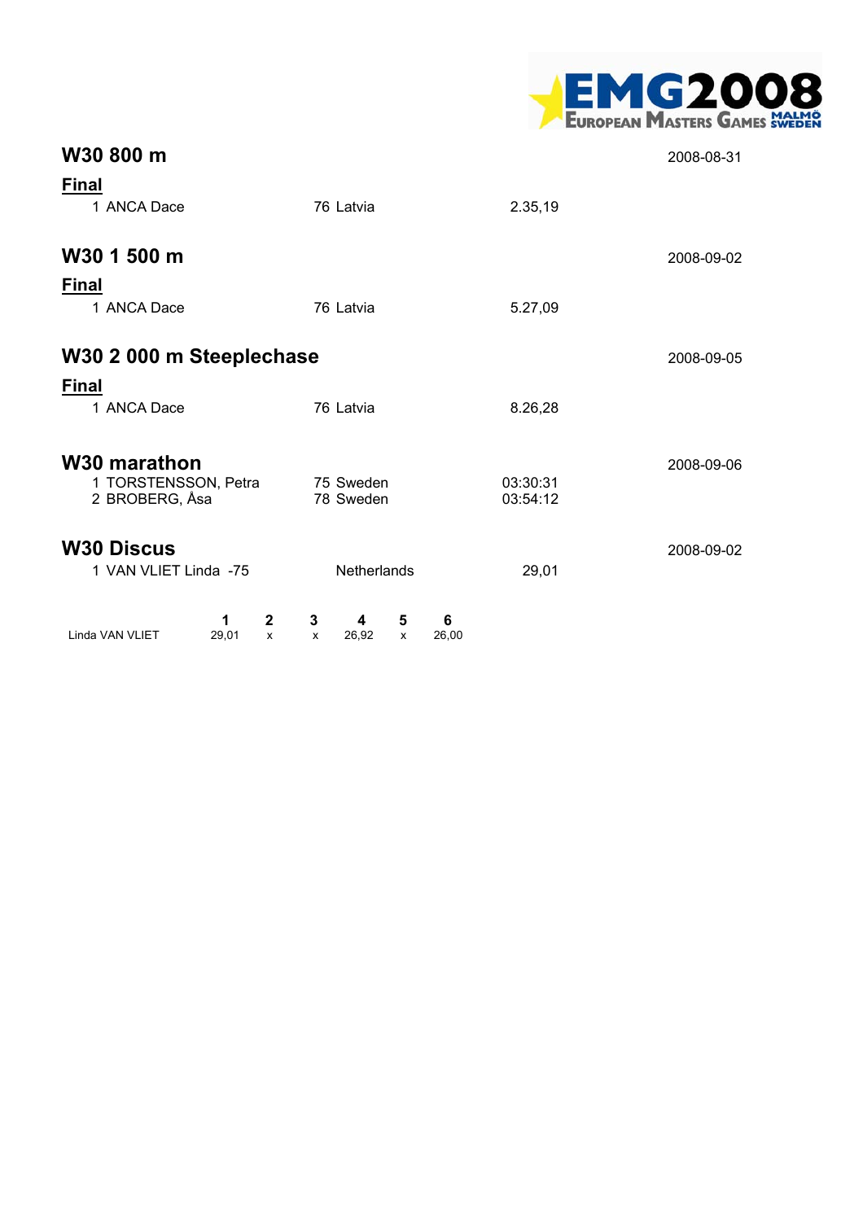## W30 800 m

2008-08-31

**Final**

| | | | |
|---|---|---|---|
| 1 | ANCA Dace | 76 Latvia | 2.35,19 |

## W30 1 500 m

2008-09-02

**Final**

| | | | |
|---|---|---|---|
| 1 | ANCA Dace | 76 Latvia | 5.27,09 |

## W30 2 000 m Steeplechase

2008-09-05

**Final**

| | | | |
|---|---|---|---|
| 1 | ANCA Dace | 76 Latvia | 8.26,28 |

## W30 marathon

2008-09-06

| | | | |
|---|---|---|---|
| 1 | TORSTENSSON, Petra | 75 Sweden | 03:30:31 |
| 2 | BROBERG, Åsa | 78 Sweden | 03:54:12 |

## W30 Discus

2008-09-02

| | | | |
|---|---|---|---|
| 1 | VAN VLIET Linda -75 | Netherlands | 29,01 |

| | 1 | 2 | 3 | 4 | 5 | 6 |
|---|---|---|---|---|---|---|
| Linda VAN VLIET | 29,01 | x | x | 26,92 | x | 26,00 |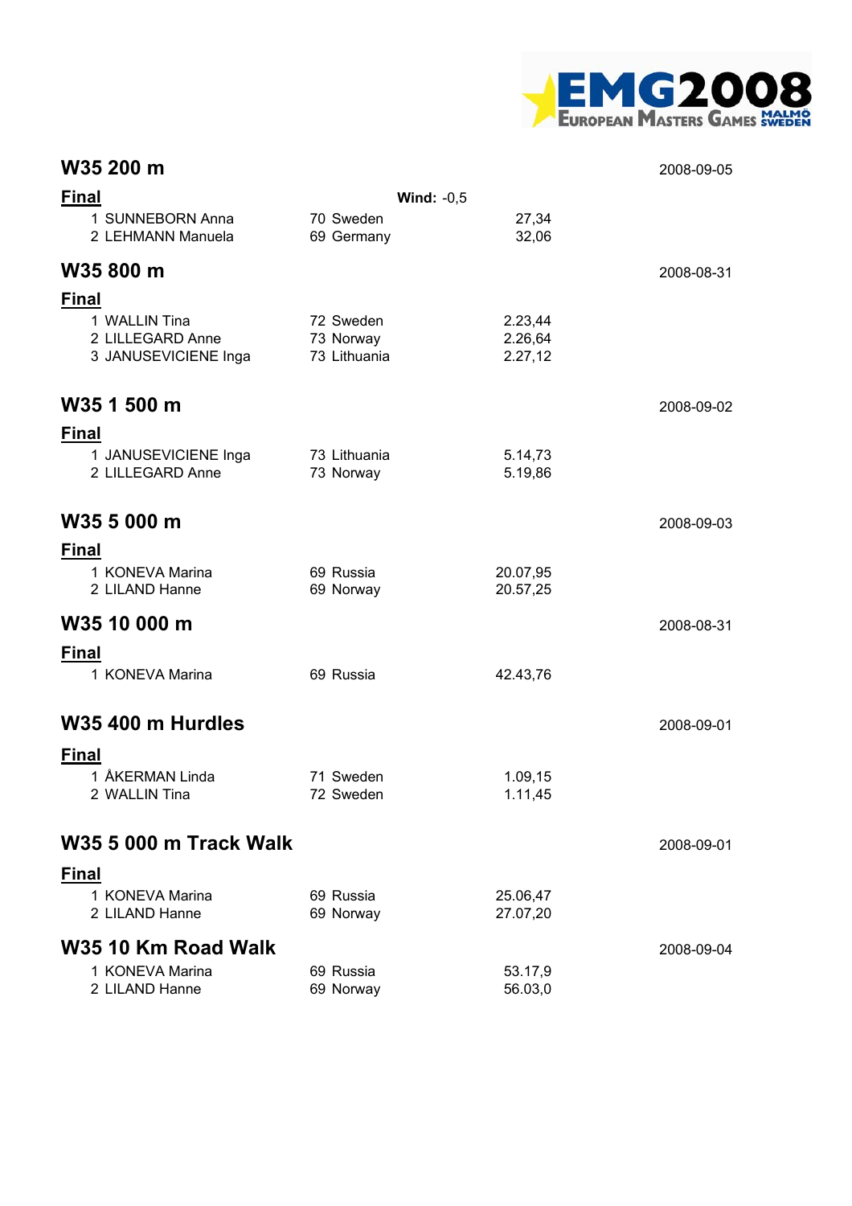## W35 200 m

2008-09-05

**Final** — **Wind:** -0,5

| | | | |
|---|---|---|---|
| 1 | SUNNEBORN Anna | 70 Sweden | 27,34 |
| 2 | LEHMANN Manuela | 69 Germany | 32,06 |

## W35 800 m

2008-08-31

**Final**

| | | | |
|---|---|---|---|
| 1 | WALLIN Tina | 72 Sweden | 2.23,44 |
| 2 | LILLEGARD Anne | 73 Norway | 2.26,64 |
| 3 | JANUSEVICIENE Inga | 73 Lithuania | 2.27,12 |

## W35 1 500 m

2008-09-02

**Final**

| | | | |
|---|---|---|---|
| 1 | JANUSEVICIENE Inga | 73 Lithuania | 5.14,73 |
| 2 | LILLEGARD Anne | 73 Norway | 5.19,86 |

## W35 5 000 m

2008-09-03

**Final**

| | | | |
|---|---|---|---|
| 1 | KONEVA Marina | 69 Russia | 20.07,95 |
| 2 | LILAND Hanne | 69 Norway | 20.57,25 |

## W35 10 000 m

2008-08-31

**Final**

| | | | |
|---|---|---|---|
| 1 | KONEVA Marina | 69 Russia | 42.43,76 |

## W35 400 m Hurdles

2008-09-01

**Final**

| | | | |
|---|---|---|---|
| 1 | ÅKERMAN Linda | 71 Sweden | 1.09,15 |
| 2 | WALLIN Tina | 72 Sweden | 1.11,45 |

## W35 5 000 m Track Walk

2008-09-01

**Final**

| | | | |
|---|---|---|---|
| 1 | KONEVA Marina | 69 Russia | 25.06,47 |
| 2 | LILAND Hanne | 69 Norway | 27.07,20 |

## W35 10 Km Road Walk

2008-09-04

| | | | |
|---|---|---|---|
| 1 | KONEVA Marina | 69 Russia | 53.17,9 |
| 2 | LILAND Hanne | 69 Norway | 56.03,0 |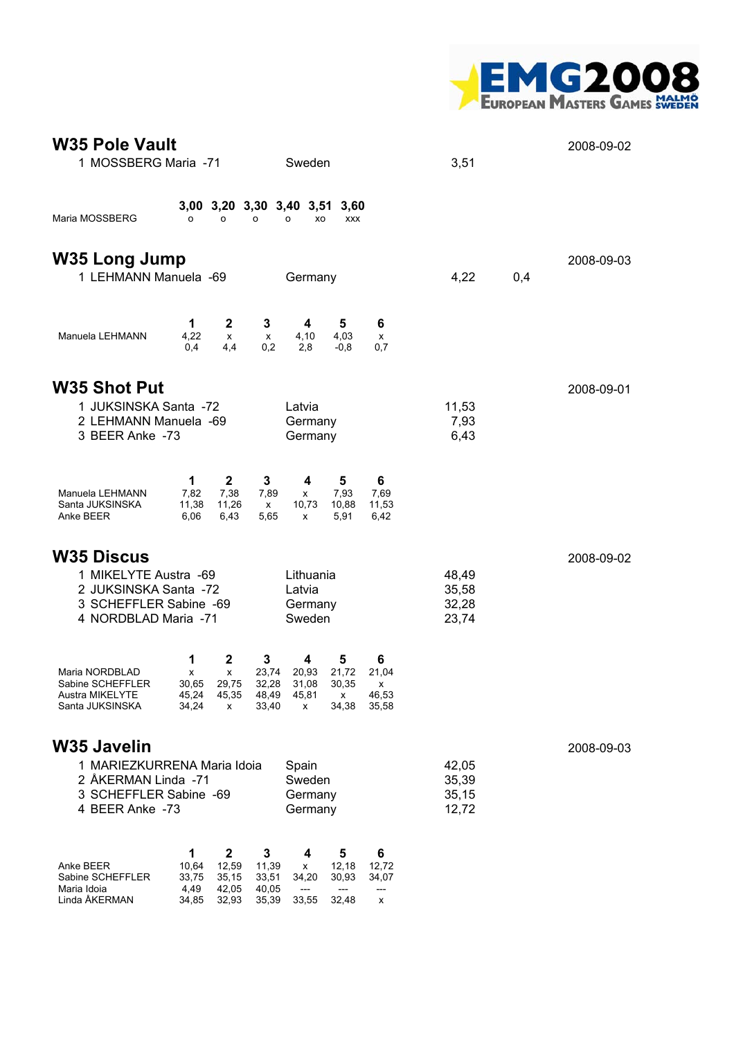## W35 Pole Vault

2008-09-02

| | | | |
|---|---|---|---|
| 1 | MOSSBERG Maria -71 | Sweden | 3,51 |

| | 3,00 | 3,20 | 3,30 | 3,40 | 3,51 | 3,60 |
|---|---|---|---|---|---|---|
| Maria MOSSBERG | o | o | o | o | xo | xxx |

## W35 Long Jump

2008-09-03

| | | | | |
|---|---|---|---|---|
| 1 | LEHMANN Manuela -69 | Germany | 4,22 | 0,4 |

| | 1 | 2 | 3 | 4 | 5 | 6 |
|---|---|---|---|---|---|---|
| Manuela LEHMANN | 4,22 | x | x | 4,10 | 4,03 | x |
| | 0,4 | 4,4 | 0,2 | 2,8 | -0,8 | 0,7 |

## W35 Shot Put

2008-09-01

| | | | |
|---|---|---|---|
| 1 | JUKSINSKA Santa -72 | Latvia | 11,53 |
| 2 | LEHMANN Manuela -69 | Germany | 7,93 |
| 3 | BEER Anke -73 | Germany | 6,43 |

| | 1 | 2 | 3 | 4 | 5 | 6 |
|---|---|---|---|---|---|---|
| Manuela LEHMANN | 7,82 | 7,38 | 7,89 | x | 7,93 | 7,69 |
| Santa JUKSINSKA | 11,38 | 11,26 | x | 10,73 | 10,88 | 11,53 |
| Anke BEER | 6,06 | 6,43 | 5,65 | x | 5,91 | 6,42 |

## W35 Discus

2008-09-02

| | | | |
|---|---|---|---|
| 1 | MIKELYTE Austra -69 | Lithuania | 48,49 |
| 2 | JUKSINSKA Santa -72 | Latvia | 35,58 |
| 3 | SCHEFFLER Sabine -69 | Germany | 32,28 |
| 4 | NORDBLAD Maria -71 | Sweden | 23,74 |

| | 1 | 2 | 3 | 4 | 5 | 6 |
|---|---|---|---|---|---|---|
| Maria NORDBLAD | x | x | 23,74 | 20,93 | 21,72 | 21,04 |
| Sabine SCHEFFLER | 30,65 | 29,75 | 32,28 | 31,08 | 30,35 | x |
| Austra MIKELYTE | 45,24 | 45,35 | 48,49 | 45,81 | x | 46,53 |
| Santa JUKSINSKA | 34,24 | x | 33,40 | x | 34,38 | 35,58 |

## W35 Javelin

2008-09-03

| | | | |
|---|---|---|---|
| 1 | MARIEZKURRENA Maria Idoia | Spain | 42,05 |
| 2 | ÅKERMAN Linda -71 | Sweden | 35,39 |
| 3 | SCHEFFLER Sabine -69 | Germany | 35,15 |
| 4 | BEER Anke -73 | Germany | 12,72 |

| | 1 | 2 | 3 | 4 | 5 | 6 |
|---|---|---|---|---|---|---|
| Anke BEER | 10,64 | 12,59 | 11,39 | x | 12,18 | 12,72 |
| Sabine SCHEFFLER | 33,75 | 35,15 | 33,51 | 34,20 | 30,93 | 34,07 |
| Maria Idoia | 4,49 | 42,05 | 40,05 | --- | --- | --- |
| Linda ÅKERMAN | 34,85 | 32,93 | 35,39 | 33,55 | 32,48 | x |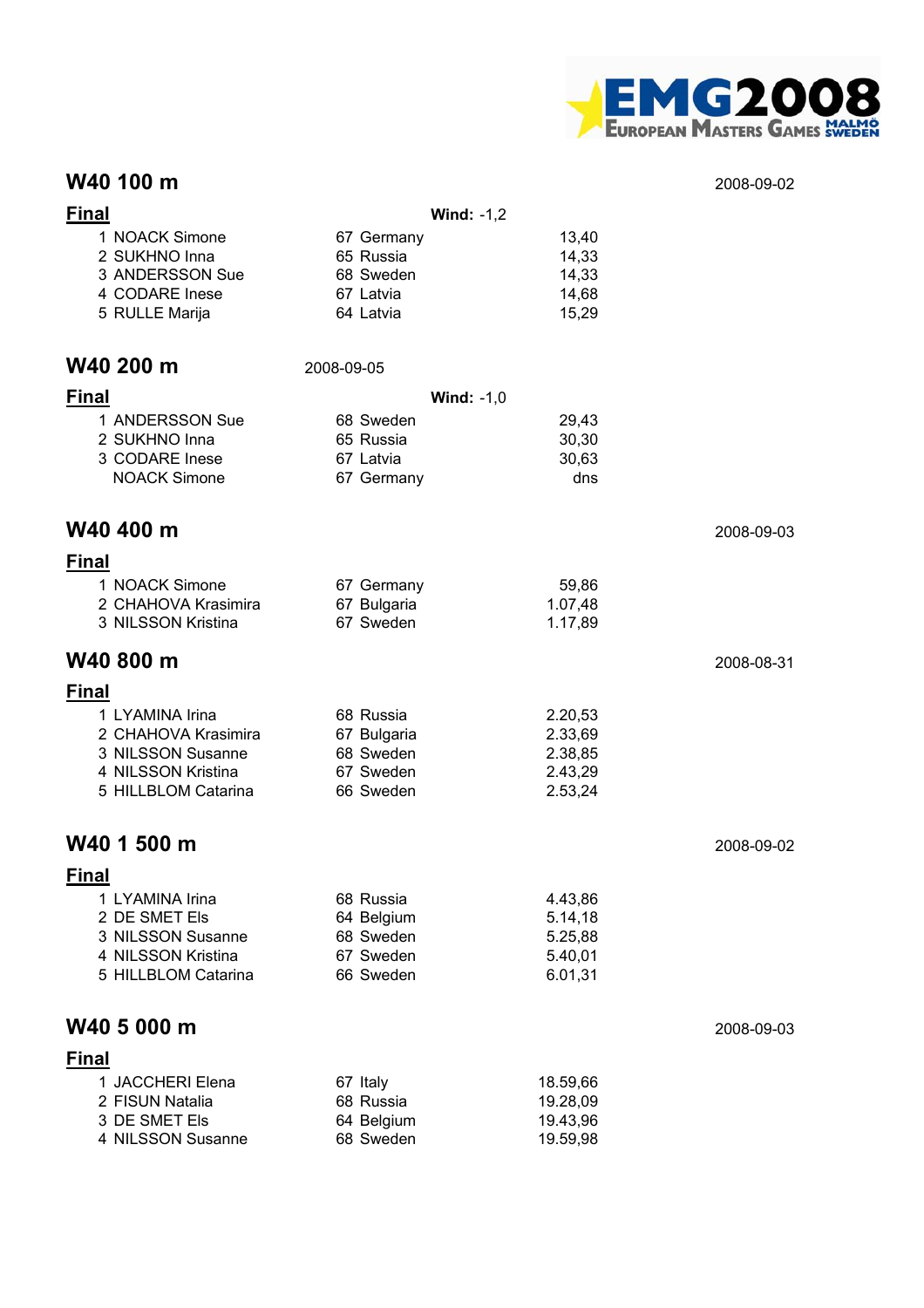## W40 100 m

2008-09-02

**Final** — **Wind:** -1,2

| | | | |
|---|---|---|---|
| 1 | NOACK Simone | 67 Germany | 13,40 |
| 2 | SUKHNO Inna | 65 Russia | 14,33 |
| 3 | ANDERSSON Sue | 68 Sweden | 14,33 |
| 4 | CODARE Inese | 67 Latvia | 14,68 |
| 5 | RULLE Marija | 64 Latvia | 15,29 |

## W40 200 m

2008-09-05

**Final** — **Wind:** -1,0

| | | | |
|---|---|---|---|
| 1 | ANDERSSON Sue | 68 Sweden | 29,43 |
| 2 | SUKHNO Inna | 65 Russia | 30,30 |
| 3 | CODARE Inese | 67 Latvia | 30,63 |
| | NOACK Simone | 67 Germany | dns |

## W40 400 m

2008-09-03

**Final**

| | | | |
|---|---|---|---|
| 1 | NOACK Simone | 67 Germany | 59,86 |
| 2 | CHAHOVA Krasimira | 67 Bulgaria | 1.07,48 |
| 3 | NILSSON Kristina | 67 Sweden | 1.17,89 |

## W40 800 m

2008-08-31

**Final**

| | | | |
|---|---|---|---|
| 1 | LYAMINA Irina | 68 Russia | 2.20,53 |
| 2 | CHAHOVA Krasimira | 67 Bulgaria | 2.33,69 |
| 3 | NILSSON Susanne | 68 Sweden | 2.38,85 |
| 4 | NILSSON Kristina | 67 Sweden | 2.43,29 |
| 5 | HILLBLOM Catarina | 66 Sweden | 2.53,24 |

## W40 1 500 m

2008-09-02

**Final**

| | | | |
|---|---|---|---|
| 1 | LYAMINA Irina | 68 Russia | 4.43,86 |
| 2 | DE SMET Els | 64 Belgium | 5.14,18 |
| 3 | NILSSON Susanne | 68 Sweden | 5.25,88 |
| 4 | NILSSON Kristina | 67 Sweden | 5.40,01 |
| 5 | HILLBLOM Catarina | 66 Sweden | 6.01,31 |

## W40 5 000 m

2008-09-03

**Final**

| | | | |
|---|---|---|---|
| 1 | JACCHERI Elena | 67 Italy | 18.59,66 |
| 2 | FISUN Natalia | 68 Russia | 19.28,09 |
| 3 | DE SMET Els | 64 Belgium | 19.43,96 |
| 4 | NILSSON Susanne | 68 Sweden | 19.59,98 |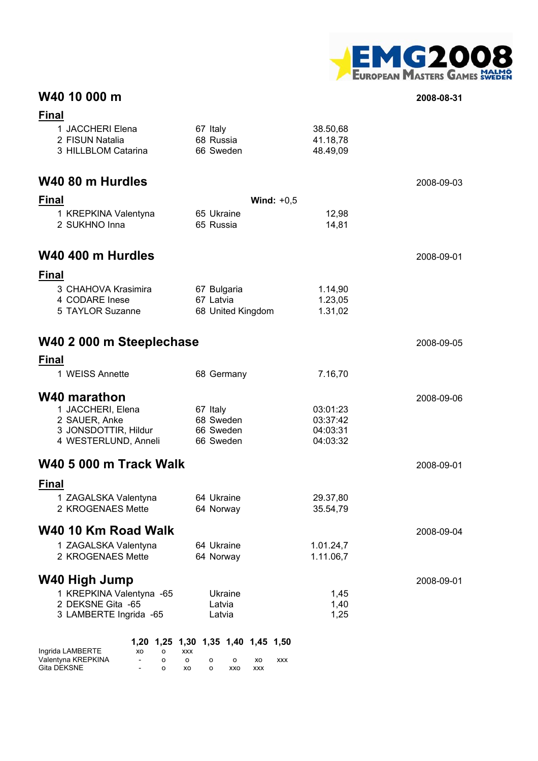## W40 10 000 m

2008-08-31

### Final

| | | | |
|---|---|---|---|
| 1 | JACCHERI Elena | 67 Italy | 38.50,68 |
| 2 | FISUN Natalia | 68 Russia | 41.18,78 |
| 3 | HILLBLOM Catarina | 66 Sweden | 48.49,09 |

## W40 80 m Hurdles

2008-09-03

### Final

**Wind:** +0,5

| | | | |
|---|---|---|---|
| 1 | KREPKINA Valentyna | 65 Ukraine | 12,98 |
| 2 | SUKHNO Inna | 65 Russia | 14,81 |

## W40 400 m Hurdles

2008-09-01

### Final

| | | | |
|---|---|---|---|
| 3 | CHAHOVA Krasimira | 67 Bulgaria | 1.14,90 |
| 4 | CODARE Inese | 67 Latvia | 1.23,05 |
| 5 | TAYLOR Suzanne | 68 United Kingdom | 1.31,02 |

## W40 2 000 m Steeplechase

2008-09-05

### Final

| | | | |
|---|---|---|---|
| 1 | WEISS Annette | 68 Germany | 7.16,70 |

## W40 marathon

2008-09-06

| | | | |
|---|---|---|---|
| 1 | JACCHERI, Elena | 67 Italy | 03:01:23 |
| 2 | SAUER, Anke | 68 Sweden | 03:37:42 |
| 3 | JONSDOTTIR, Hildur | 66 Sweden | 04:03:31 |
| 4 | WESTERLUND, Anneli | 66 Sweden | 04:03:32 |

## W40 5 000 m Track Walk

2008-09-01

### Final

| | | | |
|---|---|---|---|
| 1 | ZAGALSKA Valentyna | 64 Ukraine | 29.37,80 |
| 2 | KROGENAES Mette | 64 Norway | 35.54,79 |

## W40 10 Km Road Walk

2008-09-04

| | | | |
|---|---|---|---|
| 1 | ZAGALSKA Valentyna | 64 Ukraine | 1.01.24,7 |
| 2 | KROGENAES Mette | 64 Norway | 1.11.06,7 |

## W40 High Jump

2008-09-01

| | | | |
|---|---|---|---|
| 1 | KREPKINA Valentyna -65 | Ukraine | 1,45 |
| 2 | DEKSNE Gita -65 | Latvia | 1,40 |
| 3 | LAMBERTE Ingrida -65 | Latvia | 1,25 |

| | 1,20 | 1,25 | 1,30 | 1,35 | 1,40 | 1,45 | 1,50 |
|---|---|---|---|---|---|---|---|
| Ingrida LAMBERTE | xo | o | xxx | | | | |
| Valentyna KREPKINA | - | o | o | o | o | xo | xxx |
| Gita DEKSNE | - | o | xo | o | xxo | xxx | |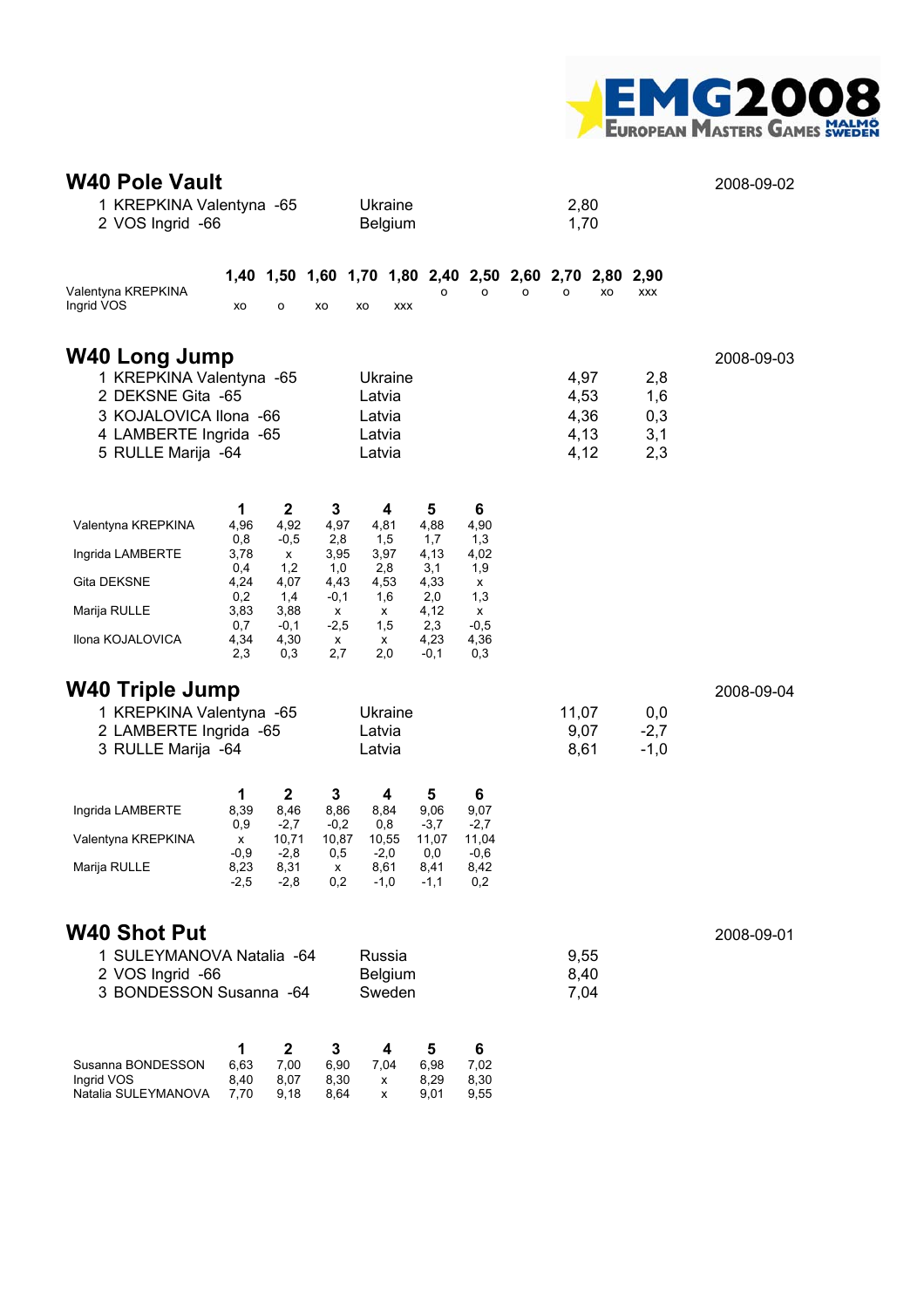## W40 Pole Vault

2008-09-02

| Place | Name | Country | Result |
|---|---|---|---|
| 1 | KREPKINA Valentyna -65 | Ukraine | 2,80 |
| 2 | VOS Ingrid -66 | Belgium | 1,70 |

| | 1,40 | 1,50 | 1,60 | 1,70 | 1,80 | 2,40 | 2,50 | 2,60 | 2,70 | 2,80 | 2,90 |
|---|---|---|---|---|---|---|---|---|---|---|---|
| Valentyna KREPKINA | | | | | | o | o | o | o | xo | xxx |
| Ingrid VOS | xo | o | xo | xo | xxx | | | | | | |

## W40 Long Jump

2008-09-03

| Place | Name | Country | Result | Wind |
|---|---|---|---|---|
| 1 | KREPKINA Valentyna -65 | Ukraine | 4,97 | 2,8 |
| 2 | DEKSNE Gita -65 | Latvia | 4,53 | 1,6 |
| 3 | KOJALOVICA Ilona -66 | Latvia | 4,36 | 0,3 |
| 4 | LAMBERTE Ingrida -65 | Latvia | 4,13 | 3,1 |
| 5 | RULLE Marija -64 | Latvia | 4,12 | 2,3 |

| | 1 | 2 | 3 | 4 | 5 | 6 |
|---|---|---|---|---|---|---|
| Valentyna KREPKINA | 4,96 | 4,92 | 4,97 | 4,81 | 4,88 | 4,90 |
| | 0,8 | -0,5 | 2,8 | 1,5 | 1,7 | 1,3 |
| Ingrida LAMBERTE | 3,78 | x | 3,95 | 3,97 | 4,13 | 4,02 |
| | 0,4 | 1,2 | 1,0 | 2,8 | 3,1 | 1,9 |
| Gita DEKSNE | 4,24 | 4,07 | 4,43 | 4,53 | 4,33 | x |
| | 0,2 | 1,4 | -0,1 | 1,6 | 2,0 | 1,3 |
| Marija RULLE | 3,83 | 3,88 | x | x | 4,12 | x |
| | 0,7 | -0,1 | -2,5 | 1,5 | 2,3 | -0,5 |
| Ilona KOJALOVICA | 4,34 | 4,30 | x | x | 4,23 | 4,36 |
| | 2,3 | 0,3 | 2,7 | 2,0 | -0,1 | 0,3 |

## W40 Triple Jump

2008-09-04

| Place | Name | Country | Result | Wind |
|---|---|---|---|---|
| 1 | KREPKINA Valentyna -65 | Ukraine | 11,07 | 0,0 |
| 2 | LAMBERTE Ingrida -65 | Latvia | 9,07 | -2,7 |
| 3 | RULLE Marija -64 | Latvia | 8,61 | -1,0 |

| | 1 | 2 | 3 | 4 | 5 | 6 |
|---|---|---|---|---|---|---|
| Ingrida LAMBERTE | 8,39 | 8,46 | 8,86 | 8,84 | 9,06 | 9,07 |
| | 0,9 | -2,7 | -0,2 | 0,8 | -3,7 | -2,7 |
| Valentyna KREPKINA | x | 10,71 | 10,87 | 10,55 | 11,07 | 11,04 |
| | -0,9 | -2,8 | 0,5 | -2,0 | 0,0 | -0,6 |
| Marija RULLE | 8,23 | 8,31 | x | 8,61 | 8,41 | 8,42 |
| | -2,5 | -2,8 | 0,2 | -1,0 | -1,1 | 0,2 |

## W40 Shot Put

2008-09-01

| Place | Name | Country | Result |
|---|---|---|---|
| 1 | SULEYMANOVA Natalia -64 | Russia | 9,55 |
| 2 | VOS Ingrid -66 | Belgium | 8,40 |
| 3 | BONDESSON Susanna -64 | Sweden | 7,04 |

| | 1 | 2 | 3 | 4 | 5 | 6 |
|---|---|---|---|---|---|---|
| Susanna BONDESSON | 6,63 | 7,00 | 6,90 | 7,04 | 6,98 | 7,02 |
| Ingrid VOS | 8,40 | 8,07 | 8,30 | x | 8,29 | 8,30 |
| Natalia SULEYMANOVA | 7,70 | 9,18 | 8,64 | x | 9,01 | 9,55 |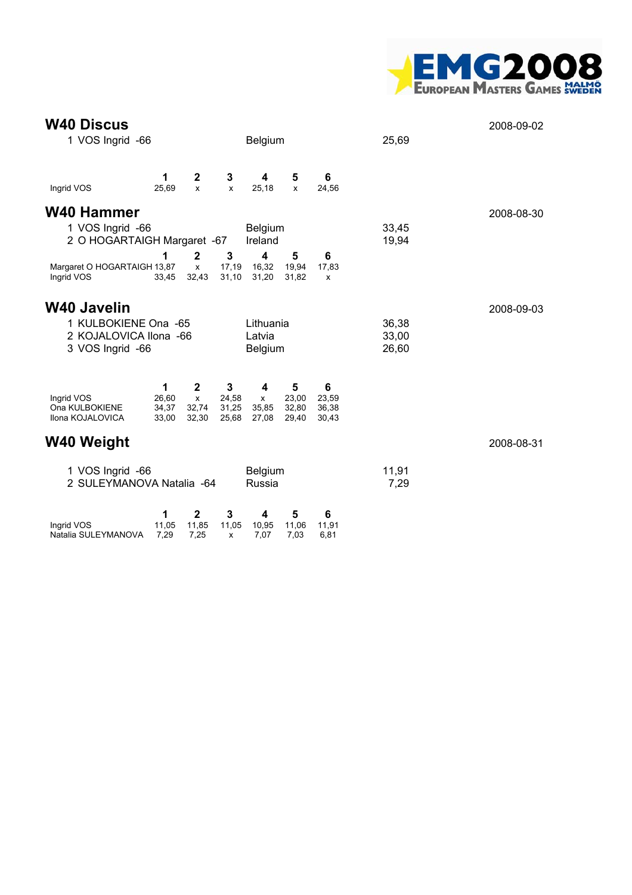## W40 Discus

2008-09-02

1 VOS Ingrid -66 Belgium 25,69

| | 1 | 2 | 3 | 4 | 5 | 6 |
|---|---|---|---|---|---|---|
| Ingrid VOS | 25,69 | x | x | 25,18 | x | 24,56 |

## W40 Hammer

2008-08-30

1 VOS Ingrid -66 Belgium 33,45
2 O HOGARTAIGH Margaret -67 Ireland 19,94

| | 1 | 2 | 3 | 4 | 5 | 6 |
|---|---|---|---|---|---|---|
| Margaret O HOGARTAIGH | 13,87 | x | 17,19 | 16,32 | 19,94 | 17,83 |
| Ingrid VOS | 33,45 | 32,43 | 31,10 | 31,20 | 31,82 | x |

## W40 Javelin

2008-09-03

1 KULBOKIENE Ona -65 Lithuania 36,38
2 KOJALOVICA Ilona -66 Latvia 33,00
3 VOS Ingrid -66 Belgium 26,60

| | 1 | 2 | 3 | 4 | 5 | 6 |
|---|---|---|---|---|---|---|
| Ingrid VOS | 26,60 | x | 24,58 | x | 23,00 | 23,59 |
| Ona KULBOKIENE | 34,37 | 32,74 | 31,25 | 35,85 | 32,80 | 36,38 |
| Ilona KOJALOVICA | 33,00 | 32,30 | 25,68 | 27,08 | 29,40 | 30,43 |

## W40 Weight

2008-08-31

1 VOS Ingrid -66 Belgium 11,91
2 SULEYMANOVA Natalia -64 Russia 7,29

| | 1 | 2 | 3 | 4 | 5 | 6 |
|---|---|---|---|---|---|---|
| Ingrid VOS | 11,05 | 11,85 | 11,05 | 10,95 | 11,06 | 11,91 |
| Natalia SULEYMANOVA | 7,29 | 7,25 | x | 7,07 | 7,03 | 6,81 |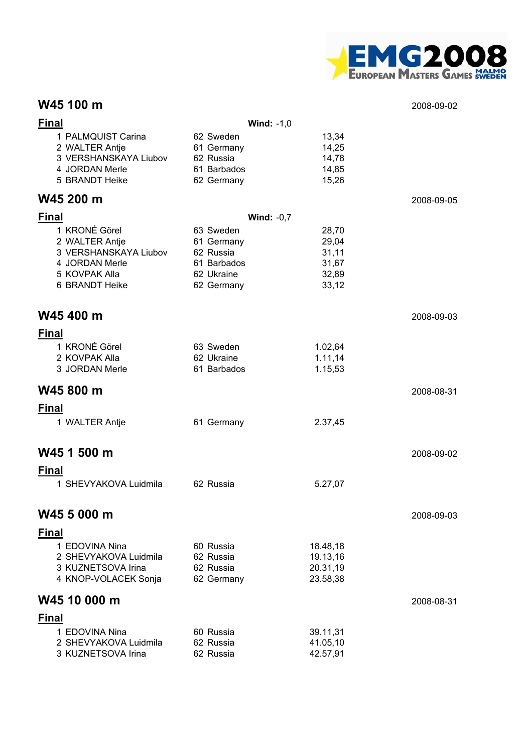## W45 100 m

2008-09-02

**Final** — **Wind:** -1,0

| Place | Name | Year | Country | Result |
|---|---|---|---|---|
| 1 | PALMQUIST Carina | 62 | Sweden | 13,34 |
| 2 | WALTER Antje | 61 | Germany | 14,25 |
| 3 | VERSHANSKAYA Liubov | 62 | Russia | 14,78 |
| 4 | JORDAN Merle | 61 | Barbados | 14,85 |
| 5 | BRANDT Heike | 62 | Germany | 15,26 |

## W45 200 m

2008-09-05

**Final** — **Wind:** -0,7

| Place | Name | Year | Country | Result |
|---|---|---|---|---|
| 1 | KRONÉ Görel | 63 | Sweden | 28,70 |
| 2 | WALTER Antje | 61 | Germany | 29,04 |
| 3 | VERSHANSKAYA Liubov | 62 | Russia | 31,11 |
| 4 | JORDAN Merle | 61 | Barbados | 31,67 |
| 5 | KOVPAK Alla | 62 | Ukraine | 32,89 |
| 6 | BRANDT Heike | 62 | Germany | 33,12 |

## W45 400 m

2008-09-03

**Final**

| Place | Name | Year | Country | Result |
|---|---|---|---|---|
| 1 | KRONÉ Görel | 63 | Sweden | 1.02,64 |
| 2 | KOVPAK Alla | 62 | Ukraine | 1.11,14 |
| 3 | JORDAN Merle | 61 | Barbados | 1.15,53 |

## W45 800 m

2008-08-31

**Final**

| Place | Name | Year | Country | Result |
|---|---|---|---|---|
| 1 | WALTER Antje | 61 | Germany | 2.37,45 |

## W45 1 500 m

2008-09-02

**Final**

| Place | Name | Year | Country | Result |
|---|---|---|---|---|
| 1 | SHEVYAKOVA Luidmila | 62 | Russia | 5.27,07 |

## W45 5 000 m

2008-09-03

**Final**

| Place | Name | Year | Country | Result |
|---|---|---|---|---|
| 1 | EDOVINA Nina | 60 | Russia | 18.48,18 |
| 2 | SHEVYAKOVA Luidmila | 62 | Russia | 19.13,16 |
| 3 | KUZNETSOVA Irina | 62 | Russia | 20.31,19 |
| 4 | KNOP-VOLACEK Sonja | 62 | Germany | 23.58,38 |

## W45 10 000 m

2008-08-31

**Final**

| Place | Name | Year | Country | Result |
|---|---|---|---|---|
| 1 | EDOVINA Nina | 60 | Russia | 39.11,31 |
| 2 | SHEVYAKOVA Luidmila | 62 | Russia | 41.05,10 |
| 3 | KUZNETSOVA Irina | 62 | Russia | 42.57,91 |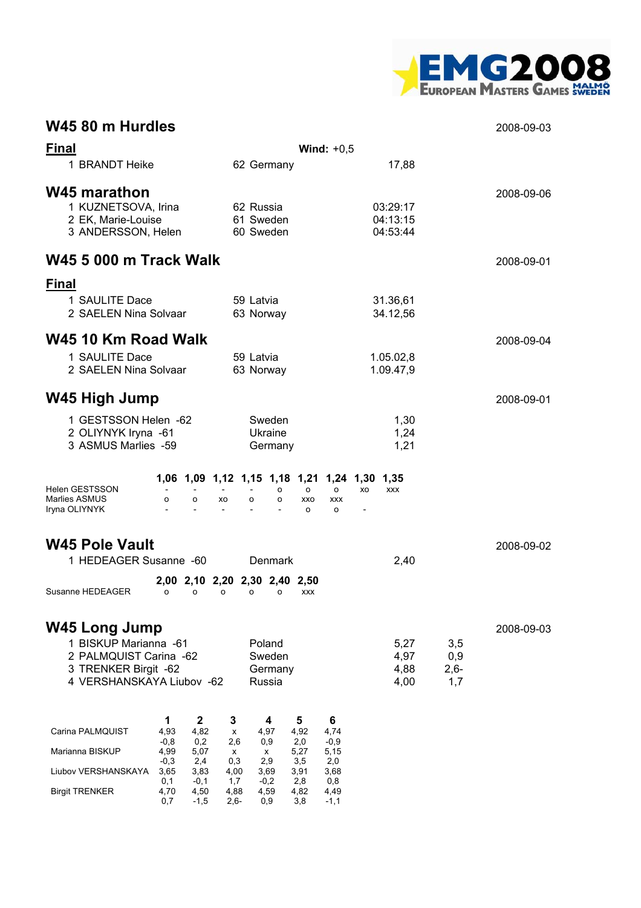## W45 80 m Hurdles

2008-09-03

**Final** — **Wind:** +0,5

| | | | |
|---|---|---|---|
| 1 | BRANDT Heike | 62 Germany | 17,88 |

## W45 marathon

2008-09-06

| | | | |
|---|---|---|---|
| 1 | KUZNETSOVA, Irina | 62 Russia | 03:29:17 |
| 2 | EK, Marie-Louise | 61 Sweden | 04:13:15 |
| 3 | ANDERSSON, Helen | 60 Sweden | 04:53:44 |

## W45 5 000 m Track Walk

2008-09-01

**Final**

| | | | |
|---|---|---|---|
| 1 | SAULITE Dace | 59 Latvia | 31.36,61 |
| 2 | SAELEN Nina Solvaar | 63 Norway | 34.12,56 |

## W45 10 Km Road Walk

2008-09-04

| | | | |
|---|---|---|---|
| 1 | SAULITE Dace | 59 Latvia | 1.05.02,8 |
| 2 | SAELEN Nina Solvaar | 63 Norway | 1.09.47,9 |

## W45 High Jump

2008-09-01

| | | | |
|---|---|---|---|
| 1 | GESTSSON Helen -62 | Sweden | 1,30 |
| 2 | OLIYNYK Iryna -61 | Ukraine | 1,24 |
| 3 | ASMUS Marlies -59 | Germany | 1,21 |

| | 1,06 | 1,09 | 1,12 | 1,15 | 1,18 | 1,21 | 1,24 | 1,30 | 1,35 |
|---|---|---|---|---|---|---|---|---|---|
| Helen GESTSSON | - | - | - | - | o | o | o | xo | xxx |
| Marlies ASMUS | o | o | xo | o | o | xxo | xxx | | |
| Iryna OLIYNYK | - | - | - | - | - | o | o | - | |

## W45 Pole Vault

2008-09-02

| | | | |
|---|---|---|---|
| 1 | HEDEAGER Susanne -60 | Denmark | 2,40 |

| | 2,00 | 2,10 | 2,20 | 2,30 | 2,40 | 2,50 |
|---|---|---|---|---|---|---|
| Susanne HEDEAGER | o | o | o | o | o | xxx |

## W45 Long Jump

2008-09-03

| | | | | |
|---|---|---|---|---|
| 1 | BISKUP Marianna -61 | Poland | 5,27 | 3,5 |
| 2 | PALMQUIST Carina -62 | Sweden | 4,97 | 0,9 |
| 3 | TRENKER Birgit -62 | Germany | 4,88 | 2,6- |
| 4 | VERSHANSKAYA Liubov -62 | Russia | 4,00 | 1,7 |

| | 1 | 2 | 3 | 4 | 5 | 6 |
|---|---|---|---|---|---|---|
| Carina PALMQUIST | 4,93 | 4,82 | x | 4,97 | 4,92 | 4,74 |
| | -0,8 | 0,2 | 2,6 | 0,9 | 2,0 | -0,9 |
| Marianna BISKUP | 4,99 | 5,07 | x | x | 5,27 | 5,15 |
| | -0,3 | 2,4 | 0,3 | 2,9 | 3,5 | 2,0 |
| Liubov VERSHANSKAYA | 3,65 | 3,83 | 4,00 | 3,69 | 3,91 | 3,68 |
| | 0,1 | -0,1 | 1,7 | -0,2 | 2,8 | 0,8 |
| Birgit TRENKER | 4,70 | 4,50 | 4,88 | 4,59 | 4,82 | 4,49 |
| | 0,7 | -1,5 | 2,6- | 0,9 | 3,8 | -1,1 |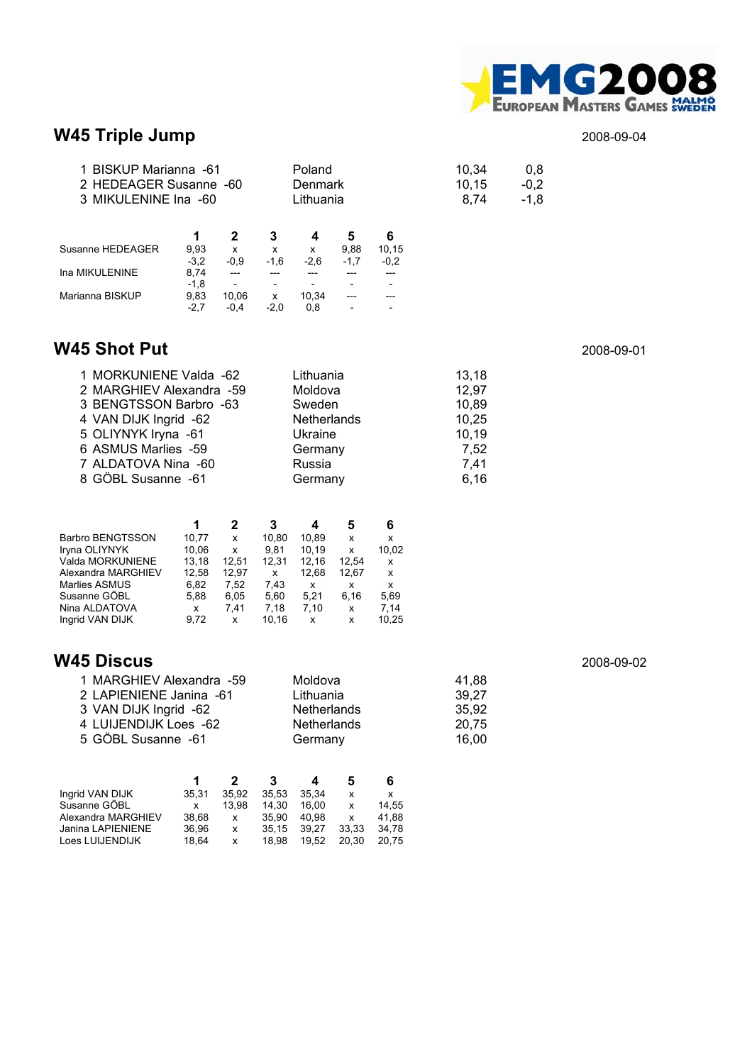## W45 Triple Jump

2008-09-04

| | | | |
|---|---|---|---|
| 1 BISKUP Marianna -61 | Poland | 10,34 | 0,8 |
| 2 HEDEAGER Susanne -60 | Denmark | 10,15 | -0,2 |
| 3 MIKULENINE Ina -60 | Lithuania | 8,74 | -1,8 |

| | 1 | 2 | 3 | 4 | 5 | 6 |
|---|---|---|---|---|---|---|
| Susanne HEDEAGER | 9,93 | x | x | x | 9,88 | 10,15 |
| | -3,2 | -0,9 | -1,6 | -2,6 | -1,7 | -0,2 |
| Ina MIKULENINE | 8,74 | --- | --- | --- | --- | --- |
| | -1,8 | - | - | - | - | - |
| Marianna BISKUP | 9,83 | 10,06 | x | 10,34 | --- | --- |
| | -2,7 | -0,4 | -2,0 | 0,8 | - | - |

## W45 Shot Put

2008-09-01

| | | |
|---|---|---|
| 1 MORKUNIENE Valda -62 | Lithuania | 13,18 |
| 2 MARGHIEV Alexandra -59 | Moldova | 12,97 |
| 3 BENGTSSON Barbro -63 | Sweden | 10,89 |
| 4 VAN DIJK Ingrid -62 | Netherlands | 10,25 |
| 5 OLIYNYK Iryna -61 | Ukraine | 10,19 |
| 6 ASMUS Marlies -59 | Germany | 7,52 |
| 7 ALDATOVA Nina -60 | Russia | 7,41 |
| 8 GÖBL Susanne -61 | Germany | 6,16 |

| | 1 | 2 | 3 | 4 | 5 | 6 |
|---|---|---|---|---|---|---|
| Barbro BENGTSSON | 10,77 | x | 10,80 | 10,89 | x | x |
| Iryna OLIYNYK | 10,06 | x | 9,81 | 10,19 | x | 10,02 |
| Valda MORKUNIENE | 13,18 | 12,51 | 12,31 | 12,16 | 12,54 | x |
| Alexandra MARGHIEV | 12,58 | 12,97 | x | 12,68 | 12,67 | x |
| Marlies ASMUS | 6,82 | 7,52 | 7,43 | x | x | x |
| Susanne GÖBL | 5,88 | 6,05 | 5,60 | 5,21 | 6,16 | 5,69 |
| Nina ALDATOVA | x | 7,41 | 7,18 | 7,10 | x | 7,14 |
| Ingrid VAN DIJK | 9,72 | x | 10,16 | x | x | 10,25 |

## W45 Discus

2008-09-02

| | | |
|---|---|---|
| 1 MARGHIEV Alexandra -59 | Moldova | 41,88 |
| 2 LAPIENIENE Janina -61 | Lithuania | 39,27 |
| 3 VAN DIJK Ingrid -62 | Netherlands | 35,92 |
| 4 LUIJENDIJK Loes -62 | Netherlands | 20,75 |
| 5 GÖBL Susanne -61 | Germany | 16,00 |

| | 1 | 2 | 3 | 4 | 5 | 6 |
|---|---|---|---|---|---|---|
| Ingrid VAN DIJK | 35,31 | 35,92 | 35,53 | 35,34 | x | x |
| Susanne GÖBL | x | 13,98 | 14,30 | 16,00 | x | 14,55 |
| Alexandra MARGHIEV | 38,68 | x | 35,90 | 40,98 | x | 41,88 |
| Janina LAPIENIENE | 36,96 | x | 35,15 | 39,27 | 33,33 | 34,78 |
| Loes LUIJENDIJK | 18,64 | x | 18,98 | 19,52 | 20,30 | 20,75 |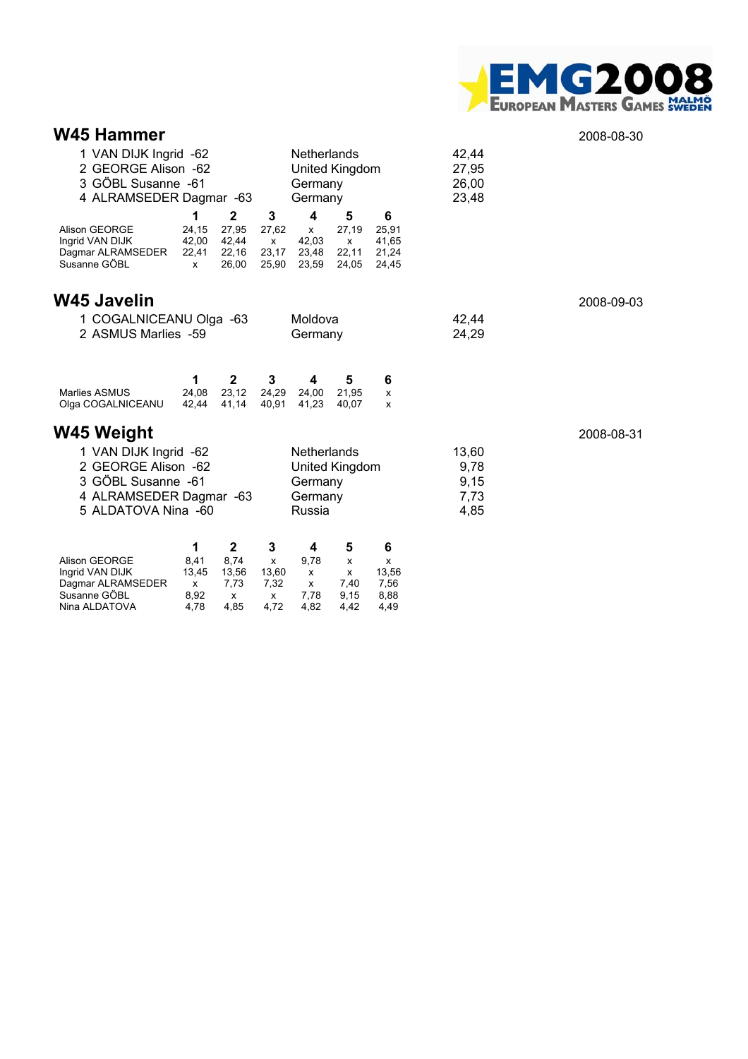## W45 Hammer

2008-08-30

| | | |
|---|---|---|
| 1 VAN DIJK Ingrid -62 | Netherlands | 42,44 |
| 2 GEORGE Alison -62 | United Kingdom | 27,95 |
| 3 GÖBL Susanne -61 | Germany | 26,00 |
| 4 ALRAMSEDER Dagmar -63 | Germany | 23,48 |

| | 1 | 2 | 3 | 4 | 5 | 6 |
|---|---|---|---|---|---|---|
| Alison GEORGE | 24,15 | 27,95 | 27,62 | x | 27,19 | 25,91 |
| Ingrid VAN DIJK | 42,00 | 42,44 | x | 42,03 | x | 41,65 |
| Dagmar ALRAMSEDER | 22,41 | 22,16 | 23,17 | 23,48 | 22,11 | 21,24 |
| Susanne GÖBL | x | 26,00 | 25,90 | 23,59 | 24,05 | 24,45 |

## W45 Javelin

2008-09-03

| | | |
|---|---|---|
| 1 COGALNICEANU Olga -63 | Moldova | 42,44 |
| 2 ASMUS Marlies -59 | Germany | 24,29 |

| | 1 | 2 | 3 | 4 | 5 | 6 |
|---|---|---|---|---|---|---|
| Marlies ASMUS | 24,08 | 23,12 | 24,29 | 24,00 | 21,95 | x |
| Olga COGALNICEANU | 42,44 | 41,14 | 40,91 | 41,23 | 40,07 | x |

## W45 Weight

2008-08-31

| | | |
|---|---|---|
| 1 VAN DIJK Ingrid -62 | Netherlands | 13,60 |
| 2 GEORGE Alison -62 | United Kingdom | 9,78 |
| 3 GÖBL Susanne -61 | Germany | 9,15 |
| 4 ALRAMSEDER Dagmar -63 | Germany | 7,73 |
| 5 ALDATOVA Nina -60 | Russia | 4,85 |

| | 1 | 2 | 3 | 4 | 5 | 6 |
|---|---|---|---|---|---|---|
| Alison GEORGE | 8,41 | 8,74 | x | 9,78 | x | x |
| Ingrid VAN DIJK | 13,45 | 13,56 | 13,60 | x | x | 13,56 |
| Dagmar ALRAMSEDER | x | 7,73 | 7,32 | x | 7,40 | 7,56 |
| Susanne GÖBL | 8,92 | x | x | 7,78 | 9,15 | 8,88 |
| Nina ALDATOVA | 4,78 | 4,85 | 4,72 | 4,82 | 4,42 | 4,49 |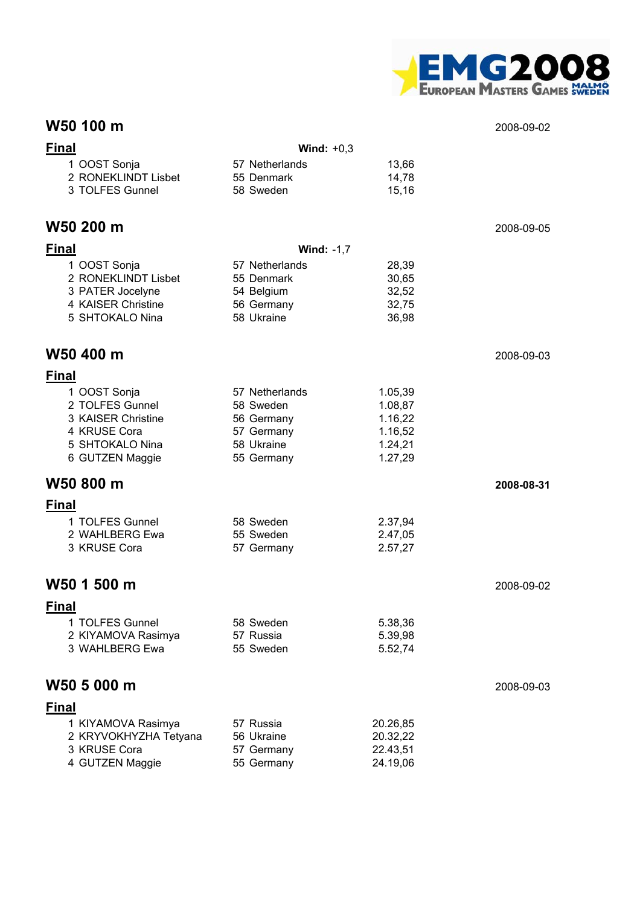## W50 100 m

2008-09-02

**Final** — **Wind:** +0,3

| Place | Name | Age | Country | Result |
|---|---|---|---|---|
| 1 | OOST Sonja | 57 | Netherlands | 13,66 |
| 2 | RONEKLINDT Lisbet | 55 | Denmark | 14,78 |
| 3 | TOLFES Gunnel | 58 | Sweden | 15,16 |

## W50 200 m

2008-09-05

**Final** — **Wind:** -1,7

| Place | Name | Age | Country | Result |
|---|---|---|---|---|
| 1 | OOST Sonja | 57 | Netherlands | 28,39 |
| 2 | RONEKLINDT Lisbet | 55 | Denmark | 30,65 |
| 3 | PATER Jocelyne | 54 | Belgium | 32,52 |
| 4 | KAISER Christine | 56 | Germany | 32,75 |
| 5 | SHTOKALO Nina | 58 | Ukraine | 36,98 |

## W50 400 m

2008-09-03

**Final**

| Place | Name | Age | Country | Result |
|---|---|---|---|---|
| 1 | OOST Sonja | 57 | Netherlands | 1.05,39 |
| 2 | TOLFES Gunnel | 58 | Sweden | 1.08,87 |
| 3 | KAISER Christine | 56 | Germany | 1.16,22 |
| 4 | KRUSE Cora | 57 | Germany | 1.16,52 |
| 5 | SHTOKALO Nina | 58 | Ukraine | 1.24,21 |
| 6 | GUTZEN Maggie | 55 | Germany | 1.27,29 |

## W50 800 m

**2008-08-31**

**Final**

| Place | Name | Age | Country | Result |
|---|---|---|---|---|
| 1 | TOLFES Gunnel | 58 | Sweden | 2.37,94 |
| 2 | WAHLBERG Ewa | 55 | Sweden | 2.47,05 |
| 3 | KRUSE Cora | 57 | Germany | 2.57,27 |

## W50 1 500 m

2008-09-02

**Final**

| Place | Name | Age | Country | Result |
|---|---|---|---|---|
| 1 | TOLFES Gunnel | 58 | Sweden | 5.38,36 |
| 2 | KIYAMOVA Rasimya | 57 | Russia | 5.39,98 |
| 3 | WAHLBERG Ewa | 55 | Sweden | 5.52,74 |

## W50 5 000 m

2008-09-03

**Final**

| Place | Name | Age | Country | Result |
|---|---|---|---|---|
| 1 | KIYAMOVA Rasimya | 57 | Russia | 20.26,85 |
| 2 | KRYVOKHYZHA Tetyana | 56 | Ukraine | 20.32,22 |
| 3 | KRUSE Cora | 57 | Germany | 22.43,51 |
| 4 | GUTZEN Maggie | 55 | Germany | 24.19,06 |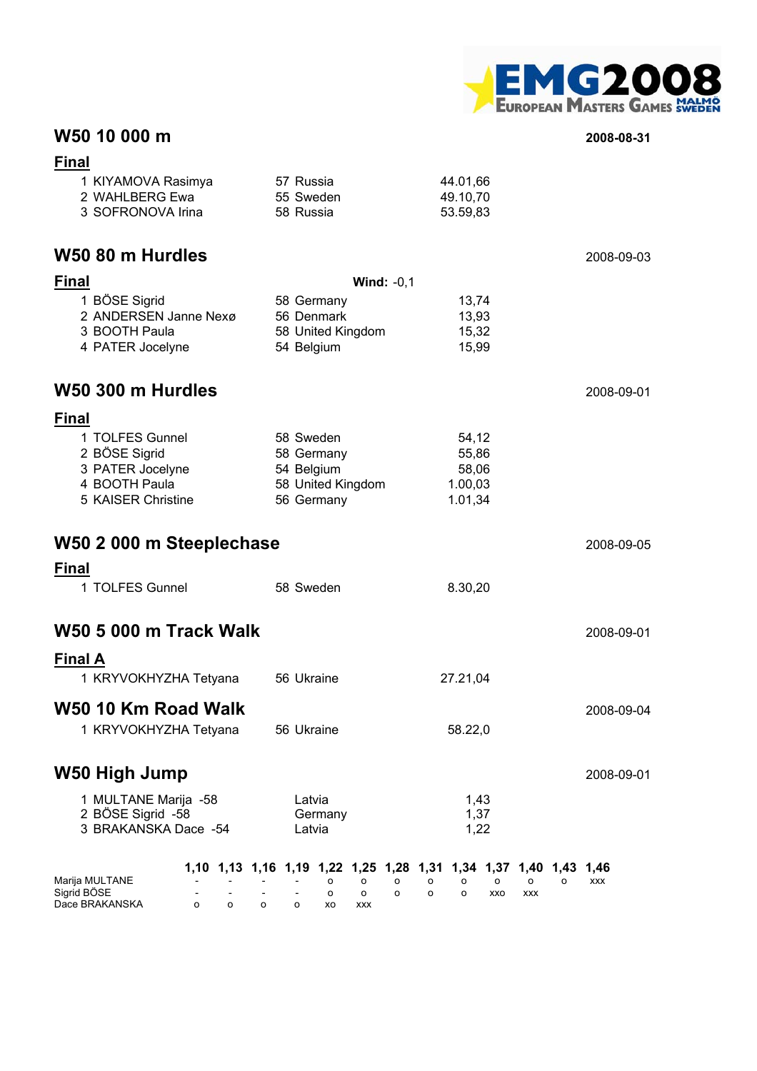## W50 10 000 m

2008-08-31

### Final

| | | | |
|---|---|---|---|
| 1 | KIYAMOVA Rasimya | 57 Russia | 44.01,66 |
| 2 | WAHLBERG Ewa | 55 Sweden | 49.10,70 |
| 3 | SOFRONOVA Irina | 58 Russia | 53.59,83 |

## W50 80 m Hurdles

2008-09-03

### Final

**Wind:** -0,1

| | | | |
|---|---|---|---|
| 1 | BÖSE Sigrid | 58 Germany | 13,74 |
| 2 | ANDERSEN Janne Nexø | 56 Denmark | 13,93 |
| 3 | BOOTH Paula | 58 United Kingdom | 15,32 |
| 4 | PATER Jocelyne | 54 Belgium | 15,99 |

## W50 300 m Hurdles

2008-09-01

### Final

| | | | |
|---|---|---|---|
| 1 | TOLFES Gunnel | 58 Sweden | 54,12 |
| 2 | BÖSE Sigrid | 58 Germany | 55,86 |
| 3 | PATER Jocelyne | 54 Belgium | 58,06 |
| 4 | BOOTH Paula | 58 United Kingdom | 1.00,03 |
| 5 | KAISER Christine | 56 Germany | 1.01,34 |

## W50 2 000 m Steeplechase

2008-09-05

### Final

| | | | |
|---|---|---|---|
| 1 | TOLFES Gunnel | 58 Sweden | 8.30,20 |

## W50 5 000 m Track Walk

2008-09-01

### Final A

| | | | |
|---|---|---|---|
| 1 | KRYVOKHYZHA Tetyana | 56 Ukraine | 27.21,04 |

## W50 10 Km Road Walk

2008-09-04

| | | | |
|---|---|---|---|
| 1 | KRYVOKHYZHA Tetyana | 56 Ukraine | 58.22,0 |

## W50 High Jump

2008-09-01

| | | | |
|---|---|---|---|
| 1 | MULTANE Marija -58 | Latvia | 1,43 |
| 2 | BÖSE Sigrid -58 | Germany | 1,37 |
| 3 | BRAKANSKA Dace -54 | Latvia | 1,22 |

| | 1,10 | 1,13 | 1,16 | 1,19 | 1,22 | 1,25 | 1,28 | 1,31 | 1,34 | 1,37 | 1,40 | 1,43 | 1,46 |
|---|---|---|---|---|---|---|---|---|---|---|---|---|---|
| Marija MULTANE | - | - | - | - | o | o | o | o | o | o | o | o | xxx |
| Sigrid BÖSE | - | - | - | - | o | o | o | o | o | xxo | xxx | | |
| Dace BRAKANSKA | o | o | o | o | xo | xxx | | | | | | | |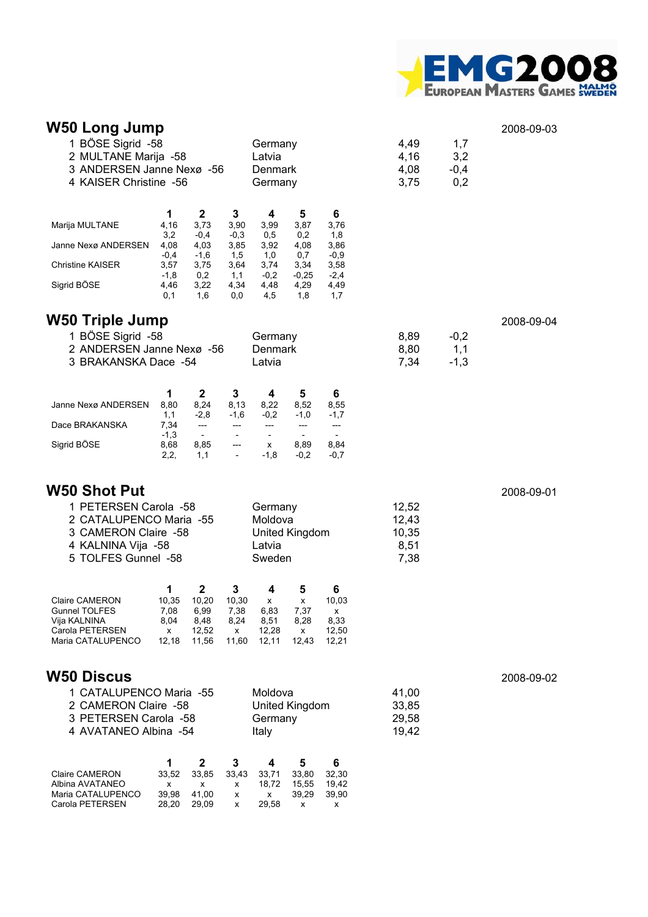## W50 Long Jump

2008-09-03

| | | | | |
|---|---|---|---|---|
| 1 | BÖSE Sigrid -58 | Germany | 4,49 | 1,7 |
| 2 | MULTANE Marija -58 | Latvia | 4,16 | 3,2 |
| 3 | ANDERSEN Janne Nexø -56 | Denmark | 4,08 | -0,4 |
| 4 | KAISER Christine -56 | Germany | 3,75 | 0,2 |

| | 1 | 2 | 3 | 4 | 5 | 6 |
|---|---|---|---|---|---|---|
| Marija MULTANE | 4,16 | 3,73 | 3,90 | 3,99 | 3,87 | 3,76 |
| | 3,2 | -0,4 | -0,3 | 0,5 | 0,2 | 1,8 |
| Janne Nexø ANDERSEN | 4,08 | 4,03 | 3,85 | 3,92 | 4,08 | 3,86 |
| | -0,4 | -1,6 | 1,5 | 1,0 | 0,7 | -0,9 |
| Christine KAISER | 3,57 | 3,75 | 3,64 | 3,74 | 3,34 | 3,58 |
| | -1,8 | 0,2 | 1,1 | -0,2 | -0,25 | -2,4 |
| Sigrid BÖSE | 4,46 | 3,22 | 4,34 | 4,48 | 4,29 | 4,49 |
| | 0,1 | 1,6 | 0,0 | 4,5 | 1,8 | 1,7 |

## W50 Triple Jump

2008-09-04

| | | | | |
|---|---|---|---|---|
| 1 | BÖSE Sigrid -58 | Germany | 8,89 | -0,2 |
| 2 | ANDERSEN Janne Nexø -56 | Denmark | 8,80 | 1,1 |
| 3 | BRAKANSKA Dace -54 | Latvia | 7,34 | -1,3 |

| | 1 | 2 | 3 | 4 | 5 | 6 |
|---|---|---|---|---|---|---|
| Janne Nexø ANDERSEN | 8,80 | 8,24 | 8,13 | 8,22 | 8,52 | 8,55 |
| | 1,1 | -2,8 | -1,6 | -0,2 | -1,0 | -1,7 |
| Dace BRAKANSKA | 7,34 | --- | --- | --- | --- | --- |
| | -1,3 | - | - | - | - | - |
| Sigrid BÖSE | 8,68 | 8,85 | --- | x | 8,89 | 8,84 |
| | 2,2, | 1,1 | - | -1,8 | -0,2 | -0,7 |

## W50 Shot Put

2008-09-01

| | | | |
|---|---|---|---|
| 1 | PETERSEN Carola -58 | Germany | 12,52 |
| 2 | CATALUPENCO Maria -55 | Moldova | 12,43 |
| 3 | CAMERON Claire -58 | United Kingdom | 10,35 |
| 4 | KALNINA Vija -58 | Latvia | 8,51 |
| 5 | TOLFES Gunnel -58 | Sweden | 7,38 |

| | 1 | 2 | 3 | 4 | 5 | 6 |
|---|---|---|---|---|---|---|
| Claire CAMERON | 10,35 | 10,20 | 10,30 | x | x | 10,03 |
| Gunnel TOLFES | 7,08 | 6,99 | 7,38 | 6,83 | 7,37 | x |
| Vija KALNINA | 8,04 | 8,48 | 8,24 | 8,51 | 8,28 | 8,33 |
| Carola PETERSEN | x | 12,52 | x | 12,28 | x | 12,50 |
| Maria CATALUPENCO | 12,18 | 11,56 | 11,60 | 12,11 | 12,43 | 12,21 |

## W50 Discus

2008-09-02

| | | | |
|---|---|---|---|
| 1 | CATALUPENCO Maria -55 | Moldova | 41,00 |
| 2 | CAMERON Claire -58 | United Kingdom | 33,85 |
| 3 | PETERSEN Carola -58 | Germany | 29,58 |
| 4 | AVATANEO Albina -54 | Italy | 19,42 |

| | 1 | 2 | 3 | 4 | 5 | 6 |
|---|---|---|---|---|---|---|
| Claire CAMERON | 33,52 | 33,85 | 33,43 | 33,71 | 33,80 | 32,30 |
| Albina AVATANEO | x | x | x | 18,72 | 15,55 | 19,42 |
| Maria CATALUPENCO | 39,98 | 41,00 | x | x | 39,29 | 39,90 |
| Carola PETERSEN | 28,20 | 29,09 | x | 29,58 | x | x |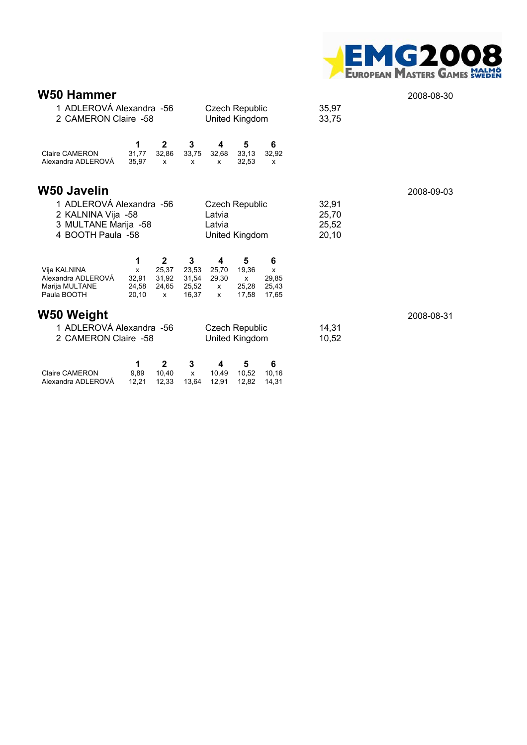## W50 Hammer

2008-08-30

| | | | |
|---|---|---|---|
| 1 | ADLEROVÁ Alexandra -56 | Czech Republic | 35,97 |
| 2 | CAMERON Claire -58 | United Kingdom | 33,75 |

| | 1 | 2 | 3 | 4 | 5 | 6 |
|---|---|---|---|---|---|---|
| Claire CAMERON | 31,77 | 32,86 | 33,75 | 32,68 | 33,13 | 32,92 |
| Alexandra ADLEROVÁ | 35,97 | x | x | x | 32,53 | x |

## W50 Javelin

2008-09-03

| | | | |
|---|---|---|---|
| 1 | ADLEROVÁ Alexandra -56 | Czech Republic | 32,91 |
| 2 | KALNINA Vija -58 | Latvia | 25,70 |
| 3 | MULTANE Marija -58 | Latvia | 25,52 |
| 4 | BOOTH Paula -58 | United Kingdom | 20,10 |

| | 1 | 2 | 3 | 4 | 5 | 6 |
|---|---|---|---|---|---|---|
| Vija KALNINA | x | 25,37 | 23,53 | 25,70 | 19,36 | x |
| Alexandra ADLEROVÁ | 32,91 | 31,92 | 31,54 | 29,30 | x | 29,85 |
| Marija MULTANE | 24,58 | 24,65 | 25,52 | x | 25,28 | 25,43 |
| Paula BOOTH | 20,10 | x | 16,37 | x | 17,58 | 17,65 |

## W50 Weight

2008-08-31

| | | | |
|---|---|---|---|
| 1 | ADLEROVÁ Alexandra -56 | Czech Republic | 14,31 |
| 2 | CAMERON Claire -58 | United Kingdom | 10,52 |

| | 1 | 2 | 3 | 4 | 5 | 6 |
|---|---|---|---|---|---|---|
| Claire CAMERON | 9,89 | 10,40 | x | 10,49 | 10,52 | 10,16 |
| Alexandra ADLEROVÁ | 12,21 | 12,33 | 13,64 | 12,91 | 12,82 | 14,31 |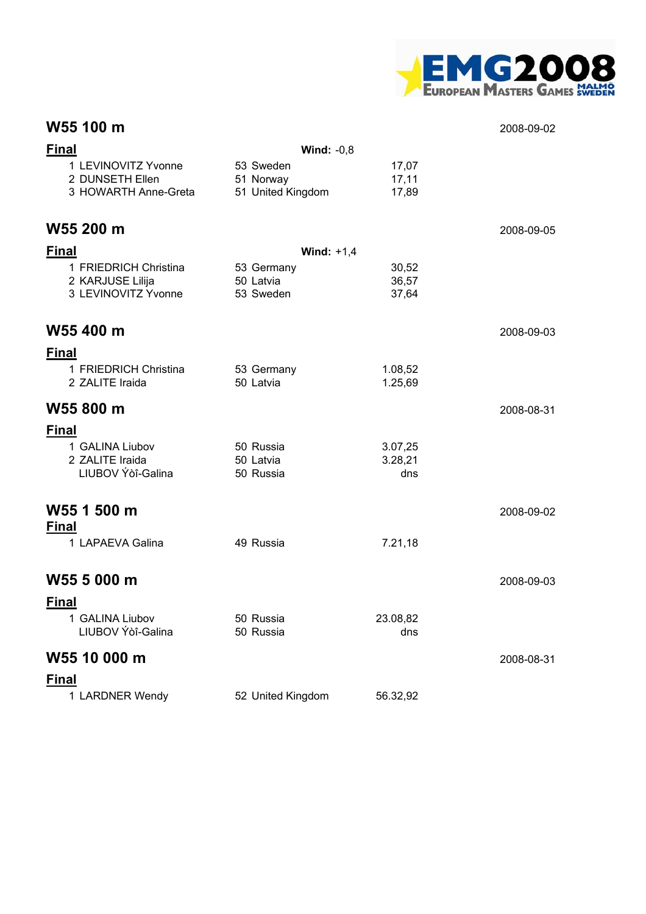## W55 100 m

2008-09-02

### Final

**Wind:** -0,8

| | | | | |
|---|---|---|---|---|
| 1 | LEVINOVITZ Yvonne | 53 | Sweden | 17,07 |
| 2 | DUNSETH Ellen | 51 | Norway | 17,11 |
| 3 | HOWARTH Anne-Greta | 51 | United Kingdom | 17,89 |

## W55 200 m

2008-09-05

### Final

**Wind:** +1,4

| | | | | |
|---|---|---|---|---|
| 1 | FRIEDRICH Christina | 53 | Germany | 30,52 |
| 2 | KARJUSE Lilija | 50 | Latvia | 36,57 |
| 3 | LEVINOVITZ Yvonne | 53 | Sweden | 37,64 |

## W55 400 m

2008-09-03

### Final

| | | | | |
|---|---|---|---|---|
| 1 | FRIEDRICH Christina | 53 | Germany | 1.08,52 |
| 2 | ZALITE Iraida | 50 | Latvia | 1.25,69 |

## W55 800 m

2008-08-31

### Final

| | | | | |
|---|---|---|---|---|
| 1 | GALINA Liubov | 50 | Russia | 3.07,25 |
| 2 | ZALITE Iraida | 50 | Latvia | 3.28,21 |
| | LIUBOV Ýòî-Galina | 50 | Russia | dns |

## W55 1 500 m

2008-09-02

### Final

| | | | | |
|---|---|---|---|---|
| 1 | LAPAEVA Galina | 49 | Russia | 7.21,18 |

## W55 5 000 m

2008-09-03

### Final

| | | | | |
|---|---|---|---|---|
| 1 | GALINA Liubov | 50 | Russia | 23.08,82 |
| | LIUBOV Ýòî-Galina | 50 | Russia | dns |

## W55 10 000 m

2008-08-31

### Final

| | | | | |
|---|---|---|---|---|
| 1 | LARDNER Wendy | 52 | United Kingdom | 56.32,92 |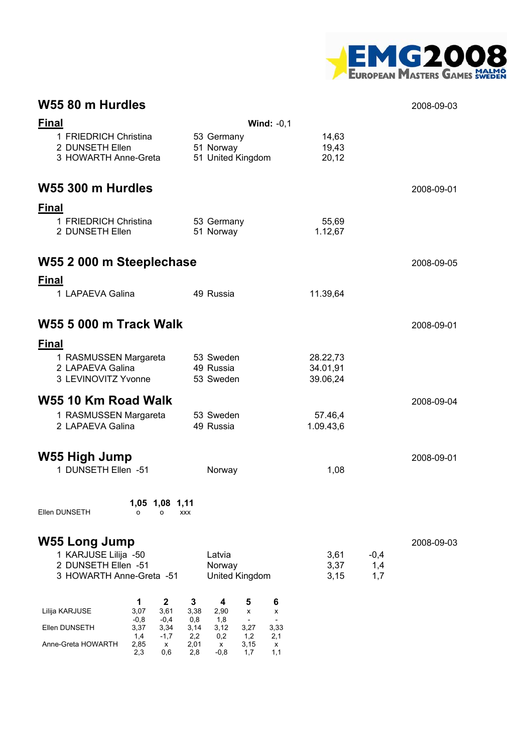## W55 80 m Hurdles

2008-09-03

**Final** — **Wind:** -0,1

| | Name | Year | Country | Result |
|---|---|---|---|---|
| 1 | FRIEDRICH Christina | 53 | Germany | 14,63 |
| 2 | DUNSETH Ellen | 51 | Norway | 19,43 |
| 3 | HOWARTH Anne-Greta | 51 | United Kingdom | 20,12 |

## W55 300 m Hurdles

2008-09-01

**Final**

| | Name | Year | Country | Result |
|---|---|---|---|---|
| 1 | FRIEDRICH Christina | 53 | Germany | 55,69 |
| 2 | DUNSETH Ellen | 51 | Norway | 1.12,67 |

## W55 2 000 m Steeplechase

2008-09-05

**Final**

| | Name | Year | Country | Result |
|---|---|---|---|---|
| 1 | LAPAEVA Galina | 49 | Russia | 11.39,64 |

## W55 5 000 m Track Walk

2008-09-01

**Final**

| | Name | Year | Country | Result |
|---|---|---|---|---|
| 1 | RASMUSSEN Margareta | 53 | Sweden | 28.22,73 |
| 2 | LAPAEVA Galina | 49 | Russia | 34.01,91 |
| 3 | LEVINOVITZ Yvonne | 53 | Sweden | 39.06,24 |

## W55 10 Km Road Walk

2008-09-04

| | Name | Year | Country | Result |
|---|---|---|---|---|
| 1 | RASMUSSEN Margareta | 53 | Sweden | 57.46,4 |
| 2 | LAPAEVA Galina | 49 | Russia | 1.09.43,6 |

## W55 High Jump

2008-09-01

| | Name | Country | Result |
|---|---|---|---|
| 1 | DUNSETH Ellen -51 | Norway | 1,08 |

| | 1,05 | 1,08 | 1,11 |
|---|---|---|---|
| Ellen DUNSETH | o | o | xxx |

## W55 Long Jump

2008-09-03

| | Name | Country | Result | Wind |
|---|---|---|---|---|
| 1 | KARJUSE Lilija -50 | Latvia | 3,61 | -0,4 |
| 2 | DUNSETH Ellen -51 | Norway | 3,37 | 1,4 |
| 3 | HOWARTH Anne-Greta -51 | United Kingdom | 3,15 | 1,7 |

| | 1 | 2 | 3 | 4 | 5 | 6 |
|---|---|---|---|---|---|---|
| Lilija KARJUSE | 3,07 | 3,61 | 3,38 | 2,90 | x | x |
| | -0,8 | -0,4 | 0,8 | 1,8 | - | - |
| Ellen DUNSETH | 3,37 | 3,34 | 3,14 | 3,12 | 3,27 | 3,33 |
| | 1,4 | -1,7 | 2,2 | 0,2 | 1,2 | 2,1 |
| Anne-Greta HOWARTH | 2,85 | x | 2,01 | x | 3,15 | x |
| | 2,3 | 0,6 | 2,8 | -0,8 | 1,7 | 1,1 |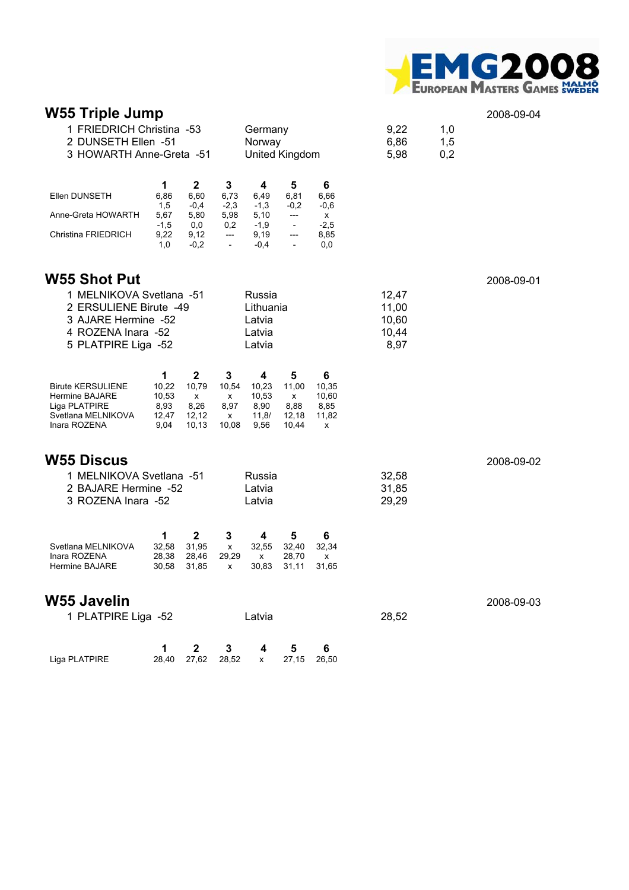## W55 Triple Jump

2008-09-04

| | | | |
|---|---|---|---|
| 1 FRIEDRICH Christina -53 | Germany | 9,22 | 1,0 |
| 2 DUNSETH Ellen -51 | Norway | 6,86 | 1,5 |
| 3 HOWARTH Anne-Greta -51 | United Kingdom | 5,98 | 0,2 |

| | 1 | 2 | 3 | 4 | 5 | 6 |
|---|---|---|---|---|---|---|
| Ellen DUNSETH | 6,86 | 6,60 | 6,73 | 6,49 | 6,81 | 6,66 |
| | 1,5 | -0,4 | -2,3 | -1,3 | -0,2 | -0,6 |
| Anne-Greta HOWARTH | 5,67 | 5,80 | 5,98 | 5,10 | --- | x |
| | -1,5 | 0,0 | 0,2 | -1,9 | - | -2,5 |
| Christina FRIEDRICH | 9,22 | 9,12 | --- | 9,19 | --- | 8,85 |
| | 1,0 | -0,2 | - | -0,4 | - | 0,0 |

## W55 Shot Put

2008-09-01

| | | |
|---|---|---|
| 1 MELNIKOVA Svetlana -51 | Russia | 12,47 |
| 2 ERSULIENE Birute -49 | Lithuania | 11,00 |
| 3 AJARE Hermine -52 | Latvia | 10,60 |
| 4 ROZENA Inara -52 | Latvia | 10,44 |
| 5 PLATPIRE Liga -52 | Latvia | 8,97 |

| | 1 | 2 | 3 | 4 | 5 | 6 |
|---|---|---|---|---|---|---|
| Birute KERSULIENE | 10,22 | 10,79 | 10,54 | 10,23 | 11,00 | 10,35 |
| Hermine BAJARE | 10,53 | x | x | 10,53 | x | 10,60 |
| Liga PLATPIRE | 8,93 | 8,26 | 8,97 | 8,90 | 8,88 | 8,85 |
| Svetlana MELNIKOVA | 12,47 | 12,12 | x | 11,8/ | 12,18 | 11,82 |
| Inara ROZENA | 9,04 | 10,13 | 10,08 | 9,56 | 10,44 | x |

## W55 Discus

2008-09-02

| | | |
|---|---|---|
| 1 MELNIKOVA Svetlana -51 | Russia | 32,58 |
| 2 BAJARE Hermine -52 | Latvia | 31,85 |
| 3 ROZENA Inara -52 | Latvia | 29,29 |

| | 1 | 2 | 3 | 4 | 5 | 6 |
|---|---|---|---|---|---|---|
| Svetlana MELNIKOVA | 32,58 | 31,95 | x | 32,55 | 32,40 | 32,34 |
| Inara ROZENA | 28,38 | 28,46 | 29,29 | x | 28,70 | x |
| Hermine BAJARE | 30,58 | 31,85 | x | 30,83 | 31,11 | 31,65 |

## W55 Javelin

2008-09-03

| | | |
|---|---|---|
| 1 PLATPIRE Liga -52 | Latvia | 28,52 |

| | 1 | 2 | 3 | 4 | 5 | 6 |
|---|---|---|---|---|---|---|
| Liga PLATPIRE | 28,40 | 27,62 | 28,52 | x | 27,15 | 26,50 |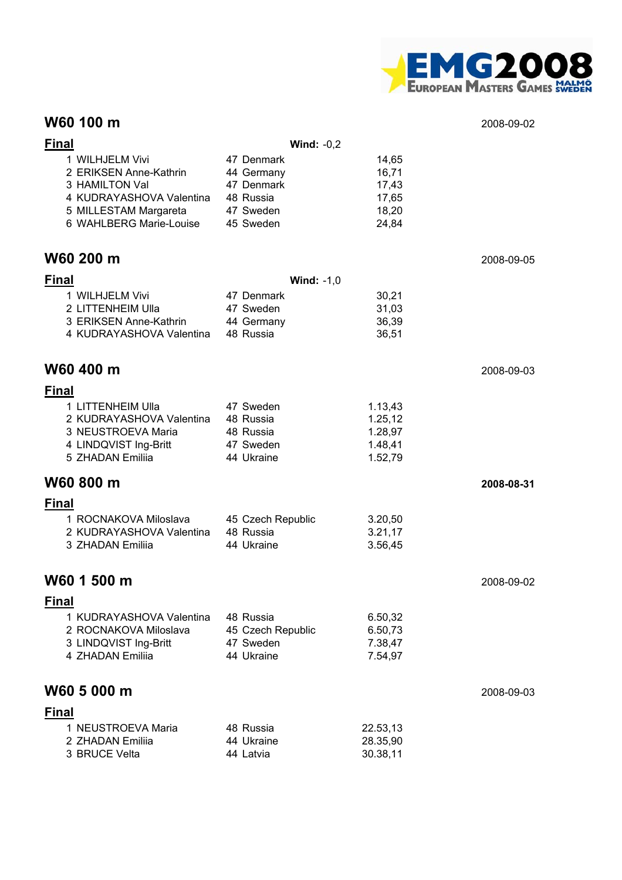## W60 100 m

2008-09-02

**Final** **Wind:** -0,2

| | | | |
|---|---|---|---|
| 1 | WILHJELM Vivi | 47 Denmark | 14,65 |
| 2 | ERIKSEN Anne-Kathrin | 44 Germany | 16,71 |
| 3 | HAMILTON Val | 47 Denmark | 17,43 |
| 4 | KUDRAYASHOVA Valentina | 48 Russia | 17,65 |
| 5 | MILLESTAM Margareta | 47 Sweden | 18,20 |
| 6 | WAHLBERG Marie-Louise | 45 Sweden | 24,84 |

## W60 200 m

2008-09-05

**Final** **Wind:** -1,0

| | | | |
|---|---|---|---|
| 1 | WILHJELM Vivi | 47 Denmark | 30,21 |
| 2 | LITTENHEIM Ulla | 47 Sweden | 31,03 |
| 3 | ERIKSEN Anne-Kathrin | 44 Germany | 36,39 |
| 4 | KUDRAYASHOVA Valentina | 48 Russia | 36,51 |

## W60 400 m

2008-09-03

**Final**

| | | | |
|---|---|---|---|
| 1 | LITTENHEIM Ulla | 47 Sweden | 1.13,43 |
| 2 | KUDRAYASHOVA Valentina | 48 Russia | 1.25,12 |
| 3 | NEUSTROEVA Maria | 48 Russia | 1.28,97 |
| 4 | LINDQVIST Ing-Britt | 47 Sweden | 1.48,41 |
| 5 | ZHADAN Emiliia | 44 Ukraine | 1.52,79 |

## W60 800 m

**2008-08-31**

**Final**

| | | | |
|---|---|---|---|
| 1 | ROCNAKOVA Miloslava | 45 Czech Republic | 3.20,50 |
| 2 | KUDRAYASHOVA Valentina | 48 Russia | 3.21,17 |
| 3 | ZHADAN Emiliia | 44 Ukraine | 3.56,45 |

## W60 1 500 m

2008-09-02

**Final**

| | | | |
|---|---|---|---|
| 1 | KUDRAYASHOVA Valentina | 48 Russia | 6.50,32 |
| 2 | ROCNAKOVA Miloslava | 45 Czech Republic | 6.50,73 |
| 3 | LINDQVIST Ing-Britt | 47 Sweden | 7.38,47 |
| 4 | ZHADAN Emiliia | 44 Ukraine | 7.54,97 |

## W60 5 000 m

2008-09-03

**Final**

| | | | |
|---|---|---|---|
| 1 | NEUSTROEVA Maria | 48 Russia | 22.53,13 |
| 2 | ZHADAN Emiliia | 44 Ukraine | 28.35,90 |
| 3 | BRUCE Velta | 44 Latvia | 30.38,11 |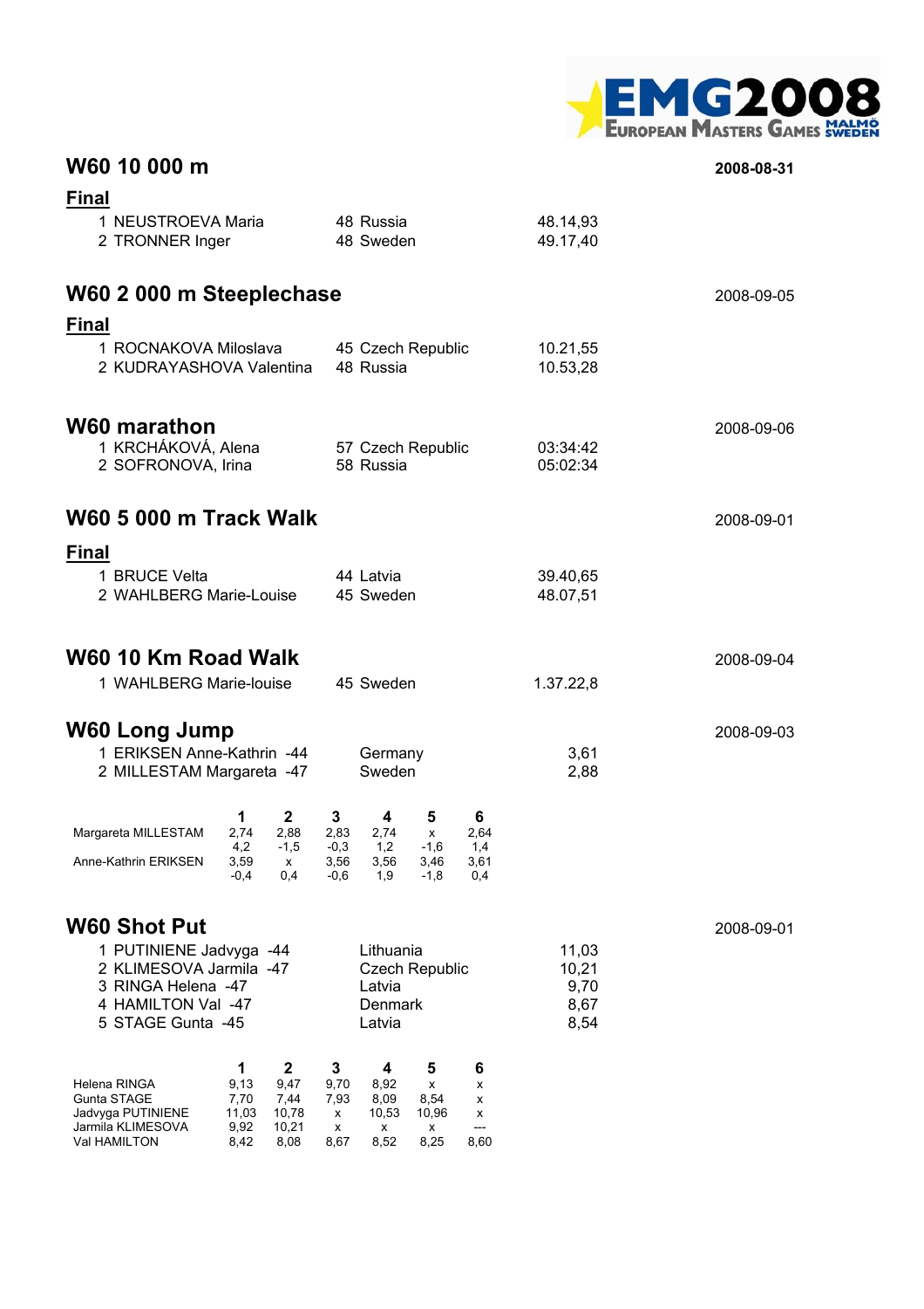## W60 10 000 m

2008-08-31

### Final

| | | | |
|---|---|---|---|
| 1 | NEUSTROEVA Maria | 48 Russia | 48.14,93 |
| 2 | TRONNER Inger | 48 Sweden | 49.17,40 |

## W60 2 000 m Steeplechase

2008-09-05

### Final

| | | | |
|---|---|---|---|
| 1 | ROCNAKOVA Miloslava | 45 Czech Republic | 10.21,55 |
| 2 | KUDRAYASHOVA Valentina | 48 Russia | 10.53,28 |

## W60 marathon

2008-09-06

| | | | |
|---|---|---|---|
| 1 | KRCHÁKOVÁ, Alena | 57 Czech Republic | 03:34:42 |
| 2 | SOFRONOVA, Irina | 58 Russia | 05:02:34 |

## W60 5 000 m Track Walk

2008-09-01

### Final

| | | | |
|---|---|---|---|
| 1 | BRUCE Velta | 44 Latvia | 39.40,65 |
| 2 | WAHLBERG Marie-Louise | 45 Sweden | 48.07,51 |

## W60 10 Km Road Walk

2008-09-04

| | | | |
|---|---|---|---|
| 1 | WAHLBERG Marie-louise | 45 Sweden | 1.37.22,8 |

## W60 Long Jump

2008-09-03

| | | | |
|---|---|---|---|
| 1 | ERIKSEN Anne-Kathrin -44 | Germany | 3,61 |
| 2 | MILLESTAM Margareta -47 | Sweden | 2,88 |

| | 1 | 2 | 3 | 4 | 5 | 6 |
|---|---|---|---|---|---|---|
| Margareta MILLESTAM | 2,74 | 2,88 | 2,83 | 2,74 | x | 2,64 |
| | 4,2 | -1,5 | -0,3 | 1,2 | -1,6 | 1,4 |
| Anne-Kathrin ERIKSEN | 3,59 | x | 3,56 | 3,56 | 3,46 | 3,61 |
| | -0,4 | 0,4 | -0,6 | 1,9 | -1,8 | 0,4 |

## W60 Shot Put

2008-09-01

| | | | |
|---|---|---|---|
| 1 | PUTINIENE Jadvyga -44 | Lithuania | 11,03 |
| 2 | KLIMESOVA Jarmila -47 | Czech Republic | 10,21 |
| 3 | RINGA Helena -47 | Latvia | 9,70 |
| 4 | HAMILTON Val -47 | Denmark | 8,67 |
| 5 | STAGE Gunta -45 | Latvia | 8,54 |

| | 1 | 2 | 3 | 4 | 5 | 6 |
|---|---|---|---|---|---|---|
| Helena RINGA | 9,13 | 9,47 | 9,70 | 8,92 | x | x |
| Gunta STAGE | 7,70 | 7,44 | 7,93 | 8,09 | 8,54 | x |
| Jadvyga PUTINIENE | 11,03 | 10,78 | x | 10,53 | 10,96 | x |
| Jarmila KLIMESOVA | 9,92 | 10,21 | x | x | x | --- |
| Val HAMILTON | 8,42 | 8,08 | 8,67 | 8,52 | 8,25 | 8,60 |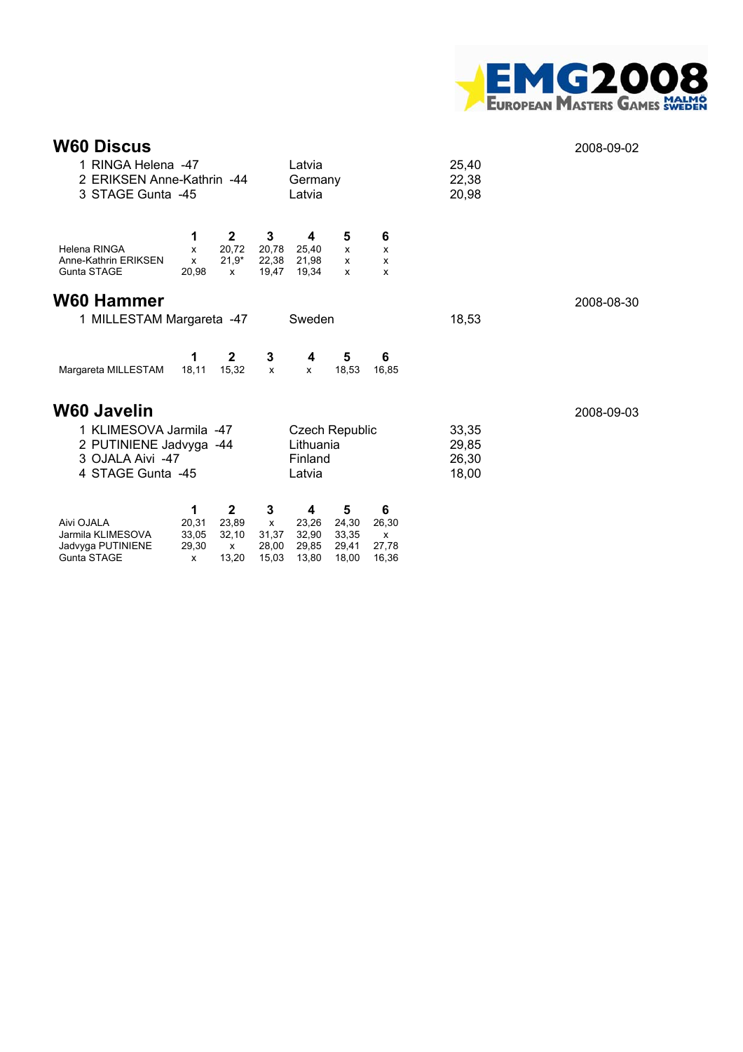## W60 Discus

2008-09-02

| | | | |
|---|---|---|---|
| 1 | RINGA Helena -47 | Latvia | 25,40 |
| 2 | ERIKSEN Anne-Kathrin -44 | Germany | 22,38 |
| 3 | STAGE Gunta -45 | Latvia | 20,98 |

| | 1 | 2 | 3 | 4 | 5 | 6 |
|---|---|---|---|---|---|---|
| Helena RINGA | x | 20,72 | 20,78 | 25,40 | x | x |
| Anne-Kathrin ERIKSEN | x | 21,9* | 22,38 | 21,98 | x | x |
| Gunta STAGE | 20,98 | x | 19,47 | 19,34 | x | x |

## W60 Hammer

2008-08-30

| | | | |
|---|---|---|---|
| 1 | MILLESTAM Margareta -47 | Sweden | 18,53 |

| | 1 | 2 | 3 | 4 | 5 | 6 |
|---|---|---|---|---|---|---|
| Margareta MILLESTAM | 18,11 | 15,32 | x | x | 18,53 | 16,85 |

## W60 Javelin

2008-09-03

| | | | |
|---|---|---|---|
| 1 | KLIMESOVA Jarmila -47 | Czech Republic | 33,35 |
| 2 | PUTINIENE Jadvyga -44 | Lithuania | 29,85 |
| 3 | OJALA Aivi -47 | Finland | 26,30 |
| 4 | STAGE Gunta -45 | Latvia | 18,00 |

| | 1 | 2 | 3 | 4 | 5 | 6 |
|---|---|---|---|---|---|---|
| Aivi OJALA | 20,31 | 23,89 | x | 23,26 | 24,30 | 26,30 |
| Jarmila KLIMESOVA | 33,05 | 32,10 | 31,37 | 32,90 | 33,35 | x |
| Jadvyga PUTINIENE | 29,30 | x | 28,00 | 29,85 | 29,41 | 27,78 |
| Gunta STAGE | x | 13,20 | 15,03 | 13,80 | 18,00 | 16,36 |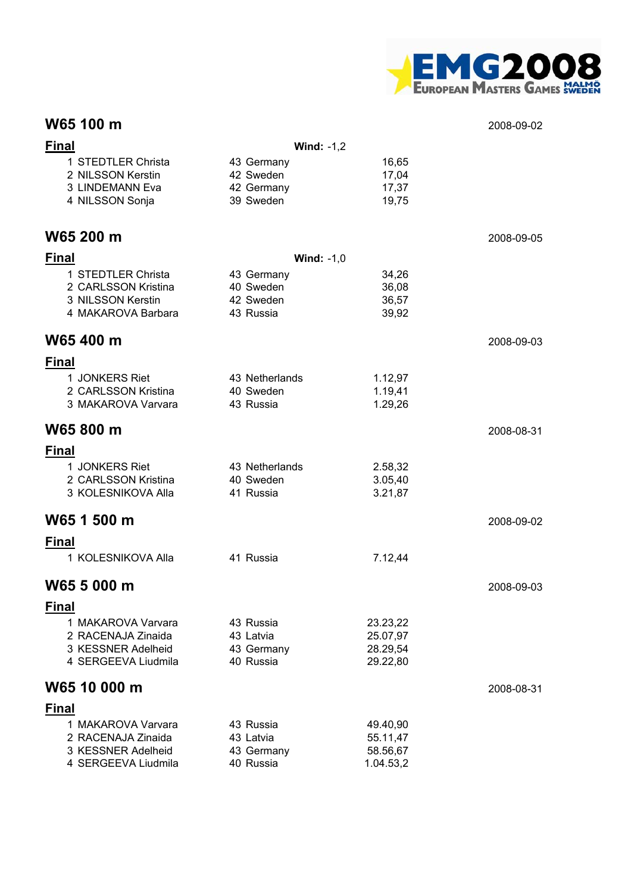## W65 100 m

2008-09-02

**Final** **Wind:** -1,2

| | | | | |
|---|---|---|---|---|
| 1 | STEDTLER Christa | 43 | Germany | 16,65 |
| 2 | NILSSON Kerstin | 42 | Sweden | 17,04 |
| 3 | LINDEMANN Eva | 42 | Germany | 17,37 |
| 4 | NILSSON Sonja | 39 | Sweden | 19,75 |

## W65 200 m

2008-09-05

**Final** **Wind:** -1,0

| | | | | |
|---|---|---|---|---|
| 1 | STEDTLER Christa | 43 | Germany | 34,26 |
| 2 | CARLSSON Kristina | 40 | Sweden | 36,08 |
| 3 | NILSSON Kerstin | 42 | Sweden | 36,57 |
| 4 | MAKAROVA Barbara | 43 | Russia | 39,92 |

## W65 400 m

2008-09-03

**Final**

| | | | | |
|---|---|---|---|---|
| 1 | JONKERS Riet | 43 | Netherlands | 1.12,97 |
| 2 | CARLSSON Kristina | 40 | Sweden | 1.19,41 |
| 3 | MAKAROVA Varvara | 43 | Russia | 1.29,26 |

## W65 800 m

2008-08-31

**Final**

| | | | | |
|---|---|---|---|---|
| 1 | JONKERS Riet | 43 | Netherlands | 2.58,32 |
| 2 | CARLSSON Kristina | 40 | Sweden | 3.05,40 |
| 3 | KOLESNIKOVA Alla | 41 | Russia | 3.21,87 |

## W65 1 500 m

2008-09-02

**Final**

| | | | | |
|---|---|---|---|---|
| 1 | KOLESNIKOVA Alla | 41 | Russia | 7.12,44 |

## W65 5 000 m

2008-09-03

**Final**

| | | | | |
|---|---|---|---|---|
| 1 | MAKAROVA Varvara | 43 | Russia | 23.23,22 |
| 2 | RACENAJA Zinaida | 43 | Latvia | 25.07,97 |
| 3 | KESSNER Adelheid | 43 | Germany | 28.29,54 |
| 4 | SERGEEVA Liudmila | 40 | Russia | 29.22,80 |

## W65 10 000 m

2008-08-31

**Final**

| | | | | |
|---|---|---|---|---|
| 1 | MAKAROVA Varvara | 43 | Russia | 49.40,90 |
| 2 | RACENAJA Zinaida | 43 | Latvia | 55.11,47 |
| 3 | KESSNER Adelheid | 43 | Germany | 58.56,67 |
| 4 | SERGEEVA Liudmila | 40 | Russia | 1.04.53,2 |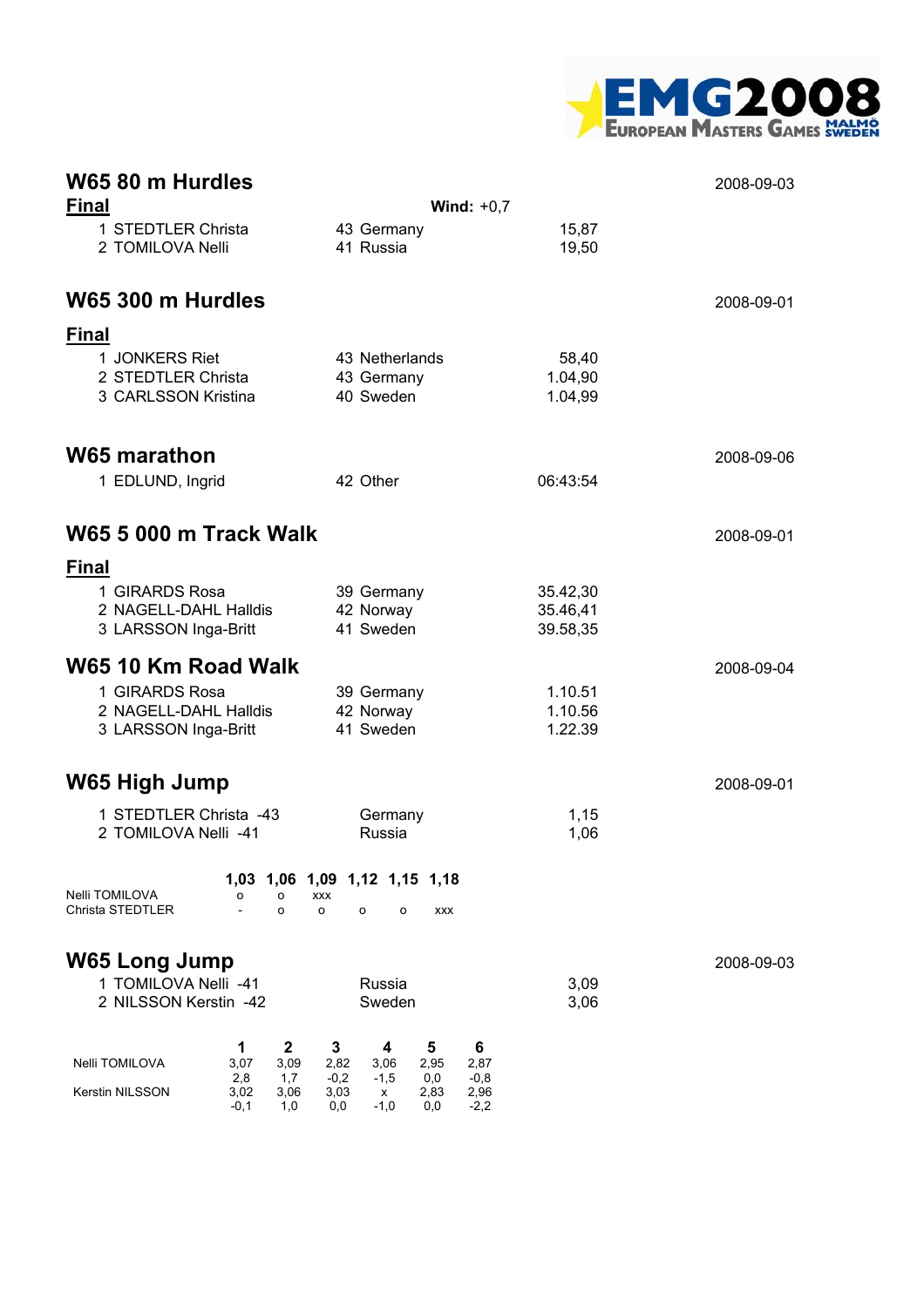## W65 80 m Hurdles

2008-09-03

**Final** **Wind:** +0,7

| | | | |
|---|---|---|---|
| 1 | STEDTLER Christa | 43 Germany | 15,87 |
| 2 | TOMILOVA Nelli | 41 Russia | 19,50 |

## W65 300 m Hurdles

2008-09-01

**Final**

| | | | |
|---|---|---|---|
| 1 | JONKERS Riet | 43 Netherlands | 58,40 |
| 2 | STEDTLER Christa | 43 Germany | 1.04,90 |
| 3 | CARLSSON Kristina | 40 Sweden | 1.04,99 |

## W65 marathon

2008-09-06

| | | | |
|---|---|---|---|
| 1 | EDLUND, Ingrid | 42 Other | 06:43:54 |

## W65 5 000 m Track Walk

2008-09-01

**Final**

| | | | |
|---|---|---|---|
| 1 | GIRARDS Rosa | 39 Germany | 35.42,30 |
| 2 | NAGELL-DAHL Halldis | 42 Norway | 35.46,41 |
| 3 | LARSSON Inga-Britt | 41 Sweden | 39.58,35 |

## W65 10 Km Road Walk

2008-09-04

| | | | |
|---|---|---|---|
| 1 | GIRARDS Rosa | 39 Germany | 1.10.51 |
| 2 | NAGELL-DAHL Halldis | 42 Norway | 1.10.56 |
| 3 | LARSSON Inga-Britt | 41 Sweden | 1.22.39 |

## W65 High Jump

2008-09-01

| | | | |
|---|---|---|---|
| 1 | STEDTLER Christa -43 | Germany | 1,15 |
| 2 | TOMILOVA Nelli -41 | Russia | 1,06 |

| | 1,03 | 1,06 | 1,09 | 1,12 | 1,15 | 1,18 |
|---|---|---|---|---|---|---|
| Nelli TOMILOVA | o | o | xxx | | | |
| Christa STEDTLER | - | o | o | o | o | xxx |

## W65 Long Jump

2008-09-03

| | | | |
|---|---|---|---|
| 1 | TOMILOVA Nelli -41 | Russia | 3,09 |
| 2 | NILSSON Kerstin -42 | Sweden | 3,06 |

| | 1 | 2 | 3 | 4 | 5 | 6 |
|---|---|---|---|---|---|---|
| Nelli TOMILOVA | 3,07 | 3,09 | 2,82 | 3,06 | 2,95 | 2,87 |
| | 2,8 | 1,7 | -0,2 | -1,5 | 0,0 | -0,8 |
| Kerstin NILSSON | 3,02 | 3,06 | 3,03 | x | 2,83 | 2,96 |
| | -0,1 | 1,0 | 0,0 | -1,0 | 0,0 | -2,2 |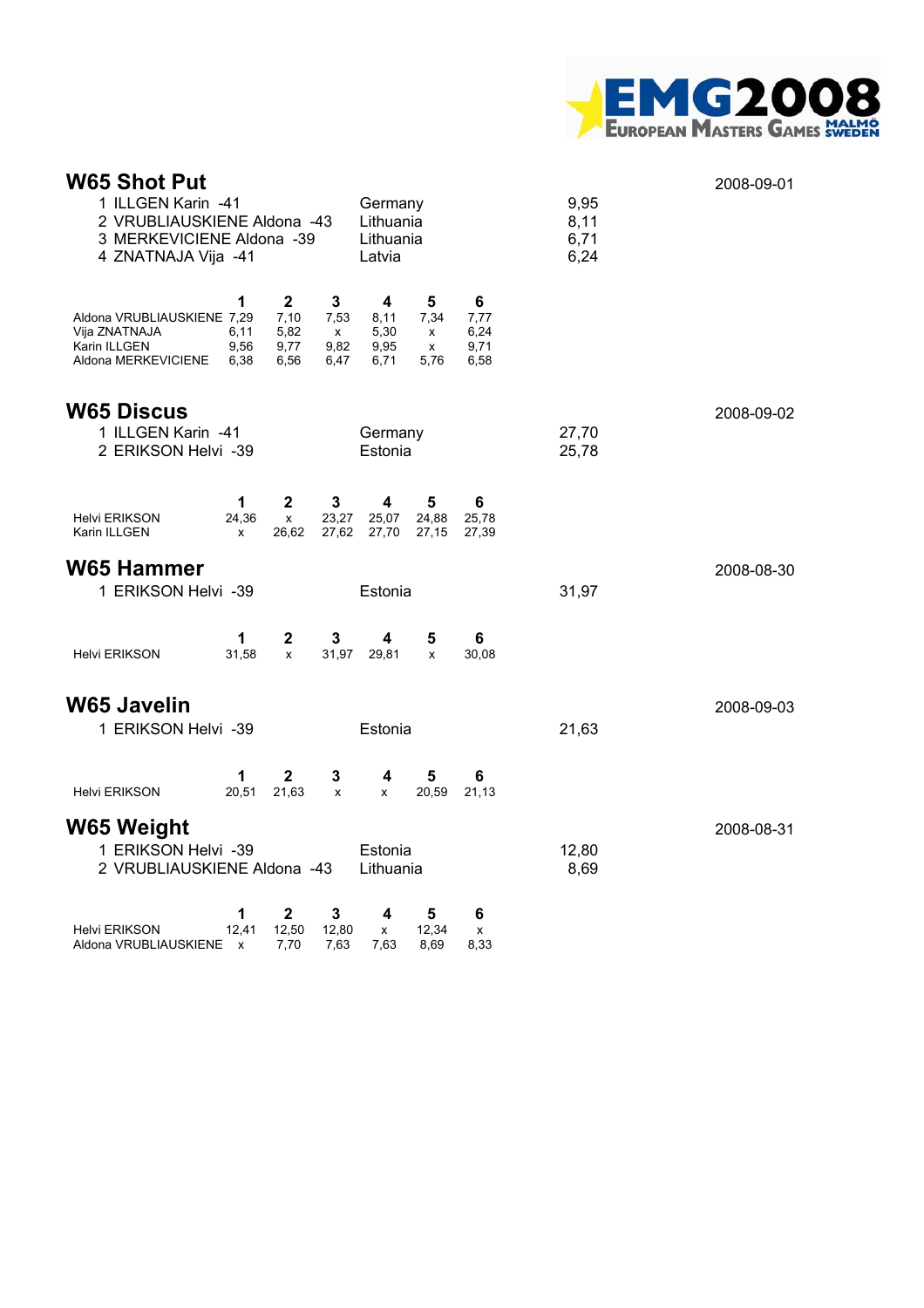## W65 Shot Put

2008-09-01

| Place | Name | Country | Result |
|---|---|---|---|
| 1 | ILLGEN Karin -41 | Germany | 9,95 |
| 2 | VRUBLIAUSKIENE Aldona -43 | Lithuania | 8,11 |
| 3 | MERKEVICIENE Aldona -39 | Lithuania | 6,71 |
| 4 | ZNATNAJA Vija -41 | Latvia | 6,24 |

| | 1 | 2 | 3 | 4 | 5 | 6 |
|---|---|---|---|---|---|---|
| Aldona VRUBLIAUSKIENE | 7,29 | 7,10 | 7,53 | 8,11 | 7,34 | 7,77 |
| Vija ZNATNAJA | 6,11 | 5,82 | x | 5,30 | x | 6,24 |
| Karin ILLGEN | 9,56 | 9,77 | 9,82 | 9,95 | x | 9,71 |
| Aldona MERKEVICIENE | 6,38 | 6,56 | 6,47 | 6,71 | 5,76 | 6,58 |

## W65 Discus

2008-09-02

| Place | Name | Country | Result |
|---|---|---|---|
| 1 | ILLGEN Karin -41 | Germany | 27,70 |
| 2 | ERIKSON Helvi -39 | Estonia | 25,78 |

| | 1 | 2 | 3 | 4 | 5 | 6 |
|---|---|---|---|---|---|---|
| Helvi ERIKSON | 24,36 | x | 23,27 | 25,07 | 24,88 | 25,78 |
| Karin ILLGEN | x | 26,62 | 27,62 | 27,70 | 27,15 | 27,39 |

## W65 Hammer

2008-08-30

| Place | Name | Country | Result |
|---|---|---|---|
| 1 | ERIKSON Helvi -39 | Estonia | 31,97 |

| | 1 | 2 | 3 | 4 | 5 | 6 |
|---|---|---|---|---|---|---|
| Helvi ERIKSON | 31,58 | x | 31,97 | 29,81 | x | 30,08 |

## W65 Javelin

2008-09-03

| Place | Name | Country | Result |
|---|---|---|---|
| 1 | ERIKSON Helvi -39 | Estonia | 21,63 |

| | 1 | 2 | 3 | 4 | 5 | 6 |
|---|---|---|---|---|---|---|
| Helvi ERIKSON | 20,51 | 21,63 | x | x | 20,59 | 21,13 |

## W65 Weight

2008-08-31

| Place | Name | Country | Result |
|---|---|---|---|
| 1 | ERIKSON Helvi -39 | Estonia | 12,80 |
| 2 | VRUBLIAUSKIENE Aldona -43 | Lithuania | 8,69 |

| | 1 | 2 | 3 | 4 | 5 | 6 |
|---|---|---|---|---|---|---|
| Helvi ERIKSON | 12,41 | 12,50 | 12,80 | x | 12,34 | x |
| Aldona VRUBLIAUSKIENE | x | 7,70 | 7,63 | 7,63 | 8,69 | 8,33 |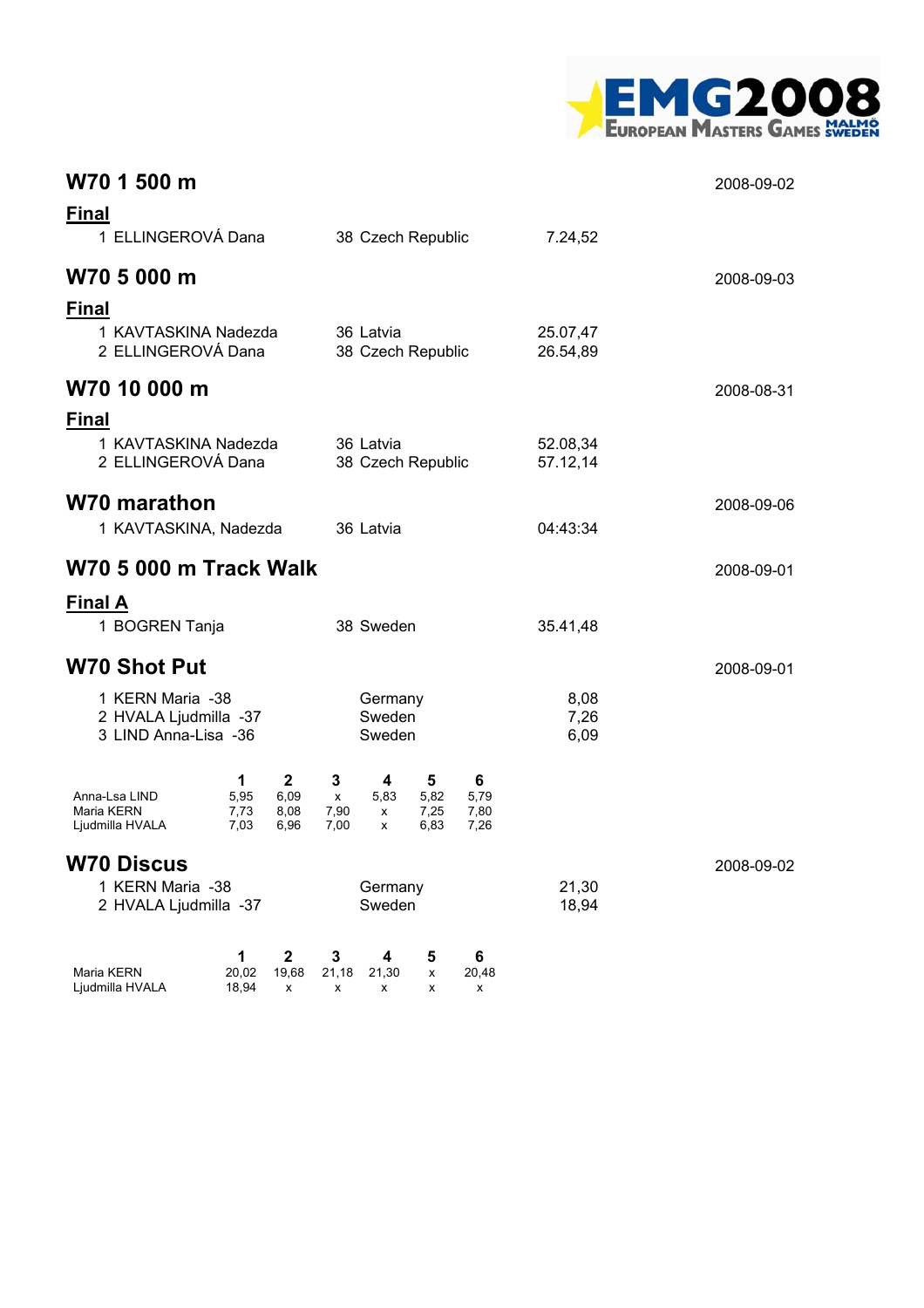## W70 1 500 m

2008-09-02

**Final**

| | | | |
|---|---|---|---|
| 1 | ELLINGEROVÁ Dana | 38 Czech Republic | 7.24,52 |

## W70 5 000 m

2008-09-03

**Final**

| | | | |
|---|---|---|---|
| 1 | KAVTASKINA Nadezda | 36 Latvia | 25.07,47 |
| 2 | ELLINGEROVÁ Dana | 38 Czech Republic | 26.54,89 |

## W70 10 000 m

2008-08-31

**Final**

| | | | |
|---|---|---|---|
| 1 | KAVTASKINA Nadezda | 36 Latvia | 52.08,34 |
| 2 | ELLINGEROVÁ Dana | 38 Czech Republic | 57.12,14 |

## W70 marathon

2008-09-06

| | | | |
|---|---|---|---|
| 1 | KAVTASKINA, Nadezda | 36 Latvia | 04:43:34 |

## W70 5 000 m Track Walk

2008-09-01

**Final A**

| | | | |
|---|---|---|---|
| 1 | BOGREN Tanja | 38 Sweden | 35.41,48 |

## W70 Shot Put

2008-09-01

| | | | |
|---|---|---|---|
| 1 | KERN Maria -38 | Germany | 8,08 |
| 2 | HVALA Ljudmilla -37 | Sweden | 7,26 |
| 3 | LIND Anna-Lisa -36 | Sweden | 6,09 |

| | 1 | 2 | 3 | 4 | 5 | 6 |
|---|---|---|---|---|---|---|
| Anna-Lsa LIND | 5,95 | 6,09 | x | 5,83 | 5,82 | 5,79 |
| Maria KERN | 7,73 | 8,08 | 7,90 | x | 7,25 | 7,80 |
| Ljudmilla HVALA | 7,03 | 6,96 | 7,00 | x | 6,83 | 7,26 |

## W70 Discus

2008-09-02

| | | | |
|---|---|---|---|
| 1 | KERN Maria -38 | Germany | 21,30 |
| 2 | HVALA Ljudmilla -37 | Sweden | 18,94 |

| | 1 | 2 | 3 | 4 | 5 | 6 |
|---|---|---|---|---|---|---|
| Maria KERN | 20,02 | 19,68 | 21,18 | 21,30 | x | 20,48 |
| Ljudmilla HVALA | 18,94 | x | x | x | x | x |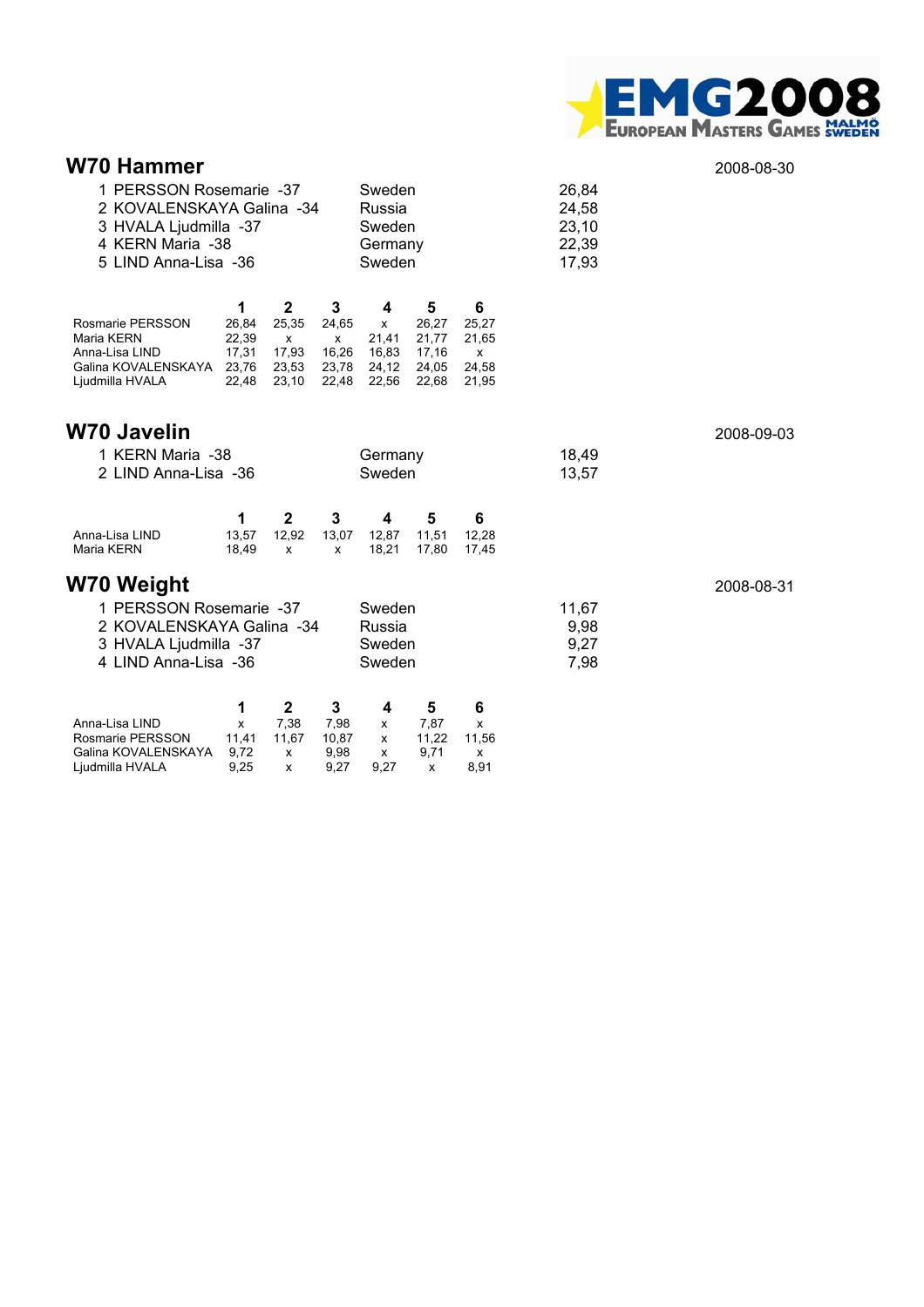## W70 Hammer

2008-08-30

| Place | Name | Country | Result |
|---|---|---|---|
| 1 | PERSSON Rosemarie -37 | Sweden | 26,84 |
| 2 | KOVALENSKAYA Galina -34 | Russia | 24,58 |
| 3 | HVALA Ljudmilla -37 | Sweden | 23,10 |
| 4 | KERN Maria -38 | Germany | 22,39 |
| 5 | LIND Anna-Lisa -36 | Sweden | 17,93 |

| | 1 | 2 | 3 | 4 | 5 | 6 |
|---|---|---|---|---|---|---|
| Rosmarie PERSSON | 26,84 | 25,35 | 24,65 | x | 26,27 | 25,27 |
| Maria KERN | 22,39 | x | x | 21,41 | 21,77 | 21,65 |
| Anna-Lisa LIND | 17,31 | 17,93 | 16,26 | 16,83 | 17,16 | x |
| Galina KOVALENSKAYA | 23,76 | 23,53 | 23,78 | 24,12 | 24,05 | 24,58 |
| Ljudmilla HVALA | 22,48 | 23,10 | 22,48 | 22,56 | 22,68 | 21,95 |

## W70 Javelin

2008-09-03

| Place | Name | Country | Result |
|---|---|---|---|
| 1 | KERN Maria -38 | Germany | 18,49 |
| 2 | LIND Anna-Lisa -36 | Sweden | 13,57 |

| | 1 | 2 | 3 | 4 | 5 | 6 |
|---|---|---|---|---|---|---|
| Anna-Lisa LIND | 13,57 | 12,92 | 13,07 | 12,87 | 11,51 | 12,28 |
| Maria KERN | 18,49 | x | x | 18,21 | 17,80 | 17,45 |

## W70 Weight

2008-08-31

| Place | Name | Country | Result |
|---|---|---|---|
| 1 | PERSSON Rosemarie -37 | Sweden | 11,67 |
| 2 | KOVALENSKAYA Galina -34 | Russia | 9,98 |
| 3 | HVALA Ljudmilla -37 | Sweden | 9,27 |
| 4 | LIND Anna-Lisa -36 | Sweden | 7,98 |

| | 1 | 2 | 3 | 4 | 5 | 6 |
|---|---|---|---|---|---|---|
| Anna-Lisa LIND | x | 7,38 | 7,98 | x | 7,87 | x |
| Rosmarie PERSSON | 11,41 | 11,67 | 10,87 | x | 11,22 | 11,56 |
| Galina KOVALENSKAYA | 9,72 | x | 9,98 | x | 9,71 | x |
| Ljudmilla HVALA | 9,25 | x | 9,27 | 9,27 | x | 8,91 |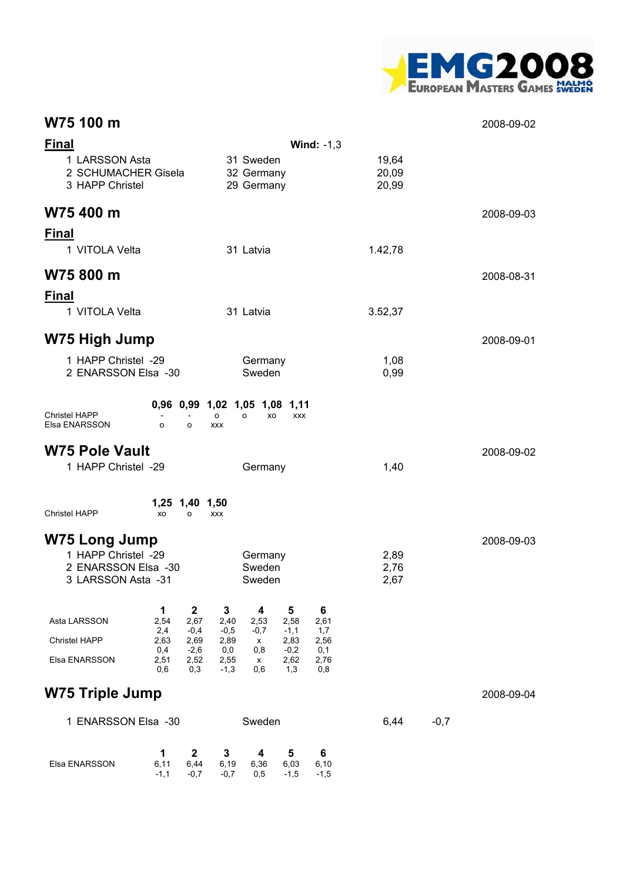## W75 100 m

2008-09-02

### Final

**Wind:** -1,3

| | | | |
|---|---|---|---|
| 1 | LARSSON Asta | 31 Sweden | 19,64 |
| 2 | SCHUMACHER Gisela | 32 Germany | 20,09 |
| 3 | HAPP Christel | 29 Germany | 20,99 |

## W75 400 m

2008-09-03

### Final

| | | | |
|---|---|---|---|
| 1 | VITOLA Velta | 31 Latvia | 1.42,78 |

## W75 800 m

2008-08-31

### Final

| | | | |
|---|---|---|---|
| 1 | VITOLA Velta | 31 Latvia | 3.52,37 |

## W75 High Jump

2008-09-01

| | | | |
|---|---|---|---|
| 1 | HAPP Christel -29 | Germany | 1,08 |
| 2 | ENARSSON Elsa -30 | Sweden | 0,99 |

| | 0,96 | 0,99 | 1,02 | 1,05 | 1,08 | 1,11 |
|---|---|---|---|---|---|---|
| Christel HAPP | - | - | o | o | xo | xxx |
| Elsa ENARSSON | o | o | xxx | | | |

## W75 Pole Vault

2008-09-02

| | | | |
|---|---|---|---|
| 1 | HAPP Christel -29 | Germany | 1,40 |

| | 1,25 | 1,40 | 1,50 |
|---|---|---|---|
| Christel HAPP | xo | o | xxx |

## W75 Long Jump

2008-09-03

| | | | |
|---|---|---|---|
| 1 | HAPP Christel -29 | Germany | 2,89 |
| 2 | ENARSSON Elsa -30 | Sweden | 2,76 |
| 3 | LARSSON Asta -31 | Sweden | 2,67 |

| | 1 | 2 | 3 | 4 | 5 | 6 |
|---|---|---|---|---|---|---|
| Asta LARSSON | 2,54 | 2,67 | 2,40 | 2,53 | 2,58 | 2,61 |
| | 2,4 | -0,4 | -0,5 | -0,7 | -1,1 | 1,7 |
| Christel HAPP | 2,63 | 2,69 | 2,89 | x | 2,83 | 2,56 |
| | 0,4 | -2,6 | 0,0 | 0,8 | -0,2 | 0,1 |
| Elsa ENARSSON | 2,51 | 2,52 | 2,55 | x | 2,62 | 2,76 |
| | 0,6 | 0,3 | -1,3 | 0,6 | 1,3 | 0,8 |

## W75 Triple Jump

2008-09-04

| | | | | |
|---|---|---|---|---|
| 1 | ENARSSON Elsa -30 | Sweden | 6,44 | -0,7 |

| | 1 | 2 | 3 | 4 | 5 | 6 |
|---|---|---|---|---|---|---|
| Elsa ENARSSON | 6,11 | 6,44 | 6,19 | 6,36 | 6,03 | 6,10 |
| | -1,1 | -0,7 | -0,7 | 0,5 | -1,5 | -1,5 |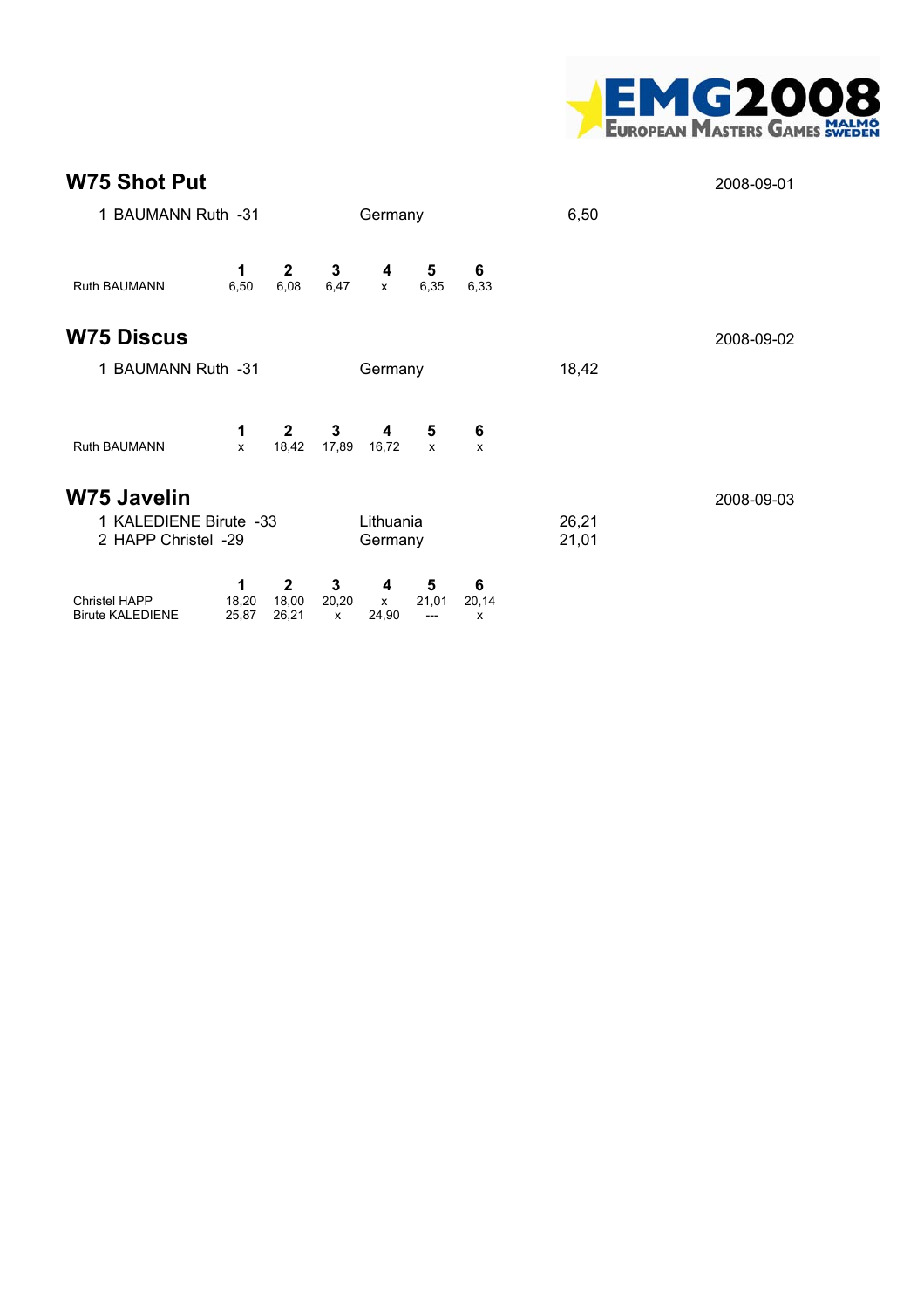## W75 Shot Put

2008-09-01

| | | | |
|---|---|---|---|
| 1 | BAUMANN Ruth -31 | Germany | 6,50 |

| | 1 | 2 | 3 | 4 | 5 | 6 |
|---|---|---|---|---|---|---|
| Ruth BAUMANN | 6,50 | 6,08 | 6,47 | x | 6,35 | 6,33 |

## W75 Discus

2008-09-02

| | | | |
|---|---|---|---|
| 1 | BAUMANN Ruth -31 | Germany | 18,42 |

| | 1 | 2 | 3 | 4 | 5 | 6 |
|---|---|---|---|---|---|---|
| Ruth BAUMANN | x | 18,42 | 17,89 | 16,72 | x | x |

## W75 Javelin

2008-09-03

| | | | |
|---|---|---|---|
| 1 | KALEDIENE Birute -33 | Lithuania | 26,21 |
| 2 | HAPP Christel -29 | Germany | 21,01 |

| | 1 | 2 | 3 | 4 | 5 | 6 |
|---|---|---|---|---|---|---|
| Christel HAPP | 18,20 | 18,00 | 20,20 | x | 21,01 | 20,14 |
| Birute KALEDIENE | 25,87 | 26,21 | x | 24,90 | --- | x |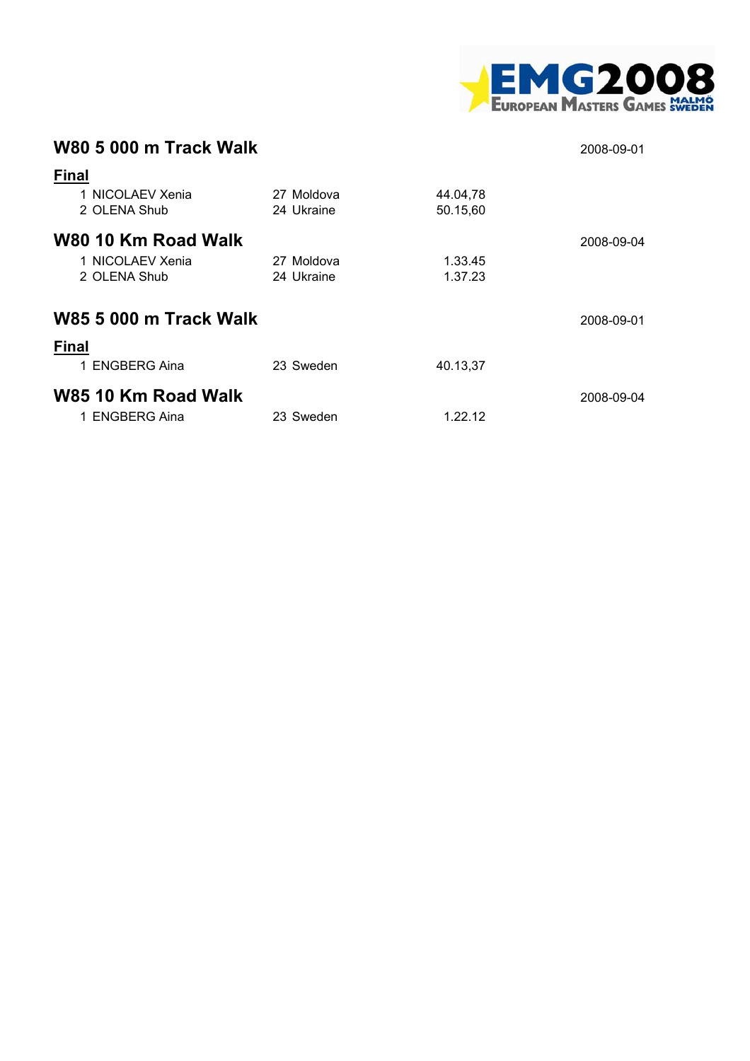## W80 5 000 m Track Walk

2008-09-01

### Final

| | | | | |
|---|---|---|---|---|
| 1 | NICOLAEV Xenia | 27 | Moldova | 44.04,78 |
| 2 | OLENA Shub | 24 | Ukraine | 50.15,60 |

## W80 10 Km Road Walk

2008-09-04

| | | | | |
|---|---|---|---|---|
| 1 | NICOLAEV Xenia | 27 | Moldova | 1.33.45 |
| 2 | OLENA Shub | 24 | Ukraine | 1.37.23 |

## W85 5 000 m Track Walk

2008-09-01

### Final

| | | | | |
|---|---|---|---|---|
| 1 | ENGBERG Aina | 23 | Sweden | 40.13,37 |

## W85 10 Km Road Walk

2008-09-04

| | | | | |
|---|---|---|---|---|
| 1 | ENGBERG Aina | 23 | Sweden | 1.22.12 |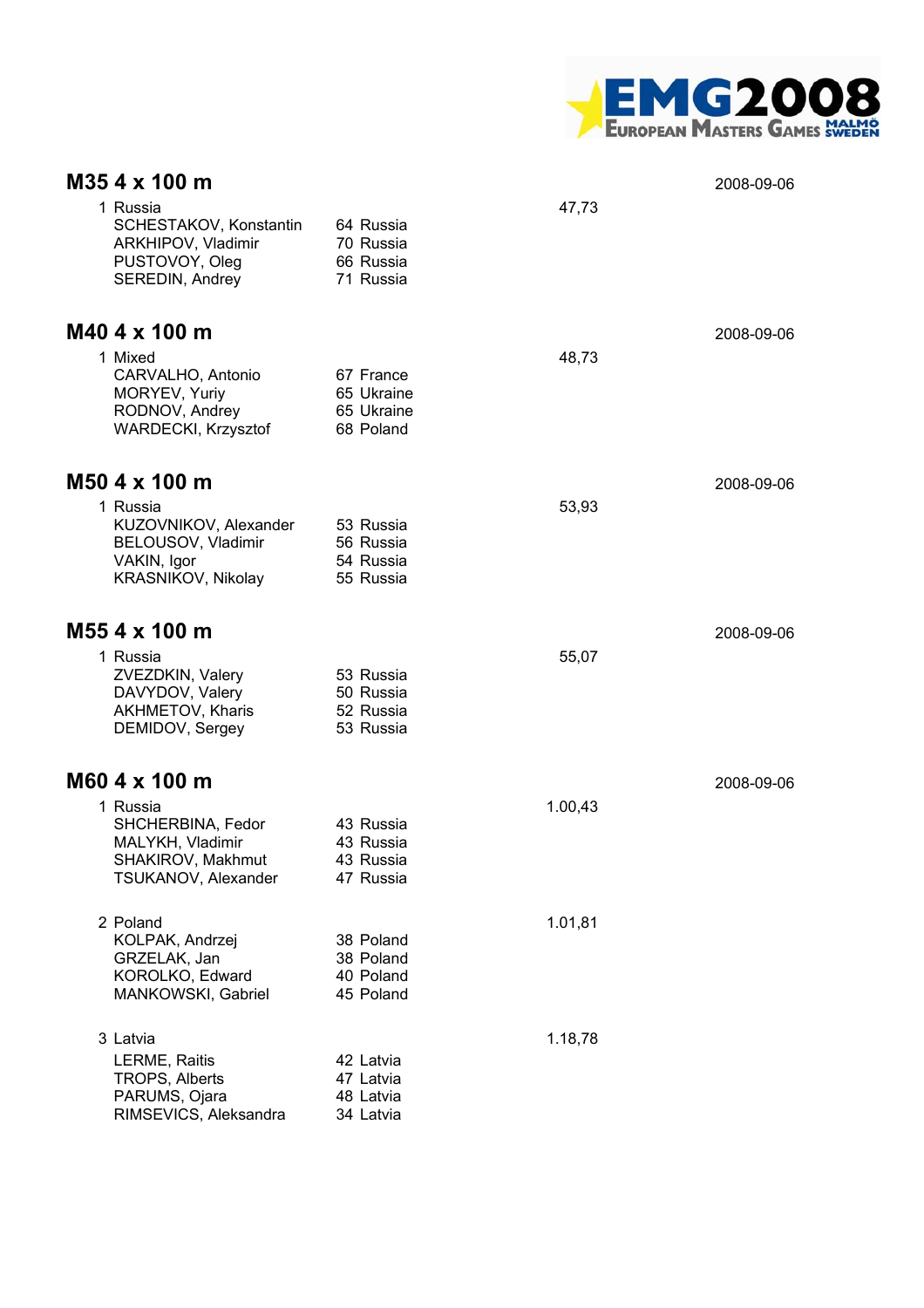## M35 4 x 100 m

2008-09-06

| Place | Team / Name | Born | Country | Result |
|---|---|---|---|---|
| 1 | Russia | | | 47,73 |
| | SCHESTAKOV, Konstantin | 64 | Russia | |
| | ARKHIPOV, Vladimir | 70 | Russia | |
| | PUSTOVOY, Oleg | 66 | Russia | |
| | SEREDIN, Andrey | 71 | Russia | |

## M40 4 x 100 m

2008-09-06

| Place | Team / Name | Born | Country | Result |
|---|---|---|---|---|
| 1 | Mixed | | | 48,73 |
| | CARVALHO, Antonio | 67 | France | |
| | MORYEV, Yuriy | 65 | Ukraine | |
| | RODNOV, Andrey | 65 | Ukraine | |
| | WARDECKI, Krzysztof | 68 | Poland | |

## M50 4 x 100 m

2008-09-06

| Place | Team / Name | Born | Country | Result |
|---|---|---|---|---|
| 1 | Russia | | | 53,93 |
| | KUZOVNIKOV, Alexander | 53 | Russia | |
| | BELOUSOV, Vladimir | 56 | Russia | |
| | VAKIN, Igor | 54 | Russia | |
| | KRASNIKOV, Nikolay | 55 | Russia | |

## M55 4 x 100 m

2008-09-06

| Place | Team / Name | Born | Country | Result |
|---|---|---|---|---|
| 1 | Russia | | | 55,07 |
| | ZVEZDKIN, Valery | 53 | Russia | |
| | DAVYDOV, Valery | 50 | Russia | |
| | AKHMETOV, Kharis | 52 | Russia | |
| | DEMIDOV, Sergey | 53 | Russia | |

## M60 4 x 100 m

2008-09-06

| Place | Team / Name | Born | Country | Result |
|---|---|---|---|---|
| 1 | Russia | | | 1.00,43 |
| | SHCHERBINA, Fedor | 43 | Russia | |
| | MALYKH, Vladimir | 43 | Russia | |
| | SHAKIROV, Makhmut | 43 | Russia | |
| | TSUKANOV, Alexander | 47 | Russia | |
| 2 | Poland | | | 1.01,81 |
| | KOLPAK, Andrzej | 38 | Poland | |
| | GRZELAK, Jan | 38 | Poland | |
| | KOROLKO, Edward | 40 | Poland | |
| | MANKOWSKI, Gabriel | 45 | Poland | |
| 3 | Latvia | | | 1.18,78 |
| | LERME, Raitis | 42 | Latvia | |
| | TROPS, Alberts | 47 | Latvia | |
| | PARUMS, Ojara | 48 | Latvia | |
| | RIMSEVICS, Aleksandra | 34 | Latvia | |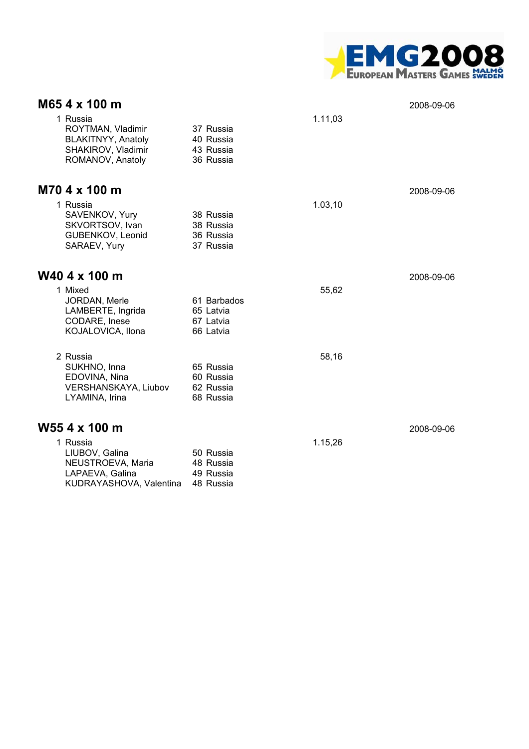## M65 4 x 100 m

2008-09-06

| | | | |
|---|---|---|---|
| 1 Russia | | | 1.11,03 |
| ROYTMAN, Vladimir | 37 | Russia | |
| BLAKITNYY, Anatoly | 40 | Russia | |
| SHAKIROV, Vladimir | 43 | Russia | |
| ROMANOV, Anatoly | 36 | Russia | |

## M70 4 x 100 m

2008-09-06

| | | | |
|---|---|---|---|
| 1 Russia | | | 1.03,10 |
| SAVENKOV, Yury | 38 | Russia | |
| SKVORTSOV, Ivan | 38 | Russia | |
| GUBENKOV, Leonid | 36 | Russia | |
| SARAEV, Yury | 37 | Russia | |

## W40 4 x 100 m

2008-09-06

| | | | |
|---|---|---|---|
| 1 Mixed | | | 55,62 |
| JORDAN, Merle | 61 | Barbados | |
| LAMBERTE, Ingrida | 65 | Latvia | |
| CODARE, Inese | 67 | Latvia | |
| KOJALOVICA, Ilona | 66 | Latvia | |
| 2 Russia | | | 58,16 |
| SUKHNO, Inna | 65 | Russia | |
| EDOVINA, Nina | 60 | Russia | |
| VERSHANSKAYA, Liubov | 62 | Russia | |
| LYAMINA, Irina | 68 | Russia | |

## W55 4 x 100 m

2008-09-06

| | | | |
|---|---|---|---|
| 1 Russia | | | 1.15,26 |
| LIUBOV, Galina | 50 | Russia | |
| NEUSTROEVA, Maria | 48 | Russia | |
| LAPAEVA, Galina | 49 | Russia | |
| KUDRAYASHOVA, Valentina | 48 | Russia | |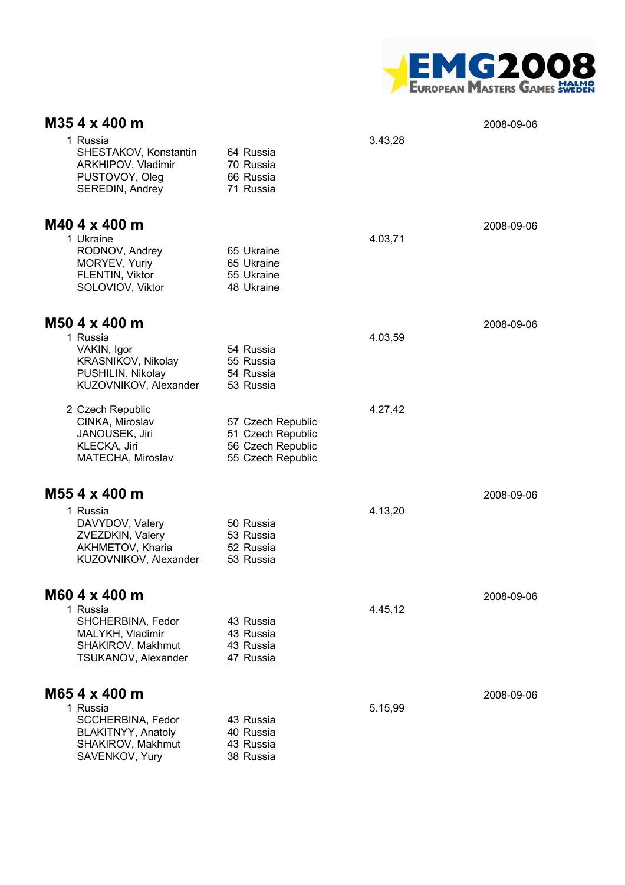## M35 4 x 400 m

2008-09-06

| | | |
|---|---|---|
| 1 Russia | | 3.43,28 |
| SHESTAKOV, Konstantin | 64 Russia | |
| ARKHIPOV, Vladimir | 70 Russia | |
| PUSTOVOY, Oleg | 66 Russia | |
| SEREDIN, Andrey | 71 Russia | |

## M40 4 x 400 m

2008-09-06

| | | |
|---|---|---|
| 1 Ukraine | | 4.03,71 |
| RODNOV, Andrey | 65 Ukraine | |
| MORYEV, Yuriy | 65 Ukraine | |
| FLENTIN, Viktor | 55 Ukraine | |
| SOLOVIOV, Viktor | 48 Ukraine | |

## M50 4 x 400 m

2008-09-06

| | | |
|---|---|---|
| 1 Russia | | 4.03,59 |
| VAKIN, Igor | 54 Russia | |
| KRASNIKOV, Nikolay | 55 Russia | |
| PUSHILIN, Nikolay | 54 Russia | |
| KUZOVNIKOV, Alexander | 53 Russia | |
| 2 Czech Republic | | 4.27,42 |
| CINKA, Miroslav | 57 Czech Republic | |
| JANOUSEK, Jiri | 51 Czech Republic | |
| KLECKA, Jiri | 56 Czech Republic | |
| MATECHA, Miroslav | 55 Czech Republic | |

## M55 4 x 400 m

2008-09-06

| | | |
|---|---|---|
| 1 Russia | | 4.13,20 |
| DAVYDOV, Valery | 50 Russia | |
| ZVEZDKIN, Valery | 53 Russia | |
| AKHMETOV, Kharia | 52 Russia | |
| KUZOVNIKOV, Alexander | 53 Russia | |

## M60 4 x 400 m

2008-09-06

| | | |
|---|---|---|
| 1 Russia | | 4.45,12 |
| SHCHERBINA, Fedor | 43 Russia | |
| MALYKH, Vladimir | 43 Russia | |
| SHAKIROV, Makhmut | 43 Russia | |
| TSUKANOV, Alexander | 47 Russia | |

## M65 4 x 400 m

2008-09-06

| | | |
|---|---|---|
| 1 Russia | | 5.15,99 |
| SCCHERBINA, Fedor | 43 Russia | |
| BLAKITNYY, Anatoly | 40 Russia | |
| SHAKIROV, Makhmut | 43 Russia | |
| SAVENKOV, Yury | 38 Russia | |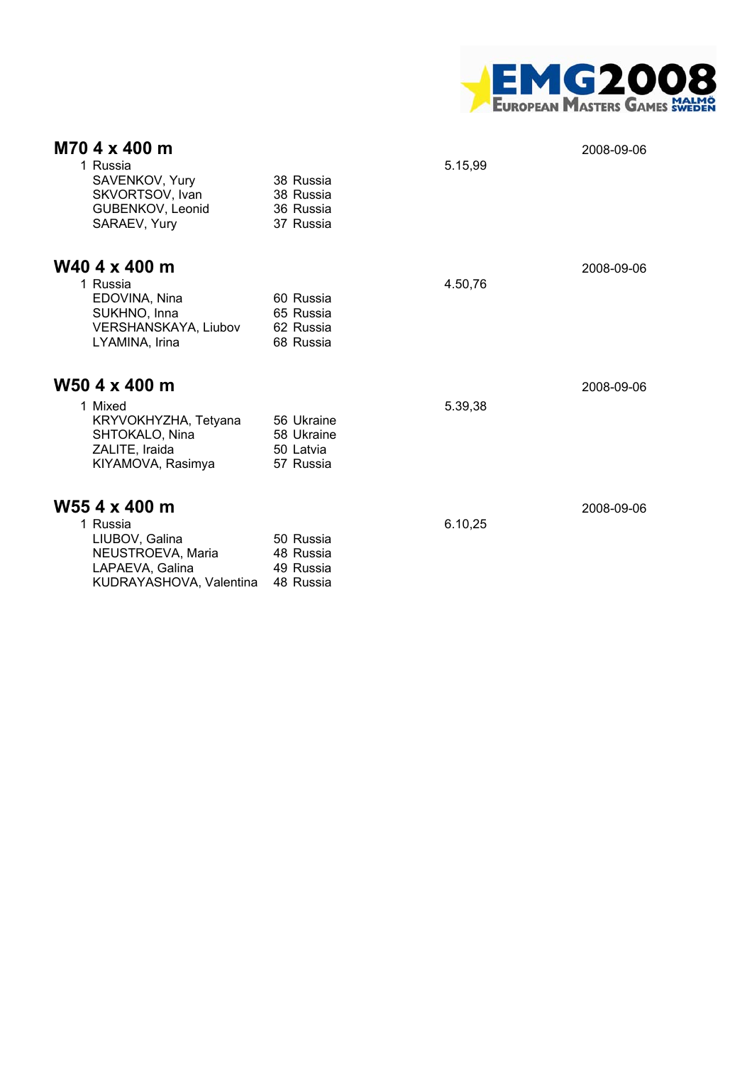## M70 4 x 400 m

2008-09-06

| | | | |
|---|---|---|---|
| 1 Russia | | | 5.15,99 |
| SAVENKOV, Yury | 38 | Russia | |
| SKVORTSOV, Ivan | 38 | Russia | |
| GUBENKOV, Leonid | 36 | Russia | |
| SARAEV, Yury | 37 | Russia | |

## W40 4 x 400 m

2008-09-06

| | | | |
|---|---|---|---|
| 1 Russia | | | 4.50,76 |
| EDOVINA, Nina | 60 | Russia | |
| SUKHNO, Inna | 65 | Russia | |
| VERSHANSKAYA, Liubov | 62 | Russia | |
| LYAMINA, Irina | 68 | Russia | |

## W50 4 x 400 m

2008-09-06

| | | | |
|---|---|---|---|
| 1 Mixed | | | 5.39,38 |
| KRYVOKHYZHA, Tetyana | 56 | Ukraine | |
| SHTOKALO, Nina | 58 | Ukraine | |
| ZALITE, Iraida | 50 | Latvia | |
| KIYAMOVA, Rasimya | 57 | Russia | |

## W55 4 x 400 m

2008-09-06

| | | | |
|---|---|---|---|
| 1 Russia | | | 6.10,25 |
| LIUBOV, Galina | 50 | Russia | |
| NEUSTROEVA, Maria | 48 | Russia | |
| LAPAEVA, Galina | 49 | Russia | |
| KUDRAYASHOVA, Valentina | 48 | Russia | |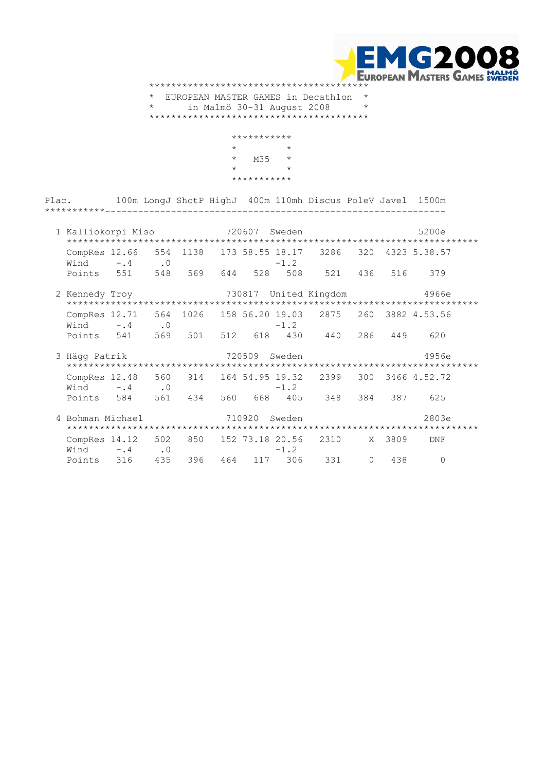# EUROPEAN MASTER GAMES in Decathlon
in Malmö 30-31 August 2008

## M35

| Plac. | | 100m | LongJ | ShotP | HighJ | 400m | 110mh | Discus | PoleV | Javel | 1500m |
|---|---|---|---|---|---|---|---|---|---|---|---|
| 1 | Kalliokorpi Miso 720607 Sweden | | | | | | | | | | 5200e |
| | CompRes | 12.66 | 554 | 1138 | 173 | 58.55 | 18.17 | 3286 | 320 | 4323 | 5.38.57 |
| | Wind | -.4 | .0 | | | | -1.2 | | | | |
| | Points | 551 | 548 | 569 | 644 | 528 | 508 | 521 | 436 | 516 | 379 |
| 2 | Kennedy Troy 730817 United Kingdom | | | | | | | | | | 4966e |
| | CompRes | 12.71 | 564 | 1026 | 158 | 56.20 | 19.03 | 2875 | 260 | 3882 | 4.53.56 |
| | Wind | -.4 | .0 | | | | -1.2 | | | | |
| | Points | 541 | 569 | 501 | 512 | 618 | 430 | 440 | 286 | 449 | 620 |
| 3 | Hägg Patrik 720509 Sweden | | | | | | | | | | 4956e |
| | CompRes | 12.48 | 560 | 914 | 164 | 54.95 | 19.32 | 2399 | 300 | 3466 | 4.52.72 |
| | Wind | -.4 | .0 | | | | -1.2 | | | | |
| | Points | 584 | 561 | 434 | 560 | 668 | 405 | 348 | 384 | 387 | 625 |
| 4 | Bohman Michael 710920 Sweden | | | | | | | | | | 2803e |
| | CompRes | 14.12 | 502 | 850 | 152 | 73.18 | 20.56 | 2310 | X | 3809 | DNF |
| | Wind | -.4 | .0 | | | | -1.2 | | | | |
| | Points | 316 | 435 | 396 | 464 | 117 | 306 | 331 | 0 | 438 | 0 |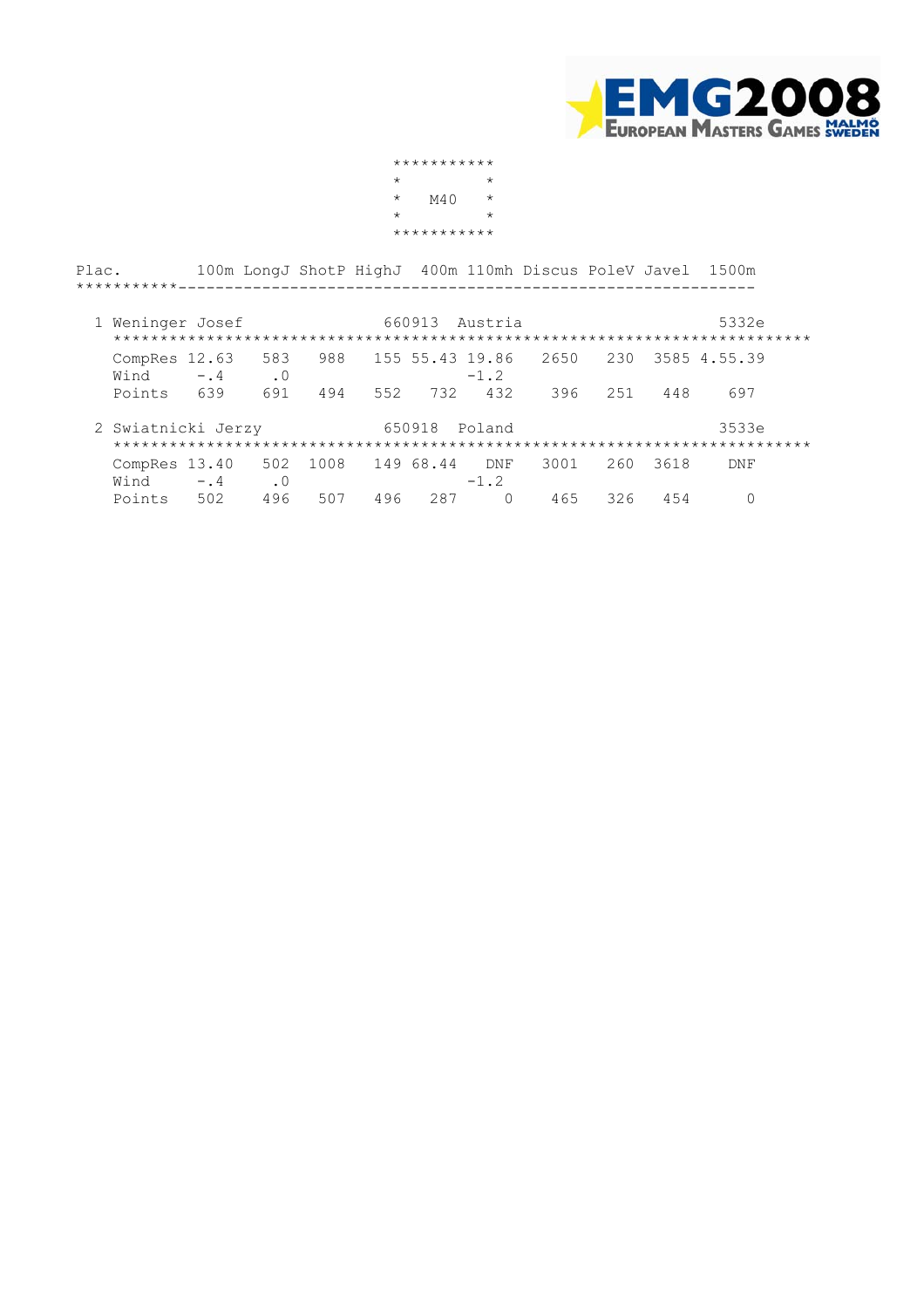# M40

| Plac. | | 100m | LongJ | ShotP | HighJ | 400m | 110mh | Discus | PoleV | Javel | 1500m |
|---|---|---|---|---|---|---|---|---|---|---|---|
| 1 | Weninger Josef — 660913 Austria — 5332e | | | | | | | | | | |
| | CompRes | 12.63 | 583 | 988 | 155 | 55.43 | 19.86 | 2650 | 230 | 3585 | 4.55.39 |
| | Wind | -.4 | .0 | | | | -1.2 | | | | |
| | Points | 639 | 691 | 494 | 552 | 732 | 432 | 396 | 251 | 448 | 697 |
| 2 | Swiatnicki Jerzy — 650918 Poland — 3533e | | | | | | | | | | |
| | CompRes | 13.40 | 502 | 1008 | 149 | 68.44 | DNF | 3001 | 260 | 3618 | DNF |
| | Wind | -.4 | .0 | | | | -1.2 | | | | |
| | Points | 502 | 496 | 507 | 496 | 287 | 0 | 465 | 326 | 454 | 0 |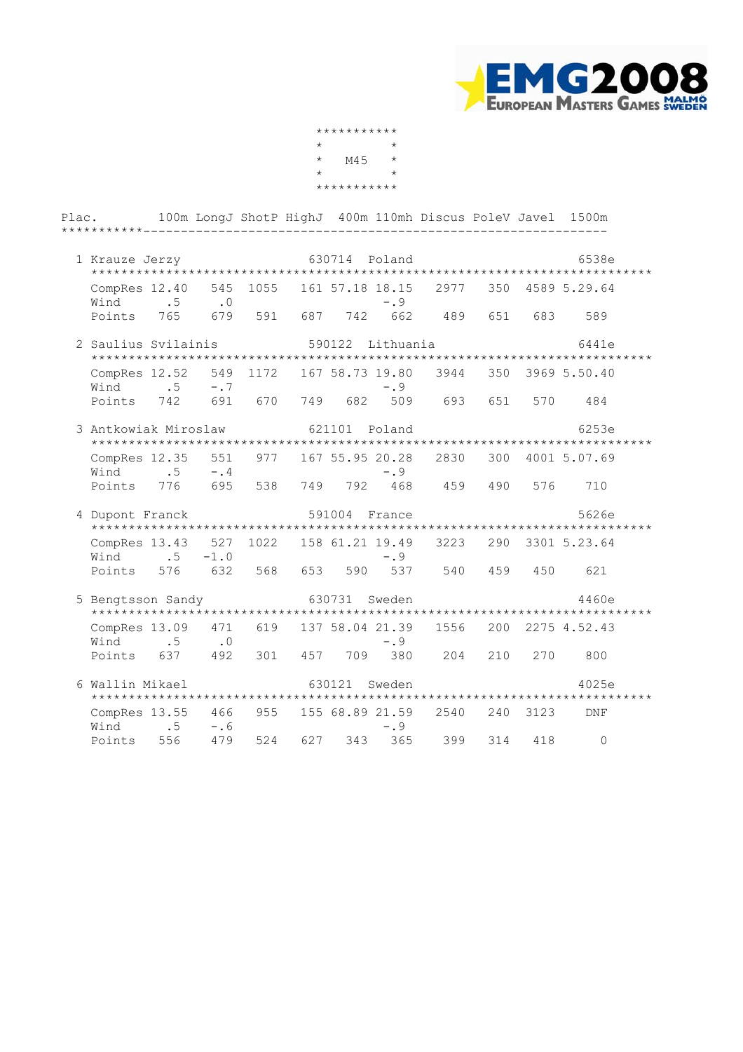EMG2008 European Masters Games Malmö Sweden

# M45

| Plac. | | 100m | LongJ | ShotP | HighJ | 400m | 110mh | Discus | PoleV | Javel | 1500m |
|---|---|---|---|---|---|---|---|---|---|---|---|
| **1 Krauze Jerzy** 630714 Poland | | | | | | | | | | | **6538e** |
| | CompRes | 12.40 | 545 | 1055 | 161 | 57.18 | 18.15 | 2977 | 350 | 4589 | 5.29.64 |
| | Wind | .5 | .0 | | | | -.9 | | | | |
| | Points | 765 | 679 | 591 | 687 | 742 | 662 | 489 | 651 | 683 | 589 |
| **2 Saulius Svilainis** 590122 Lithuania | | | | | | | | | | | **6441e** |
| | CompRes | 12.52 | 549 | 1172 | 167 | 58.73 | 19.80 | 3944 | 350 | 3969 | 5.50.40 |
| | Wind | .5 | -.7 | | | | -.9 | | | | |
| | Points | 742 | 691 | 670 | 749 | 682 | 509 | 693 | 651 | 570 | 484 |
| **3 Antkowiak Miroslaw** 621101 Poland | | | | | | | | | | | **6253e** |
| | CompRes | 12.35 | 551 | 977 | 167 | 55.95 | 20.28 | 2830 | 300 | 4001 | 5.07.69 |
| | Wind | .5 | -.4 | | | | -.9 | | | | |
| | Points | 776 | 695 | 538 | 749 | 792 | 468 | 459 | 490 | 576 | 710 |
| **4 Dupont Franck** 591004 France | | | | | | | | | | | **5626e** |
| | CompRes | 13.43 | 527 | 1022 | 158 | 61.21 | 19.49 | 3223 | 290 | 3301 | 5.23.64 |
| | Wind | .5 | -1.0 | | | | -.9 | | | | |
| | Points | 576 | 632 | 568 | 653 | 590 | 537 | 540 | 459 | 450 | 621 |
| **5 Bengtsson Sandy** 630731 Sweden | | | | | | | | | | | **4460e** |
| | CompRes | 13.09 | 471 | 619 | 137 | 58.04 | 21.39 | 1556 | 200 | 2275 | 4.52.43 |
| | Wind | .5 | .0 | | | | -.9 | | | | |
| | Points | 637 | 492 | 301 | 457 | 709 | 380 | 204 | 210 | 270 | 800 |
| **6 Wallin Mikael** 630121 Sweden | | | | | | | | | | | **4025e** |
| | CompRes | 13.55 | 466 | 955 | 155 | 68.89 | 21.59 | 2540 | 240 | 3123 | DNF |
| | Wind | .5 | -.6 | | | | -.9 | | | | |
| | Points | 556 | 479 | 524 | 627 | 343 | 365 | 399 | 314 | 418 | 0 |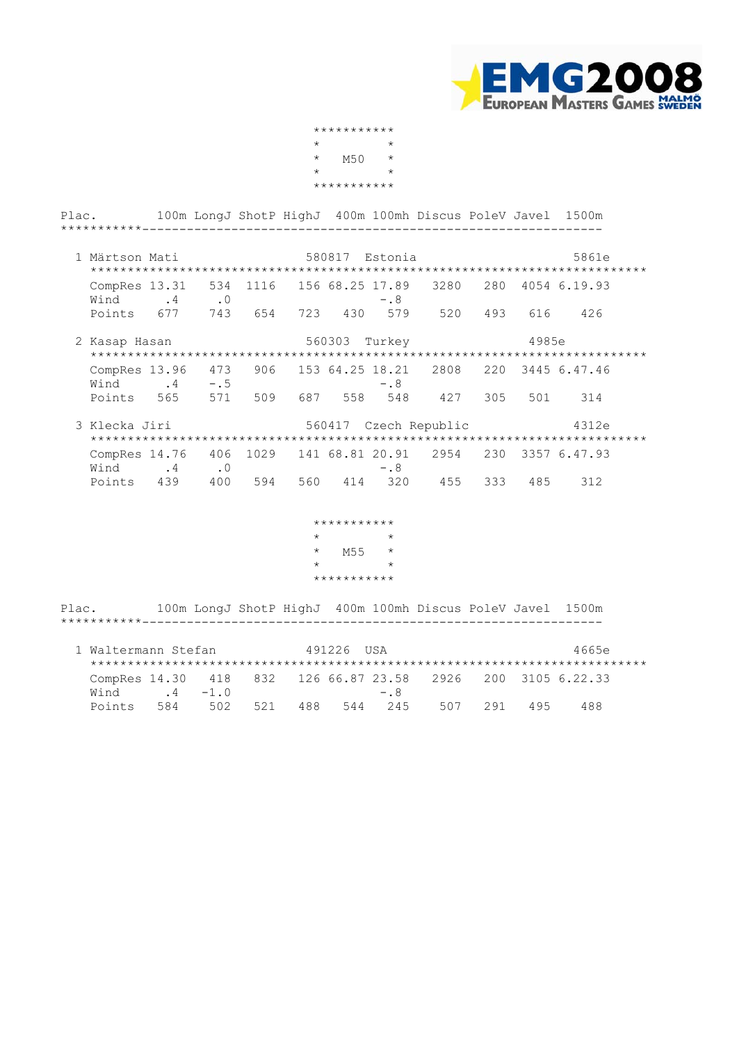# M50

| Plac. | | 100m | LongJ | ShotP | HighJ | 400m | 100mh | Discus | PoleV | Javel | 1500m |
|---|---|---|---|---|---|---|---|---|---|---|---|
| 1 | Märtson Mati 580817 Estonia 5861e | | | | | | | | | | |
| | CompRes | 13.31 | 534 | 1116 | 156 | 68.25 | 17.89 | 3280 | 280 | 4054 | 6.19.93 |
| | Wind | .4 | .0 | | | | -.8 | | | | |
| | Points | 677 | 743 | 654 | 723 | 430 | 579 | 520 | 493 | 616 | 426 |
| 2 | Kasap Hasan 560303 Turkey 4985e | | | | | | | | | | |
| | CompRes | 13.96 | 473 | 906 | 153 | 64.25 | 18.21 | 2808 | 220 | 3445 | 6.47.46 |
| | Wind | .4 | -.5 | | | | -.8 | | | | |
| | Points | 565 | 571 | 509 | 687 | 558 | 548 | 427 | 305 | 501 | 314 |
| 3 | Klecka Jiri 560417 Czech Republic 4312e | | | | | | | | | | |
| | CompRes | 14.76 | 406 | 1029 | 141 | 68.81 | 20.91 | 2954 | 230 | 3357 | 6.47.93 |
| | Wind | .4 | .0 | | | | -.8 | | | | |
| | Points | 439 | 400 | 594 | 560 | 414 | 320 | 455 | 333 | 485 | 312 |

# M55

| Plac. | | 100m | LongJ | ShotP | HighJ | 400m | 100mh | Discus | PoleV | Javel | 1500m |
|---|---|---|---|---|---|---|---|---|---|---|---|
| 1 | Waltermann Stefan 491226 USA 4665e | | | | | | | | | | |
| | CompRes | 14.30 | 418 | 832 | 126 | 66.87 | 23.58 | 2926 | 200 | 3105 | 6.22.33 |
| | Wind | .4 | -1.0 | | | | -.8 | | | | |
| | Points | 584 | 502 | 521 | 488 | 544 | 245 | 507 | 291 | 495 | 488 |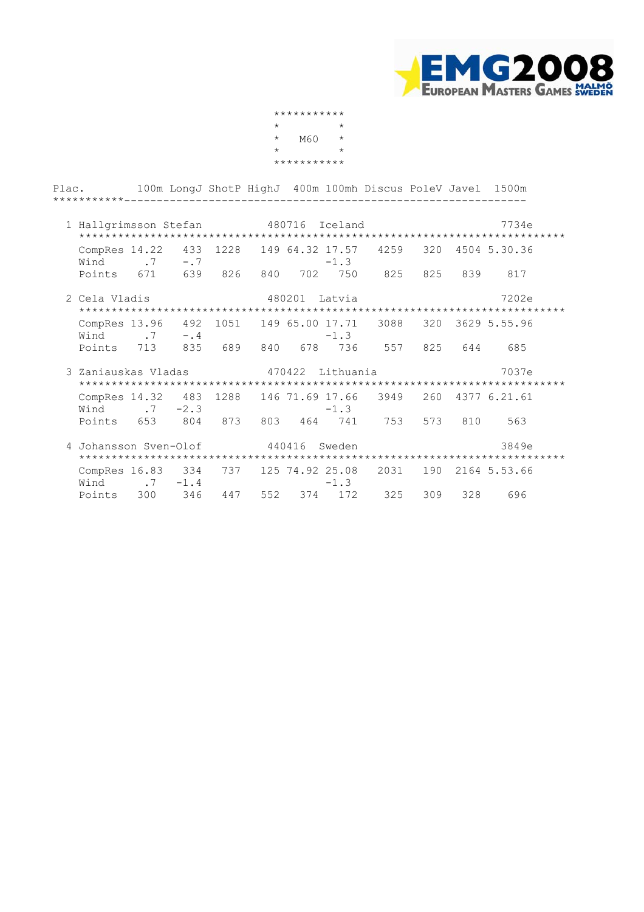# M60

| Plac. | | 100m | LongJ | ShotP | HighJ | 400m | 100mh | Discus | PoleV | Javel | 1500m |
|---|---|---|---|---|---|---|---|---|---|---|---|
| 1 | Hallgrimsson Stefan 480716 Iceland 7734e | | | | | | | | | | |
| | CompRes | 14.22 | 433 | 1228 | 149 | 64.32 | 17.57 | 4259 | 320 | 4504 | 5.30.36 |
| | Wind | .7 | -.7 | | | | -1.3 | | | | |
| | Points | 671 | 639 | 826 | 840 | 702 | 750 | 825 | 825 | 839 | 817 |
| 2 | Cela Vladis 480201 Latvia 7202e | | | | | | | | | | |
| | CompRes | 13.96 | 492 | 1051 | 149 | 65.00 | 17.71 | 3088 | 320 | 3629 | 5.55.96 |
| | Wind | .7 | -.4 | | | | -1.3 | | | | |
| | Points | 713 | 835 | 689 | 840 | 678 | 736 | 557 | 825 | 644 | 685 |
| 3 | Zaniauskas Vladas 470422 Lithuania 7037e | | | | | | | | | | |
| | CompRes | 14.32 | 483 | 1288 | 146 | 71.69 | 17.66 | 3949 | 260 | 4377 | 6.21.61 |
| | Wind | .7 | -2.3 | | | | -1.3 | | | | |
| | Points | 653 | 804 | 873 | 803 | 464 | 741 | 753 | 573 | 810 | 563 |
| 4 | Johansson Sven-Olof 440416 Sweden 3849e | | | | | | | | | | |
| | CompRes | 16.83 | 334 | 737 | 125 | 74.92 | 25.08 | 2031 | 190 | 2164 | 5.53.66 |
| | Wind | .7 | -1.4 | | | | -1.3 | | | | |
| | Points | 300 | 346 | 447 | 552 | 374 | 172 | 325 | 309 | 328 | 696 |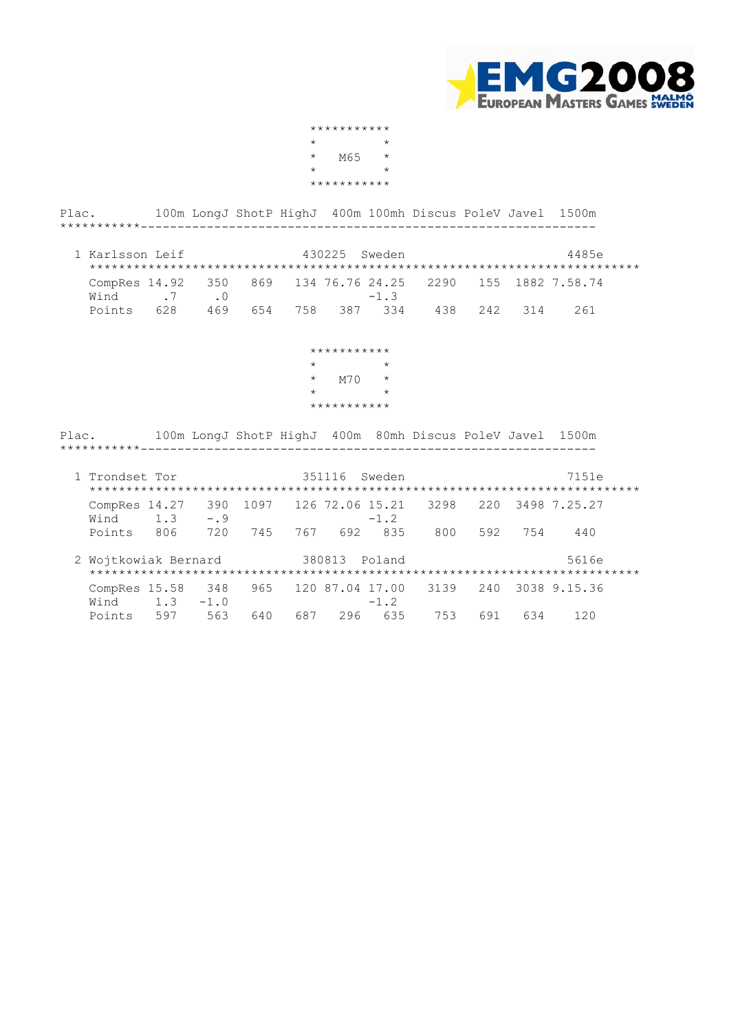EMG2008 European Masters Games Malmö Sweden

## M65

| Plac. | | 100m | LongJ | ShotP | HighJ | 400m | 100mh | Discus | PoleV | Javel | 1500m |
|---|---|---|---|---|---|---|---|---|---|---|---|
| 1 Karlsson Leif 430225 Sweden 4485e | | | | | | | | | | | |
| | CompRes | 14.92 | 350 | 869 | 134 | 76.76 | 24.25 | 2290 | 155 | 1882 | 7.58.74 |
| | Wind | .7 | .0 | | | | -1.3 | | | | |
| | Points | 628 | 469 | 654 | 758 | 387 | 334 | 438 | 242 | 314 | 261 |

## M70

| Plac. | | 100m | LongJ | ShotP | HighJ | 400m | 80mh | Discus | PoleV | Javel | 1500m |
|---|---|---|---|---|---|---|---|---|---|---|---|
| 1 Trondset Tor 351116 Sweden 7151e | | | | | | | | | | | |
| | CompRes | 14.27 | 390 | 1097 | 126 | 72.06 | 15.21 | 3298 | 220 | 3498 | 7.25.27 |
| | Wind | 1.3 | -.9 | | | | -1.2 | | | | |
| | Points | 806 | 720 | 745 | 767 | 692 | 835 | 800 | 592 | 754 | 440 |
| 2 Wojtkowiak Bernard 380813 Poland 5616e | | | | | | | | | | | |
| | CompRes | 15.58 | 348 | 965 | 120 | 87.04 | 17.00 | 3139 | 240 | 3038 | 9.15.36 |
| | Wind | 1.3 | -1.0 | | | | -1.2 | | | | |
| | Points | 597 | 563 | 640 | 687 | 296 | 635 | 753 | 691 | 634 | 120 |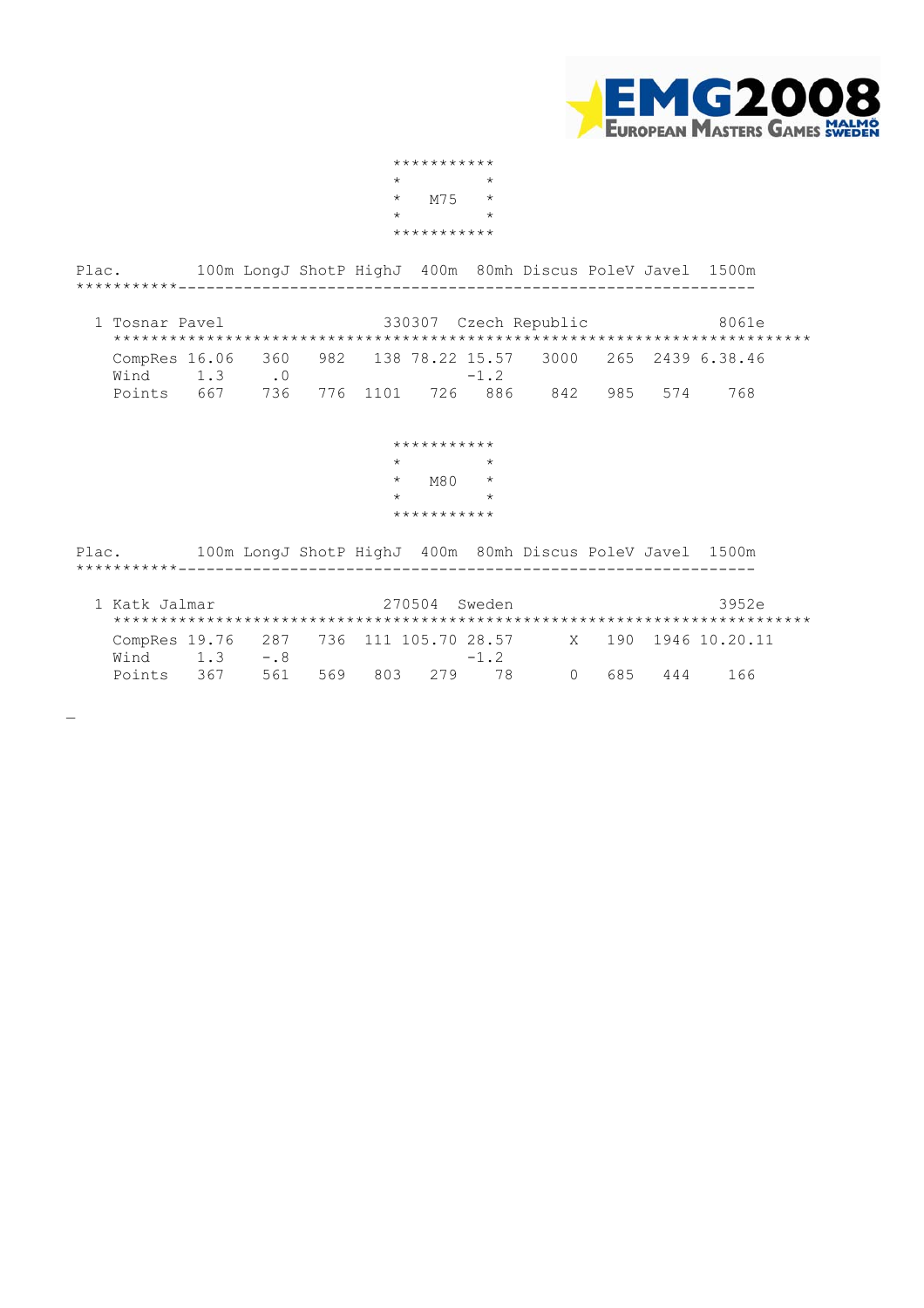EMG2008 European Masters Games Malmö Sweden

## M75

| Plac. | | 100m | LongJ | ShotP | HighJ | 400m | 80mh | Discus | PoleV | Javel | 1500m |
|---|---|---|---|---|---|---|---|---|---|---|---|
| 1 Tosnar Pavel | 330307 Czech Republic | | | | | | | | | | 8061e |
| | CompRes | 16.06 | 360 | 982 | 138 | 78.22 | 15.57 | 3000 | 265 | 2439 | 6.38.46 |
| | Wind | 1.3 | .0 | | | | -1.2 | | | | |
| | Points | 667 | 736 | 776 | 1101 | 726 | 886 | 842 | 985 | 574 | 768 |

## M80

| Plac. | | 100m | LongJ | ShotP | HighJ | 400m | 80mh | Discus | PoleV | Javel | 1500m |
|---|---|---|---|---|---|---|---|---|---|---|---|
| 1 Katk Jalmar | 270504 Sweden | | | | | | | | | | 3952e |
| | CompRes | 19.76 | 287 | 736 | 111 | 105.70 | 28.57 | X | 190 | 1946 | 10.20.11 |
| | Wind | 1.3 | -.8 | | | | -1.2 | | | | |
| | Points | 367 | 561 | 569 | 803 | 279 | 78 | 0 | 685 | 444 | 166 |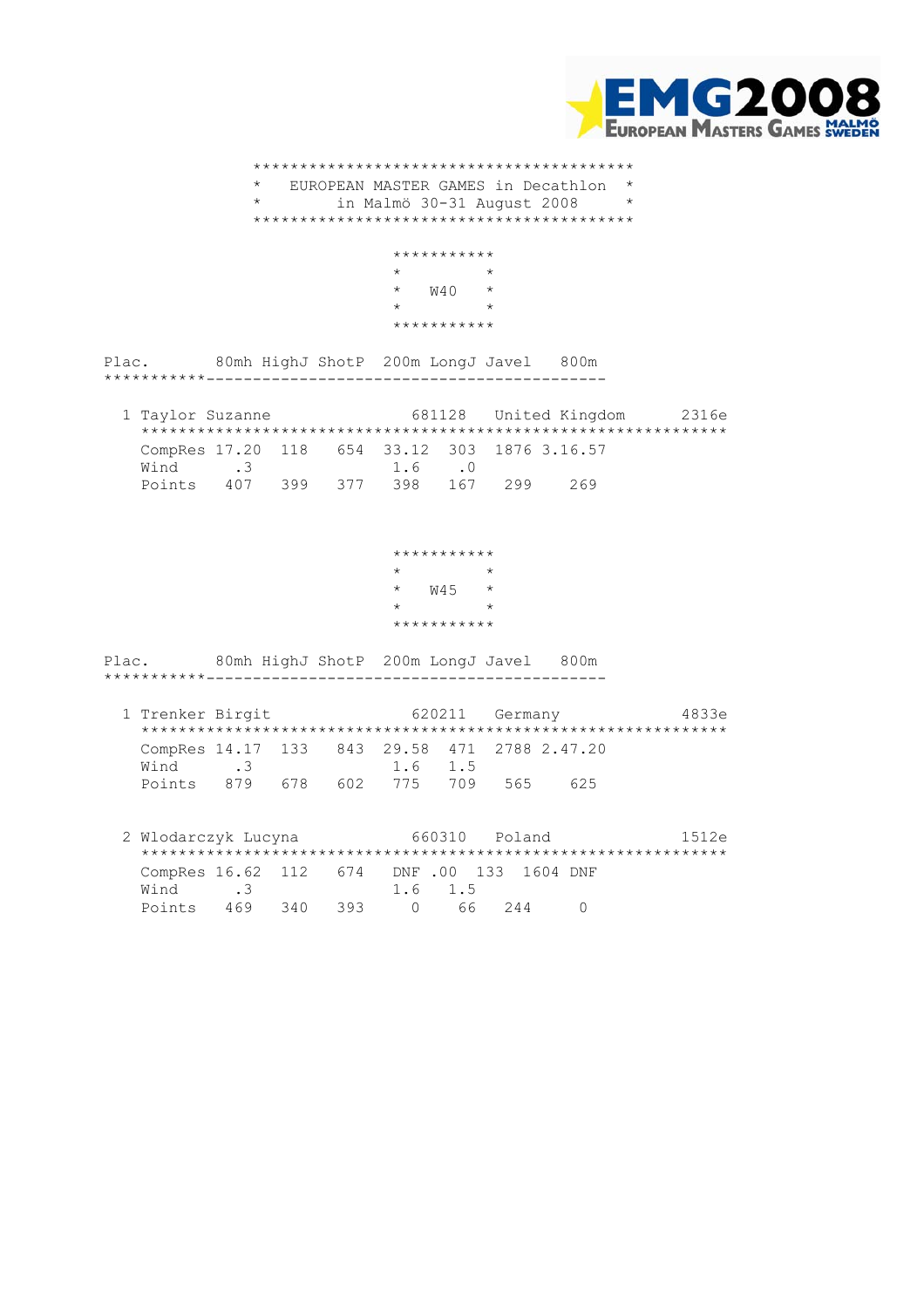EMG2008 EUROPEAN MASTERS GAMES MALMÖ SWEDEN

# EUROPEAN MASTER GAMES in Decathlon
## in Malmö 30-31 August 2008

## W40

| Plac. | | 80mh | HighJ | ShotP | 200m | LongJ | Javel | 800m |
|---|---|---|---|---|---|---|---|---|
| 1 Taylor Suzanne 681128 United Kingdom 2316e | | | | | | | | |
| | CompRes | 17.20 | 118 | 654 | 33.12 | 303 | 1876 | 3.16.57 |
| | Wind | .3 | | | 1.6 | .0 | | |
| | Points | 407 | 399 | 377 | 398 | 167 | 299 | 269 |

## W45

| Plac. | | 80mh | HighJ | ShotP | 200m | LongJ | Javel | 800m |
|---|---|---|---|---|---|---|---|---|
| 1 Trenker Birgit 620211 Germany 4833e | | | | | | | | |
| | CompRes | 14.17 | 133 | 843 | 29.58 | 471 | 2788 | 2.47.20 |
| | Wind | .3 | | | 1.6 | 1.5 | | |
| | Points | 879 | 678 | 602 | 775 | 709 | 565 | 625 |
| 2 Wlodarczyk Lucyna 660310 Poland 1512e | | | | | | | | |
| | CompRes | 16.62 | 112 | 674 | DNF .00 | 133 | 1604 | DNF |
| | Wind | .3 | | | 1.6 | 1.5 | | |
| | Points | 469 | 340 | 393 | 0 | 66 | 244 | 0 |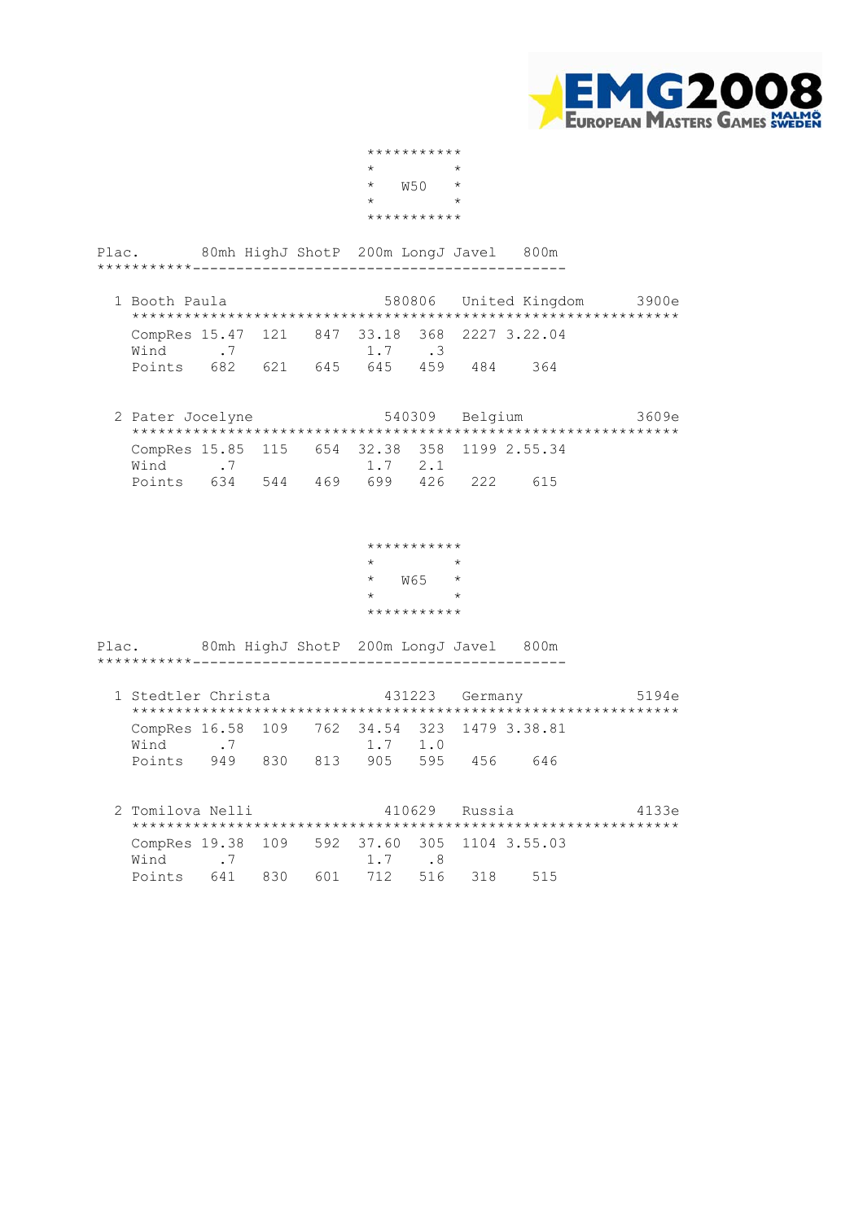## W50

| Plac. | | 80mh | HighJ | ShotP | 200m | LongJ | Javel | 800m |
|---|---|---|---|---|---|---|---|---|

**1 Booth Paula** 580806 United Kingdom 3900e

| | 80mh | HighJ | ShotP | 200m | LongJ | Javel | 800m |
|---|---|---|---|---|---|---|---|
| CompRes | 15.47 | 121 | 847 | 33.18 | 368 | 2227 | 3.22.04 |
| Wind | .7 | | | 1.7 | .3 | | |
| Points | 682 | 621 | 645 | 645 | 459 | 484 | 364 |

**2 Pater Jocelyne** 540309 Belgium 3609e

| | 80mh | HighJ | ShotP | 200m | LongJ | Javel | 800m |
|---|---|---|---|---|---|---|---|
| CompRes | 15.85 | 115 | 654 | 32.38 | 358 | 1199 | 2.55.34 |
| Wind | .7 | | | 1.7 | 2.1 | | |
| Points | 634 | 544 | 469 | 699 | 426 | 222 | 615 |

## W65

| Plac. | | 80mh | HighJ | ShotP | 200m | LongJ | Javel | 800m |
|---|---|---|---|---|---|---|---|---|

**1 Stedtler Christa** 431223 Germany 5194e

| | 80mh | HighJ | ShotP | 200m | LongJ | Javel | 800m |
|---|---|---|---|---|---|---|---|
| CompRes | 16.58 | 109 | 762 | 34.54 | 323 | 1479 | 3.38.81 |
| Wind | .7 | | | 1.7 | 1.0 | | |
| Points | 949 | 830 | 813 | 905 | 595 | 456 | 646 |

**2 Tomilova Nelli** 410629 Russia 4133e

| | 80mh | HighJ | ShotP | 200m | LongJ | Javel | 800m |
|---|---|---|---|---|---|---|---|
| CompRes | 19.38 | 109 | 592 | 37.60 | 305 | 1104 | 3.55.03 |
| Wind | .7 | | | 1.7 | .8 | | |
| Points | 641 | 830 | 601 | 712 | 516 | 318 | 515 |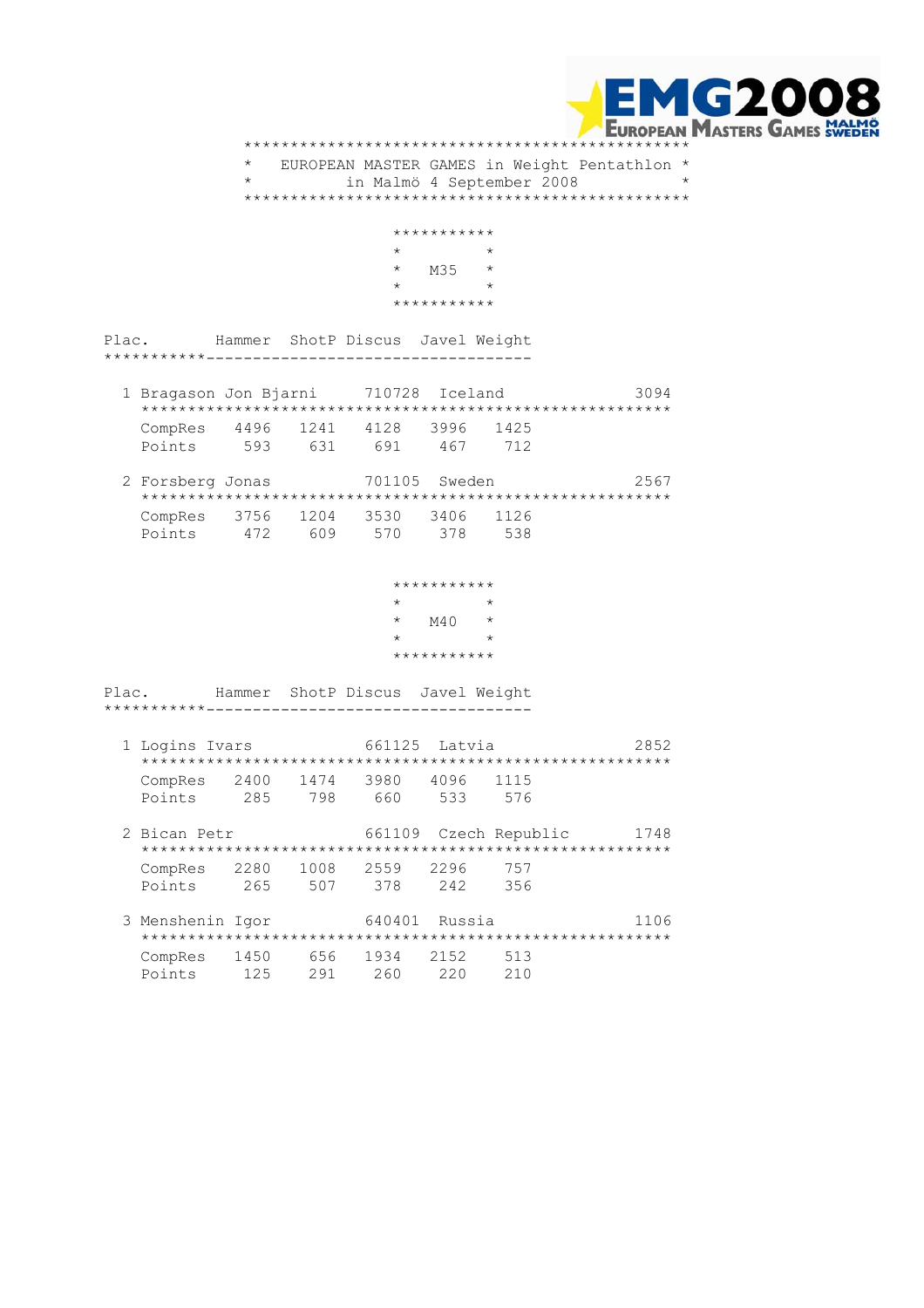# EUROPEAN MASTER GAMES in Weight Pentathlon
in Malmö 4 September 2008

## M35

| Plac. | Name | Born | Country | | Hammer | ShotP | Discus | Javel | Weight | Total |
|---|---|---|---|---|---|---|---|---|---|---|
| 1 | Bragason Jon Bjarni | 710728 | Iceland | | | | | | | 3094 |
| | | | | CompRes | 4496 | 1241 | 4128 | 3996 | 1425 | |
| | | | | Points | 593 | 631 | 691 | 467 | 712 | |
| 2 | Forsberg Jonas | 701105 | Sweden | | | | | | | 2567 |
| | | | | CompRes | 3756 | 1204 | 3530 | 3406 | 1126 | |
| | | | | Points | 472 | 609 | 570 | 378 | 538 | |

## M40

| Plac. | Name | Born | Country | | Hammer | ShotP | Discus | Javel | Weight | Total |
|---|---|---|---|---|---|---|---|---|---|---|
| 1 | Logins Ivars | 661125 | Latvia | | | | | | | 2852 |
| | | | | CompRes | 2400 | 1474 | 3980 | 4096 | 1115 | |
| | | | | Points | 285 | 798 | 660 | 533 | 576 | |
| 2 | Bican Petr | 661109 | Czech Republic | | | | | | | 1748 |
| | | | | CompRes | 2280 | 1008 | 2559 | 2296 | 757 | |
| | | | | Points | 265 | 507 | 378 | 242 | 356 | |
| 3 | Menshenin Igor | 640401 | Russia | | | | | | | 1106 |
| | | | | CompRes | 1450 | 656 | 1934 | 2152 | 513 | |
| | | | | Points | 125 | 291 | 260 | 220 | 210 | |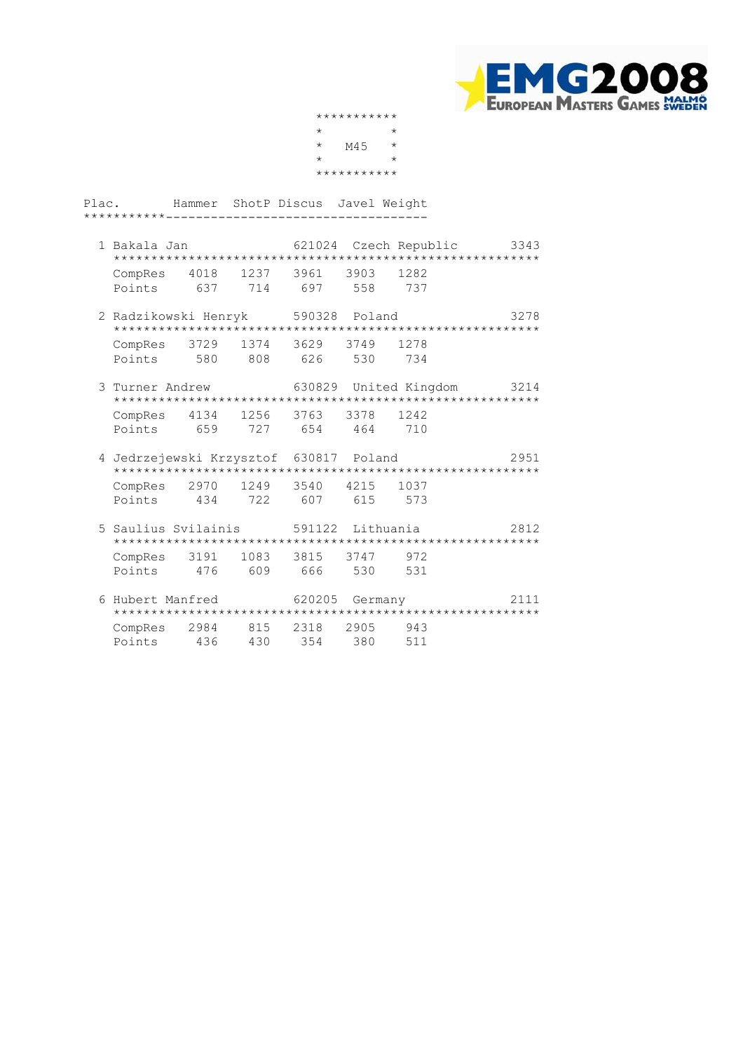EMG2008 European Masters Games Malmö Sweden

## M45

| Plac. | Name | | Hammer | ShotP | Discus | Javel | Weight | Total |
|---|---|---|---|---|---|---|---|---|
| 1 | Bakala Jan | 621024 Czech Republic | | | | | | 3343 |
| | | CompRes | 4018 | 1237 | 3961 | 3903 | 1282 | |
| | | Points | 637 | 714 | 697 | 558 | 737 | |
| 2 | Radzikowski Henryk | 590328 Poland | | | | | | 3278 |
| | | CompRes | 3729 | 1374 | 3629 | 3749 | 1278 | |
| | | Points | 580 | 808 | 626 | 530 | 734 | |
| 3 | Turner Andrew | 630829 United Kingdom | | | | | | 3214 |
| | | CompRes | 4134 | 1256 | 3763 | 3378 | 1242 | |
| | | Points | 659 | 727 | 654 | 464 | 710 | |
| 4 | Jedrzejewski Krzysztof | 630817 Poland | | | | | | 2951 |
| | | CompRes | 2970 | 1249 | 3540 | 4215 | 1037 | |
| | | Points | 434 | 722 | 607 | 615 | 573 | |
| 5 | Saulius Svilainis | 591122 Lithuania | | | | | | 2812 |
| | | CompRes | 3191 | 1083 | 3815 | 3747 | 972 | |
| | | Points | 476 | 609 | 666 | 530 | 531 | |
| 6 | Hubert Manfred | 620205 Germany | | | | | | 2111 |
| | | CompRes | 2984 | 815 | 2318 | 2905 | 943 | |
| | | Points | 436 | 430 | 354 | 380 | 511 | |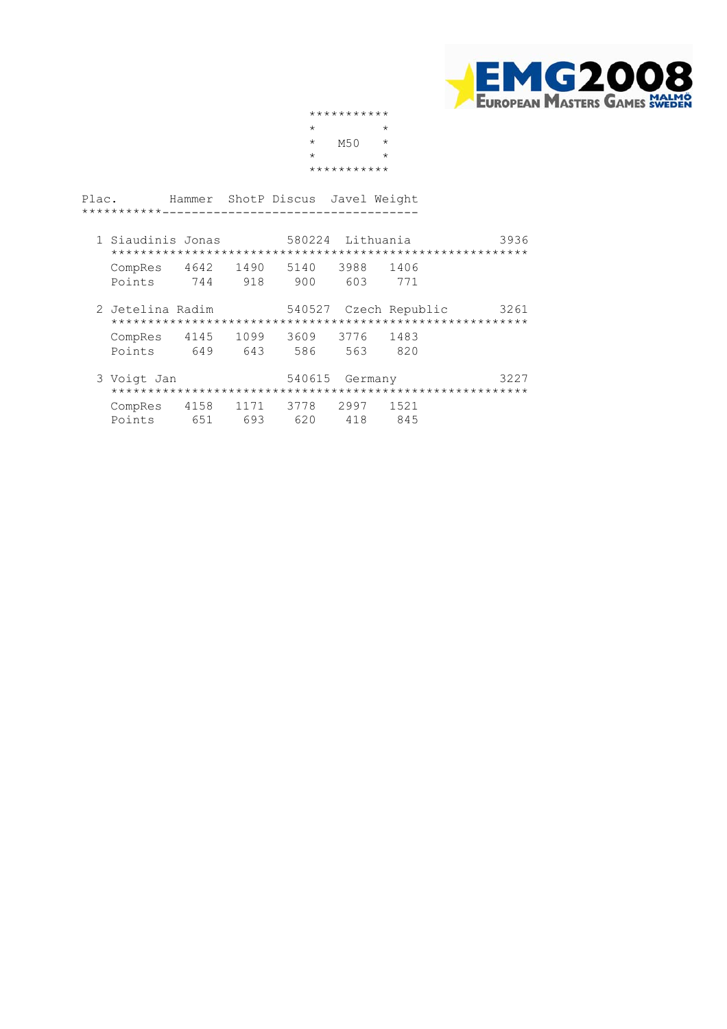EMG2008 European Masters Games Malmö Sweden

```
***********
*         *
*   M50   *
*         *
***********
```

| Plac. | Name | ID | Country | Total |
|---|---|---|---|---|
| 1 | Siaudinis Jonas | 580224 | Lithuania | 3936 |
| 2 | Jetelina Radim | 540527 | Czech Republic | 3261 |
| 3 | Voigt Jan | 540615 | Germany | 3227 |

| Plac. | | Hammer | ShotP | Discus | Javel | Weight |
|---|---|---|---|---|---|---|
| 1 Siaudinis Jonas | CompRes | 4642 | 1490 | 5140 | 3988 | 1406 |
| | Points | 744 | 918 | 900 | 603 | 771 |
| 2 Jetelina Radim | CompRes | 4145 | 1099 | 3609 | 3776 | 1483 |
| | Points | 649 | 643 | 586 | 563 | 820 |
| 3 Voigt Jan | CompRes | 4158 | 1171 | 3778 | 2997 | 1521 |
| | Points | 651 | 693 | 620 | 418 | 845 |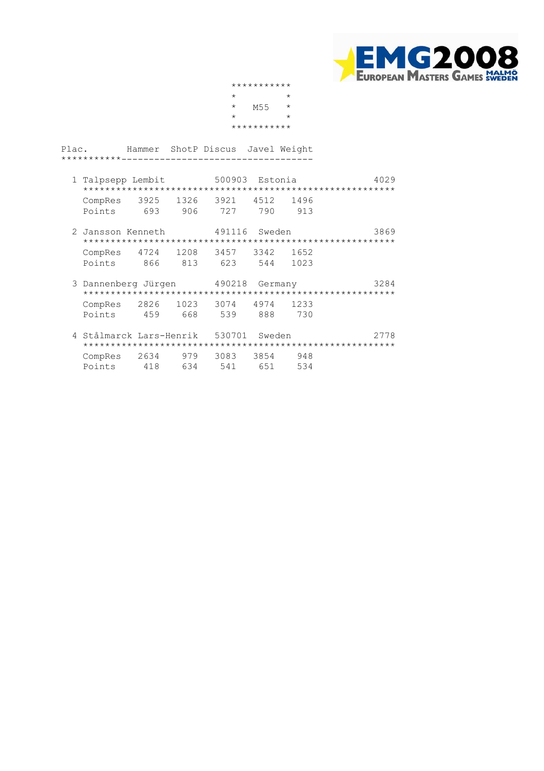EMG2008 European Masters Games Malmö Sweden

# M55

| Plac. | | Hammer | ShotP | Discus | Javel | Weight | | |
|---|---|---|---|---|---|---|---|---|
| 1 | Talpsepp Lembit | | | 500903 | Estonia | | | 4029 |
| | CompRes | 3925 | 1326 | 3921 | 4512 | 1496 | | |
| | Points | 693 | 906 | 727 | 790 | 913 | | |
| 2 | Jansson Kenneth | | | 491116 | Sweden | | | 3869 |
| | CompRes | 4724 | 1208 | 3457 | 3342 | 1652 | | |
| | Points | 866 | 813 | 623 | 544 | 1023 | | |
| 3 | Dannenberg Jürgen | | | 490218 | Germany | | | 3284 |
| | CompRes | 2826 | 1023 | 3074 | 4974 | 1233 | | |
| | Points | 459 | 668 | 539 | 888 | 730 | | |
| 4 | Stålmarck Lars-Henrik | | | 530701 | Sweden | | | 2778 |
| | CompRes | 2634 | 979 | 3083 | 3854 | 948 | | |
| | Points | 418 | 634 | 541 | 651 | 534 | | |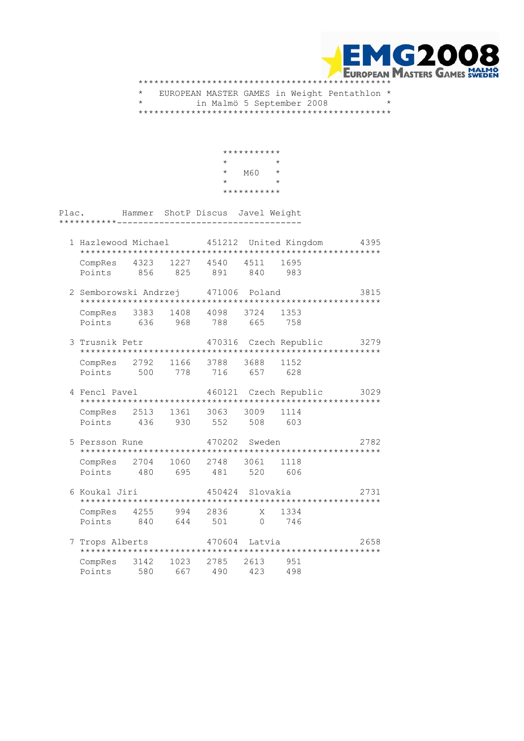# EUROPEAN MASTER GAMES in Weight Pentathlon

in Malmö 5 September 2008

## M60

| Plac. | Name | Born | Country | | Hammer | ShotP | Discus | Javel | Weight | Total |
|---|---|---|---|---|---|---|---|---|---|---|
| 1 | Hazlewood Michael | 451212 | United Kingdom | | | | | | | 4395 |
| | | | | CompRes | 4323 | 1227 | 4540 | 4511 | 1695 | |
| | | | | Points | 856 | 825 | 891 | 840 | 983 | |
| 2 | Semborowski Andrzej | 471006 | Poland | | | | | | | 3815 |
| | | | | CompRes | 3383 | 1408 | 4098 | 3724 | 1353 | |
| | | | | Points | 636 | 968 | 788 | 665 | 758 | |
| 3 | Trusnik Petr | 470316 | Czech Republic | | | | | | | 3279 |
| | | | | CompRes | 2792 | 1166 | 3788 | 3688 | 1152 | |
| | | | | Points | 500 | 778 | 716 | 657 | 628 | |
| 4 | Fencl Pavel | 460121 | Czech Republic | | | | | | | 3029 |
| | | | | CompRes | 2513 | 1361 | 3063 | 3009 | 1114 | |
| | | | | Points | 436 | 930 | 552 | 508 | 603 | |
| 5 | Persson Rune | 470202 | Sweden | | | | | | | 2782 |
| | | | | CompRes | 2704 | 1060 | 2748 | 3061 | 1118 | |
| | | | | Points | 480 | 695 | 481 | 520 | 606 | |
| 6 | Koukal Jiri | 450424 | Slovakia | | | | | | | 2731 |
| | | | | CompRes | 4255 | 994 | 2836 | X | 1334 | |
| | | | | Points | 840 | 644 | 501 | 0 | 746 | |
| 7 | Trops Alberts | 470604 | Latvia | | | | | | | 2658 |
| | | | | CompRes | 3142 | 1023 | 2785 | 2613 | 951 | |
| | | | | Points | 580 | 667 | 490 | 423 | 498 | |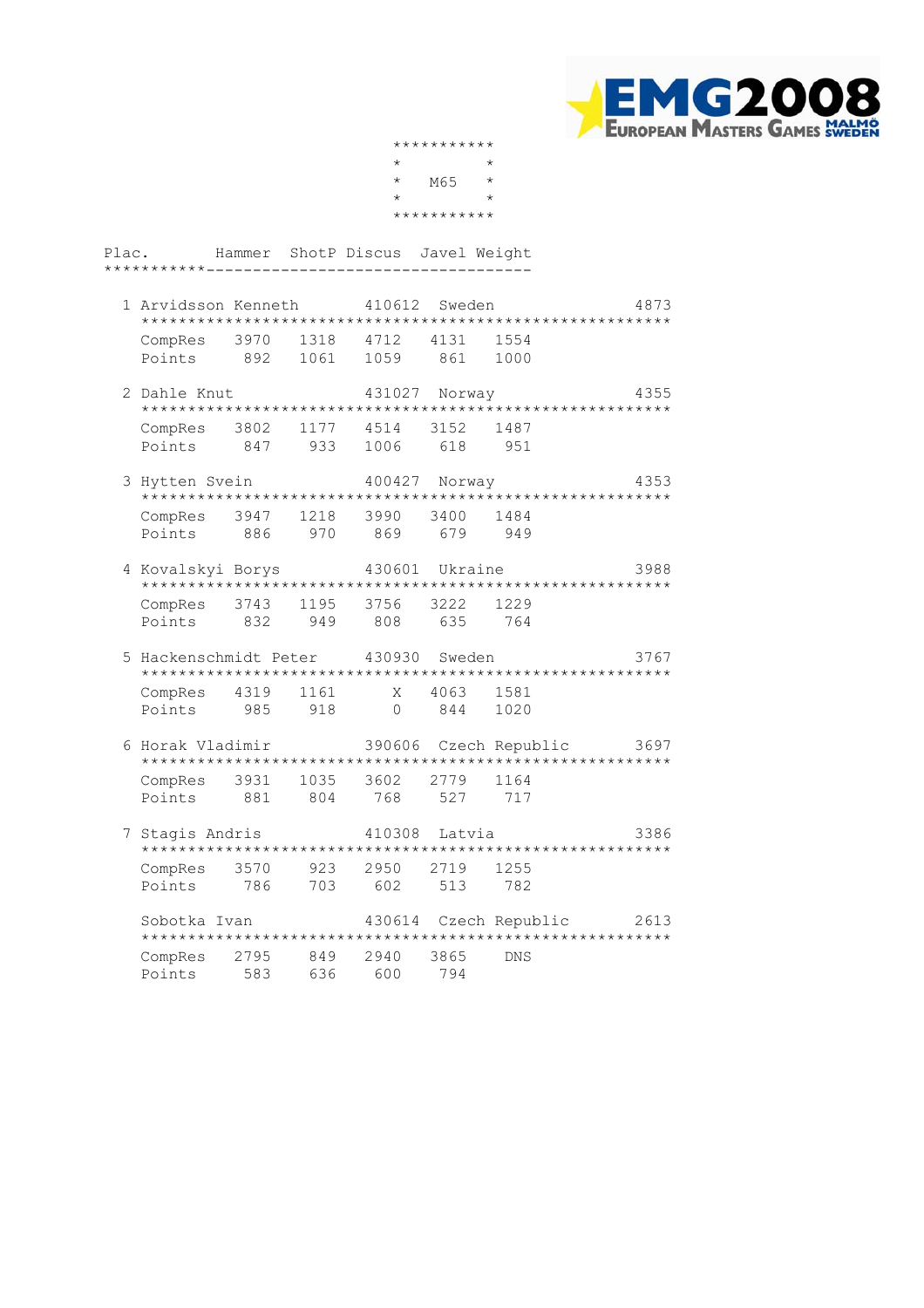# M65

| Plac. | Name | Birth | Country | | Hammer | ShotP | Discus | Javel | Weight | Total |
|---|---|---|---|---|---|---|---|---|---|---|
| 1 | Arvidsson Kenneth | 410612 | Sweden | | | | | | | 4873 |
| | | | | CompRes | 3970 | 1318 | 4712 | 4131 | 1554 | |
| | | | | Points | 892 | 1061 | 1059 | 861 | 1000 | |
| 2 | Dahle Knut | 431027 | Norway | | | | | | | 4355 |
| | | | | CompRes | 3802 | 1177 | 4514 | 3152 | 1487 | |
| | | | | Points | 847 | 933 | 1006 | 618 | 951 | |
| 3 | Hytten Svein | 400427 | Norway | | | | | | | 4353 |
| | | | | CompRes | 3947 | 1218 | 3990 | 3400 | 1484 | |
| | | | | Points | 886 | 970 | 869 | 679 | 949 | |
| 4 | Kovalskyi Borys | 430601 | Ukraine | | | | | | | 3988 |
| | | | | CompRes | 3743 | 1195 | 3756 | 3222 | 1229 | |
| | | | | Points | 832 | 949 | 808 | 635 | 764 | |
| 5 | Hackenschmidt Peter | 430930 | Sweden | | | | | | | 3767 |
| | | | | CompRes | 4319 | 1161 | X | 4063 | 1581 | |
| | | | | Points | 985 | 918 | 0 | 844 | 1020 | |
| 6 | Horak Vladimir | 390606 | Czech Republic | | | | | | | 3697 |
| | | | | CompRes | 3931 | 1035 | 3602 | 2779 | 1164 | |
| | | | | Points | 881 | 804 | 768 | 527 | 717 | |
| 7 | Stagis Andris | 410308 | Latvia | | | | | | | 3386 |
| | | | | CompRes | 3570 | 923 | 2950 | 2719 | 1255 | |
| | | | | Points | 786 | 703 | 602 | 513 | 782 | |
| | Sobotka Ivan | 430614 | Czech Republic | | | | | | | 2613 |
| | | | | CompRes | 2795 | 849 | 2940 | 3865 | DNS | |
| | | | | Points | 583 | 636 | 600 | 794 | | |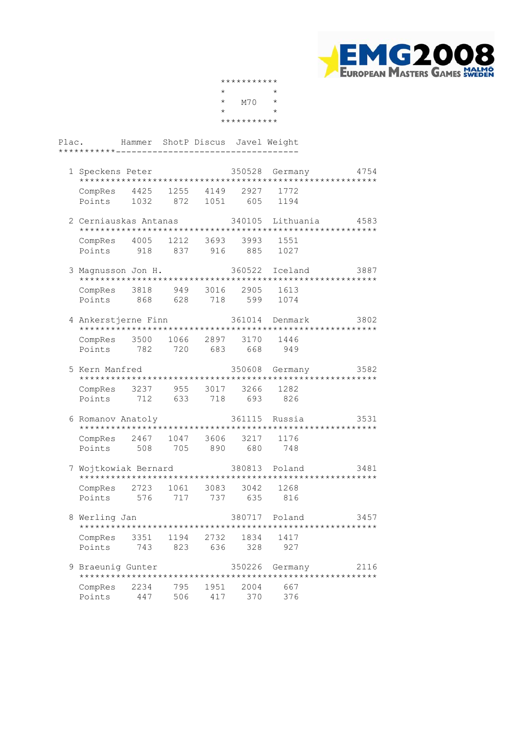# M70

| Plac. | Name | Birth | Country | Total |
|---|---|---|---|---|
| 1 | Speckens Peter | 350528 | Germany | 4754 |
| 2 | Cerniauskas Antanas | 340105 | Lithuania | 4583 |
| 3 | Magnusson Jon H. | 360522 | Iceland | 3887 |
| 4 | Ankerstjerne Finn | 361014 | Denmark | 3802 |
| 5 | Kern Manfred | 350608 | Germany | 3582 |
| 6 | Romanov Anatoly | 361115 | Russia | 3531 |
| 7 | Wojtkowiak Bernard | 380813 | Poland | 3481 |
| 8 | Werling Jan | 380717 | Poland | 3457 |
| 9 | Braeunig Gunter | 350226 | Germany | 2116 |

| Plac. | Name | | Hammer | ShotP | Discus | Javel | Weight |
|---|---|---|---|---|---|---|---|
| 1 | Speckens Peter | CompRes | 4425 | 1255 | 4149 | 2927 | 1772 |
| | | Points | 1032 | 872 | 1051 | 605 | 1194 |
| 2 | Cerniauskas Antanas | CompRes | 4005 | 1212 | 3693 | 3993 | 1551 |
| | | Points | 918 | 837 | 916 | 885 | 1027 |
| 3 | Magnusson Jon H. | CompRes | 3818 | 949 | 3016 | 2905 | 1613 |
| | | Points | 868 | 628 | 718 | 599 | 1074 |
| 4 | Ankerstjerne Finn | CompRes | 3500 | 1066 | 2897 | 3170 | 1446 |
| | | Points | 782 | 720 | 683 | 668 | 949 |
| 5 | Kern Manfred | CompRes | 3237 | 955 | 3017 | 3266 | 1282 |
| | | Points | 712 | 633 | 718 | 693 | 826 |
| 6 | Romanov Anatoly | CompRes | 2467 | 1047 | 3606 | 3217 | 1176 |
| | | Points | 508 | 705 | 890 | 680 | 748 |
| 7 | Wojtkowiak Bernard | CompRes | 2723 | 1061 | 3083 | 3042 | 1268 |
| | | Points | 576 | 717 | 737 | 635 | 816 |
| 8 | Werling Jan | CompRes | 3351 | 1194 | 2732 | 1834 | 1417 |
| | | Points | 743 | 823 | 636 | 328 | 927 |
| 9 | Braeunig Gunter | CompRes | 2234 | 795 | 1951 | 2004 | 667 |
| | | Points | 447 | 506 | 417 | 370 | 376 |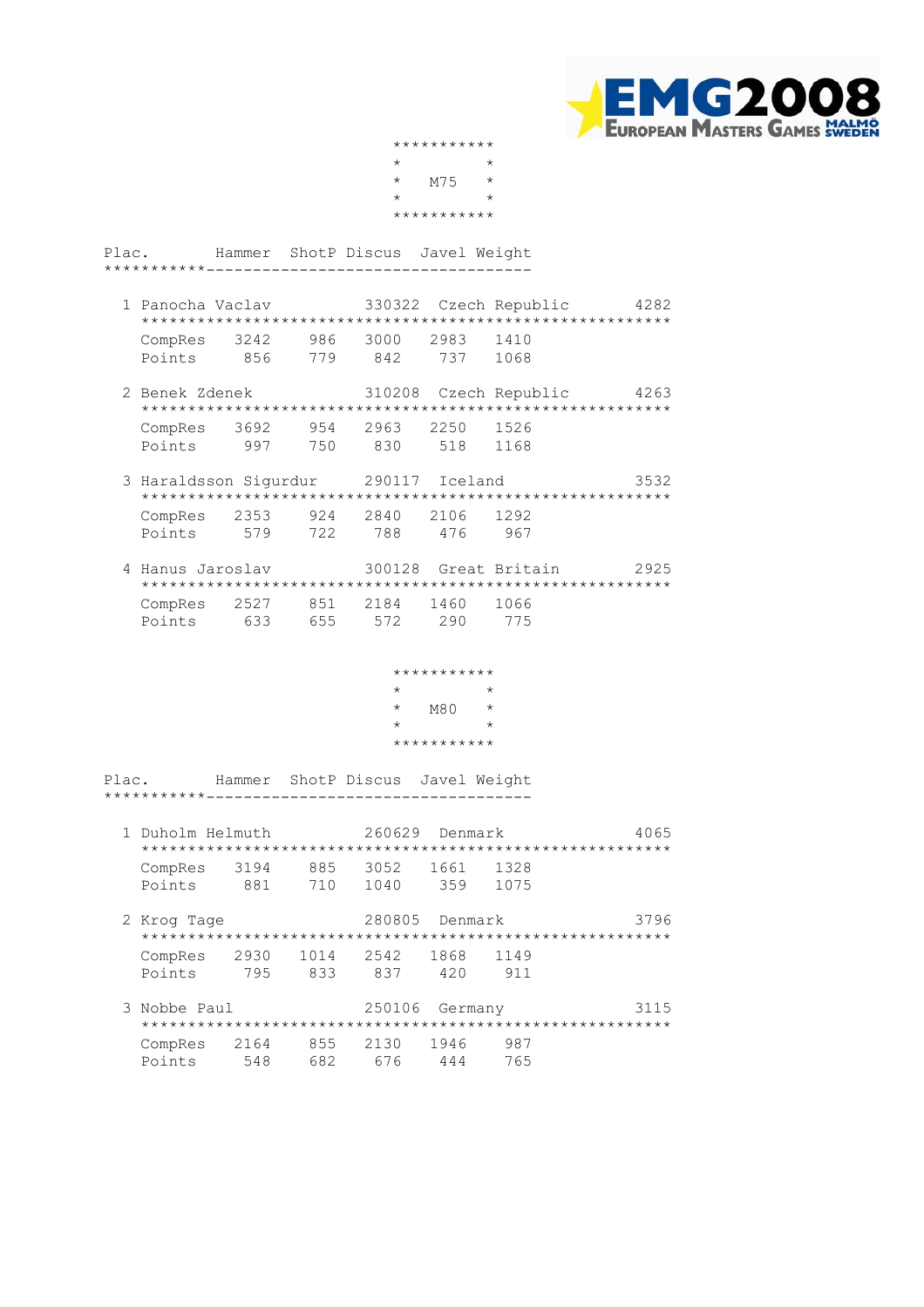## M75

| Plac. | | Hammer | ShotP | Discus | Javel | Weight | |
|---|---|---|---|---|---|---|---|
| 1 | Panocha Vaclav | | | 330322 | Czech Republic | | 4282 |
| | CompRes | 3242 | 986 | 3000 | 2983 | 1410 | |
| | Points | 856 | 779 | 842 | 737 | 1068 | |
| 2 | Benek Zdenek | | | 310208 | Czech Republic | | 4263 |
| | CompRes | 3692 | 954 | 2963 | 2250 | 1526 | |
| | Points | 997 | 750 | 830 | 518 | 1168 | |
| 3 | Haraldsson Sigurdur | | | 290117 | Iceland | | 3532 |
| | CompRes | 2353 | 924 | 2840 | 2106 | 1292 | |
| | Points | 579 | 722 | 788 | 476 | 967 | |
| 4 | Hanus Jaroslav | | | 300128 | Great Britain | | 2925 |
| | CompRes | 2527 | 851 | 2184 | 1460 | 1066 | |
| | Points | 633 | 655 | 572 | 290 | 775 | |

## M80

| Plac. | | Hammer | ShotP | Discus | Javel | Weight | |
|---|---|---|---|---|---|---|---|
| 1 | Duholm Helmuth | | | 260629 | Denmark | | 4065 |
| | CompRes | 3194 | 885 | 3052 | 1661 | 1328 | |
| | Points | 881 | 710 | 1040 | 359 | 1075 | |
| 2 | Krog Tage | | | 280805 | Denmark | | 3796 |
| | CompRes | 2930 | 1014 | 2542 | 1868 | 1149 | |
| | Points | 795 | 833 | 837 | 420 | 911 | |
| 3 | Nobbe Paul | | | 250106 | Germany | | 3115 |
| | CompRes | 2164 | 855 | 2130 | 1946 | 987 | |
| | Points | 548 | 682 | 676 | 444 | 765 | |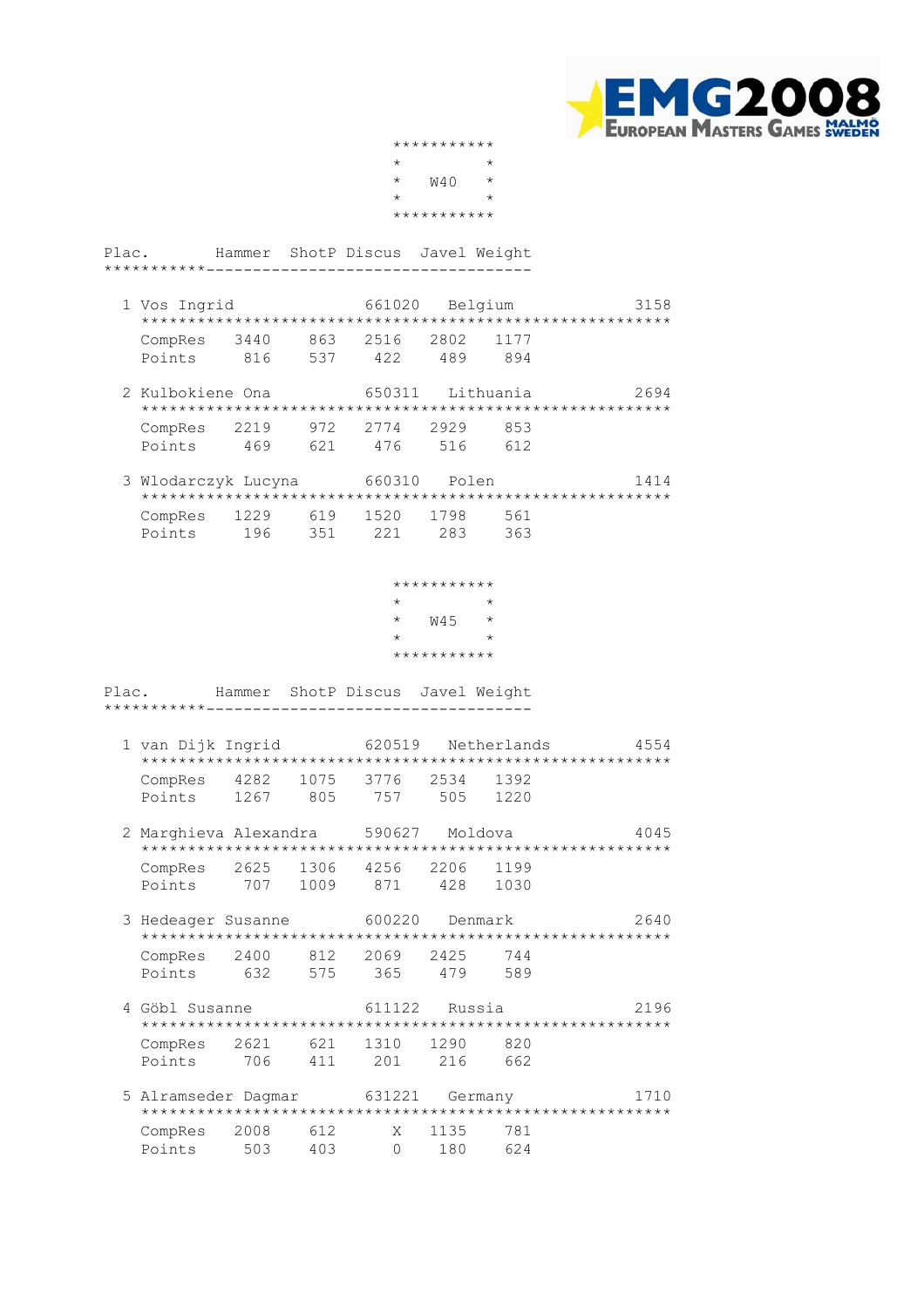## W40

| Plac. | Name | Born | Country | | Hammer | ShotP | Discus | Javel | Weight | Total |
|---|---|---|---|---|---|---|---|---|---|---|
| 1 | Vos Ingrid | 661020 | Belgium | | | | | | | 3158 |
| | | | | CompRes | 3440 | 863 | 2516 | 2802 | 1177 | |
| | | | | Points | 816 | 537 | 422 | 489 | 894 | |
| 2 | Kulbokiene Ona | 650311 | Lithuania | | | | | | | 2694 |
| | | | | CompRes | 2219 | 972 | 2774 | 2929 | 853 | |
| | | | | Points | 469 | 621 | 476 | 516 | 612 | |
| 3 | Wlodarczyk Lucyna | 660310 | Polen | | | | | | | 1414 |
| | | | | CompRes | 1229 | 619 | 1520 | 1798 | 561 | |
| | | | | Points | 196 | 351 | 221 | 283 | 363 | |

## W45

| Plac. | Name | Born | Country | | Hammer | ShotP | Discus | Javel | Weight | Total |
|---|---|---|---|---|---|---|---|---|---|---|
| 1 | van Dijk Ingrid | 620519 | Netherlands | | | | | | | 4554 |
| | | | | CompRes | 4282 | 1075 | 3776 | 2534 | 1392 | |
| | | | | Points | 1267 | 805 | 757 | 505 | 1220 | |
| 2 | Marghieva Alexandra | 590627 | Moldova | | | | | | | 4045 |
| | | | | CompRes | 2625 | 1306 | 4256 | 2206 | 1199 | |
| | | | | Points | 707 | 1009 | 871 | 428 | 1030 | |
| 3 | Hedeager Susanne | 600220 | Denmark | | | | | | | 2640 |
| | | | | CompRes | 2400 | 812 | 2069 | 2425 | 744 | |
| | | | | Points | 632 | 575 | 365 | 479 | 589 | |
| 4 | Göbl Susanne | 611122 | Russia | | | | | | | 2196 |
| | | | | CompRes | 2621 | 621 | 1310 | 1290 | 820 | |
| | | | | Points | 706 | 411 | 201 | 216 | 662 | |
| 5 | Alramseder Dagmar | 631221 | Germany | | | | | | | 1710 |
| | | | | CompRes | 2008 | 612 | X | 1135 | 781 | |
| | | | | Points | 503 | 403 | 0 | 180 | 624 | |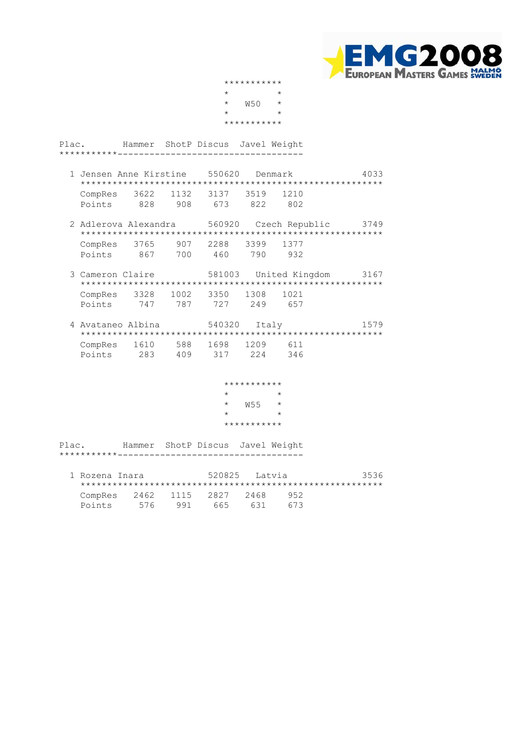## W50

| Plac. | | Hammer | ShotP | Discus | Javel | Weight |
|---|---|---|---|---|---|---|
| 1 | Jensen Anne Kirstine, 550620, Denmark | | | | | 4033 |
| | CompRes | 3622 | 1132 | 3137 | 3519 | 1210 |
| | Points | 828 | 908 | 673 | 822 | 802 |
| 2 | Adlerova Alexandra, 560920, Czech Republic | | | | | 3749 |
| | CompRes | 3765 | 907 | 2288 | 3399 | 1377 |
| | Points | 867 | 700 | 460 | 790 | 932 |
| 3 | Cameron Claire, 581003, United Kingdom | | | | | 3167 |
| | CompRes | 3328 | 1002 | 3350 | 1308 | 1021 |
| | Points | 747 | 787 | 727 | 249 | 657 |
| 4 | Avataneo Albina, 540320, Italy | | | | | 1579 |
| | CompRes | 1610 | 588 | 1698 | 1209 | 611 |
| | Points | 283 | 409 | 317 | 224 | 346 |

## W55

| Plac. | | Hammer | ShotP | Discus | Javel | Weight |
|---|---|---|---|---|---|---|
| 1 | Rozena Inara, 520825, Latvia | | | | | 3536 |
| | CompRes | 2462 | 1115 | 2827 | 2468 | 952 |
| | Points | 576 | 991 | 665 | 631 | 673 |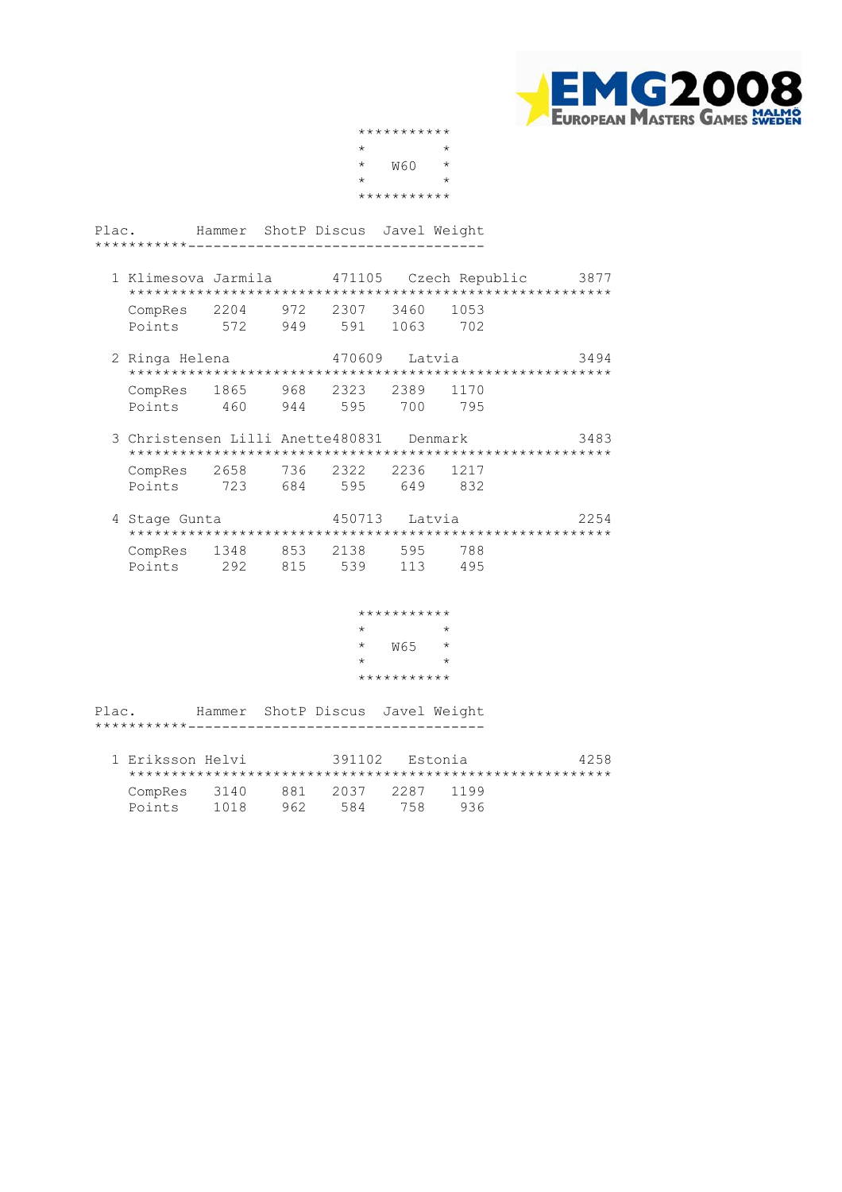EMG2008 European Masters Games Malmö Sweden

## W60

| Plac. | | Hammer | ShotP | Discus | Javel | Weight | | |
|---|---|---|---|---|---|---|---|---|
| 1 | Klimesova Jarmila | | | 471105 | Czech Republic | | | 3877 |
| | CompRes | 2204 | 972 | 2307 | 3460 | 1053 | | |
| | Points | 572 | 949 | 591 | 1063 | 702 | | |
| 2 | Ringa Helena | | | 470609 | Latvia | | | 3494 |
| | CompRes | 1865 | 968 | 2323 | 2389 | 1170 | | |
| | Points | 460 | 944 | 595 | 700 | 795 | | |
| 3 | Christensen Lilli Anette | | | 480831 | Denmark | | | 3483 |
| | CompRes | 2658 | 736 | 2322 | 2236 | 1217 | | |
| | Points | 723 | 684 | 595 | 649 | 832 | | |
| 4 | Stage Gunta | | | 450713 | Latvia | | | 2254 |
| | CompRes | 1348 | 853 | 2138 | 595 | 788 | | |
| | Points | 292 | 815 | 539 | 113 | 495 | | |

## W65

| Plac. | | Hammer | ShotP | Discus | Javel | Weight | | |
|---|---|---|---|---|---|---|---|---|
| 1 | Eriksson Helvi | | | 391102 | Estonia | | | 4258 |
| | CompRes | 3140 | 881 | 2037 | 2287 | 1199 | | |
| | Points | 1018 | 962 | 584 | 758 | 936 | | |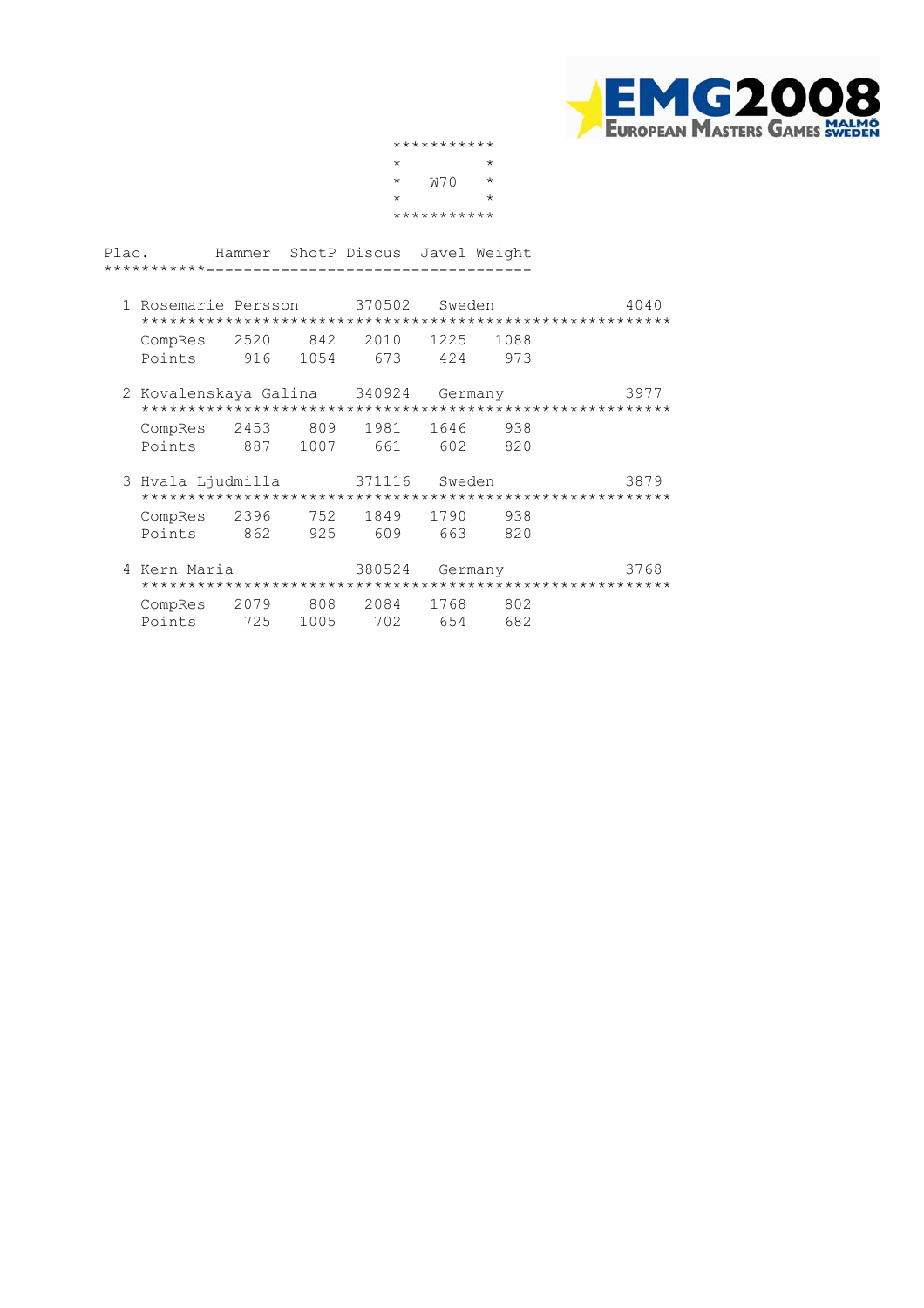EMG2008 European Masters Games Malmö Sweden

# W70

| Plac. | Name | ID | Country | | Hammer | ShotP | Discus | Javel | Weight | Total |
|---|---|---|---|---|---|---|---|---|---|---|
| 1 | Rosemarie Persson | 370502 | Sweden | | | | | | | 4040 |
| | | | | CompRes | 2520 | 842 | 2010 | 1225 | 1088 | |
| | | | | Points | 916 | 1054 | 673 | 424 | 973 | |
| 2 | Kovalenskaya Galina | 340924 | Germany | | | | | | | 3977 |
| | | | | CompRes | 2453 | 809 | 1981 | 1646 | 938 | |
| | | | | Points | 887 | 1007 | 661 | 602 | 820 | |
| 3 | Hvala Ljudmilla | 371116 | Sweden | | | | | | | 3879 |
| | | | | CompRes | 2396 | 752 | 1849 | 1790 | 938 | |
| | | | | Points | 862 | 925 | 609 | 663 | 820 | |
| 4 | Kern Maria | 380524 | Germany | | | | | | | 3768 |
| | | | | CompRes | 2079 | 808 | 2084 | 1768 | 802 | |
| | | | | Points | 725 | 1005 | 702 | 654 | 682 | |